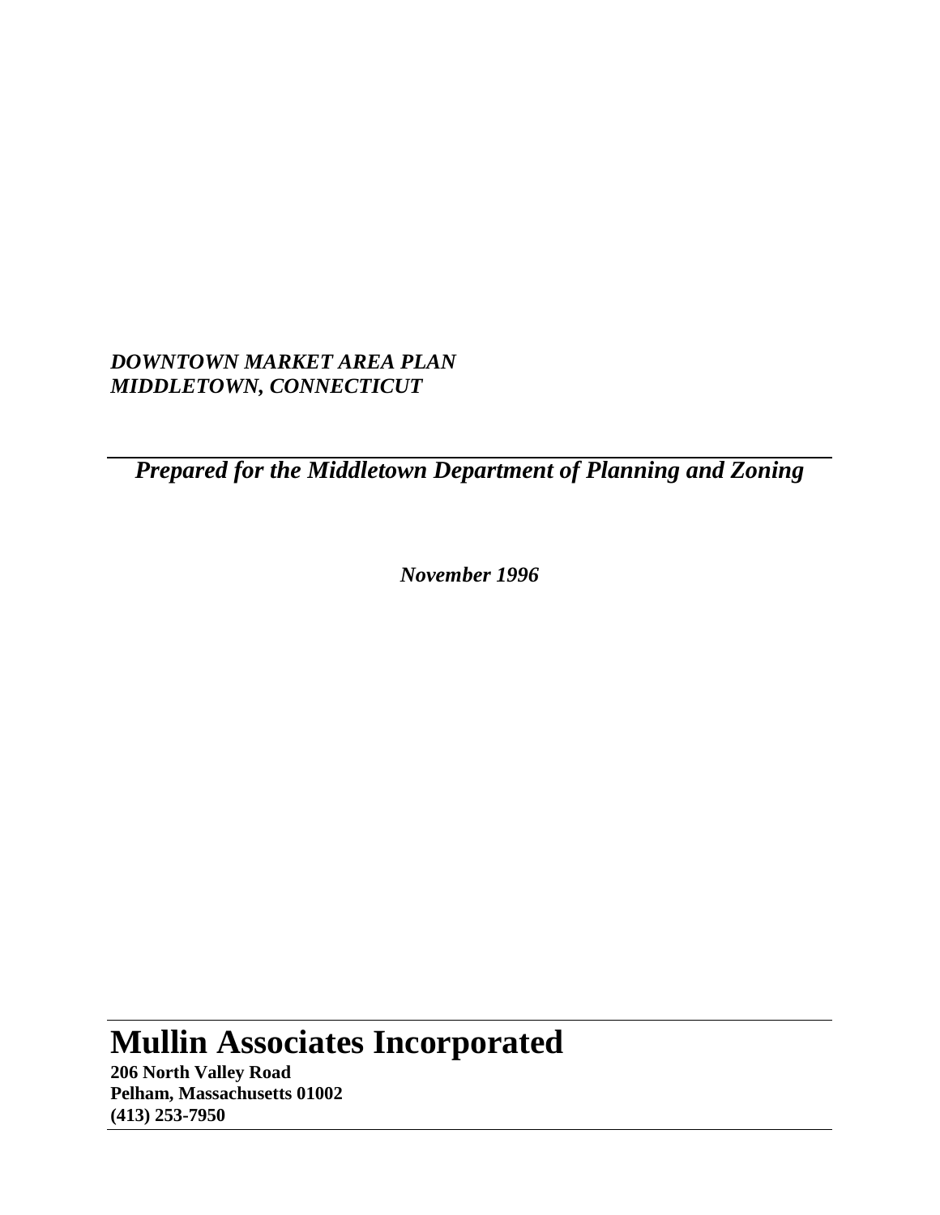***DOWNTOWN MARKET AREA PLAN***
***MIDDLETOWN, CONNECTICUT***

---

***Prepared for the Middletown Department of Planning and Zoning***

***November 1996***

---

# Mullin Associates Incorporated

**206 North Valley Road**
**Pelham, Massachusetts 01002**
**(413) 253-7950**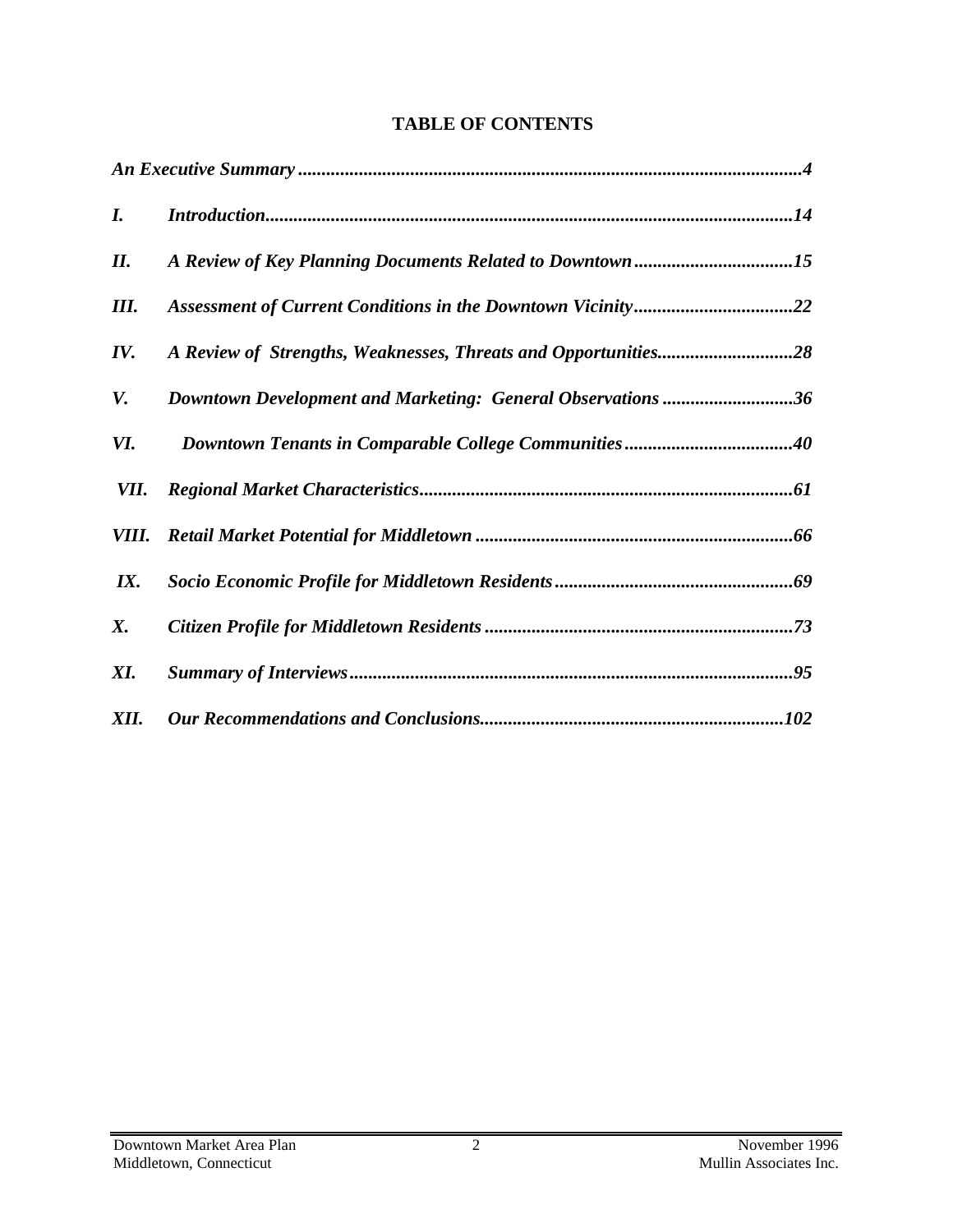# TABLE OF CONTENTS

***An Executive Summary*** ........................................................................................................... ***4***

***I.*** ***Introduction*** ................................................................................................................ ***14***

***II.*** ***A Review of Key Planning Documents Related to Downtown*** .................................. ***15***

***III.*** ***Assessment of Current Conditions in the Downtown Vicinity*** .................................. ***22***

***IV.*** ***A Review of Strengths, Weaknesses, Threats and Opportunities*** ............................ ***28***

***V.*** ***Downtown Development and Marketing: General Observations*** ............................ ***36***

***VI.*** ***Downtown Tenants in Comparable College Communities*** .................................... ***40***

***VII.*** ***Regional Market Characteristics*** ................................................................................ ***61***

***VIII.*** ***Retail Market Potential for Middletown*** .................................................................... ***66***

***IX.*** ***Socio Economic Profile for Middletown Residents*** ................................................... ***69***

***X.*** ***Citizen Profile for Middletown Residents*** ................................................................. ***73***

***XI.*** ***Summary of Interviews*** .............................................................................................. ***95***

***XII.*** ***Our Recommendations and Conclusions*** ................................................................ ***102***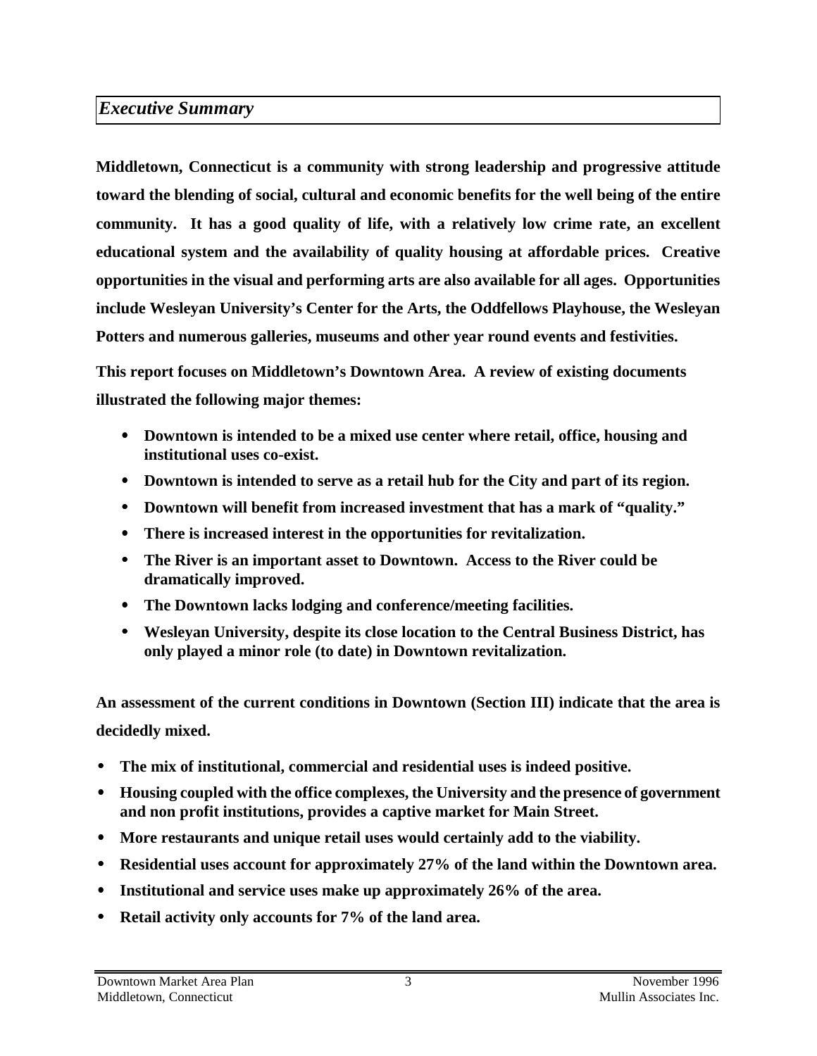## *Executive Summary*

**Middletown, Connecticut is a community with strong leadership and progressive attitude toward the blending of social, cultural and economic benefits for the well being of the entire community. It has a good quality of life, with a relatively low crime rate, an excellent educational system and the availability of quality housing at affordable prices. Creative opportunities in the visual and performing arts are also available for all ages. Opportunities include Wesleyan University's Center for the Arts, the Oddfellows Playhouse, the Wesleyan Potters and numerous galleries, museums and other year round events and festivities.**

**This report focuses on Middletown's Downtown Area. A review of existing documents illustrated the following major themes:**

- **Downtown is intended to be a mixed use center where retail, office, housing and institutional uses co-exist.**
- **Downtown is intended to serve as a retail hub for the City and part of its region.**
- **Downtown will benefit from increased investment that has a mark of "quality."**
- **There is increased interest in the opportunities for revitalization.**
- **The River is an important asset to Downtown. Access to the River could be dramatically improved.**
- **The Downtown lacks lodging and conference/meeting facilities.**
- **Wesleyan University, despite its close location to the Central Business District, has only played a minor role (to date) in Downtown revitalization.**

**An assessment of the current conditions in Downtown (Section III) indicate that the area is decidedly mixed.**

- **The mix of institutional, commercial and residential uses is indeed positive.**
- **Housing coupled with the office complexes, the University and the presence of government and non profit institutions, provides a captive market for Main Street.**
- **More restaurants and unique retail uses would certainly add to the viability.**
- **Residential uses account for approximately 27% of the land within the Downtown area.**
- **Institutional and service uses make up approximately 26% of the area.**
- **Retail activity only accounts for 7% of the land area.**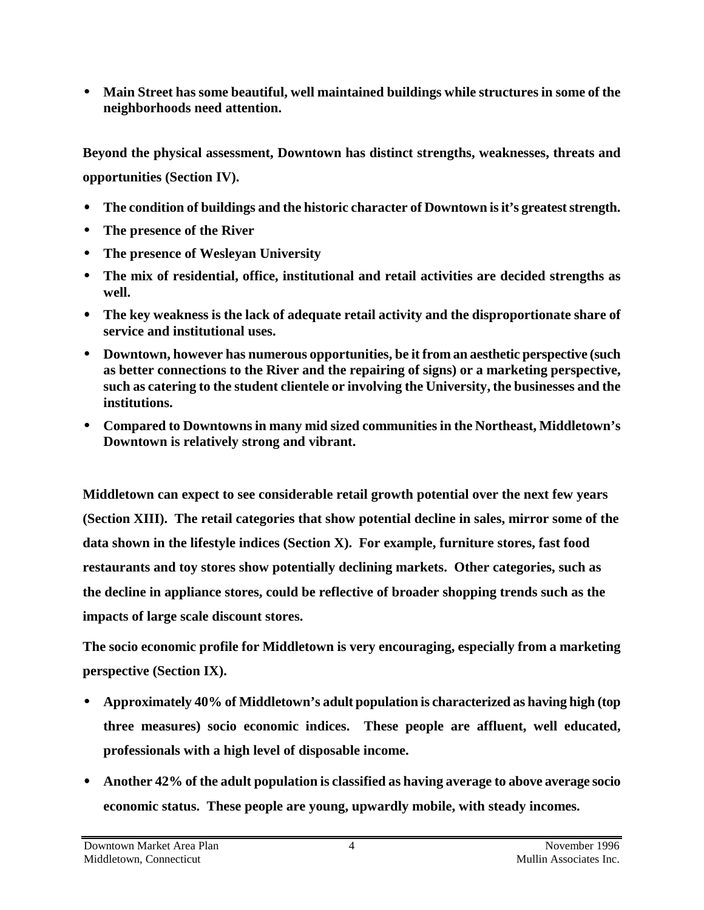- **Main Street has some beautiful, well maintained buildings while structures in some of the neighborhoods need attention.**

**Beyond the physical assessment, Downtown has distinct strengths, weaknesses, threats and opportunities (Section IV).**

- **The condition of buildings and the historic character of Downtown is it's greatest strength.**
- **The presence of the River**
- **The presence of Wesleyan University**
- **The mix of residential, office, institutional and retail activities are decided strengths as well.**
- **The key weakness is the lack of adequate retail activity and the disproportionate share of service and institutional uses.**
- **Downtown, however has numerous opportunities, be it from an aesthetic perspective (such as better connections to the River and the repairing of signs) or a marketing perspective, such as catering to the student clientele or involving the University, the businesses and the institutions.**
- **Compared to Downtowns in many mid sized communities in the Northeast, Middletown's Downtown is relatively strong and vibrant.**

**Middletown can expect to see considerable retail growth potential over the next few years (Section XIII). The retail categories that show potential decline in sales, mirror some of the data shown in the lifestyle indices (Section X). For example, furniture stores, fast food restaurants and toy stores show potentially declining markets. Other categories, such as the decline in appliance stores, could be reflective of broader shopping trends such as the impacts of large scale discount stores.**

**The socio economic profile for Middletown is very encouraging, especially from a marketing perspective (Section IX).**

- **Approximately 40% of Middletown's adult population is characterized as having high (top three measures) socio economic indices. These people are affluent, well educated, professionals with a high level of disposable income.**
- **Another 42% of the adult population is classified as having average to above average socio economic status. These people are young, upwardly mobile, with steady incomes.**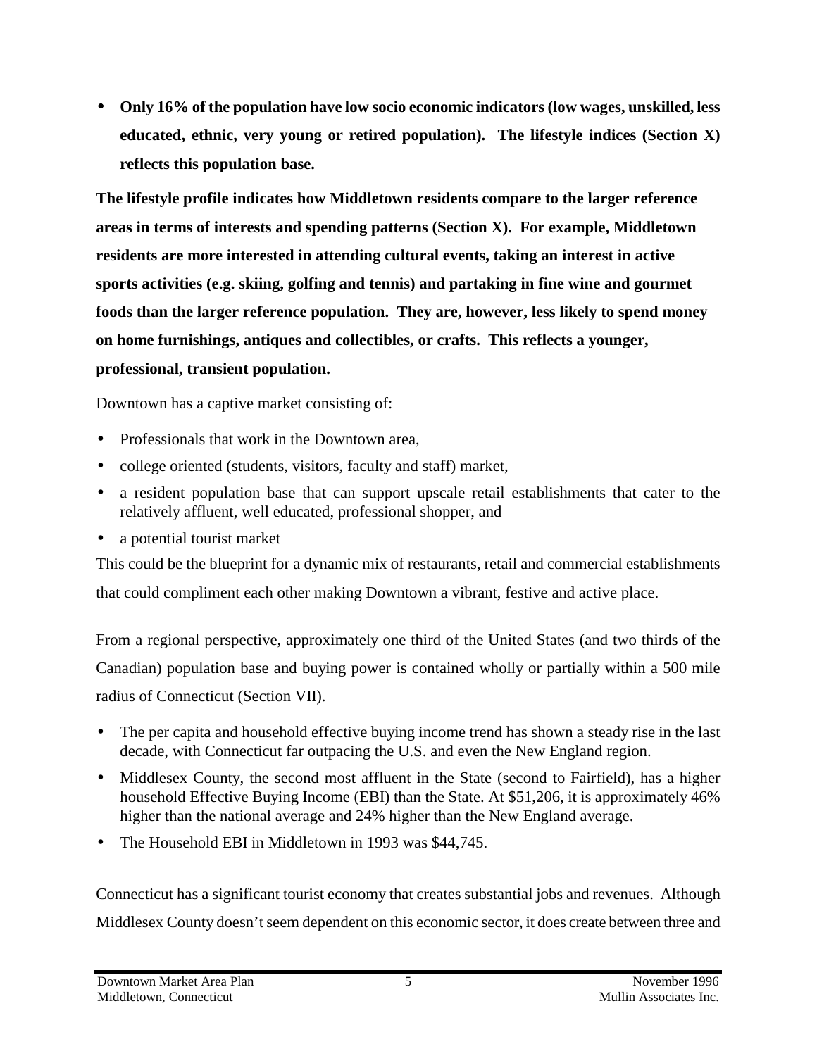- **Only 16% of the population have low socio economic indicators (low wages, unskilled, less educated, ethnic, very young or retired population). The lifestyle indices (Section X) reflects this population base.**

**The lifestyle profile indicates how Middletown residents compare to the larger reference areas in terms of interests and spending patterns (Section X). For example, Middletown residents are more interested in attending cultural events, taking an interest in active sports activities (e.g. skiing, golfing and tennis) and partaking in fine wine and gourmet foods than the larger reference population. They are, however, less likely to spend money on home furnishings, antiques and collectibles, or crafts. This reflects a younger, professional, transient population.**

Downtown has a captive market consisting of:

- Professionals that work in the Downtown area,
- college oriented (students, visitors, faculty and staff) market,
- a resident population base that can support upscale retail establishments that cater to the relatively affluent, well educated, professional shopper, and
- a potential tourist market

This could be the blueprint for a dynamic mix of restaurants, retail and commercial establishments that could compliment each other making Downtown a vibrant, festive and active place.

From a regional perspective, approximately one third of the United States (and two thirds of the Canadian) population base and buying power is contained wholly or partially within a 500 mile radius of Connecticut (Section VII).

- The per capita and household effective buying income trend has shown a steady rise in the last decade, with Connecticut far outpacing the U.S. and even the New England region.
- Middlesex County, the second most affluent in the State (second to Fairfield), has a higher household Effective Buying Income (EBI) than the State. At $51,206, it is approximately 46% higher than the national average and 24% higher than the New England average.
- The Household EBI in Middletown in 1993 was $44,745.

Connecticut has a significant tourist economy that creates substantial jobs and revenues. Although Middlesex County doesn't seem dependent on this economic sector, it does create between three and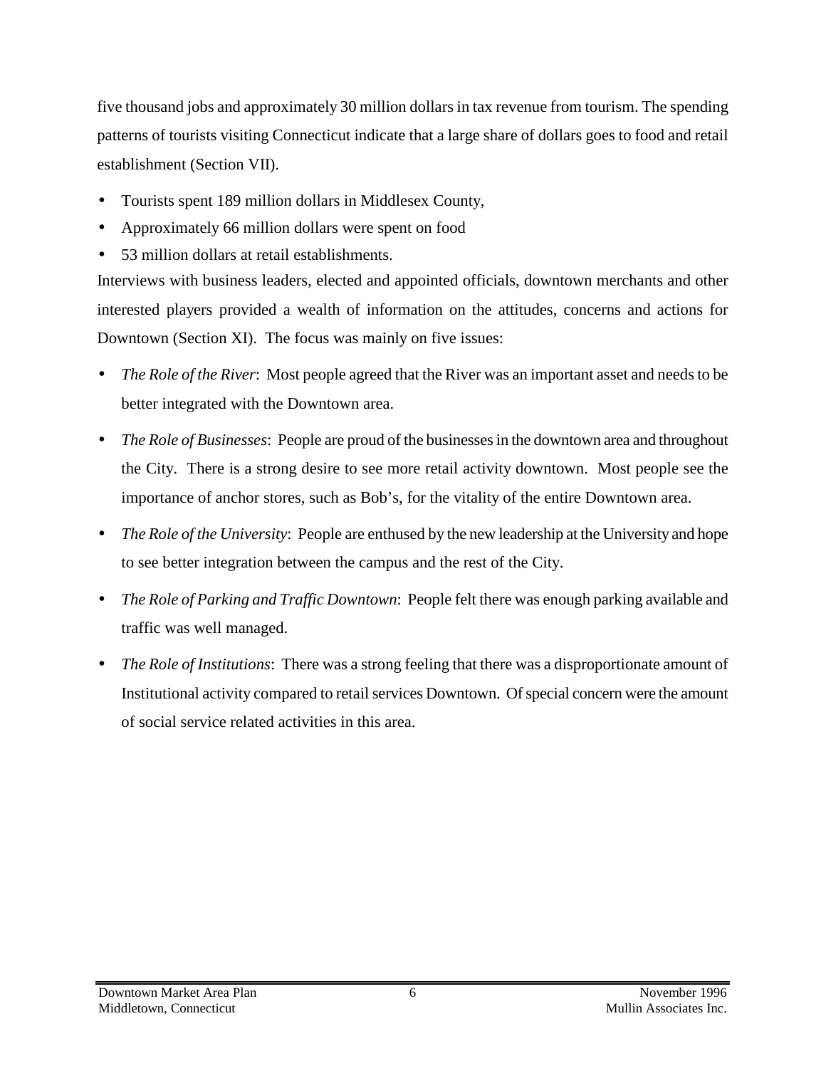five thousand jobs and approximately 30 million dollars in tax revenue from tourism. The spending patterns of tourists visiting Connecticut indicate that a large share of dollars goes to food and retail establishment (Section VII).

- Tourists spent 189 million dollars in Middlesex County,
- Approximately 66 million dollars were spent on food
- 53 million dollars at retail establishments.

Interviews with business leaders, elected and appointed officials, downtown merchants and other interested players provided a wealth of information on the attitudes, concerns and actions for Downtown (Section XI). The focus was mainly on five issues:

- *The Role of the River*: Most people agreed that the River was an important asset and needs to be better integrated with the Downtown area.
- *The Role of Businesses*: People are proud of the businesses in the downtown area and throughout the City. There is a strong desire to see more retail activity downtown. Most people see the importance of anchor stores, such as Bob's, for the vitality of the entire Downtown area.
- *The Role of the University*: People are enthused by the new leadership at the University and hope to see better integration between the campus and the rest of the City.
- *The Role of Parking and Traffic Downtown*: People felt there was enough parking available and traffic was well managed.
- *The Role of Institutions*: There was a strong feeling that there was a disproportionate amount of Institutional activity compared to retail services Downtown. Of special concern were the amount of social service related activities in this area.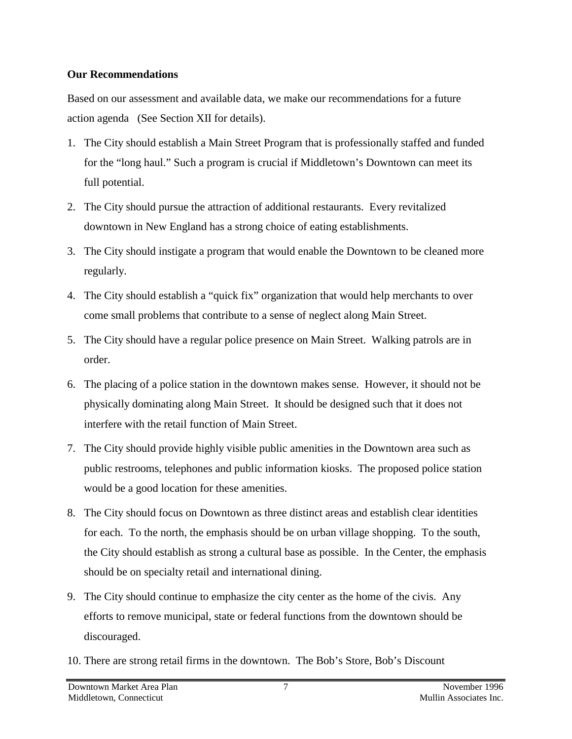**Our Recommendations**

Based on our assessment and available data, we make our recommendations for a future action agenda (See Section XII for details).

1. The City should establish a Main Street Program that is professionally staffed and funded for the "long haul." Such a program is crucial if Middletown's Downtown can meet its full potential.
2. The City should pursue the attraction of additional restaurants. Every revitalized downtown in New England has a strong choice of eating establishments.
3. The City should instigate a program that would enable the Downtown to be cleaned more regularly.
4. The City should establish a "quick fix" organization that would help merchants to over come small problems that contribute to a sense of neglect along Main Street.
5. The City should have a regular police presence on Main Street. Walking patrols are in order.
6. The placing of a police station in the downtown makes sense. However, it should not be physically dominating along Main Street. It should be designed such that it does not interfere with the retail function of Main Street.
7. The City should provide highly visible public amenities in the Downtown area such as public restrooms, telephones and public information kiosks. The proposed police station would be a good location for these amenities.
8. The City should focus on Downtown as three distinct areas and establish clear identities for each. To the north, the emphasis should be on urban village shopping. To the south, the City should establish as strong a cultural base as possible. In the Center, the emphasis should be on specialty retail and international dining.
9. The City should continue to emphasize the city center as the home of the civis. Any efforts to remove municipal, state or federal functions from the downtown should be discouraged.
10. There are strong retail firms in the downtown. The Bob's Store, Bob's Discount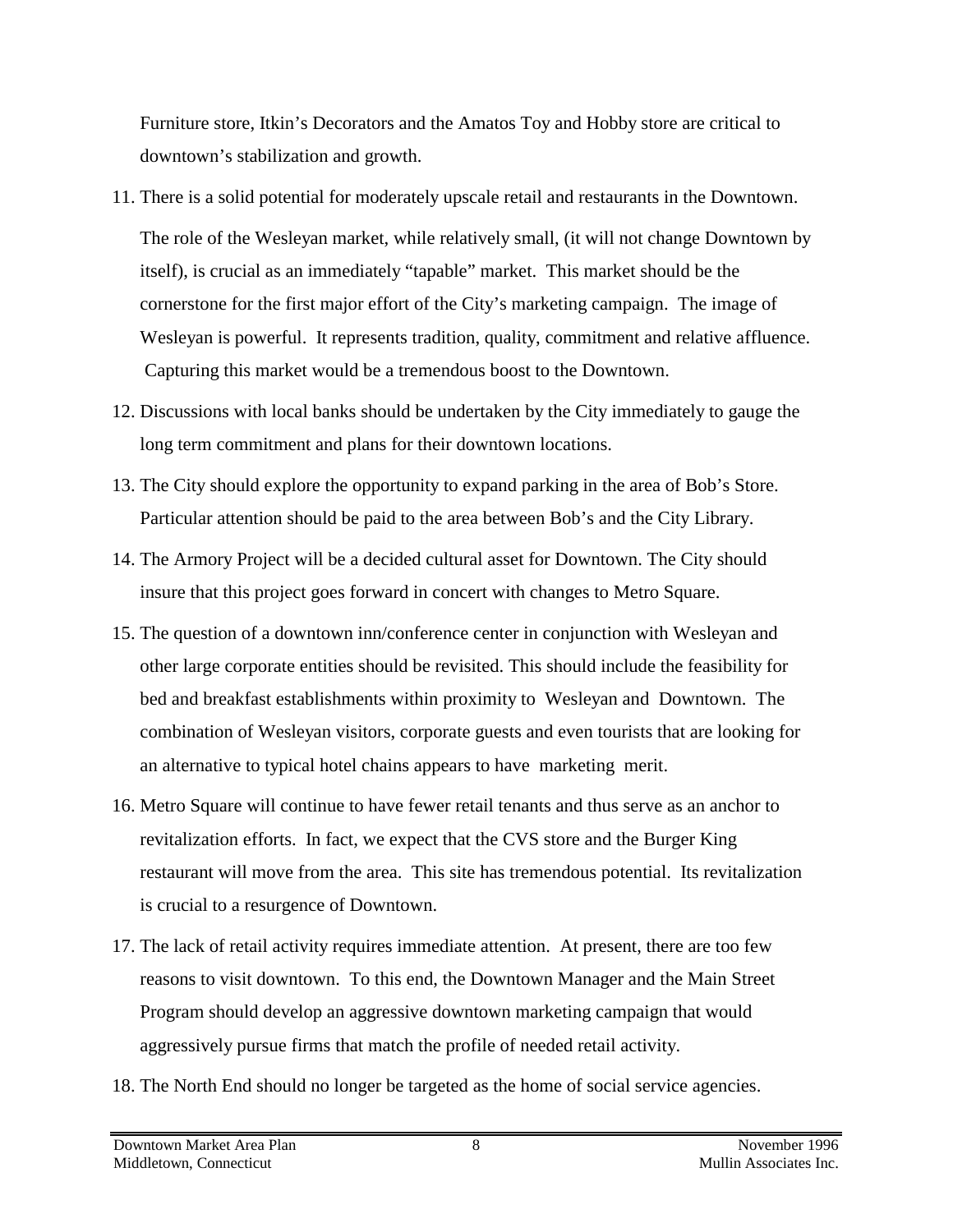Furniture store, Itkin's Decorators and the Amatos Toy and Hobby store are critical to downtown's stabilization and growth.

11. There is a solid potential for moderately upscale retail and restaurants in the Downtown.

    The role of the Wesleyan market, while relatively small, (it will not change Downtown by itself), is crucial as an immediately "tapable" market. This market should be the cornerstone for the first major effort of the City's marketing campaign. The image of Wesleyan is powerful. It represents tradition, quality, commitment and relative affluence. Capturing this market would be a tremendous boost to the Downtown.

12. Discussions with local banks should be undertaken by the City immediately to gauge the long term commitment and plans for their downtown locations.

13. The City should explore the opportunity to expand parking in the area of Bob's Store. Particular attention should be paid to the area between Bob's and the City Library.

14. The Armory Project will be a decided cultural asset for Downtown. The City should insure that this project goes forward in concert with changes to Metro Square.

15. The question of a downtown inn/conference center in conjunction with Wesleyan and other large corporate entities should be revisited. This should include the feasibility for bed and breakfast establishments within proximity to Wesleyan and Downtown. The combination of Wesleyan visitors, corporate guests and even tourists that are looking for an alternative to typical hotel chains appears to have marketing merit.

16. Metro Square will continue to have fewer retail tenants and thus serve as an anchor to revitalization efforts. In fact, we expect that the CVS store and the Burger King restaurant will move from the area. This site has tremendous potential. Its revitalization is crucial to a resurgence of Downtown.

17. The lack of retail activity requires immediate attention. At present, there are too few reasons to visit downtown. To this end, the Downtown Manager and the Main Street Program should develop an aggressive downtown marketing campaign that would aggressively pursue firms that match the profile of needed retail activity.

18. The North End should no longer be targeted as the home of social service agencies.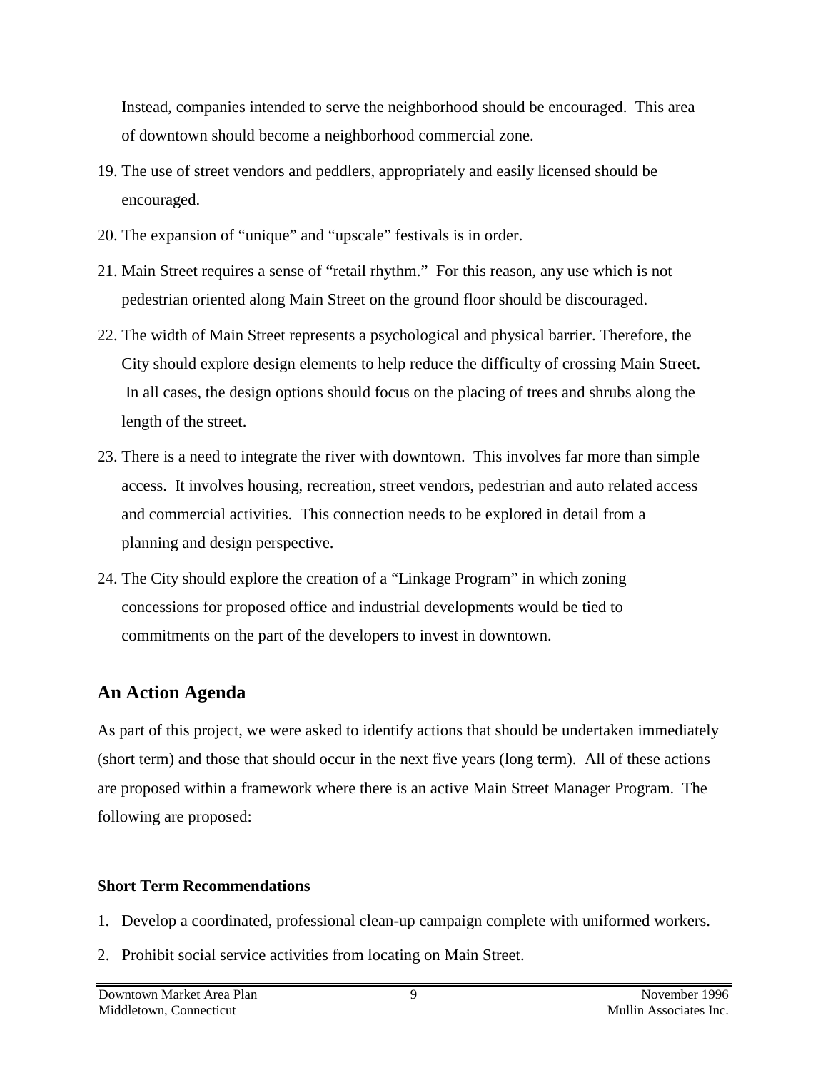Instead, companies intended to serve the neighborhood should be encouraged. This area of downtown should become a neighborhood commercial zone.

19. The use of street vendors and peddlers, appropriately and easily licensed should be encouraged.
20. The expansion of "unique" and "upscale" festivals is in order.
21. Main Street requires a sense of "retail rhythm." For this reason, any use which is not pedestrian oriented along Main Street on the ground floor should be discouraged.
22. The width of Main Street represents a psychological and physical barrier. Therefore, the City should explore design elements to help reduce the difficulty of crossing Main Street. In all cases, the design options should focus on the placing of trees and shrubs along the length of the street.
23. There is a need to integrate the river with downtown. This involves far more than simple access. It involves housing, recreation, street vendors, pedestrian and auto related access and commercial activities. This connection needs to be explored in detail from a planning and design perspective.
24. The City should explore the creation of a "Linkage Program" in which zoning concessions for proposed office and industrial developments would be tied to commitments on the part of the developers to invest in downtown.

## An Action Agenda

As part of this project, we were asked to identify actions that should be undertaken immediately (short term) and those that should occur in the next five years (long term). All of these actions are proposed within a framework where there is an active Main Street Manager Program. The following are proposed:

**Short Term Recommendations**

1. Develop a coordinated, professional clean-up campaign complete with uniformed workers.
2. Prohibit social service activities from locating on Main Street.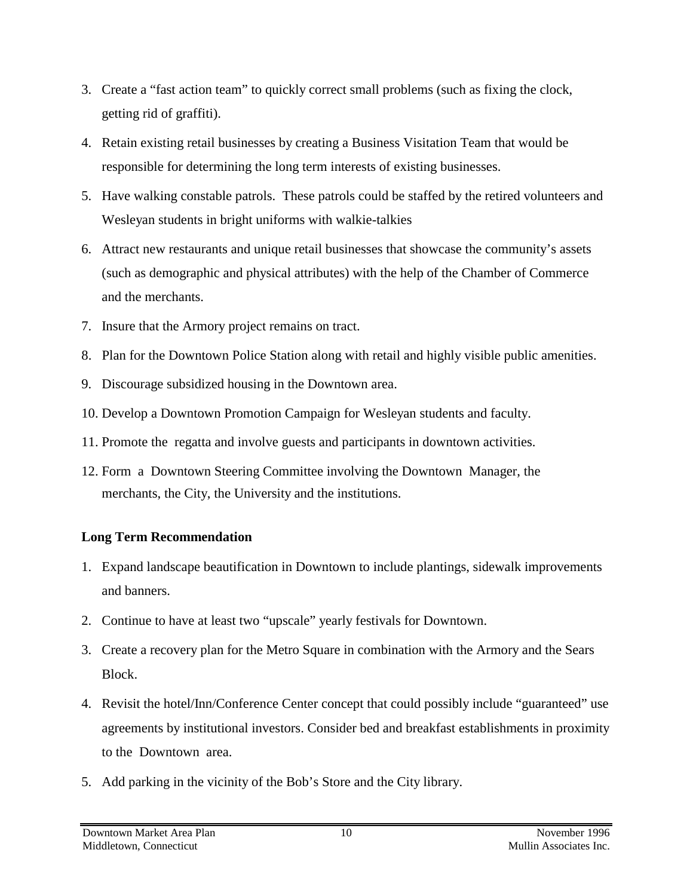3. Create a "fast action team" to quickly correct small problems (such as fixing the clock, getting rid of graffiti).
4. Retain existing retail businesses by creating a Business Visitation Team that would be responsible for determining the long term interests of existing businesses.
5. Have walking constable patrols. These patrols could be staffed by the retired volunteers and Wesleyan students in bright uniforms with walkie-talkies
6. Attract new restaurants and unique retail businesses that showcase the community's assets (such as demographic and physical attributes) with the help of the Chamber of Commerce and the merchants.
7. Insure that the Armory project remains on tract.
8. Plan for the Downtown Police Station along with retail and highly visible public amenities.
9. Discourage subsidized housing in the Downtown area.
10. Develop a Downtown Promotion Campaign for Wesleyan students and faculty.
11. Promote the regatta and involve guests and participants in downtown activities.
12. Form a Downtown Steering Committee involving the Downtown Manager, the merchants, the City, the University and the institutions.

**Long Term Recommendation**

1. Expand landscape beautification in Downtown to include plantings, sidewalk improvements and banners.
2. Continue to have at least two "upscale" yearly festivals for Downtown.
3. Create a recovery plan for the Metro Square in combination with the Armory and the Sears Block.
4. Revisit the hotel/Inn/Conference Center concept that could possibly include "guaranteed" use agreements by institutional investors. Consider bed and breakfast establishments in proximity to the Downtown area.
5. Add parking in the vicinity of the Bob's Store and the City library.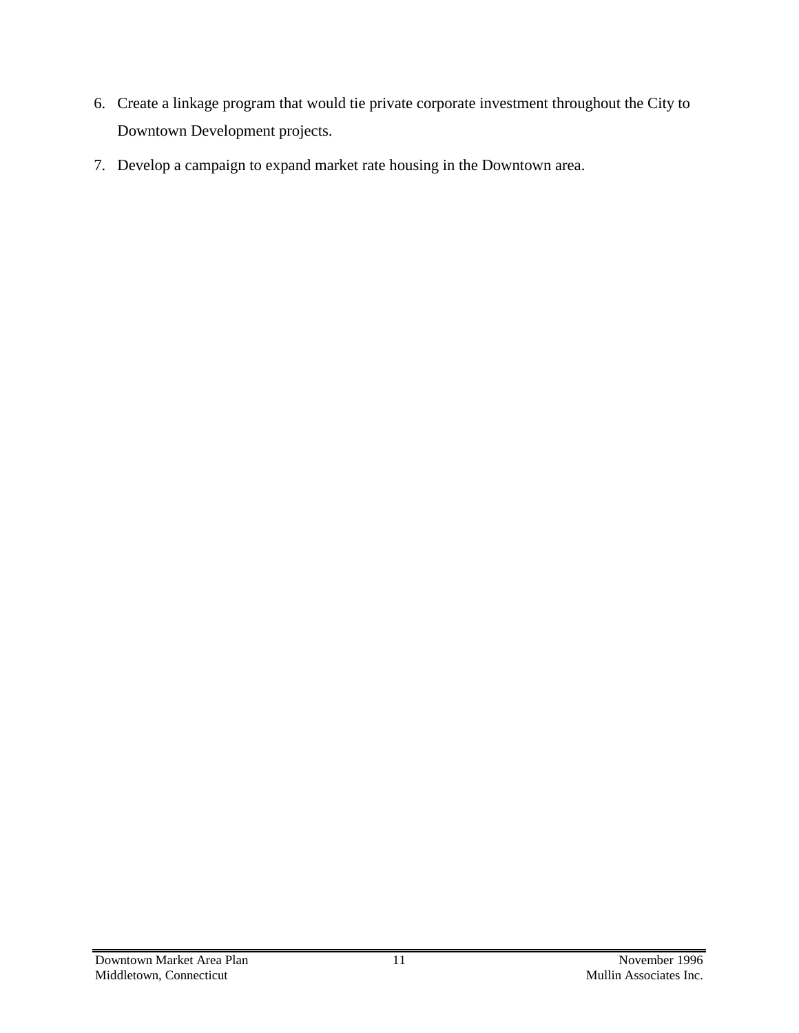6. Create a linkage program that would tie private corporate investment throughout the City to Downtown Development projects.
7. Develop a campaign to expand market rate housing in the Downtown area.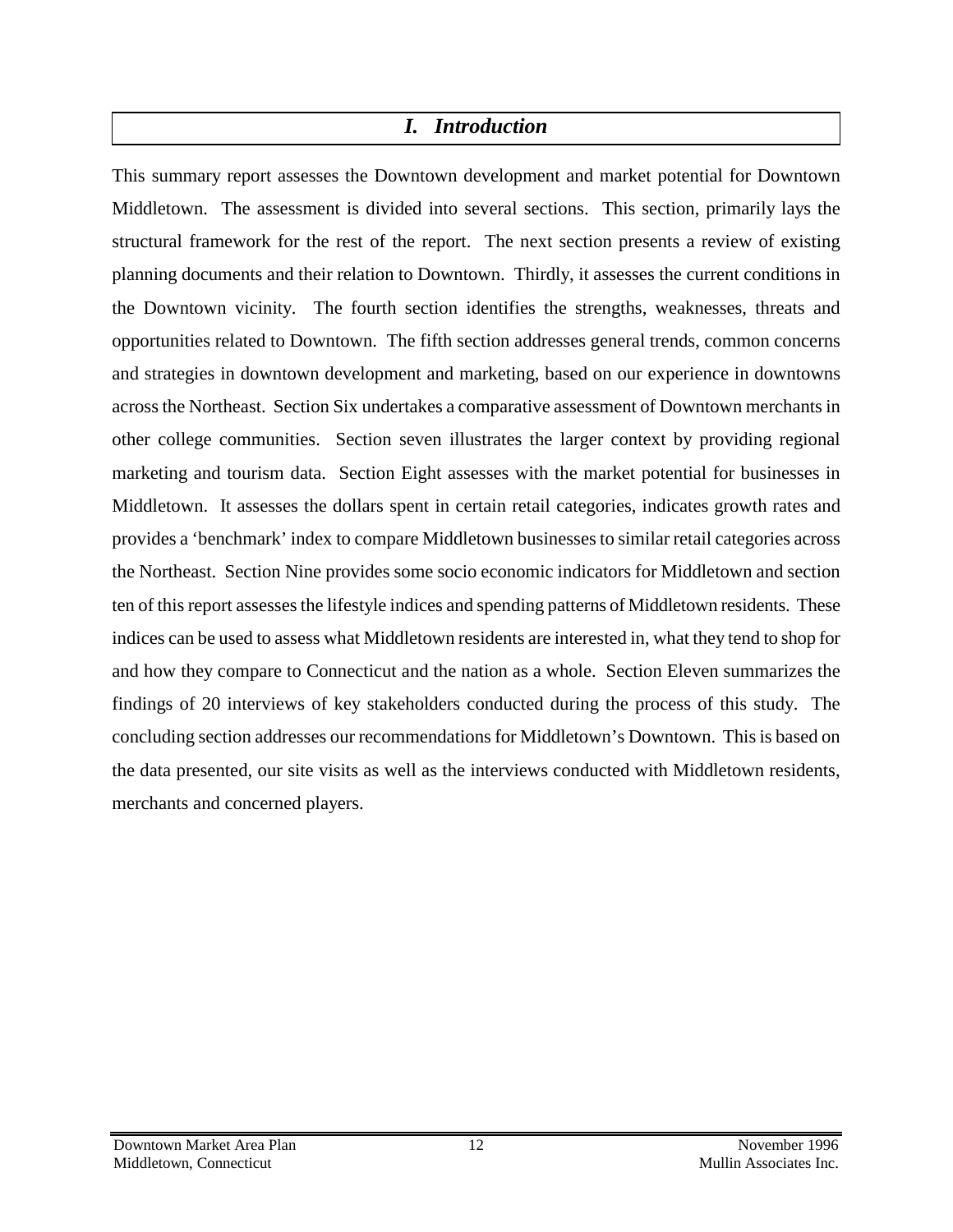# *I. Introduction*

This summary report assesses the Downtown development and market potential for Downtown Middletown. The assessment is divided into several sections. This section, primarily lays the structural framework for the rest of the report. The next section presents a review of existing planning documents and their relation to Downtown. Thirdly, it assesses the current conditions in the Downtown vicinity. The fourth section identifies the strengths, weaknesses, threats and opportunities related to Downtown. The fifth section addresses general trends, common concerns and strategies in downtown development and marketing, based on our experience in downtowns across the Northeast. Section Six undertakes a comparative assessment of Downtown merchants in other college communities. Section seven illustrates the larger context by providing regional marketing and tourism data. Section Eight assesses with the market potential for businesses in Middletown. It assesses the dollars spent in certain retail categories, indicates growth rates and provides a 'benchmark' index to compare Middletown businesses to similar retail categories across the Northeast. Section Nine provides some socio economic indicators for Middletown and section ten of this report assesses the lifestyle indices and spending patterns of Middletown residents. These indices can be used to assess what Middletown residents are interested in, what they tend to shop for and how they compare to Connecticut and the nation as a whole. Section Eleven summarizes the findings of 20 interviews of key stakeholders conducted during the process of this study. The concluding section addresses our recommendations for Middletown's Downtown. This is based on the data presented, our site visits as well as the interviews conducted with Middletown residents, merchants and concerned players.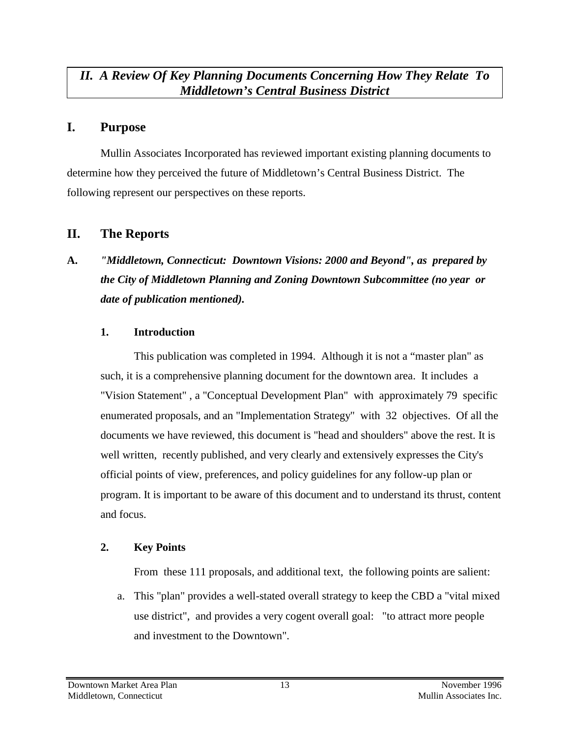## *II. A Review Of Key Planning Documents Concerning How They Relate To Middletown's Central Business District*

## I. Purpose

Mullin Associates Incorporated has reviewed important existing planning documents to determine how they perceived the future of Middletown's Central Business District. The following represent our perspectives on these reports.

## II. The Reports

### A. *"Middletown, Connecticut: Downtown Visions: 2000 and Beyond", as prepared by the City of Middletown Planning and Zoning Downtown Subcommittee (no year or date of publication mentioned).*

#### 1. Introduction

This publication was completed in 1994. Although it is not a "master plan" as such, it is a comprehensive planning document for the downtown area. It includes a "Vision Statement" , a "Conceptual Development Plan" with approximately 79 specific enumerated proposals, and an "Implementation Strategy" with 32 objectives. Of all the documents we have reviewed, this document is "head and shoulders" above the rest. It is well written, recently published, and very clearly and extensively expresses the City's official points of view, preferences, and policy guidelines for any follow-up plan or program. It is important to be aware of this document and to understand its thrust, content and focus.

#### 2. Key Points

From these 111 proposals, and additional text, the following points are salient:

a. This "plan" provides a well-stated overall strategy to keep the CBD a "vital mixed use district", and provides a very cogent overall goal: "to attract more people and investment to the Downtown".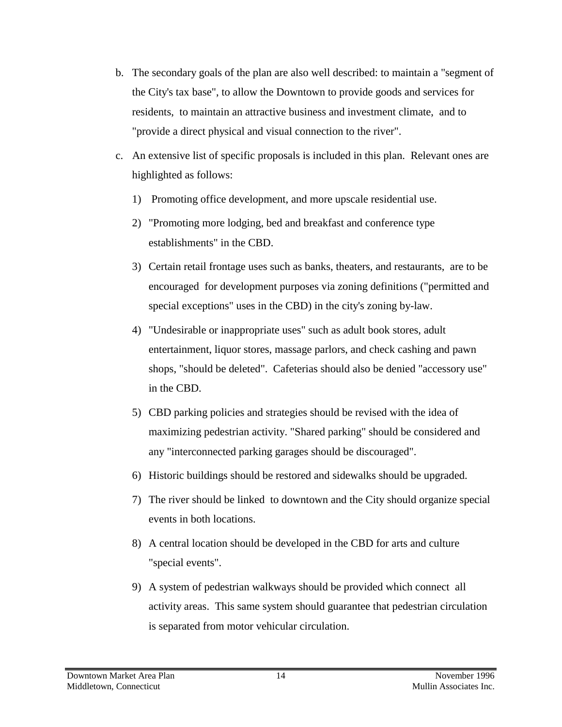b. The secondary goals of the plan are also well described: to maintain a "segment of the City's tax base", to allow the Downtown to provide goods and services for residents, to maintain an attractive business and investment climate, and to "provide a direct physical and visual connection to the river".

c. An extensive list of specific proposals is included in this plan. Relevant ones are highlighted as follows:

   1) Promoting office development, and more upscale residential use.

   2) "Promoting more lodging, bed and breakfast and conference type establishments" in the CBD.

   3) Certain retail frontage uses such as banks, theaters, and restaurants, are to be encouraged for development purposes via zoning definitions ("permitted and special exceptions" uses in the CBD) in the city's zoning by-law.

   4) "Undesirable or inappropriate uses" such as adult book stores, adult entertainment, liquor stores, massage parlors, and check cashing and pawn shops, "should be deleted". Cafeterias should also be denied "accessory use" in the CBD.

   5) CBD parking policies and strategies should be revised with the idea of maximizing pedestrian activity. "Shared parking" should be considered and any "interconnected parking garages should be discouraged".

   6) Historic buildings should be restored and sidewalks should be upgraded.

   7) The river should be linked to downtown and the City should organize special events in both locations.

   8) A central location should be developed in the CBD for arts and culture "special events".

   9) A system of pedestrian walkways should be provided which connect all activity areas. This same system should guarantee that pedestrian circulation is separated from motor vehicular circulation.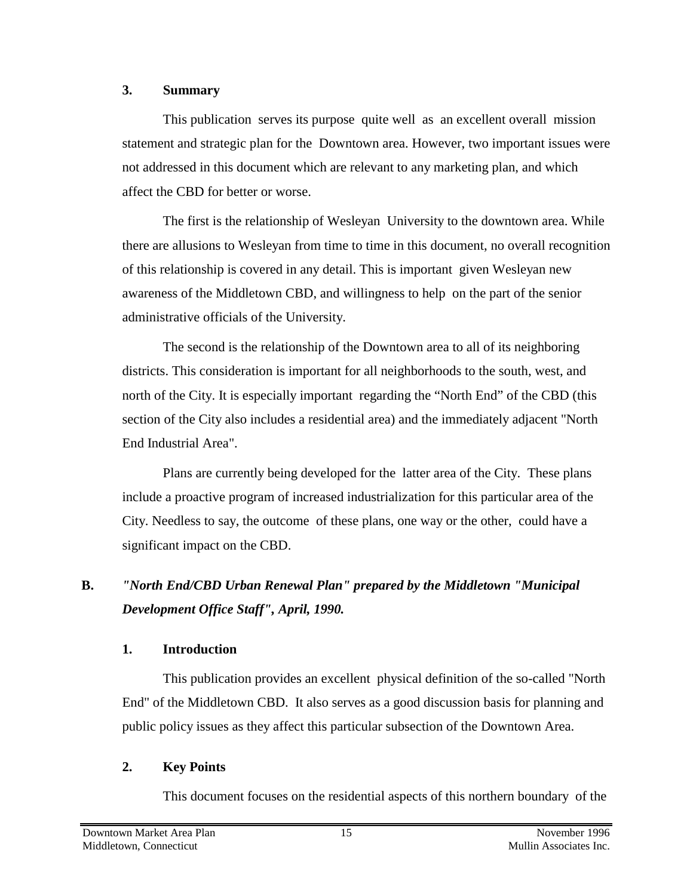### 3. Summary

This publication serves its purpose quite well as an excellent overall mission statement and strategic plan for the Downtown area. However, two important issues were not addressed in this document which are relevant to any marketing plan, and which affect the CBD for better or worse.

The first is the relationship of Wesleyan University to the downtown area. While there are allusions to Wesleyan from time to time in this document, no overall recognition of this relationship is covered in any detail. This is important given Wesleyan new awareness of the Middletown CBD, and willingness to help on the part of the senior administrative officials of the University.

The second is the relationship of the Downtown area to all of its neighboring districts. This consideration is important for all neighborhoods to the south, west, and north of the City. It is especially important regarding the "North End" of the CBD (this section of the City also includes a residential area) and the immediately adjacent "North End Industrial Area".

Plans are currently being developed for the latter area of the City. These plans include a proactive program of increased industrialization for this particular area of the City. Needless to say, the outcome of these plans, one way or the other, could have a significant impact on the CBD.

## B. *"North End/CBD Urban Renewal Plan" prepared by the Middletown "Municipal Development Office Staff", April, 1990.*

### 1. Introduction

This publication provides an excellent physical definition of the so-called "North End" of the Middletown CBD. It also serves as a good discussion basis for planning and public policy issues as they affect this particular subsection of the Downtown Area.

### 2. Key Points

This document focuses on the residential aspects of this northern boundary of the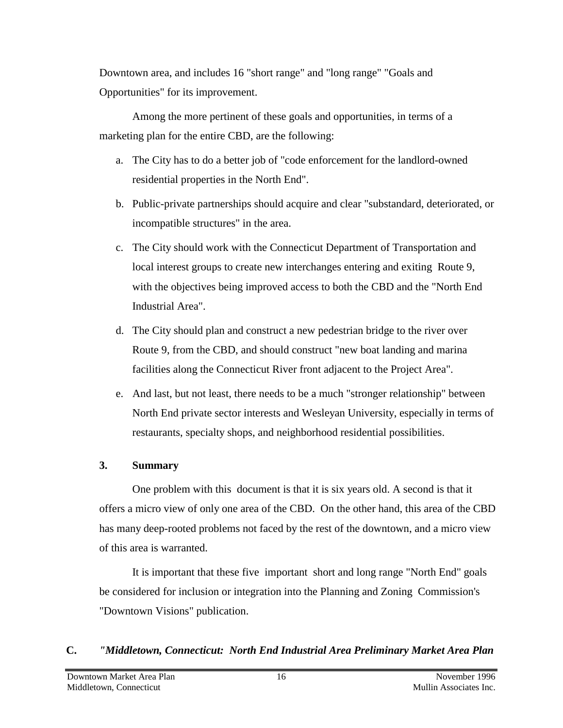Downtown area, and includes 16 "short range" and "long range" "Goals and Opportunities" for its improvement.

Among the more pertinent of these goals and opportunities, in terms of a marketing plan for the entire CBD, are the following:

a. The City has to do a better job of "code enforcement for the landlord-owned residential properties in the North End".

b. Public-private partnerships should acquire and clear "substandard, deteriorated, or incompatible structures" in the area.

c. The City should work with the Connecticut Department of Transportation and local interest groups to create new interchanges entering and exiting Route 9, with the objectives being improved access to both the CBD and the "North End Industrial Area".

d. The City should plan and construct a new pedestrian bridge to the river over Route 9, from the CBD, and should construct "new boat landing and marina facilities along the Connecticut River front adjacent to the Project Area".

e. And last, but not least, there needs to be a much "stronger relationship" between North End private sector interests and Wesleyan University, especially in terms of restaurants, specialty shops, and neighborhood residential possibilities.

### 3. Summary

One problem with this document is that it is six years old. A second is that it offers a micro view of only one area of the CBD. On the other hand, this area of the CBD has many deep-rooted problems not faced by the rest of the downtown, and a micro view of this area is warranted.

It is important that these five important short and long range "North End" goals be considered for inclusion or integration into the Planning and Zoning Commission's "Downtown Visions" publication.

## C. *"Middletown, Connecticut: North End Industrial Area Preliminary Market Area Plan*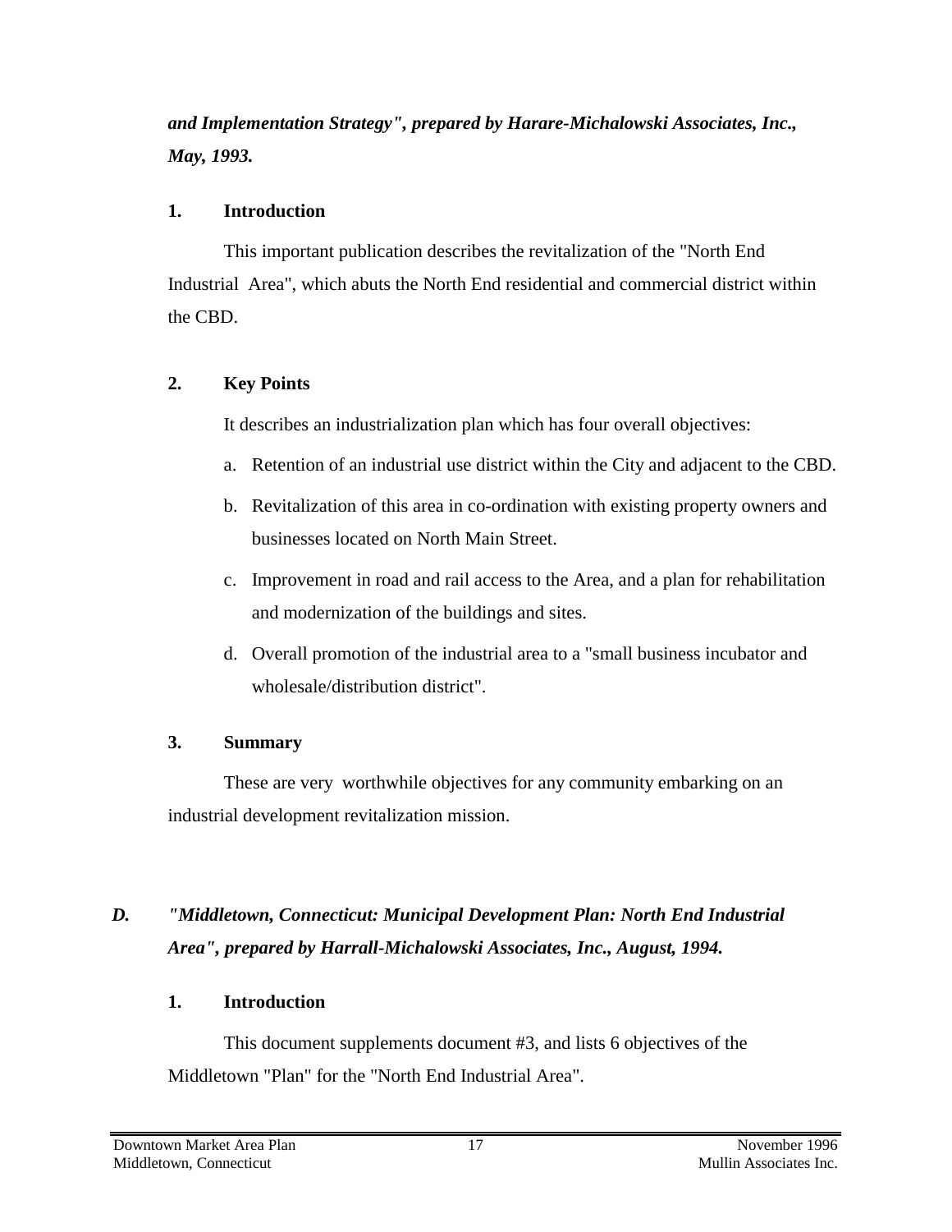***and Implementation Strategy", prepared by Harare-Michalowski Associates, Inc., May, 1993.***

**1. Introduction**

This important publication describes the revitalization of the "North End Industrial Area", which abuts the North End residential and commercial district within the CBD.

**2. Key Points**

It describes an industrialization plan which has four overall objectives:

a. Retention of an industrial use district within the City and adjacent to the CBD.

b. Revitalization of this area in co-ordination with existing property owners and businesses located on North Main Street.

c. Improvement in road and rail access to the Area, and a plan for rehabilitation and modernization of the buildings and sites.

d. Overall promotion of the industrial area to a "small business incubator and wholesale/distribution district".

**3. Summary**

These are very worthwhile objectives for any community embarking on an industrial development revitalization mission.

## *D. "Middletown, Connecticut: Municipal Development Plan: North End Industrial Area", prepared by Harrall-Michalowski Associates, Inc., August, 1994.*

**1. Introduction**

This document supplements document #3, and lists 6 objectives of the Middletown "Plan" for the "North End Industrial Area".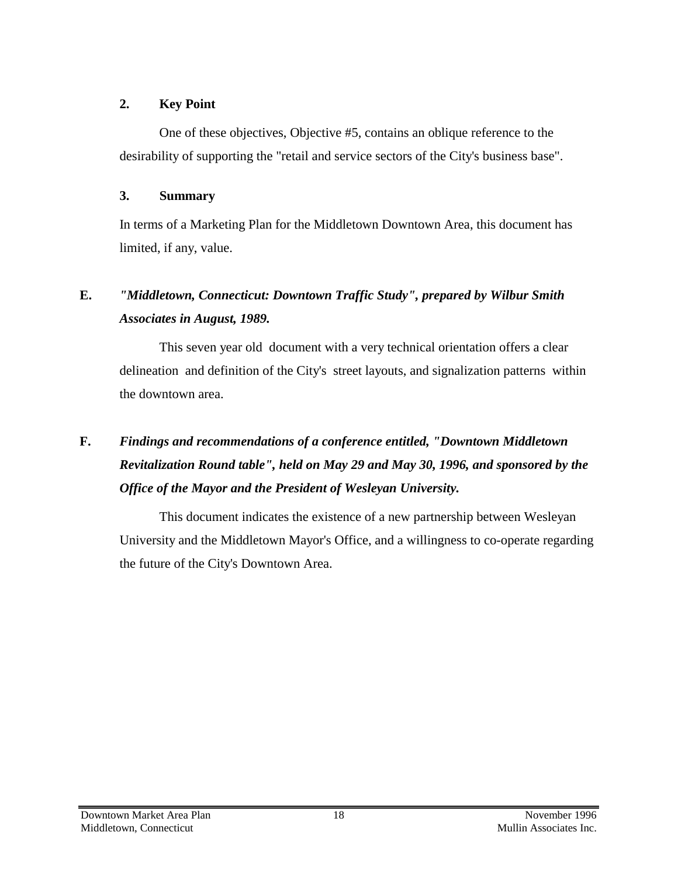### 2. Key Point

One of these objectives, Objective #5, contains an oblique reference to the desirability of supporting the "retail and service sectors of the City's business base".

### 3. Summary

In terms of a Marketing Plan for the Middletown Downtown Area, this document has limited, if any, value.

## E. *"Middletown, Connecticut: Downtown Traffic Study", prepared by Wilbur Smith Associates in August, 1989.*

This seven year old document with a very technical orientation offers a clear delineation and definition of the City's street layouts, and signalization patterns within the downtown area.

## F. *Findings and recommendations of a conference entitled, "Downtown Middletown Revitalization Round table", held on May 29 and May 30, 1996, and sponsored by the Office of the Mayor and the President of Wesleyan University.*

This document indicates the existence of a new partnership between Wesleyan University and the Middletown Mayor's Office, and a willingness to co-operate regarding the future of the City's Downtown Area.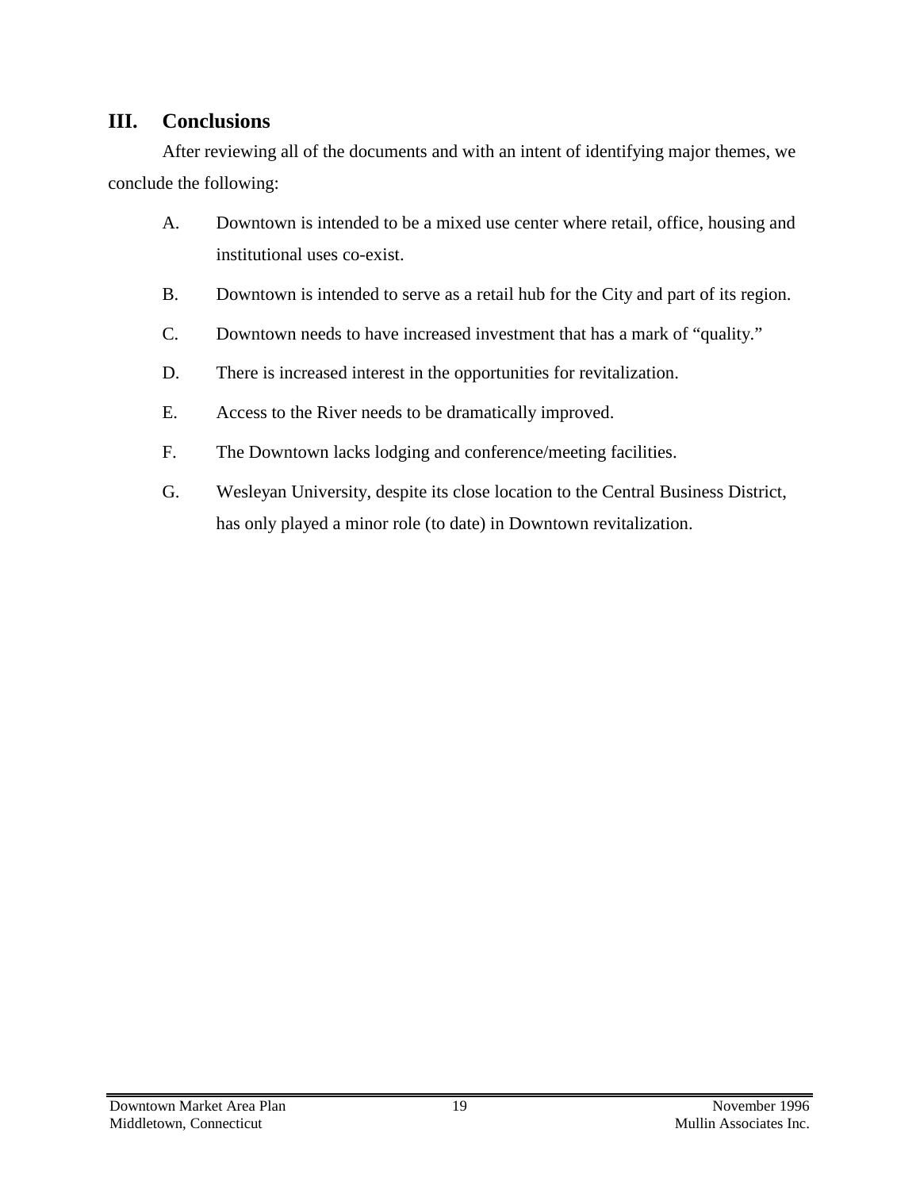## III. Conclusions

After reviewing all of the documents and with an intent of identifying major themes, we conclude the following:

A. Downtown is intended to be a mixed use center where retail, office, housing and institutional uses co-exist.

B. Downtown is intended to serve as a retail hub for the City and part of its region.

C. Downtown needs to have increased investment that has a mark of "quality."

D. There is increased interest in the opportunities for revitalization.

E. Access to the River needs to be dramatically improved.

F. The Downtown lacks lodging and conference/meeting facilities.

G. Wesleyan University, despite its close location to the Central Business District, has only played a minor role (to date) in Downtown revitalization.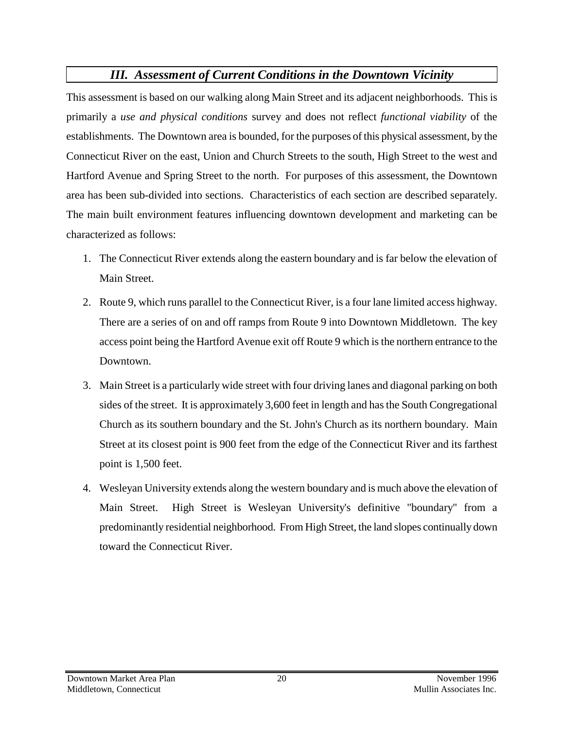## *III. Assessment of Current Conditions in the Downtown Vicinity*

This assessment is based on our walking along Main Street and its adjacent neighborhoods. This is primarily a *use and physical conditions* survey and does not reflect *functional viability* of the establishments. The Downtown area is bounded, for the purposes of this physical assessment, by the Connecticut River on the east, Union and Church Streets to the south, High Street to the west and Hartford Avenue and Spring Street to the north. For purposes of this assessment, the Downtown area has been sub-divided into sections. Characteristics of each section are described separately. The main built environment features influencing downtown development and marketing can be characterized as follows:

1. The Connecticut River extends along the eastern boundary and is far below the elevation of Main Street.
2. Route 9, which runs parallel to the Connecticut River, is a four lane limited access highway. There are a series of on and off ramps from Route 9 into Downtown Middletown. The key access point being the Hartford Avenue exit off Route 9 which is the northern entrance to the Downtown.
3. Main Street is a particularly wide street with four driving lanes and diagonal parking on both sides of the street. It is approximately 3,600 feet in length and has the South Congregational Church as its southern boundary and the St. John's Church as its northern boundary. Main Street at its closest point is 900 feet from the edge of the Connecticut River and its farthest point is 1,500 feet.
4. Wesleyan University extends along the western boundary and is much above the elevation of Main Street. High Street is Wesleyan University's definitive "boundary" from a predominantly residential neighborhood. From High Street, the land slopes continually down toward the Connecticut River.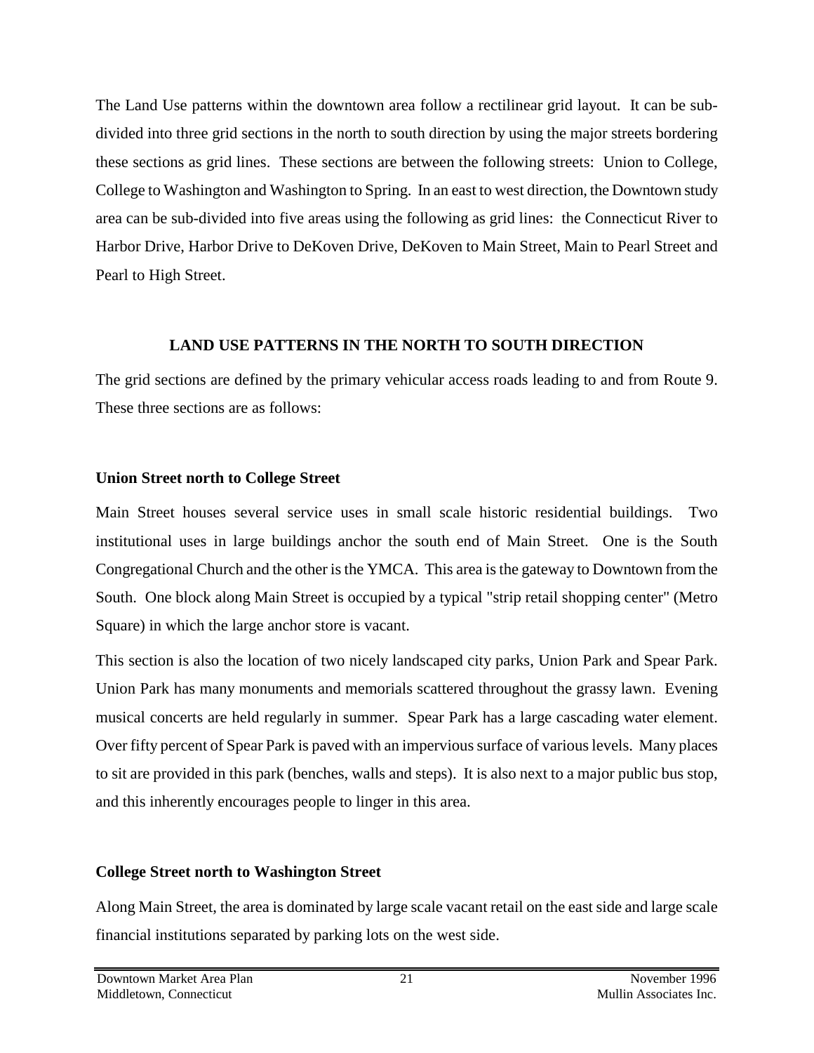The Land Use patterns within the downtown area follow a rectilinear grid layout. It can be sub-divided into three grid sections in the north to south direction by using the major streets bordering these sections as grid lines. These sections are between the following streets: Union to College, College to Washington and Washington to Spring. In an east to west direction, the Downtown study area can be sub-divided into five areas using the following as grid lines: the Connecticut River to Harbor Drive, Harbor Drive to DeKoven Drive, DeKoven to Main Street, Main to Pearl Street and Pearl to High Street.

## LAND USE PATTERNS IN THE NORTH TO SOUTH DIRECTION

The grid sections are defined by the primary vehicular access roads leading to and from Route 9. These three sections are as follows:

### Union Street north to College Street

Main Street houses several service uses in small scale historic residential buildings. Two institutional uses in large buildings anchor the south end of Main Street. One is the South Congregational Church and the other is the YMCA. This area is the gateway to Downtown from the South. One block along Main Street is occupied by a typical "strip retail shopping center" (Metro Square) in which the large anchor store is vacant.

This section is also the location of two nicely landscaped city parks, Union Park and Spear Park. Union Park has many monuments and memorials scattered throughout the grassy lawn. Evening musical concerts are held regularly in summer. Spear Park has a large cascading water element. Over fifty percent of Spear Park is paved with an impervious surface of various levels. Many places to sit are provided in this park (benches, walls and steps). It is also next to a major public bus stop, and this inherently encourages people to linger in this area.

### College Street north to Washington Street

Along Main Street, the area is dominated by large scale vacant retail on the east side and large scale financial institutions separated by parking lots on the west side.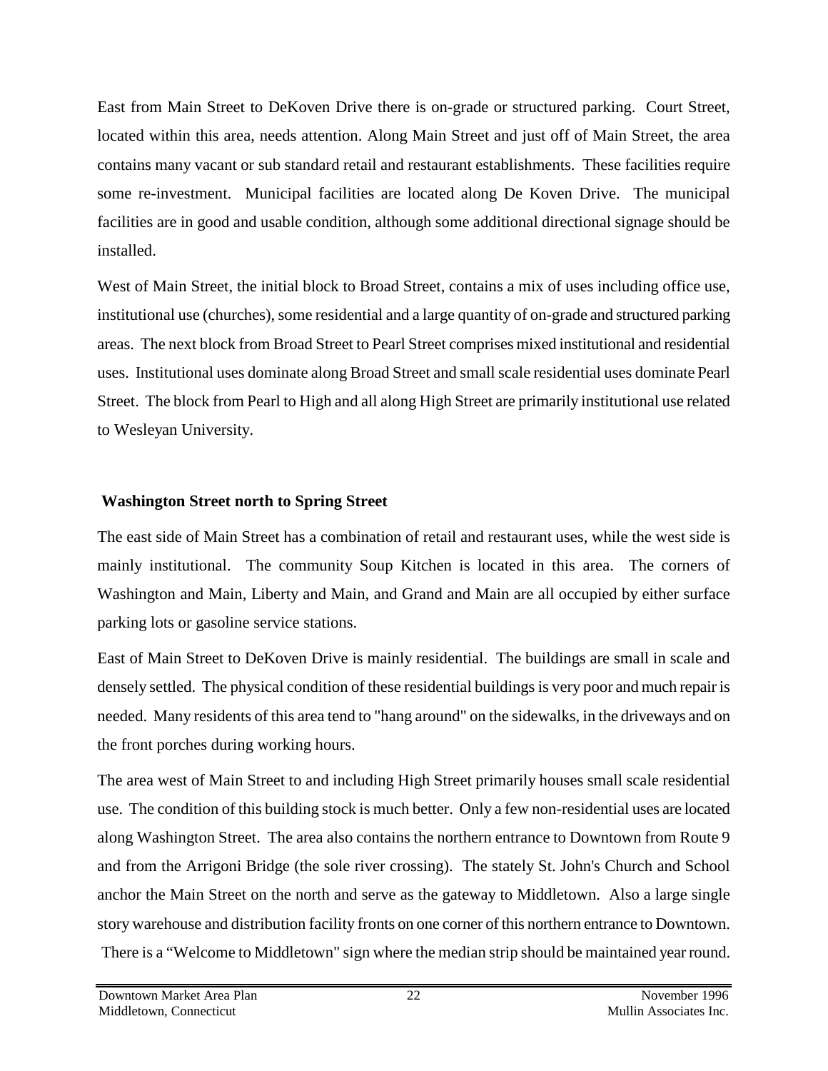East from Main Street to DeKoven Drive there is on-grade or structured parking. Court Street, located within this area, needs attention. Along Main Street and just off of Main Street, the area contains many vacant or sub standard retail and restaurant establishments. These facilities require some re-investment. Municipal facilities are located along De Koven Drive. The municipal facilities are in good and usable condition, although some additional directional signage should be installed.

West of Main Street, the initial block to Broad Street, contains a mix of uses including office use, institutional use (churches), some residential and a large quantity of on-grade and structured parking areas. The next block from Broad Street to Pearl Street comprises mixed institutional and residential uses. Institutional uses dominate along Broad Street and small scale residential uses dominate Pearl Street. The block from Pearl to High and all along High Street are primarily institutional use related to Wesleyan University.

**Washington Street north to Spring Street**

The east side of Main Street has a combination of retail and restaurant uses, while the west side is mainly institutional. The community Soup Kitchen is located in this area. The corners of Washington and Main, Liberty and Main, and Grand and Main are all occupied by either surface parking lots or gasoline service stations.

East of Main Street to DeKoven Drive is mainly residential. The buildings are small in scale and densely settled. The physical condition of these residential buildings is very poor and much repair is needed. Many residents of this area tend to "hang around" on the sidewalks, in the driveways and on the front porches during working hours.

The area west of Main Street to and including High Street primarily houses small scale residential use. The condition of this building stock is much better. Only a few non-residential uses are located along Washington Street. The area also contains the northern entrance to Downtown from Route 9 and from the Arrigoni Bridge (the sole river crossing). The stately St. John's Church and School anchor the Main Street on the north and serve as the gateway to Middletown. Also a large single story warehouse and distribution facility fronts on one corner of this northern entrance to Downtown. There is a "Welcome to Middletown" sign where the median strip should be maintained year round.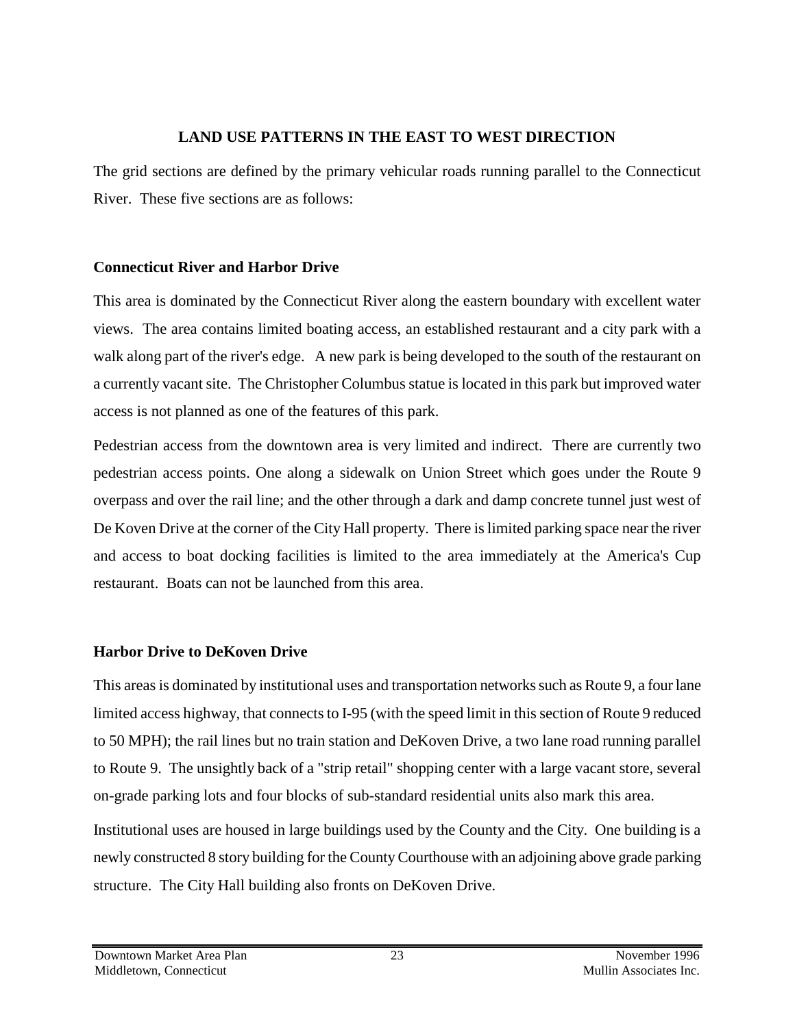## LAND USE PATTERNS IN THE EAST TO WEST DIRECTION

The grid sections are defined by the primary vehicular roads running parallel to the Connecticut River. These five sections are as follows:

### Connecticut River and Harbor Drive

This area is dominated by the Connecticut River along the eastern boundary with excellent water views. The area contains limited boating access, an established restaurant and a city park with a walk along part of the river's edge. A new park is being developed to the south of the restaurant on a currently vacant site. The Christopher Columbus statue is located in this park but improved water access is not planned as one of the features of this park.

Pedestrian access from the downtown area is very limited and indirect. There are currently two pedestrian access points. One along a sidewalk on Union Street which goes under the Route 9 overpass and over the rail line; and the other through a dark and damp concrete tunnel just west of De Koven Drive at the corner of the City Hall property. There is limited parking space near the river and access to boat docking facilities is limited to the area immediately at the America's Cup restaurant. Boats can not be launched from this area.

### Harbor Drive to DeKoven Drive

This areas is dominated by institutional uses and transportation networks such as Route 9, a four lane limited access highway, that connects to I-95 (with the speed limit in this section of Route 9 reduced to 50 MPH); the rail lines but no train station and DeKoven Drive, a two lane road running parallel to Route 9. The unsightly back of a "strip retail" shopping center with a large vacant store, several on-grade parking lots and four blocks of sub-standard residential units also mark this area.

Institutional uses are housed in large buildings used by the County and the City. One building is a newly constructed 8 story building for the County Courthouse with an adjoining above grade parking structure. The City Hall building also fronts on DeKoven Drive.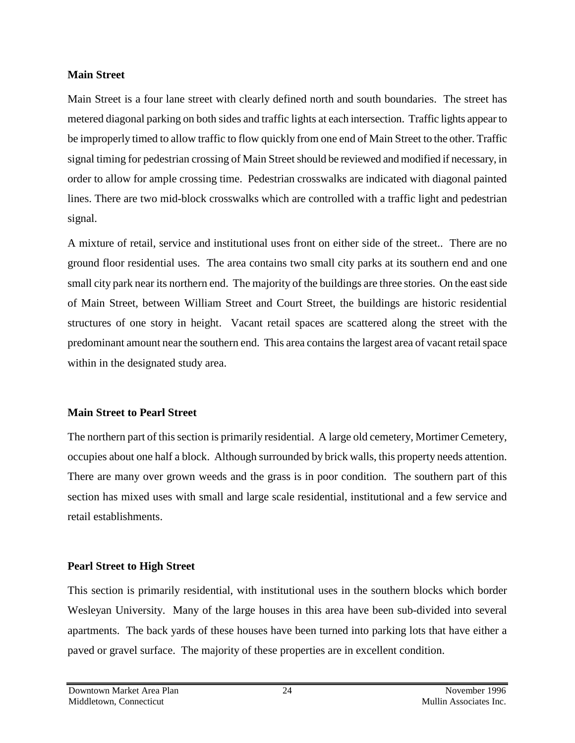**Main Street**

Main Street is a four lane street with clearly defined north and south boundaries. The street has metered diagonal parking on both sides and traffic lights at each intersection. Traffic lights appear to be improperly timed to allow traffic to flow quickly from one end of Main Street to the other. Traffic signal timing for pedestrian crossing of Main Street should be reviewed and modified if necessary, in order to allow for ample crossing time. Pedestrian crosswalks are indicated with diagonal painted lines. There are two mid-block crosswalks which are controlled with a traffic light and pedestrian signal.

A mixture of retail, service and institutional uses front on either side of the street.. There are no ground floor residential uses. The area contains two small city parks at its southern end and one small city park near its northern end. The majority of the buildings are three stories. On the east side of Main Street, between William Street and Court Street, the buildings are historic residential structures of one story in height. Vacant retail spaces are scattered along the street with the predominant amount near the southern end. This area contains the largest area of vacant retail space within in the designated study area.

**Main Street to Pearl Street**

The northern part of this section is primarily residential. A large old cemetery, Mortimer Cemetery, occupies about one half a block. Although surrounded by brick walls, this property needs attention. There are many over grown weeds and the grass is in poor condition. The southern part of this section has mixed uses with small and large scale residential, institutional and a few service and retail establishments.

**Pearl Street to High Street**

This section is primarily residential, with institutional uses in the southern blocks which border Wesleyan University. Many of the large houses in this area have been sub-divided into several apartments. The back yards of these houses have been turned into parking lots that have either a paved or gravel surface. The majority of these properties are in excellent condition.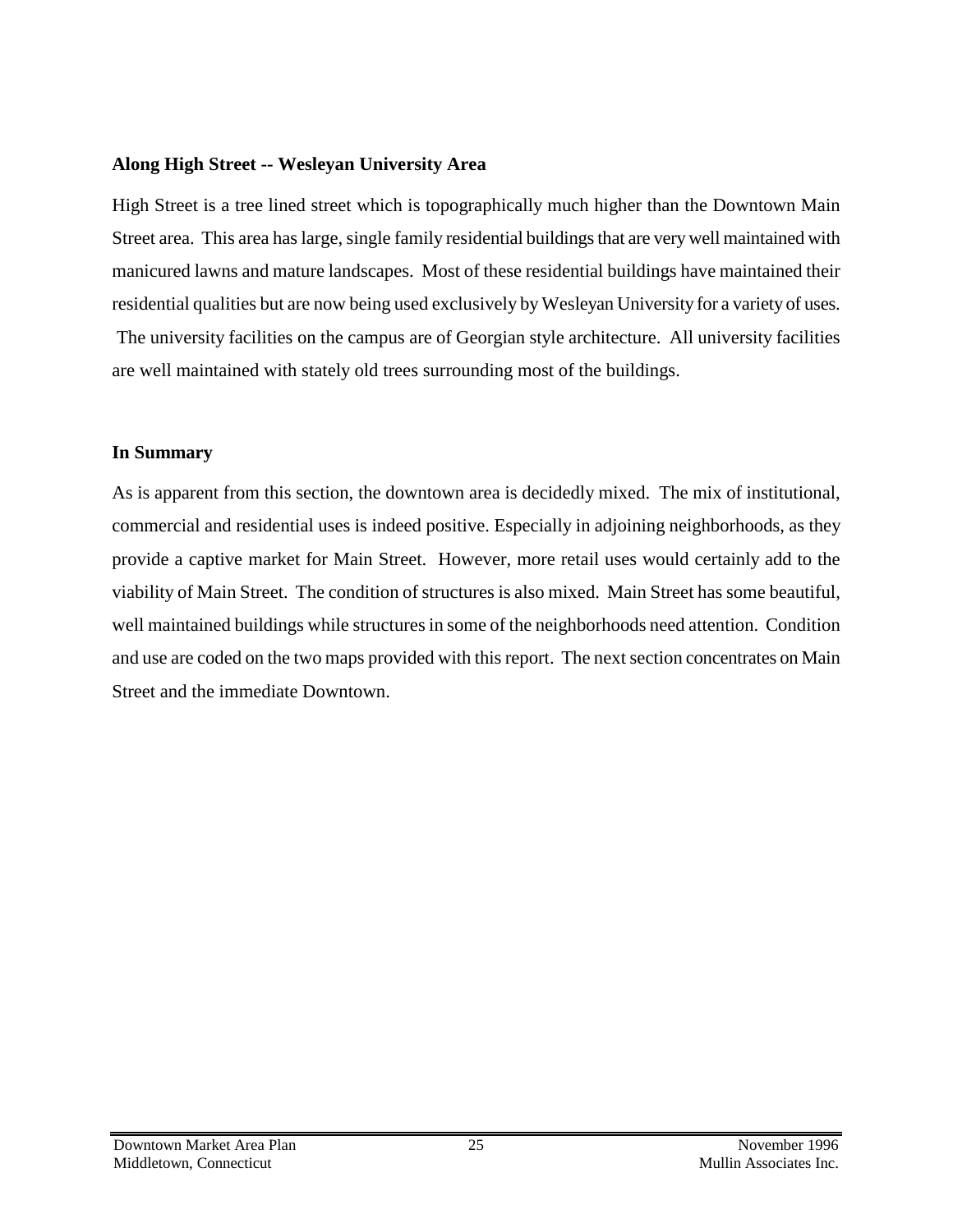**Along High Street -- Wesleyan University Area**

High Street is a tree lined street which is topographically much higher than the Downtown Main Street area. This area has large, single family residential buildings that are very well maintained with manicured lawns and mature landscapes. Most of these residential buildings have maintained their residential qualities but are now being used exclusively by Wesleyan University for a variety of uses. The university facilities on the campus are of Georgian style architecture. All university facilities are well maintained with stately old trees surrounding most of the buildings.

**In Summary**

As is apparent from this section, the downtown area is decidedly mixed. The mix of institutional, commercial and residential uses is indeed positive. Especially in adjoining neighborhoods, as they provide a captive market for Main Street. However, more retail uses would certainly add to the viability of Main Street. The condition of structures is also mixed. Main Street has some beautiful, well maintained buildings while structures in some of the neighborhoods need attention. Condition and use are coded on the two maps provided with this report. The next section concentrates on Main Street and the immediate Downtown.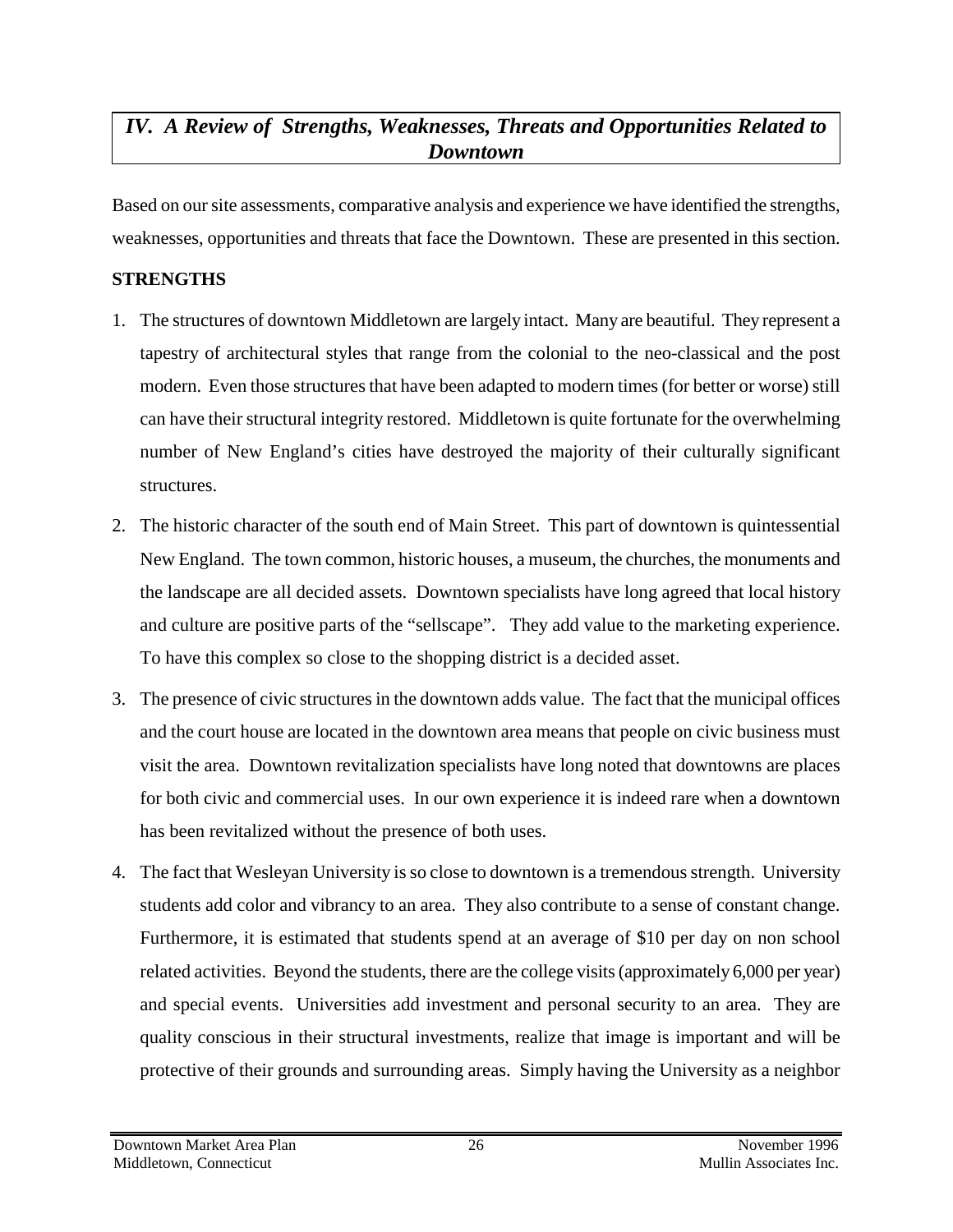## *IV. A Review of Strengths, Weaknesses, Threats and Opportunities Related to Downtown*

Based on our site assessments, comparative analysis and experience we have identified the strengths, weaknesses, opportunities and threats that face the Downtown. These are presented in this section.

**STRENGTHS**

1. The structures of downtown Middletown are largely intact. Many are beautiful. They represent a tapestry of architectural styles that range from the colonial to the neo-classical and the post modern. Even those structures that have been adapted to modern times (for better or worse) still can have their structural integrity restored. Middletown is quite fortunate for the overwhelming number of New England's cities have destroyed the majority of their culturally significant structures.

2. The historic character of the south end of Main Street. This part of downtown is quintessential New England. The town common, historic houses, a museum, the churches, the monuments and the landscape are all decided assets. Downtown specialists have long agreed that local history and culture are positive parts of the "sellscape". They add value to the marketing experience. To have this complex so close to the shopping district is a decided asset.

3. The presence of civic structures in the downtown adds value. The fact that the municipal offices and the court house are located in the downtown area means that people on civic business must visit the area. Downtown revitalization specialists have long noted that downtowns are places for both civic and commercial uses. In our own experience it is indeed rare when a downtown has been revitalized without the presence of both uses.

4. The fact that Wesleyan University is so close to downtown is a tremendous strength. University students add color and vibrancy to an area. They also contribute to a sense of constant change. Furthermore, it is estimated that students spend at an average of $10 per day on non school related activities. Beyond the students, there are the college visits (approximately 6,000 per year) and special events. Universities add investment and personal security to an area. They are quality conscious in their structural investments, realize that image is important and will be protective of their grounds and surrounding areas. Simply having the University as a neighbor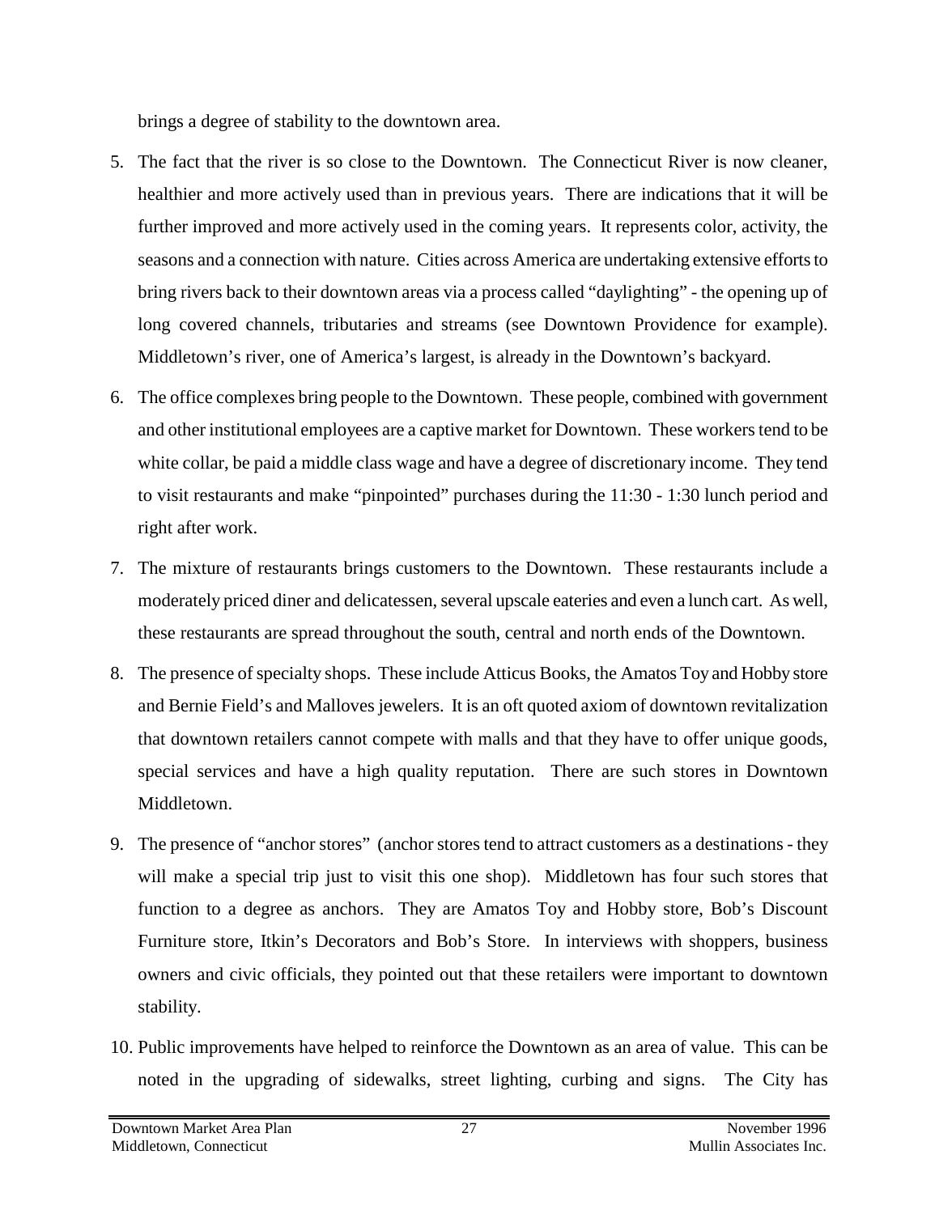brings a degree of stability to the downtown area.

5. The fact that the river is so close to the Downtown. The Connecticut River is now cleaner, healthier and more actively used than in previous years. There are indications that it will be further improved and more actively used in the coming years. It represents color, activity, the seasons and a connection with nature. Cities across America are undertaking extensive efforts to bring rivers back to their downtown areas via a process called "daylighting" - the opening up of long covered channels, tributaries and streams (see Downtown Providence for example). Middletown's river, one of America's largest, is already in the Downtown's backyard.

6. The office complexes bring people to the Downtown. These people, combined with government and other institutional employees are a captive market for Downtown. These workers tend to be white collar, be paid a middle class wage and have a degree of discretionary income. They tend to visit restaurants and make "pinpointed" purchases during the 11:30 - 1:30 lunch period and right after work.

7. The mixture of restaurants brings customers to the Downtown. These restaurants include a moderately priced diner and delicatessen, several upscale eateries and even a lunch cart. As well, these restaurants are spread throughout the south, central and north ends of the Downtown.

8. The presence of specialty shops. These include Atticus Books, the Amatos Toy and Hobby store and Bernie Field's and Malloves jewelers. It is an oft quoted axiom of downtown revitalization that downtown retailers cannot compete with malls and that they have to offer unique goods, special services and have a high quality reputation. There are such stores in Downtown Middletown.

9. The presence of "anchor stores" (anchor stores tend to attract customers as a destinations - they will make a special trip just to visit this one shop). Middletown has four such stores that function to a degree as anchors. They are Amatos Toy and Hobby store, Bob's Discount Furniture store, Itkin's Decorators and Bob's Store. In interviews with shoppers, business owners and civic officials, they pointed out that these retailers were important to downtown stability.

10. Public improvements have helped to reinforce the Downtown as an area of value. This can be noted in the upgrading of sidewalks, street lighting, curbing and signs. The City has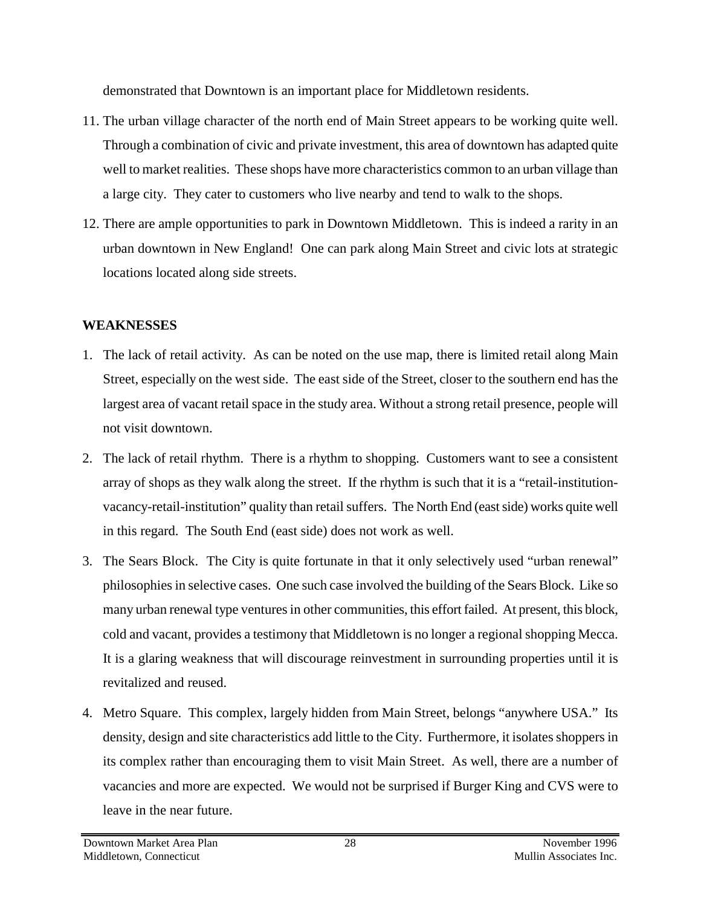demonstrated that Downtown is an important place for Middletown residents.

11. The urban village character of the north end of Main Street appears to be working quite well. Through a combination of civic and private investment, this area of downtown has adapted quite well to market realities. These shops have more characteristics common to an urban village than a large city. They cater to customers who live nearby and tend to walk to the shops.

12. There are ample opportunities to park in Downtown Middletown. This is indeed a rarity in an urban downtown in New England! One can park along Main Street and civic lots at strategic locations located along side streets.

**WEAKNESSES**

1. The lack of retail activity. As can be noted on the use map, there is limited retail along Main Street, especially on the west side. The east side of the Street, closer to the southern end has the largest area of vacant retail space in the study area. Without a strong retail presence, people will not visit downtown.

2. The lack of retail rhythm. There is a rhythm to shopping. Customers want to see a consistent array of shops as they walk along the street. If the rhythm is such that it is a "retail-institution-vacancy-retail-institution" quality than retail suffers. The North End (east side) works quite well in this regard. The South End (east side) does not work as well.

3. The Sears Block. The City is quite fortunate in that it only selectively used "urban renewal" philosophies in selective cases. One such case involved the building of the Sears Block. Like so many urban renewal type ventures in other communities, this effort failed. At present, this block, cold and vacant, provides a testimony that Middletown is no longer a regional shopping Mecca. It is a glaring weakness that will discourage reinvestment in surrounding properties until it is revitalized and reused.

4. Metro Square. This complex, largely hidden from Main Street, belongs "anywhere USA." Its density, design and site characteristics add little to the City. Furthermore, it isolates shoppers in its complex rather than encouraging them to visit Main Street. As well, there are a number of vacancies and more are expected. We would not be surprised if Burger King and CVS were to leave in the near future.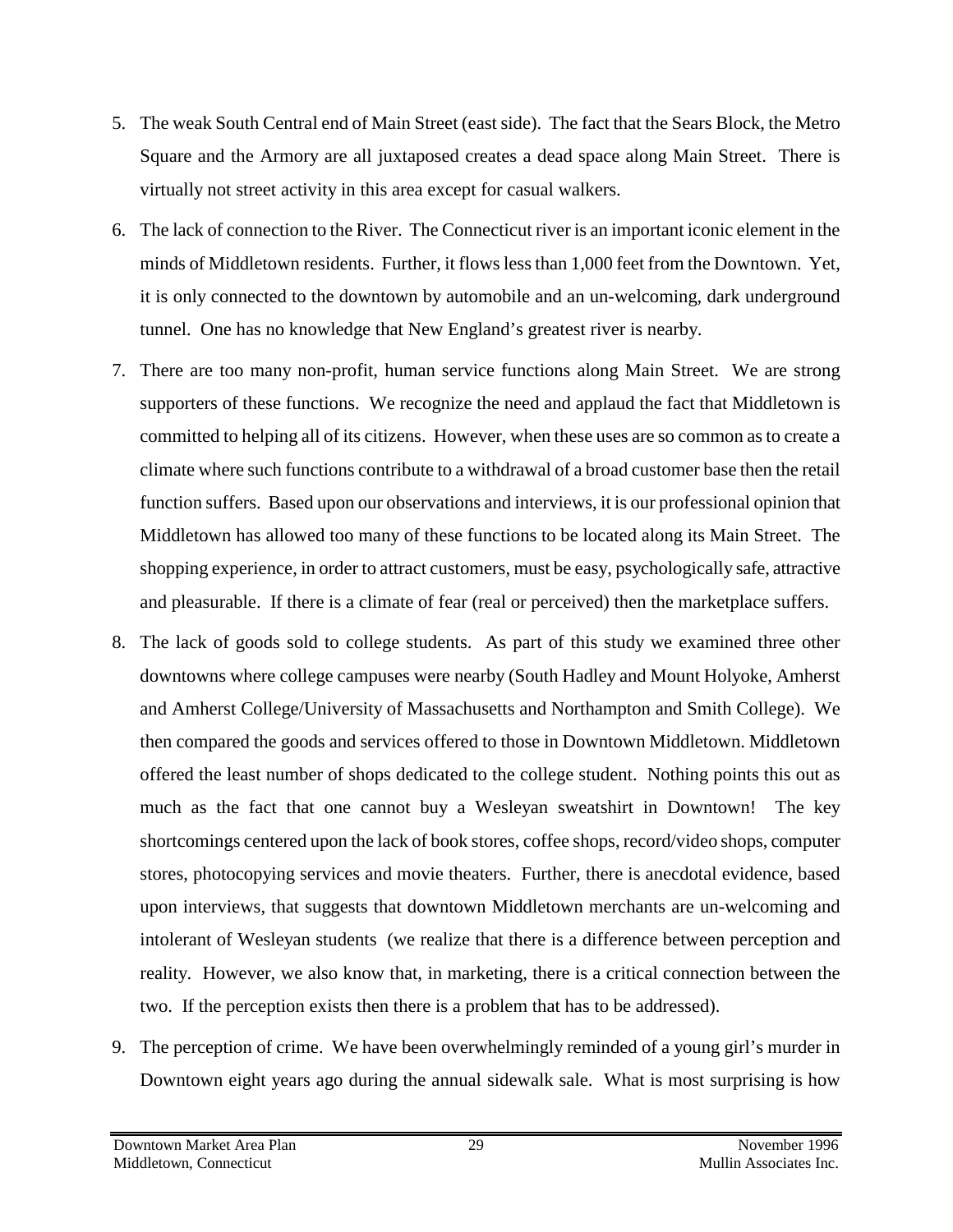5. The weak South Central end of Main Street (east side). The fact that the Sears Block, the Metro Square and the Armory are all juxtaposed creates a dead space along Main Street. There is virtually not street activity in this area except for casual walkers.

6. The lack of connection to the River. The Connecticut river is an important iconic element in the minds of Middletown residents. Further, it flows less than 1,000 feet from the Downtown. Yet, it is only connected to the downtown by automobile and an un-welcoming, dark underground tunnel. One has no knowledge that New England's greatest river is nearby.

7. There are too many non-profit, human service functions along Main Street. We are strong supporters of these functions. We recognize the need and applaud the fact that Middletown is committed to helping all of its citizens. However, when these uses are so common as to create a climate where such functions contribute to a withdrawal of a broad customer base then the retail function suffers. Based upon our observations and interviews, it is our professional opinion that Middletown has allowed too many of these functions to be located along its Main Street. The shopping experience, in order to attract customers, must be easy, psychologically safe, attractive and pleasurable. If there is a climate of fear (real or perceived) then the marketplace suffers.

8. The lack of goods sold to college students. As part of this study we examined three other downtowns where college campuses were nearby (South Hadley and Mount Holyoke, Amherst and Amherst College/University of Massachusetts and Northampton and Smith College). We then compared the goods and services offered to those in Downtown Middletown. Middletown offered the least number of shops dedicated to the college student. Nothing points this out as much as the fact that one cannot buy a Wesleyan sweatshirt in Downtown! The key shortcomings centered upon the lack of book stores, coffee shops, record/video shops, computer stores, photocopying services and movie theaters. Further, there is anecdotal evidence, based upon interviews, that suggests that downtown Middletown merchants are un-welcoming and intolerant of Wesleyan students (we realize that there is a difference between perception and reality. However, we also know that, in marketing, there is a critical connection between the two. If the perception exists then there is a problem that has to be addressed).

9. The perception of crime. We have been overwhelmingly reminded of a young girl's murder in Downtown eight years ago during the annual sidewalk sale. What is most surprising is how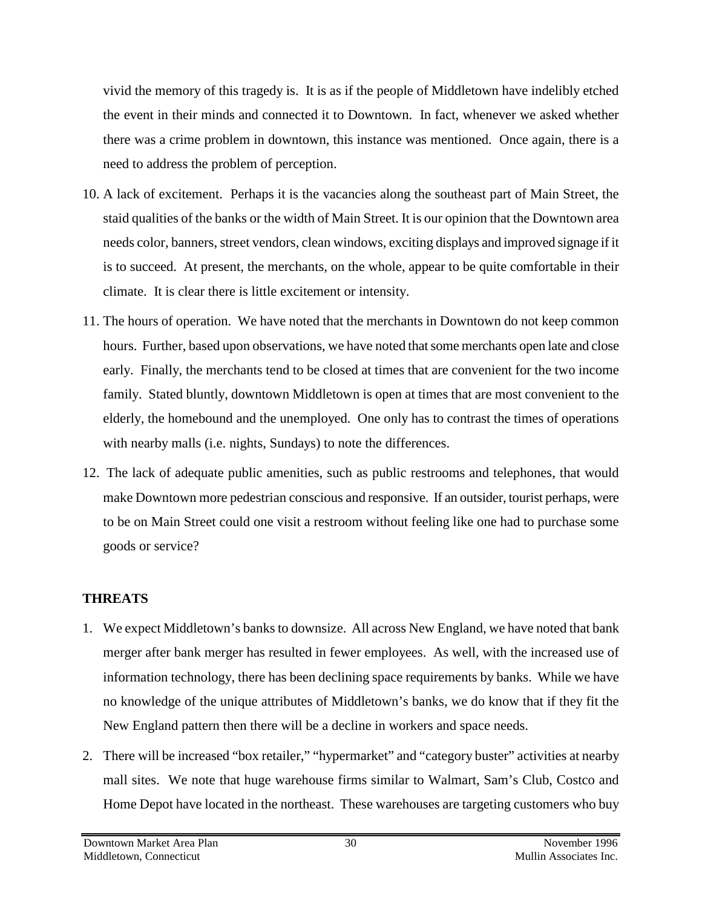vivid the memory of this tragedy is. It is as if the people of Middletown have indelibly etched the event in their minds and connected it to Downtown. In fact, whenever we asked whether there was a crime problem in downtown, this instance was mentioned. Once again, there is a need to address the problem of perception.

10. A lack of excitement. Perhaps it is the vacancies along the southeast part of Main Street, the staid qualities of the banks or the width of Main Street. It is our opinion that the Downtown area needs color, banners, street vendors, clean windows, exciting displays and improved signage if it is to succeed. At present, the merchants, on the whole, appear to be quite comfortable in their climate. It is clear there is little excitement or intensity.

11. The hours of operation. We have noted that the merchants in Downtown do not keep common hours. Further, based upon observations, we have noted that some merchants open late and close early. Finally, the merchants tend to be closed at times that are convenient for the two income family. Stated bluntly, downtown Middletown is open at times that are most convenient to the elderly, the homebound and the unemployed. One only has to contrast the times of operations with nearby malls (i.e. nights, Sundays) to note the differences.

12. The lack of adequate public amenities, such as public restrooms and telephones, that would make Downtown more pedestrian conscious and responsive. If an outsider, tourist perhaps, were to be on Main Street could one visit a restroom without feeling like one had to purchase some goods or service?

**THREATS**

1. We expect Middletown's banks to downsize. All across New England, we have noted that bank merger after bank merger has resulted in fewer employees. As well, with the increased use of information technology, there has been declining space requirements by banks. While we have no knowledge of the unique attributes of Middletown's banks, we do know that if they fit the New England pattern then there will be a decline in workers and space needs.

2. There will be increased "box retailer," "hypermarket" and "category buster" activities at nearby mall sites. We note that huge warehouse firms similar to Walmart, Sam's Club, Costco and Home Depot have located in the northeast. These warehouses are targeting customers who buy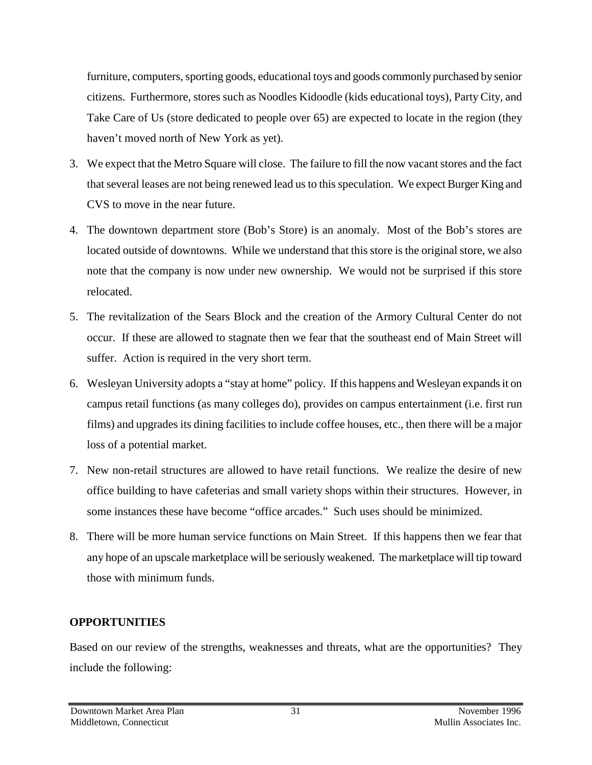furniture, computers, sporting goods, educational toys and goods commonly purchased by senior citizens. Furthermore, stores such as Noodles Kidoodle (kids educational toys), Party City, and Take Care of Us (store dedicated to people over 65) are expected to locate in the region (they haven't moved north of New York as yet).

3. We expect that the Metro Square will close. The failure to fill the now vacant stores and the fact that several leases are not being renewed lead us to this speculation. We expect Burger King and CVS to move in the near future.
4. The downtown department store (Bob's Store) is an anomaly. Most of the Bob's stores are located outside of downtowns. While we understand that this store is the original store, we also note that the company is now under new ownership. We would not be surprised if this store relocated.
5. The revitalization of the Sears Block and the creation of the Armory Cultural Center do not occur. If these are allowed to stagnate then we fear that the southeast end of Main Street will suffer. Action is required in the very short term.
6. Wesleyan University adopts a "stay at home" policy. If this happens and Wesleyan expands it on campus retail functions (as many colleges do), provides on campus entertainment (i.e. first run films) and upgrades its dining facilities to include coffee houses, etc., then there will be a major loss of a potential market.
7. New non-retail structures are allowed to have retail functions. We realize the desire of new office building to have cafeterias and small variety shops within their structures. However, in some instances these have become "office arcades." Such uses should be minimized.
8. There will be more human service functions on Main Street. If this happens then we fear that any hope of an upscale marketplace will be seriously weakened. The marketplace will tip toward those with minimum funds.

**OPPORTUNITIES**

Based on our review of the strengths, weaknesses and threats, what are the opportunities? They include the following: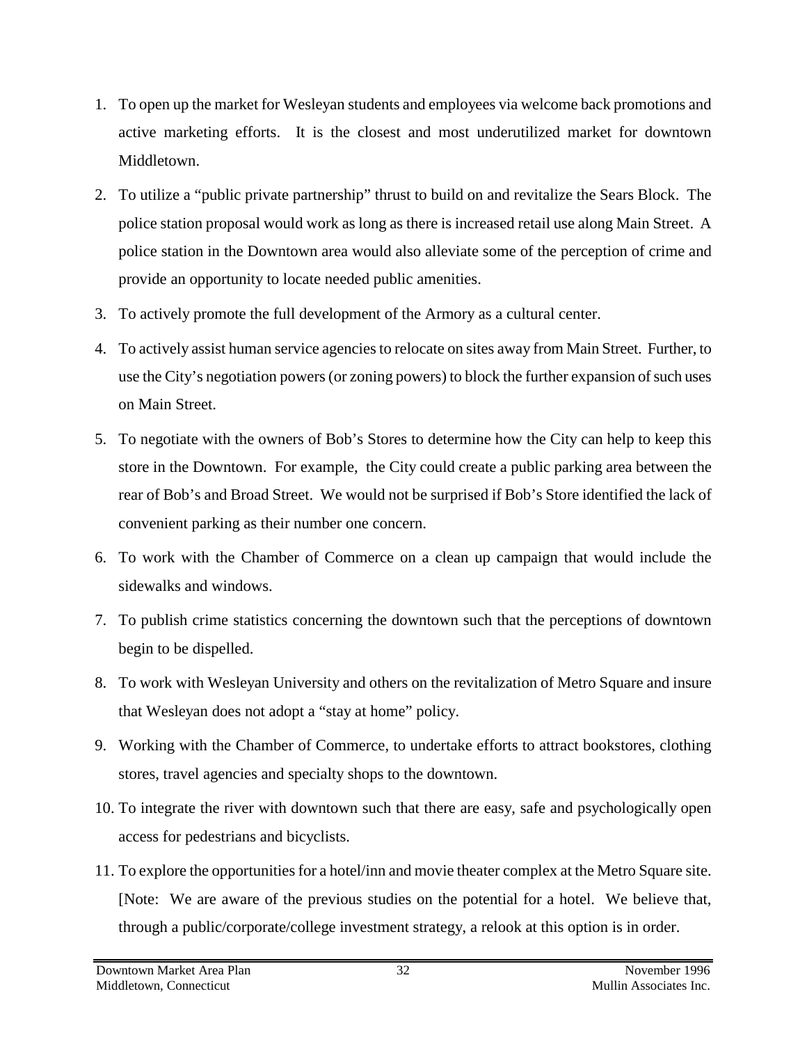1. To open up the market for Wesleyan students and employees via welcome back promotions and active marketing efforts.  It is the closest and most underutilized market for downtown Middletown.
2. To utilize a "public private partnership" thrust to build on and revitalize the Sears Block.  The police station proposal would work as long as there is increased retail use along Main Street.  A police station in the Downtown area would also alleviate some of the perception of crime and provide an opportunity to locate needed public amenities.
3. To actively promote the full development of the Armory as a cultural center.
4. To actively assist human service agencies to relocate on sites away from Main Street.  Further, to use the City's negotiation powers (or zoning powers) to block the further expansion of such uses on Main Street.
5. To negotiate with the owners of Bob's Stores to determine how the City can help to keep this store in the Downtown.  For example,  the City could create a public parking area between the rear of Bob's and Broad Street.  We would not be surprised if Bob's Store identified the lack of convenient parking as their number one concern.
6. To work with the Chamber of Commerce on a clean up campaign that would include the sidewalks and windows.
7. To publish crime statistics concerning the downtown such that the perceptions of downtown begin to be dispelled.
8. To work with Wesleyan University and others on the revitalization of Metro Square and insure that Wesleyan does not adopt a "stay at home" policy.
9. Working with the Chamber of Commerce, to undertake efforts to attract bookstores, clothing stores, travel agencies and specialty shops to the downtown.
10. To integrate the river with downtown such that there are easy, safe and psychologically open access for pedestrians and bicyclists.
11. To explore the opportunities for a hotel/inn and movie theater complex at the Metro Square site.  [Note:  We are aware of the previous studies on the potential for a hotel.  We believe that, through a public/corporate/college investment strategy, a relook at this option is in order.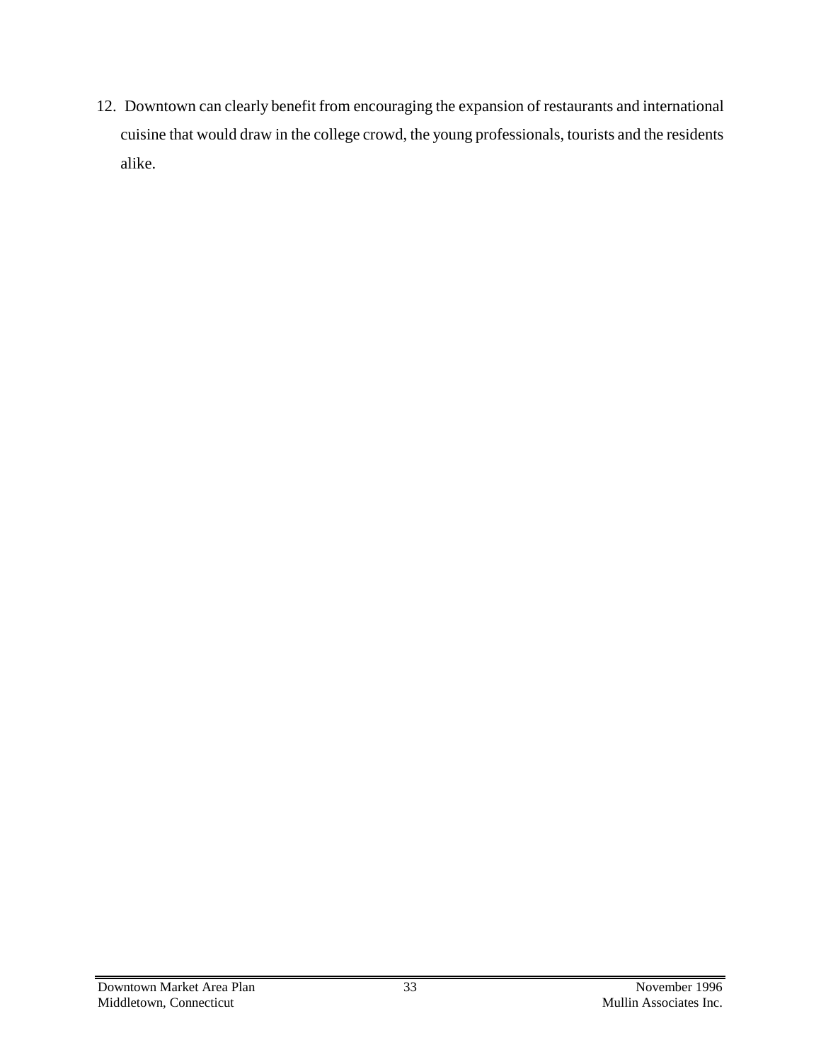12. Downtown can clearly benefit from encouraging the expansion of restaurants and international cuisine that would draw in the college crowd, the young professionals, tourists and the residents alike.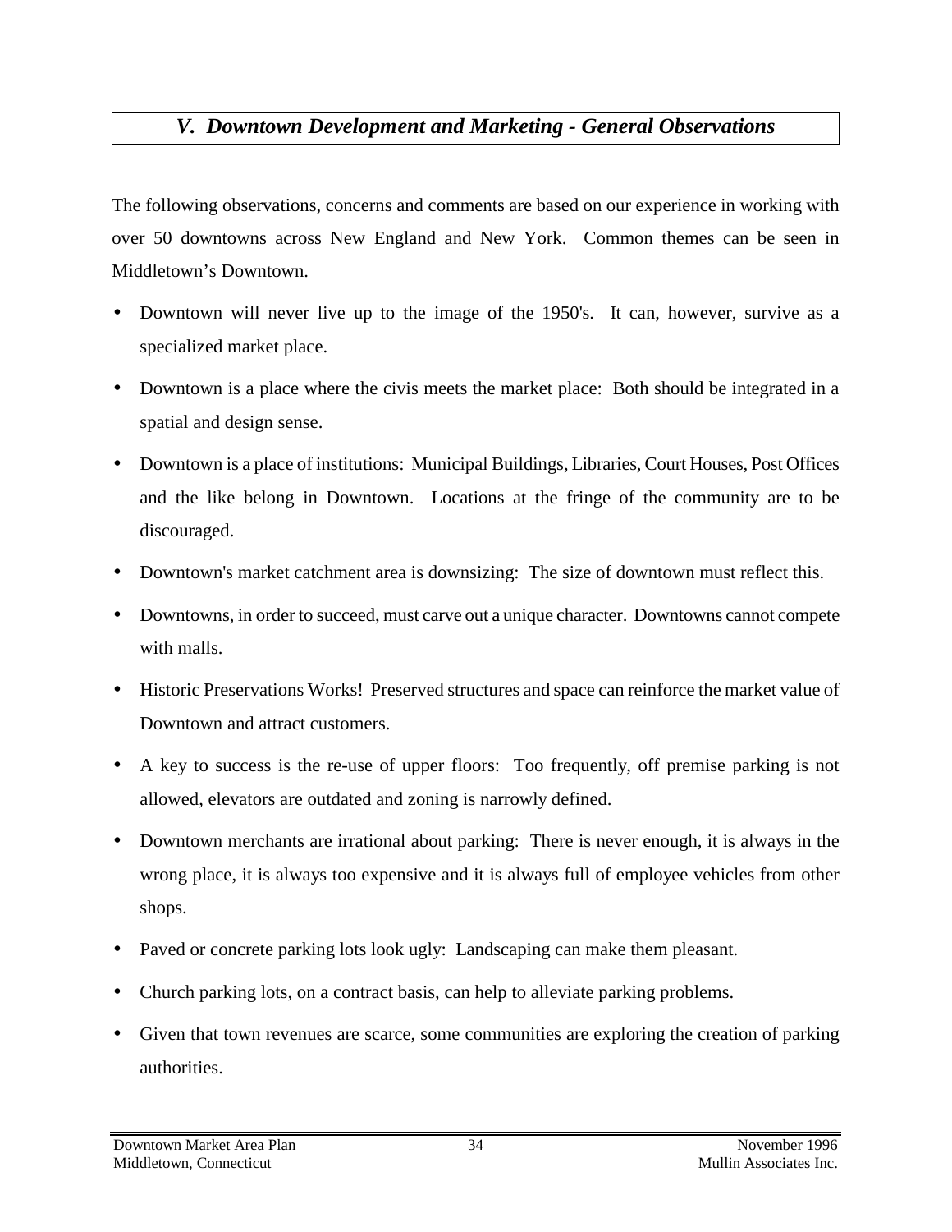## *V. Downtown Development and Marketing - General Observations*

The following observations, concerns and comments are based on our experience in working with over 50 downtowns across New England and New York. Common themes can be seen in Middletown's Downtown.

- Downtown will never live up to the image of the 1950's. It can, however, survive as a specialized market place.
- Downtown is a place where the civis meets the market place: Both should be integrated in a spatial and design sense.
- Downtown is a place of institutions: Municipal Buildings, Libraries, Court Houses, Post Offices and the like belong in Downtown. Locations at the fringe of the community are to be discouraged.
- Downtown's market catchment area is downsizing: The size of downtown must reflect this.
- Downtowns, in order to succeed, must carve out a unique character. Downtowns cannot compete with malls.
- Historic Preservations Works! Preserved structures and space can reinforce the market value of Downtown and attract customers.
- A key to success is the re-use of upper floors: Too frequently, off premise parking is not allowed, elevators are outdated and zoning is narrowly defined.
- Downtown merchants are irrational about parking: There is never enough, it is always in the wrong place, it is always too expensive and it is always full of employee vehicles from other shops.
- Paved or concrete parking lots look ugly: Landscaping can make them pleasant.
- Church parking lots, on a contract basis, can help to alleviate parking problems.
- Given that town revenues are scarce, some communities are exploring the creation of parking authorities.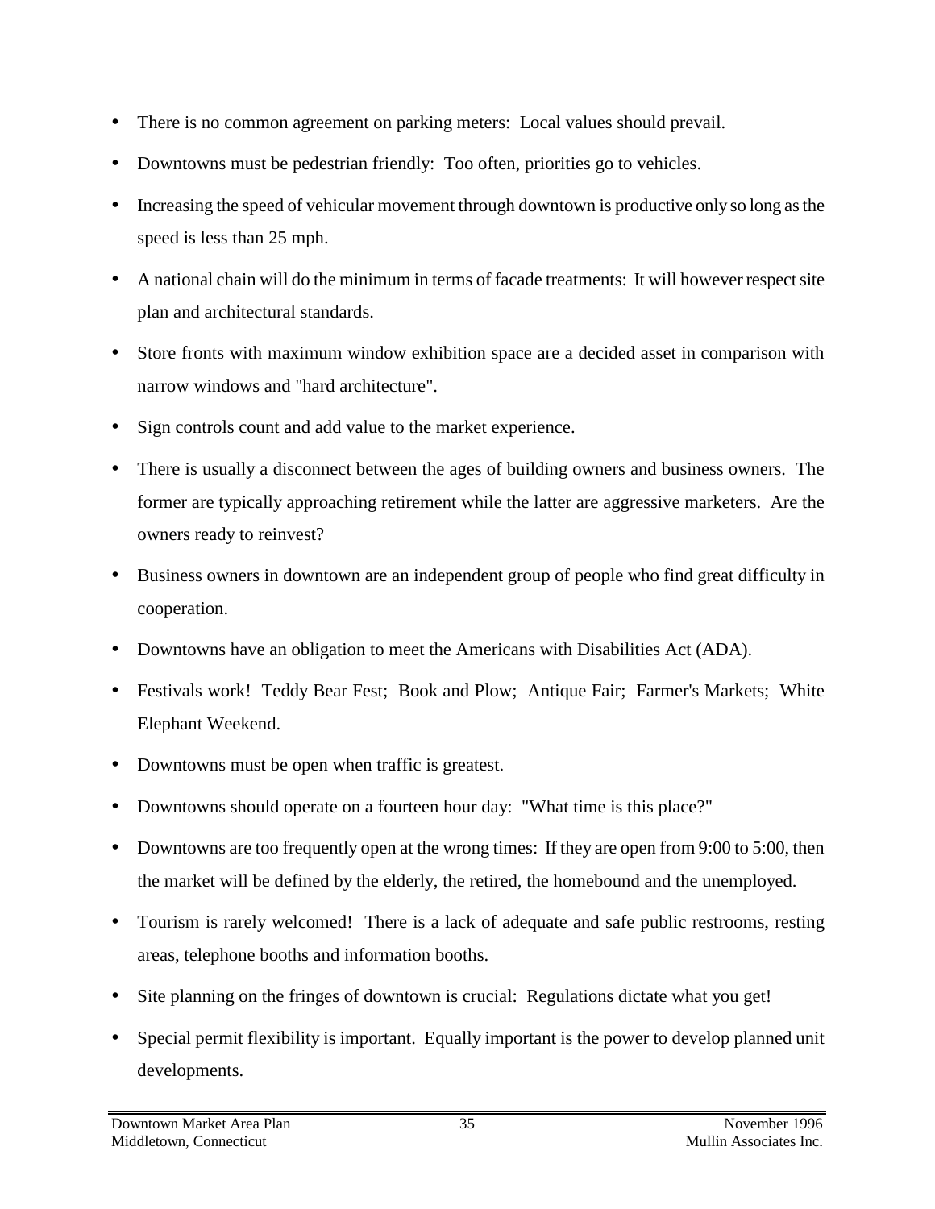- There is no common agreement on parking meters:  Local values should prevail.
- Downtowns must be pedestrian friendly:  Too often, priorities go to vehicles.
- Increasing the speed of vehicular movement through downtown is productive only so long as the speed is less than 25 mph.
- A national chain will do the minimum in terms of facade treatments:  It will however respect site plan and architectural standards.
- Store fronts with maximum window exhibition space are a decided asset in comparison with narrow windows and "hard architecture".
- Sign controls count and add value to the market experience.
- There is usually a disconnect between the ages of building owners and business owners.  The former are typically approaching retirement while the latter are aggressive marketers.  Are the owners ready to reinvest?
- Business owners in downtown are an independent group of people who find great difficulty in cooperation.
- Downtowns have an obligation to meet the Americans with Disabilities Act (ADA).
- Festivals work!  Teddy Bear Fest;  Book and Plow;  Antique Fair;  Farmer's Markets;  White Elephant Weekend.
- Downtowns must be open when traffic is greatest.
- Downtowns should operate on a fourteen hour day:  "What time is this place?"
- Downtowns are too frequently open at the wrong times:  If they are open from 9:00 to 5:00, then the market will be defined by the elderly, the retired, the homebound and the unemployed.
- Tourism is rarely welcomed!  There is a lack of adequate and safe public restrooms, resting areas, telephone booths and information booths.
- Site planning on the fringes of downtown is crucial:  Regulations dictate what you get!
- Special permit flexibility is important.  Equally important is the power to develop planned unit developments.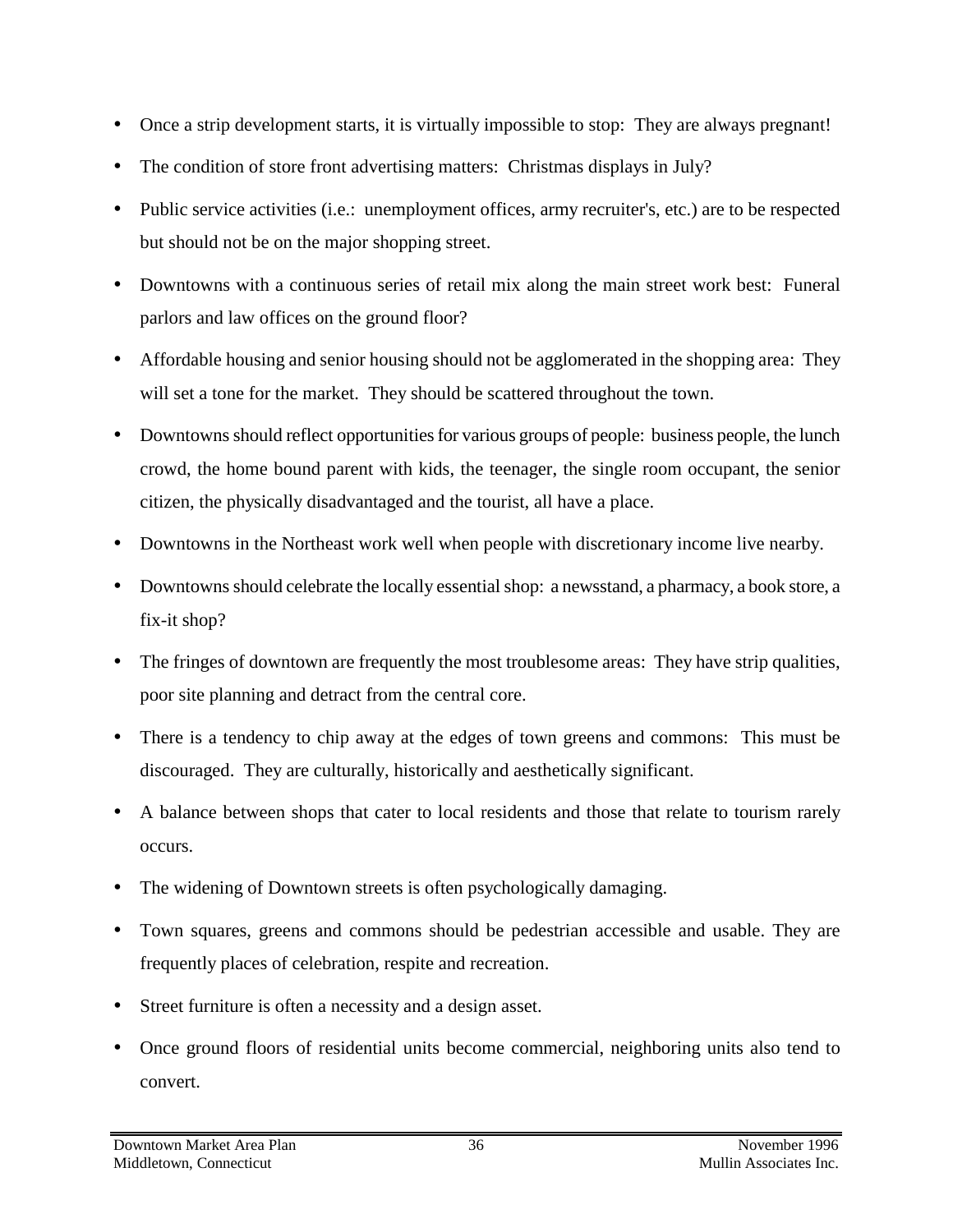- Once a strip development starts, it is virtually impossible to stop: They are always pregnant!
- The condition of store front advertising matters: Christmas displays in July?
- Public service activities (i.e.: unemployment offices, army recruiter's, etc.) are to be respected but should not be on the major shopping street.
- Downtowns with a continuous series of retail mix along the main street work best: Funeral parlors and law offices on the ground floor?
- Affordable housing and senior housing should not be agglomerated in the shopping area: They will set a tone for the market. They should be scattered throughout the town.
- Downtowns should reflect opportunities for various groups of people: business people, the lunch crowd, the home bound parent with kids, the teenager, the single room occupant, the senior citizen, the physically disadvantaged and the tourist, all have a place.
- Downtowns in the Northeast work well when people with discretionary income live nearby.
- Downtowns should celebrate the locally essential shop: a newsstand, a pharmacy, a book store, a fix-it shop?
- The fringes of downtown are frequently the most troublesome areas: They have strip qualities, poor site planning and detract from the central core.
- There is a tendency to chip away at the edges of town greens and commons: This must be discouraged. They are culturally, historically and aesthetically significant.
- A balance between shops that cater to local residents and those that relate to tourism rarely occurs.
- The widening of Downtown streets is often psychologically damaging.
- Town squares, greens and commons should be pedestrian accessible and usable. They are frequently places of celebration, respite and recreation.
- Street furniture is often a necessity and a design asset.
- Once ground floors of residential units become commercial, neighboring units also tend to convert.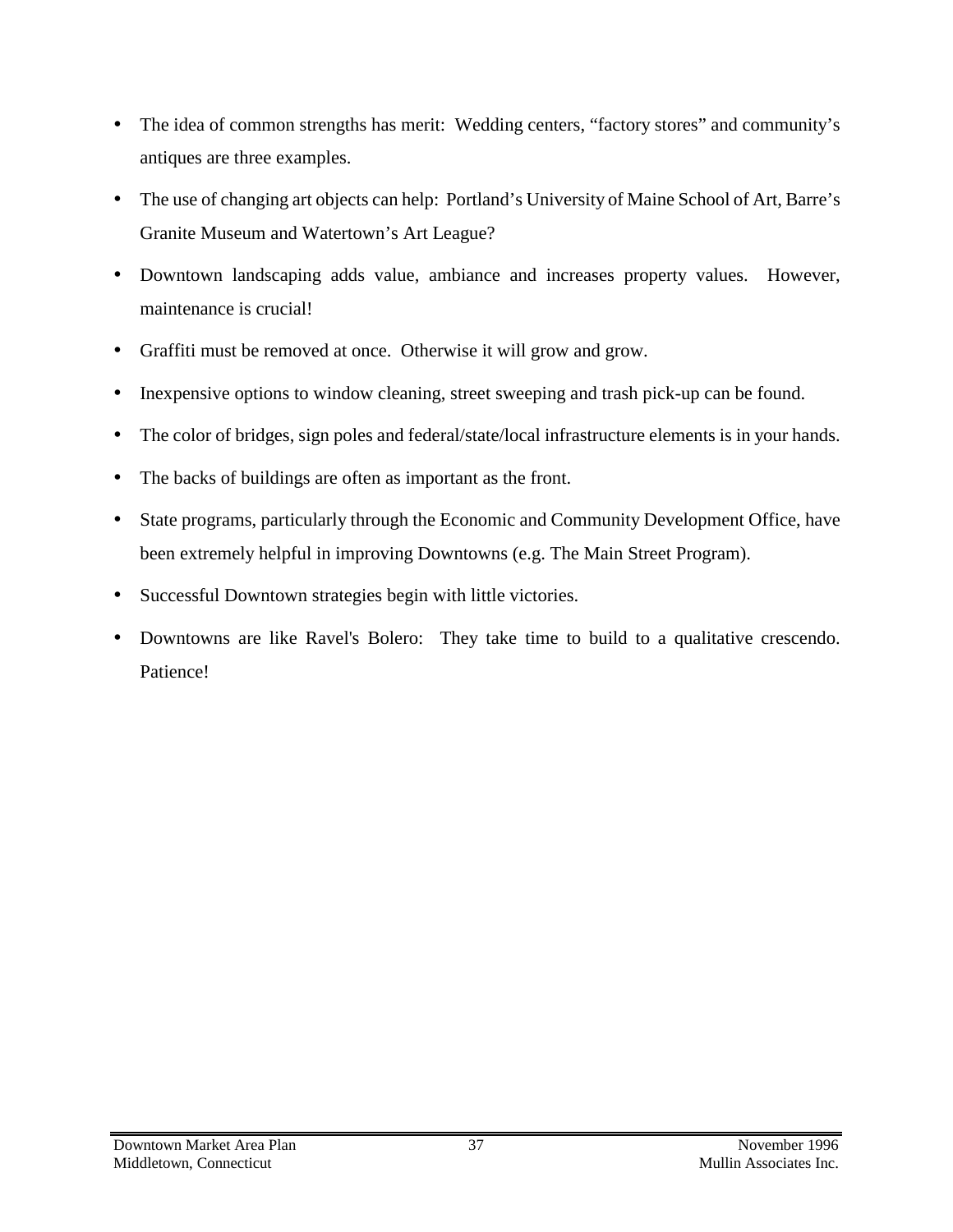- The idea of common strengths has merit: Wedding centers, "factory stores" and community's antiques are three examples.
- The use of changing art objects can help: Portland's University of Maine School of Art, Barre's Granite Museum and Watertown's Art League?
- Downtown landscaping adds value, ambiance and increases property values. However, maintenance is crucial!
- Graffiti must be removed at once. Otherwise it will grow and grow.
- Inexpensive options to window cleaning, street sweeping and trash pick-up can be found.
- The color of bridges, sign poles and federal/state/local infrastructure elements is in your hands.
- The backs of buildings are often as important as the front.
- State programs, particularly through the Economic and Community Development Office, have been extremely helpful in improving Downtowns (e.g. The Main Street Program).
- Successful Downtown strategies begin with little victories.
- Downtowns are like Ravel's Bolero: They take time to build to a qualitative crescendo. Patience!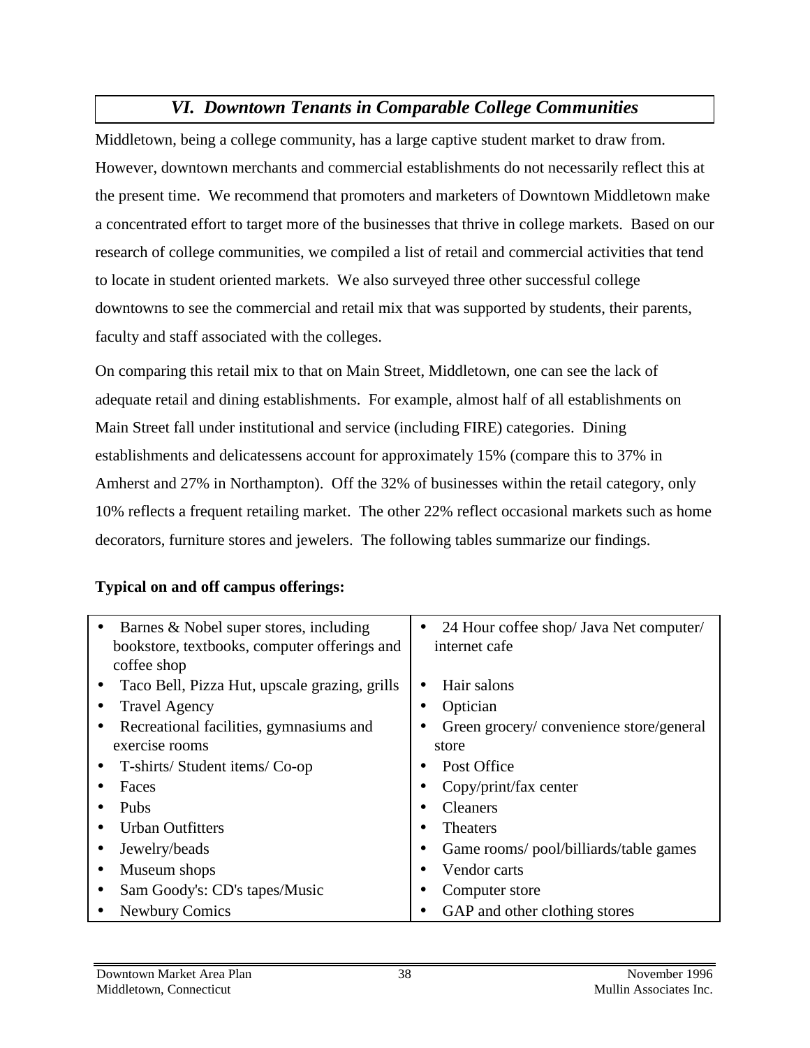## *VI. Downtown Tenants in Comparable College Communities*

Middletown, being a college community, has a large captive student market to draw from. However, downtown merchants and commercial establishments do not necessarily reflect this at the present time. We recommend that promoters and marketers of Downtown Middletown make a concentrated effort to target more of the businesses that thrive in college markets. Based on our research of college communities, we compiled a list of retail and commercial activities that tend to locate in student oriented markets. We also surveyed three other successful college downtowns to see the commercial and retail mix that was supported by students, their parents, faculty and staff associated with the colleges.

On comparing this retail mix to that on Main Street, Middletown, one can see the lack of adequate retail and dining establishments. For example, almost half of all establishments on Main Street fall under institutional and service (including FIRE) categories. Dining establishments and delicatessens account for approximately 15% (compare this to 37% in Amherst and 27% in Northampton). Off the 32% of businesses within the retail category, only 10% reflects a frequent retailing market. The other 22% reflect occasional markets such as home decorators, furniture stores and jewelers. The following tables summarize our findings.

**Typical on and off campus offerings:**

| | |
|---|---|
| • Barnes & Nobel super stores, including bookstore, textbooks, computer offerings and coffee shop | • 24 Hour coffee shop/ Java Net computer/ internet cafe |
| • Taco Bell, Pizza Hut, upscale grazing, grills | • Hair salons |
| • Travel Agency | • Optician |
| • Recreational facilities, gymnasiums and exercise rooms | • Green grocery/ convenience store/general store |
| • T-shirts/ Student items/ Co-op | • Post Office |
| • Faces | • Copy/print/fax center |
| • Pubs | • Cleaners |
| • Urban Outfitters | • Theaters |
| • Jewelry/beads | • Game rooms/ pool/billiards/table games |
| • Museum shops | • Vendor carts |
| • Sam Goody's: CD's tapes/Music | • Computer store |
| • Newbury Comics | • GAP and other clothing stores |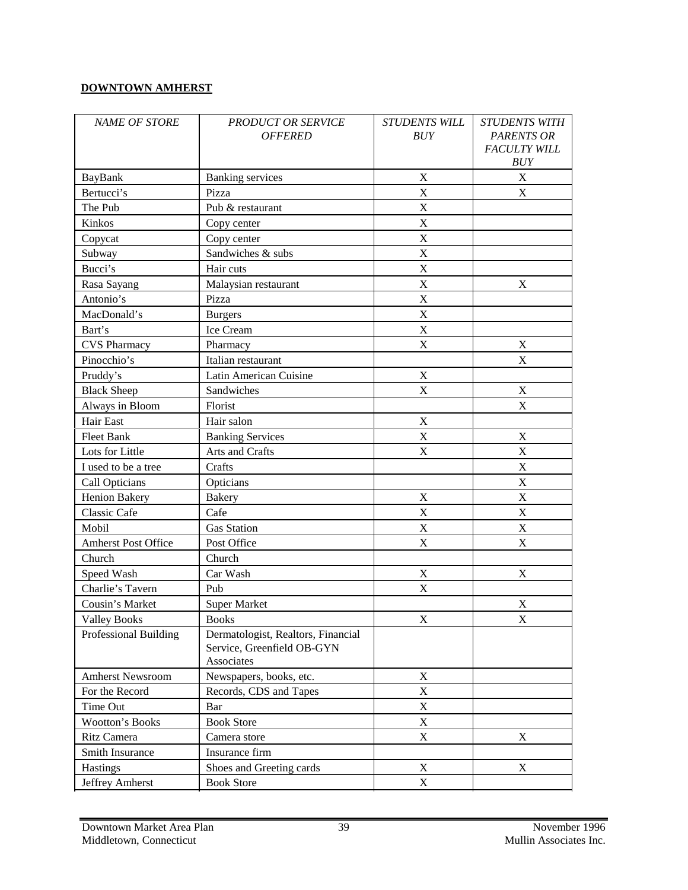**DOWNTOWN AMHERST**

| *NAME OF STORE* | *PRODUCT OR SERVICE OFFERED* | *STUDENTS WILL BUY* | *STUDENTS WITH PARENTS OR FACULTY WILL BUY* |
|---|---|---|---|
| BayBank | Banking services | X | X |
| Bertucci's | Pizza | X | X |
| The Pub | Pub & restaurant | X | |
| Kinkos | Copy center | X | |
| Copycat | Copy center | X | |
| Subway | Sandwiches & subs | X | |
| Bucci's | Hair cuts | X | |
| Rasa Sayang | Malaysian restaurant | X | X |
| Antonio's | Pizza | X | |
| MacDonald's | Burgers | X | |
| Bart's | Ice Cream | X | |
| CVS Pharmacy | Pharmacy | X | X |
| Pinocchio's | Italian restaurant | | X |
| Pruddy's | Latin American Cuisine | X | |
| Black Sheep | Sandwiches | X | X |
| Always in Bloom | Florist | | X |
| Hair East | Hair salon | X | |
| Fleet Bank | Banking Services | X | X |
| Lots for Little | Arts and Crafts | X | X |
| I used to be a tree | Crafts | | X |
| Call Opticians | Opticians | | X |
| Henion Bakery | Bakery | X | X |
| Classic Cafe | Cafe | X | X |
| Mobil | Gas Station | X | X |
| Amherst Post Office | Post Office | X | X |
| Church | Church | | |
| Speed Wash | Car Wash | X | X |
| Charlie's Tavern | Pub | X | |
| Cousin's Market | Super Market | | X |
| Valley Books | Books | X | X |
| Professional Building | Dermatologist, Realtors, Financial Service, Greenfield OB-GYN Associates | | |
| Amherst Newsroom | Newspapers, books, etc. | X | |
| For the Record | Records, CDS and Tapes | X | |
| Time Out | Bar | X | |
| Wootton's Books | Book Store | X | |
| Ritz Camera | Camera store | X | X |
| Smith Insurance | Insurance firm | | |
| Hastings | Shoes and Greeting cards | X | X |
| Jeffrey Amherst | Book Store | X | |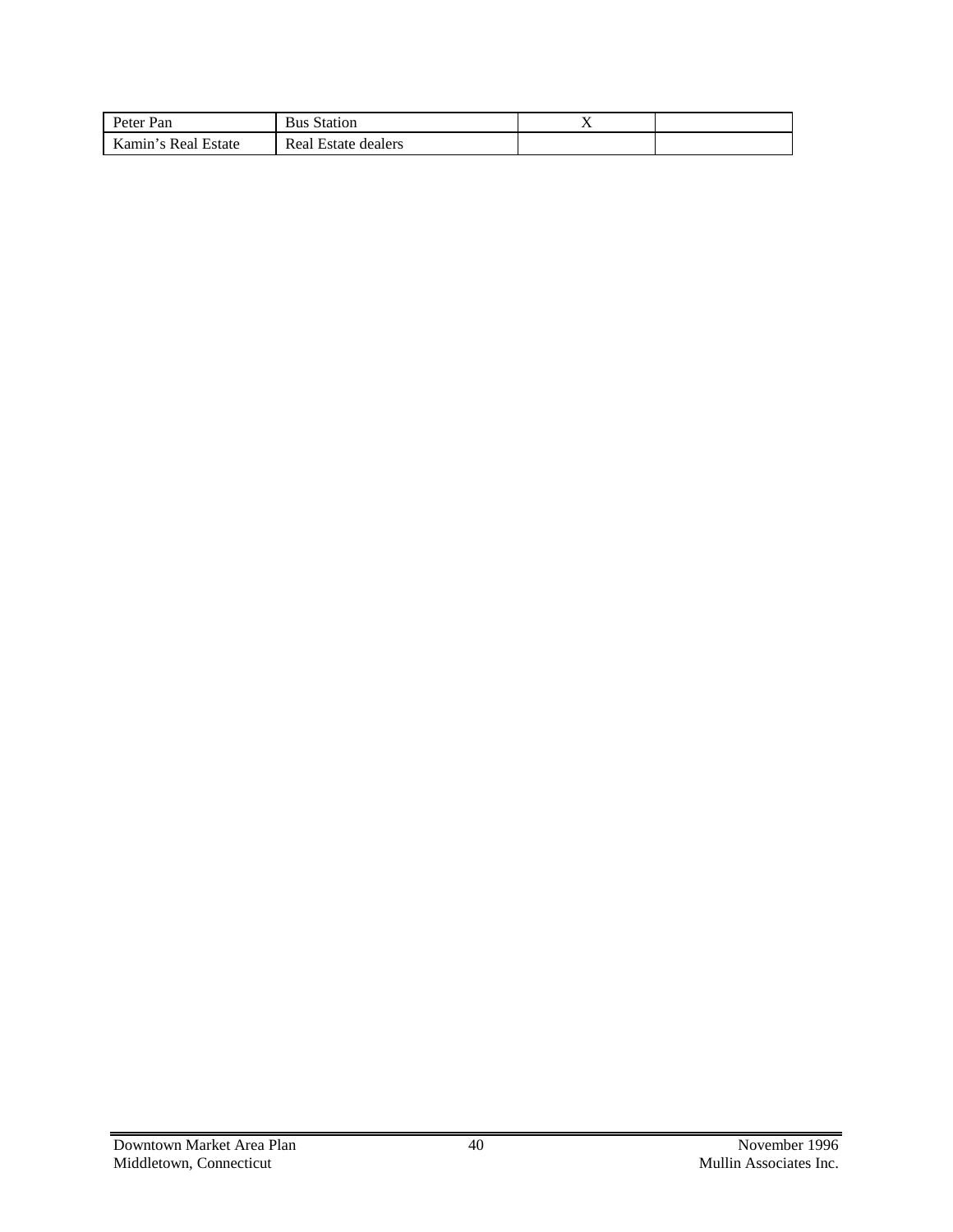| | | | |
|---|---|---|---|
| Peter Pan | Bus Station | X | |
| Kamin's Real Estate | Real Estate dealers | | |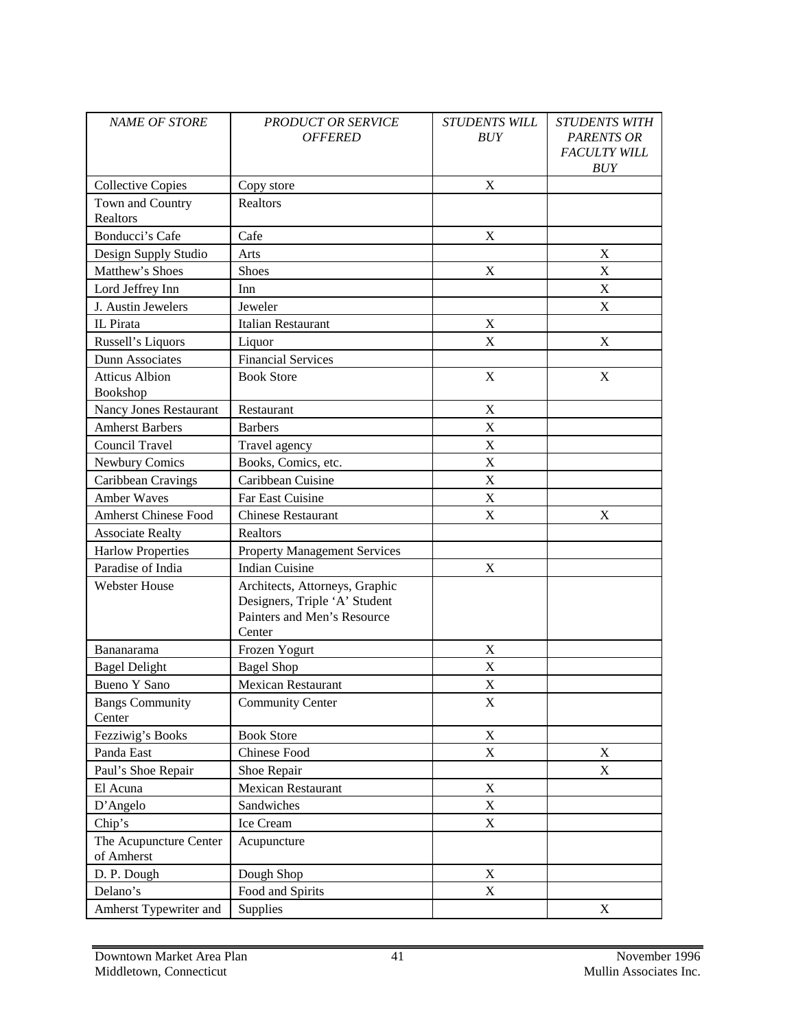| *NAME OF STORE* | *PRODUCT OR SERVICE OFFERED* | *STUDENTS WILL BUY* | *STUDENTS WITH PARENTS OR FACULTY WILL BUY* |
|---|---|---|---|
| Collective Copies | Copy store | X | |
| Town and Country Realtors | Realtors | | |
| Bonducci's Cafe | Cafe | X | |
| Design Supply Studio | Arts | | X |
| Matthew's Shoes | Shoes | X | X |
| Lord Jeffrey Inn | Inn | | X |
| J. Austin Jewelers | Jeweler | | X |
| IL Pirata | Italian Restaurant | X | |
| Russell's Liquors | Liquor | X | X |
| Dunn Associates | Financial Services | | |
| Atticus Albion Bookshop | Book Store | X | X |
| Nancy Jones Restaurant | Restaurant | X | |
| Amherst Barbers | Barbers | X | |
| Council Travel | Travel agency | X | |
| Newbury Comics | Books, Comics, etc. | X | |
| Caribbean Cravings | Caribbean Cuisine | X | |
| Amber Waves | Far East Cuisine | X | |
| Amherst Chinese Food | Chinese Restaurant | X | X |
| Associate Realty | Realtors | | |
| Harlow Properties | Property Management Services | | |
| Paradise of India | Indian Cuisine | X | |
| Webster House | Architects, Attorneys, Graphic Designers, Triple 'A' Student Painters and Men's Resource Center | | |
| Bananarama | Frozen Yogurt | X | |
| Bagel Delight | Bagel Shop | X | |
| Bueno Y Sano | Mexican Restaurant | X | |
| Bangs Community Center | Community Center | X | |
| Fezziwig's Books | Book Store | X | |
| Panda East | Chinese Food | X | X |
| Paul's Shoe Repair | Shoe Repair | | X |
| El Acuna | Mexican Restaurant | X | |
| D'Angelo | Sandwiches | X | |
| Chip's | Ice Cream | X | |
| The Acupuncture Center of Amherst | Acupuncture | | |
| D. P. Dough | Dough Shop | X | |
| Delano's | Food and Spirits | X | |
| Amherst Typewriter and | Supplies | | X |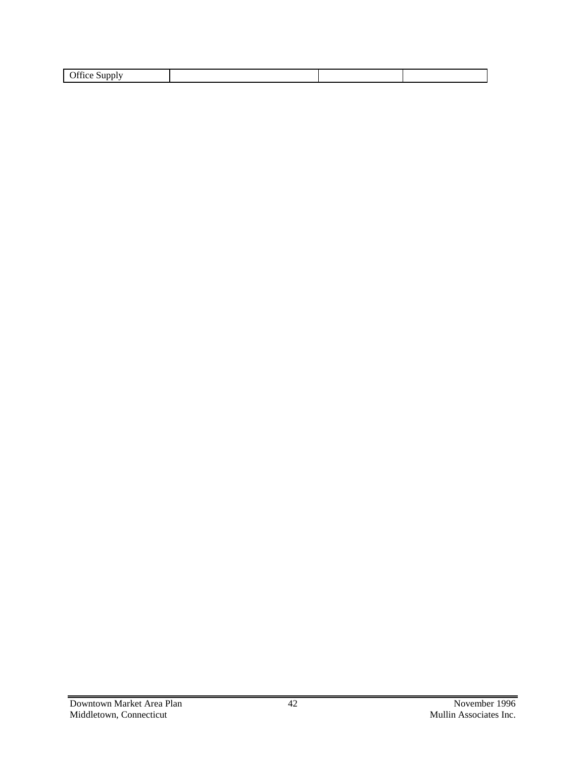| Office Supply | | | |
|---|---|---|---|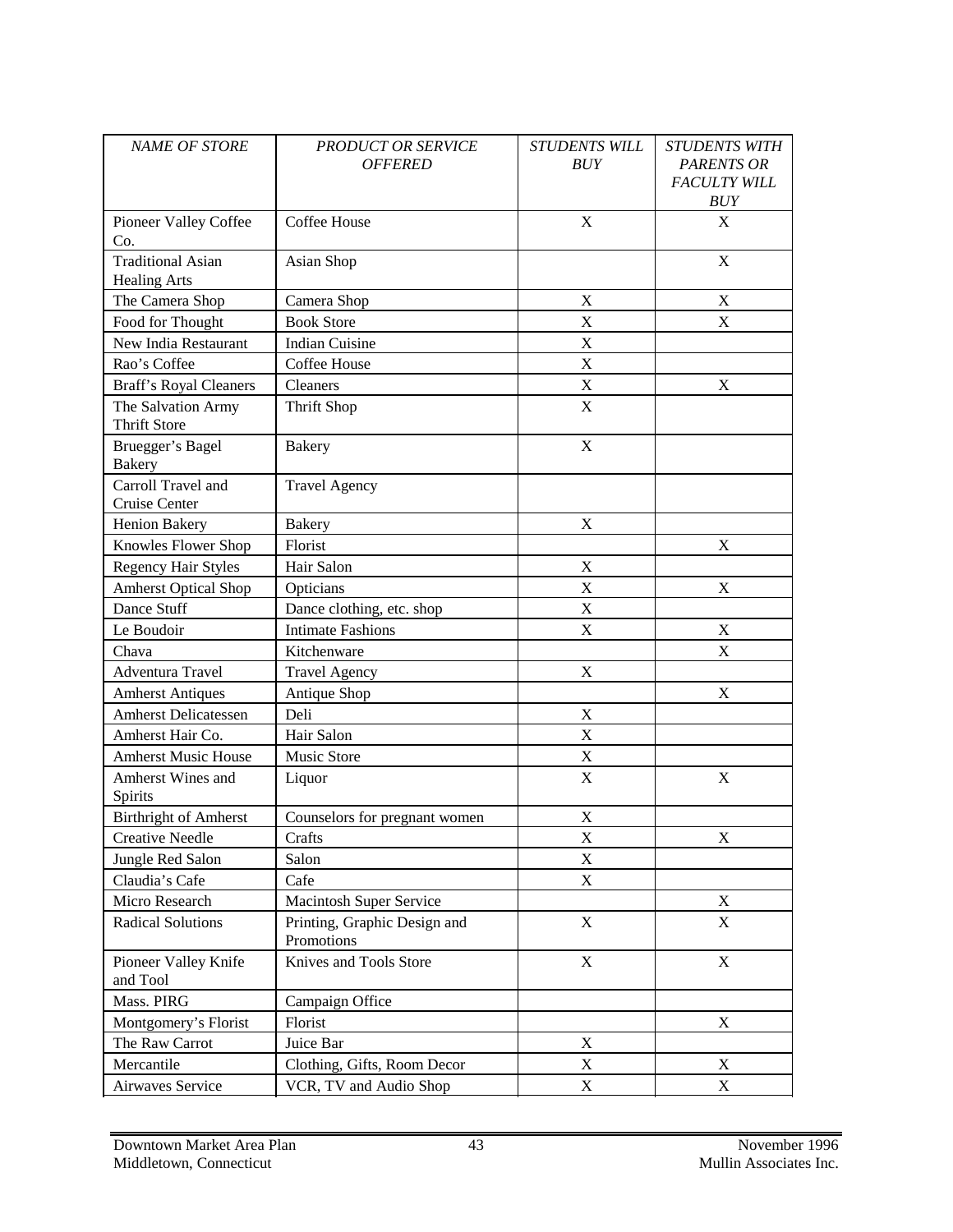| *NAME OF STORE* | *PRODUCT OR SERVICE OFFERED* | *STUDENTS WILL BUY* | *STUDENTS WITH PARENTS OR FACULTY WILL BUY* |
|---|---|---|---|
| Pioneer Valley Coffee Co. | Coffee House | X | X |
| Traditional Asian Healing Arts | Asian Shop | | X |
| The Camera Shop | Camera Shop | X | X |
| Food for Thought | Book Store | X | X |
| New India Restaurant | Indian Cuisine | X | |
| Rao's Coffee | Coffee House | X | |
| Braff's Royal Cleaners | Cleaners | X | X |
| The Salvation Army Thrift Store | Thrift Shop | X | |
| Bruegger's Bagel Bakery | Bakery | X | |
| Carroll Travel and Cruise Center | Travel Agency | | |
| Henion Bakery | Bakery | X | |
| Knowles Flower Shop | Florist | | X |
| Regency Hair Styles | Hair Salon | X | |
| Amherst Optical Shop | Opticians | X | X |
| Dance Stuff | Dance clothing, etc. shop | X | |
| Le Boudoir | Intimate Fashions | X | X |
| Chava | Kitchenware | | X |
| Adventura Travel | Travel Agency | X | |
| Amherst Antiques | Antique Shop | | X |
| Amherst Delicatessen | Deli | X | |
| Amherst Hair Co. | Hair Salon | X | |
| Amherst Music House | Music Store | X | |
| Amherst Wines and Spirits | Liquor | X | X |
| Birthright of Amherst | Counselors for pregnant women | X | |
| Creative Needle | Crafts | X | X |
| Jungle Red Salon | Salon | X | |
| Claudia's Cafe | Cafe | X | |
| Micro Research | Macintosh Super Service | | X |
| Radical Solutions | Printing, Graphic Design and Promotions | X | X |
| Pioneer Valley Knife and Tool | Knives and Tools Store | X | X |
| Mass. PIRG | Campaign Office | | |
| Montgomery's Florist | Florist | | X |
| The Raw Carrot | Juice Bar | X | |
| Mercantile | Clothing, Gifts, Room Decor | X | X |
| Airwaves Service | VCR, TV and Audio Shop | X | X |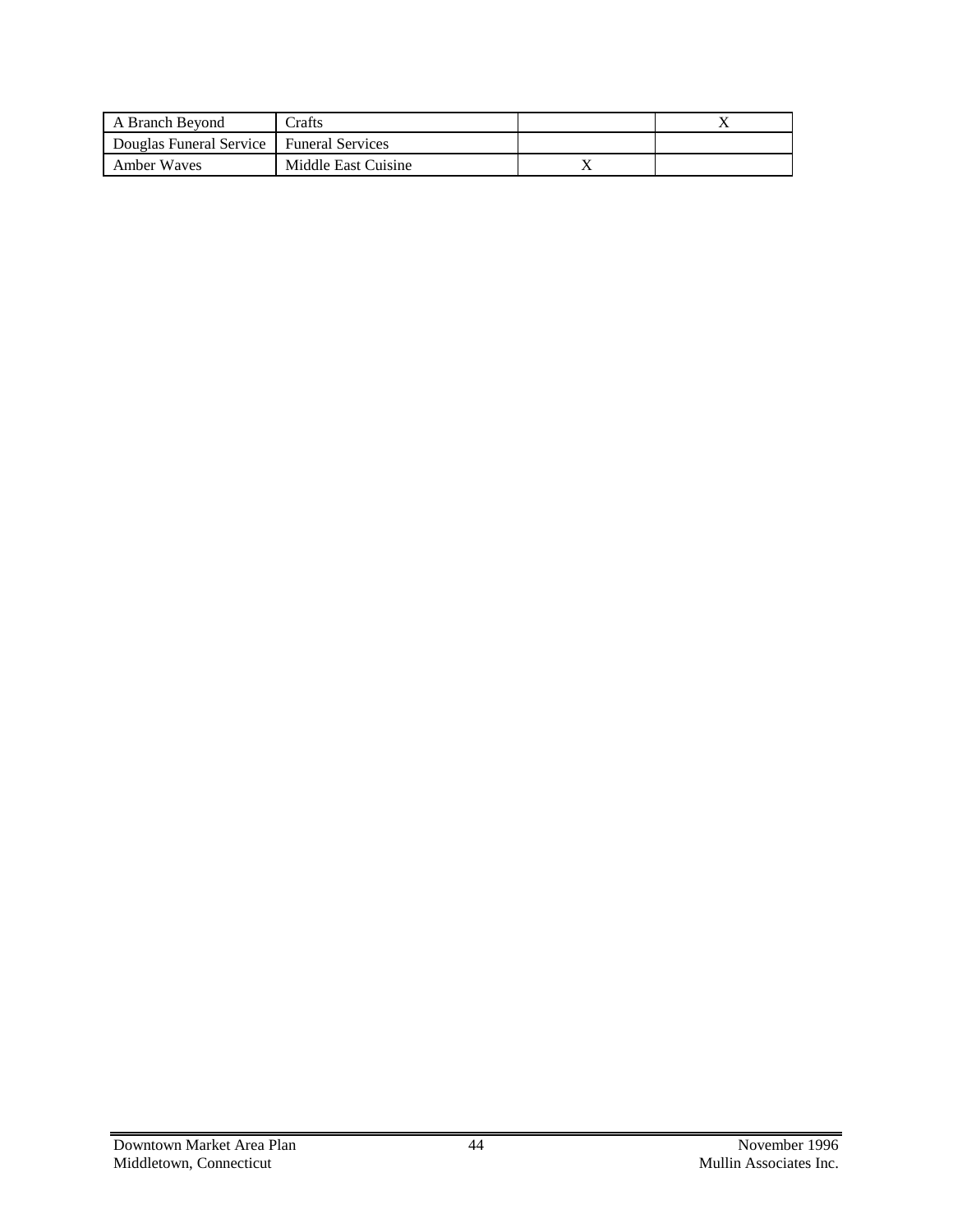| | | | |
|---|---|---|---|
| A Branch Beyond | Crafts | | X |
| Douglas Funeral Service | Funeral Services | | |
| Amber Waves | Middle East Cuisine | X | |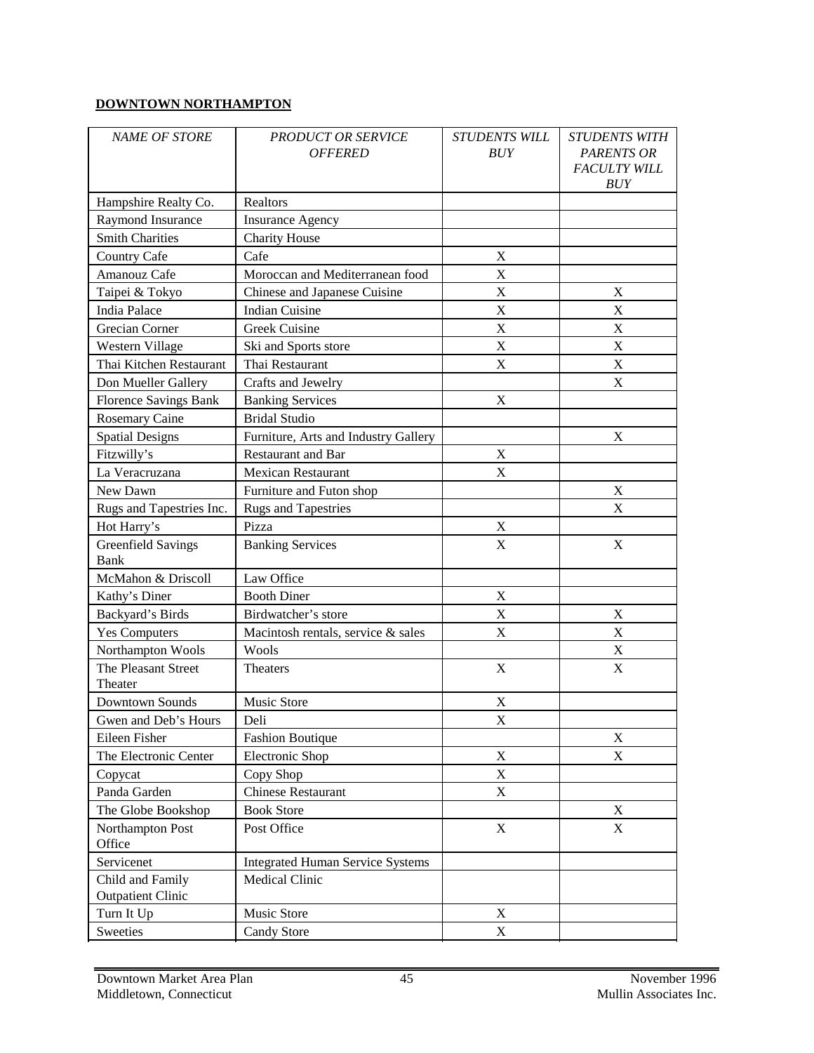**DOWNTOWN NORTHAMPTON**

| *NAME OF STORE* | *PRODUCT OR SERVICE OFFERED* | *STUDENTS WILL BUY* | *STUDENTS WITH PARENTS OR FACULTY WILL BUY* |
|---|---|---|---|
| Hampshire Realty Co. | Realtors | | |
| Raymond Insurance | Insurance Agency | | |
| Smith Charities | Charity House | | |
| Country Cafe | Cafe | X | |
| Amanouz Cafe | Moroccan and Mediterranean food | X | |
| Taipei & Tokyo | Chinese and Japanese Cuisine | X | X |
| India Palace | Indian Cuisine | X | X |
| Grecian Corner | Greek Cuisine | X | X |
| Western Village | Ski and Sports store | X | X |
| Thai Kitchen Restaurant | Thai Restaurant | X | X |
| Don Mueller Gallery | Crafts and Jewelry | | X |
| Florence Savings Bank | Banking Services | X | |
| Rosemary Caine | Bridal Studio | | |
| Spatial Designs | Furniture, Arts and Industry Gallery | | X |
| Fitzwilly's | Restaurant and Bar | X | |
| La Veracruzana | Mexican Restaurant | X | |
| New Dawn | Furniture and Futon shop | | X |
| Rugs and Tapestries Inc. | Rugs and Tapestries | | X |
| Hot Harry's | Pizza | X | |
| Greenfield Savings Bank | Banking Services | X | X |
| McMahon & Driscoll | Law Office | | |
| Kathy's Diner | Booth Diner | X | |
| Backyard's Birds | Birdwatcher's store | X | X |
| Yes Computers | Macintosh rentals, service & sales | X | X |
| Northampton Wools | Wools | | X |
| The Pleasant Street Theater | Theaters | X | X |
| Downtown Sounds | Music Store | X | |
| Gwen and Deb's Hours | Deli | X | |
| Eileen Fisher | Fashion Boutique | | X |
| The Electronic Center | Electronic Shop | X | X |
| Copycat | Copy Shop | X | |
| Panda Garden | Chinese Restaurant | X | |
| The Globe Bookshop | Book Store | | X |
| Northampton Post Office | Post Office | X | X |
| Servicenet | Integrated Human Service Systems | | |
| Child and Family Outpatient Clinic | Medical Clinic | | |
| Turn It Up | Music Store | X | |
| Sweeties | Candy Store | X | |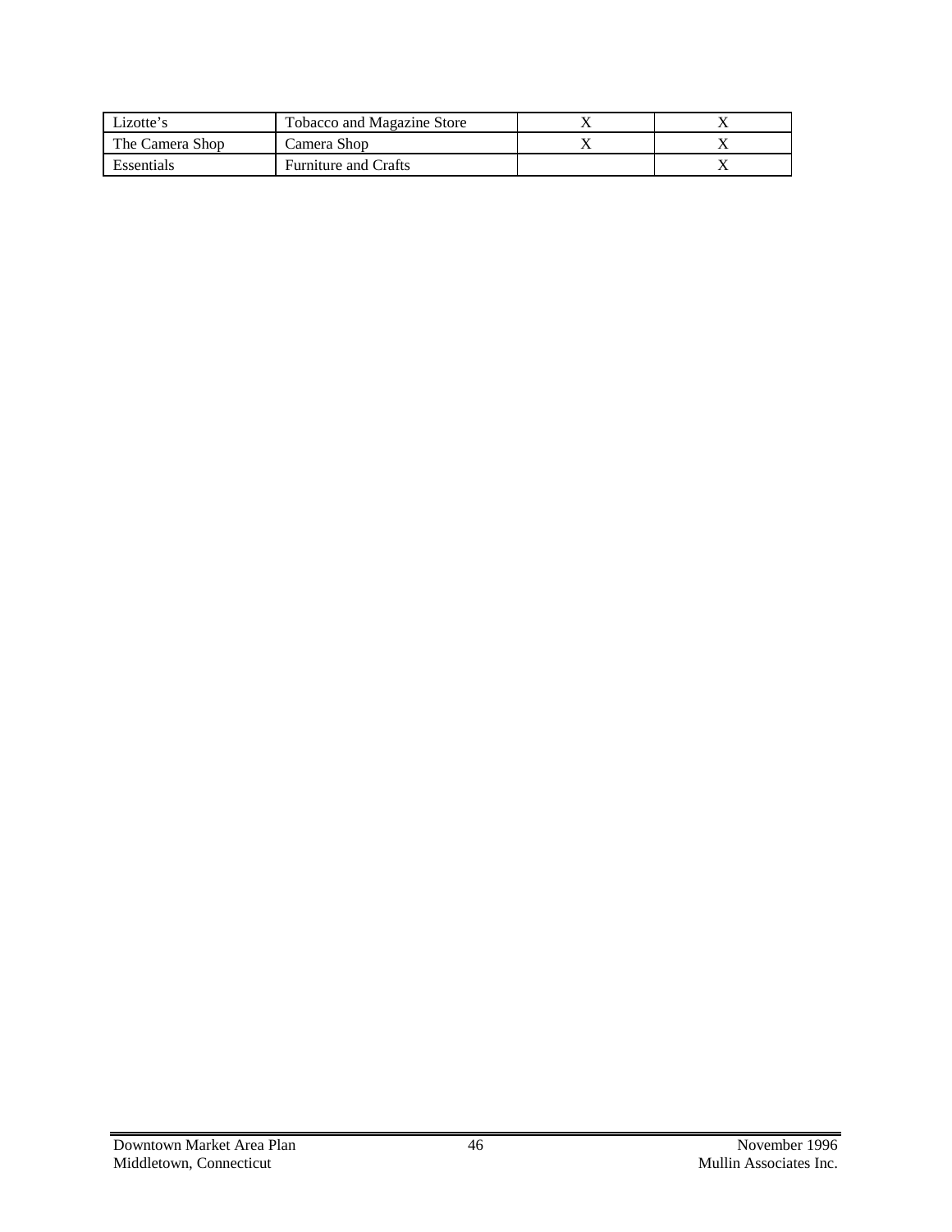| | | | |
|---|---|---|---|
| Lizotte's | Tobacco and Magazine Store | X | X |
| The Camera Shop | Camera Shop | X | X |
| Essentials | Furniture and Crafts | | X |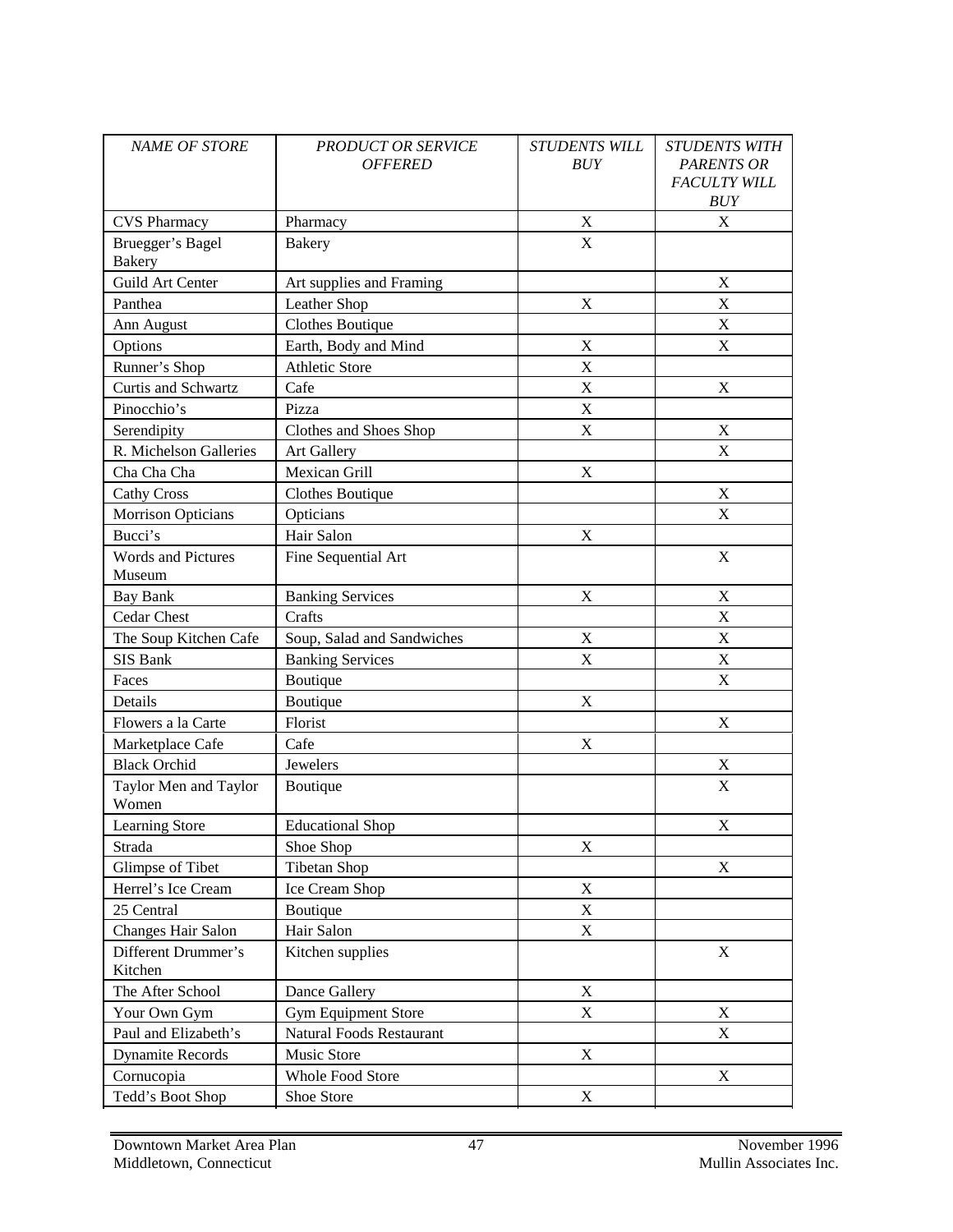| *NAME OF STORE* | *PRODUCT OR SERVICE OFFERED* | *STUDENTS WILL BUY* | *STUDENTS WITH PARENTS OR FACULTY WILL BUY* |
|---|---|---|---|
| CVS Pharmacy | Pharmacy | X | X |
| Bruegger's Bagel Bakery | Bakery | X | |
| Guild Art Center | Art supplies and Framing | | X |
| Panthea | Leather Shop | X | X |
| Ann August | Clothes Boutique | | X |
| Options | Earth, Body and Mind | X | X |
| Runner's Shop | Athletic Store | X | |
| Curtis and Schwartz | Cafe | X | X |
| Pinocchio's | Pizza | X | |
| Serendipity | Clothes and Shoes Shop | X | X |
| R. Michelson Galleries | Art Gallery | | X |
| Cha Cha Cha | Mexican Grill | X | |
| Cathy Cross | Clothes Boutique | | X |
| Morrison Opticians | Opticians | | X |
| Bucci's | Hair Salon | X | |
| Words and Pictures Museum | Fine Sequential Art | | X |
| Bay Bank | Banking Services | X | X |
| Cedar Chest | Crafts | | X |
| The Soup Kitchen Cafe | Soup, Salad and Sandwiches | X | X |
| SIS Bank | Banking Services | X | X |
| Faces | Boutique | | X |
| Details | Boutique | X | |
| Flowers a la Carte | Florist | | X |
| Marketplace Cafe | Cafe | X | |
| Black Orchid | Jewelers | | X |
| Taylor Men and Taylor Women | Boutique | | X |
| Learning Store | Educational Shop | | X |
| Strada | Shoe Shop | X | |
| Glimpse of Tibet | Tibetan Shop | | X |
| Herrel's Ice Cream | Ice Cream Shop | X | |
| 25 Central | Boutique | X | |
| Changes Hair Salon | Hair Salon | X | |
| Different Drummer's Kitchen | Kitchen supplies | | X |
| The After School | Dance Gallery | X | |
| Your Own Gym | Gym Equipment Store | X | X |
| Paul and Elizabeth's | Natural Foods Restaurant | | X |
| Dynamite Records | Music Store | X | |
| Cornucopia | Whole Food Store | | X |
| Tedd's Boot Shop | Shoe Store | X | |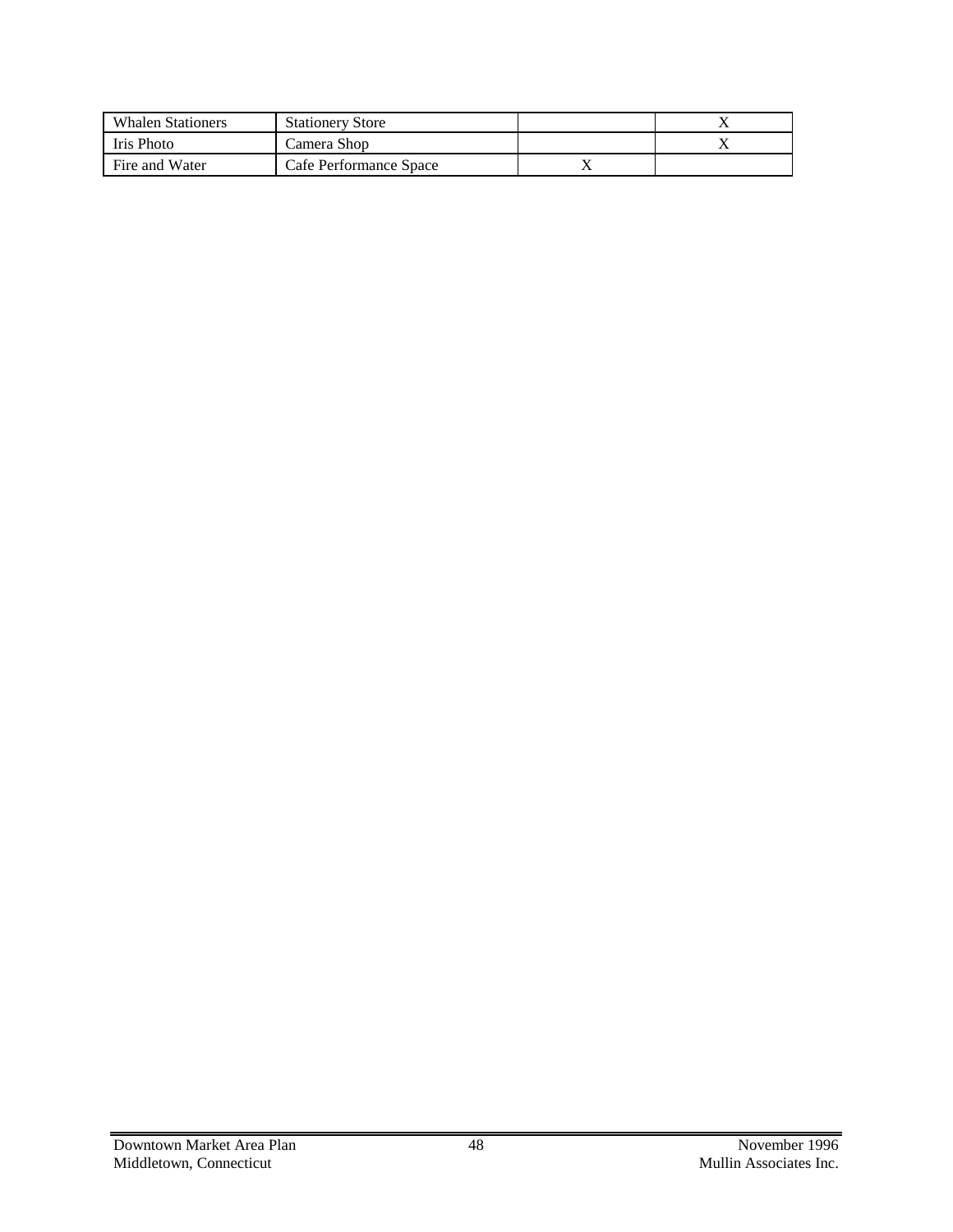| Whalen Stationers | Stationery Store |  | X |
|---|---|---|---|
| Iris Photo | Camera Shop |  | X |
| Fire and Water | Cafe Performance Space | X |  |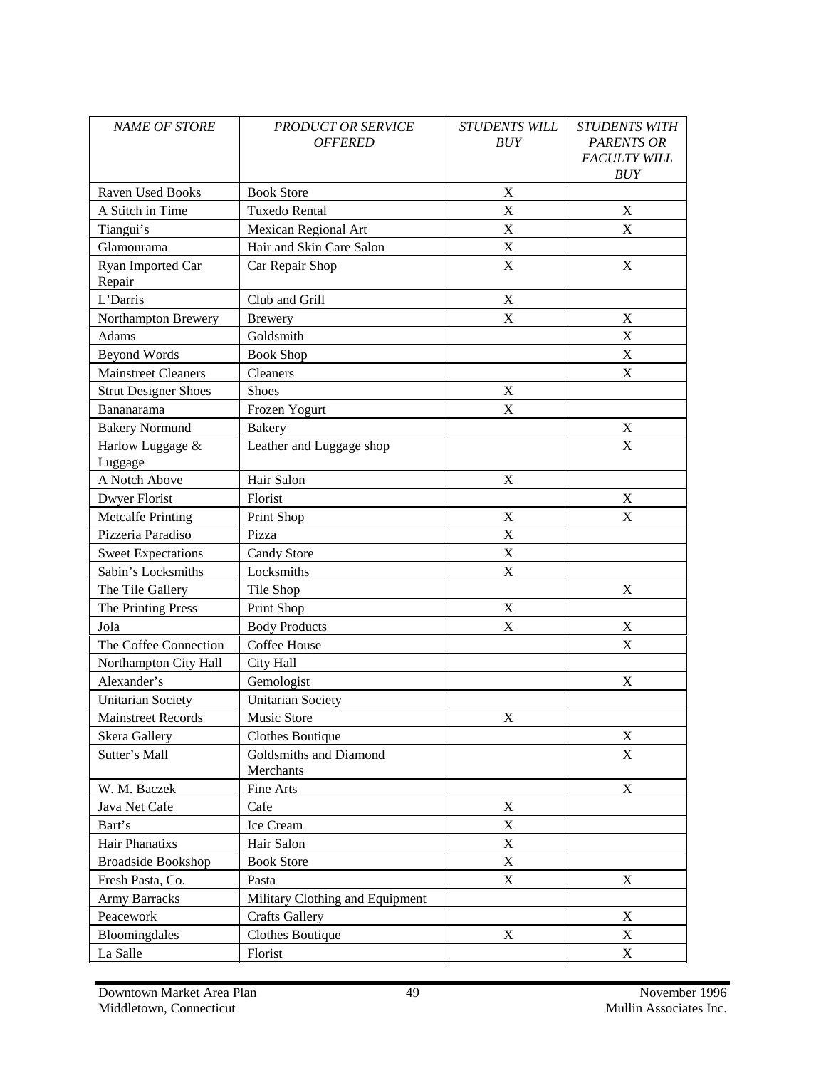| *NAME OF STORE* | *PRODUCT OR SERVICE OFFERED* | *STUDENTS WILL BUY* | *STUDENTS WITH PARENTS OR FACULTY WILL BUY* |
|---|---|---|---|
| Raven Used Books | Book Store | X | |
| A Stitch in Time | Tuxedo Rental | X | X |
| Tiangui's | Mexican Regional Art | X | X |
| Glamourama | Hair and Skin Care Salon | X | |
| Ryan Imported Car Repair | Car Repair Shop | X | X |
| L'Darris | Club and Grill | X | |
| Northampton Brewery | Brewery | X | X |
| Adams | Goldsmith | | X |
| Beyond Words | Book Shop | | X |
| Mainstreet Cleaners | Cleaners | | X |
| Strut Designer Shoes | Shoes | X | |
| Bananarama | Frozen Yogurt | X | |
| Bakery Normund | Bakery | | X |
| Harlow Luggage & Luggage | Leather and Luggage shop | | X |
| A Notch Above | Hair Salon | X | |
| Dwyer Florist | Florist | | X |
| Metcalfe Printing | Print Shop | X | X |
| Pizzeria Paradiso | Pizza | X | |
| Sweet Expectations | Candy Store | X | |
| Sabin's Locksmiths | Locksmiths | X | |
| The Tile Gallery | Tile Shop | | X |
| The Printing Press | Print Shop | X | |
| Jola | Body Products | X | X |
| The Coffee Connection | Coffee House | | X |
| Northampton City Hall | City Hall | | |
| Alexander's | Gemologist | | X |
| Unitarian Society | Unitarian Society | | |
| Mainstreet Records | Music Store | X | |
| Skera Gallery | Clothes Boutique | | X |
| Sutter's Mall | Goldsmiths and Diamond Merchants | | X |
| W. M. Baczek | Fine Arts | | X |
| Java Net Cafe | Cafe | X | |
| Bart's | Ice Cream | X | |
| Hair Phanatixs | Hair Salon | X | |
| Broadside Bookshop | Book Store | X | |
| Fresh Pasta, Co. | Pasta | X | X |
| Army Barracks | Military Clothing and Equipment | | |
| Peacework | Crafts Gallery | | X |
| Bloomingdales | Clothes Boutique | X | X |
| La Salle | Florist | | X |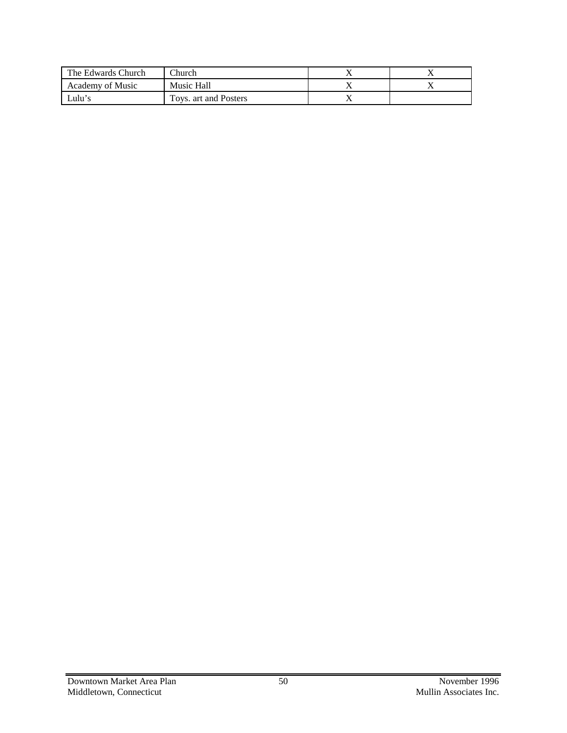| | | | |
|---|---|---|---|
| The Edwards Church | Church | X | X |
| Academy of Music | Music Hall | X | X |
| Lulu's | Toys. art and Posters | X | |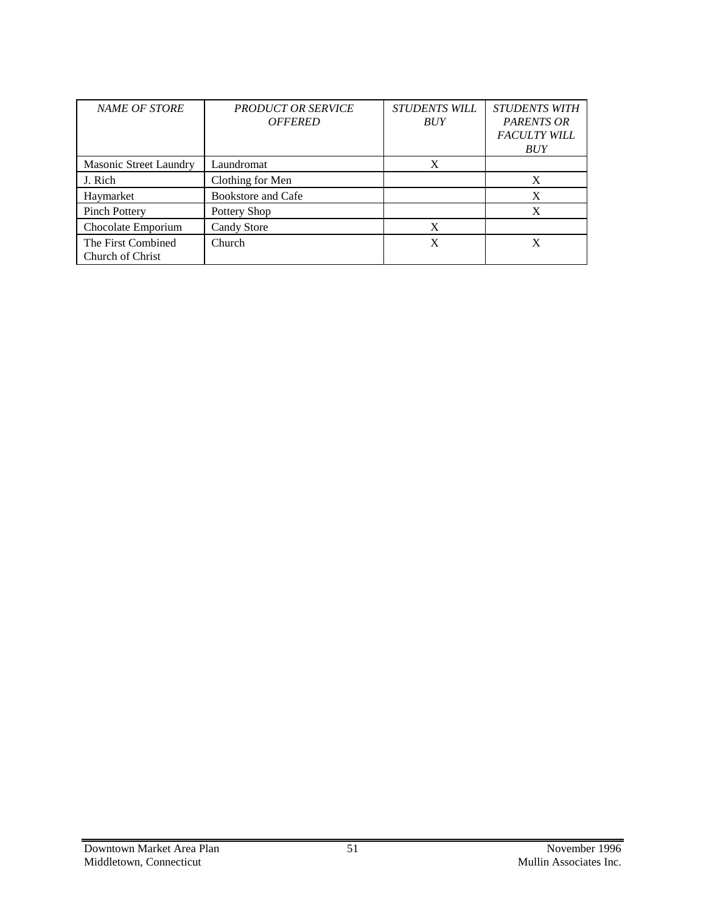| *NAME OF STORE* | *PRODUCT OR SERVICE OFFERED* | *STUDENTS WILL BUY* | *STUDENTS WITH PARENTS OR FACULTY WILL BUY* |
|---|---|---|---|
| Masonic Street Laundry | Laundromat | X | |
| J. Rich | Clothing for Men | | X |
| Haymarket | Bookstore and Cafe | | X |
| Pinch Pottery | Pottery Shop | | X |
| Chocolate Emporium | Candy Store | X | |
| The First Combined Church of Christ | Church | X | X |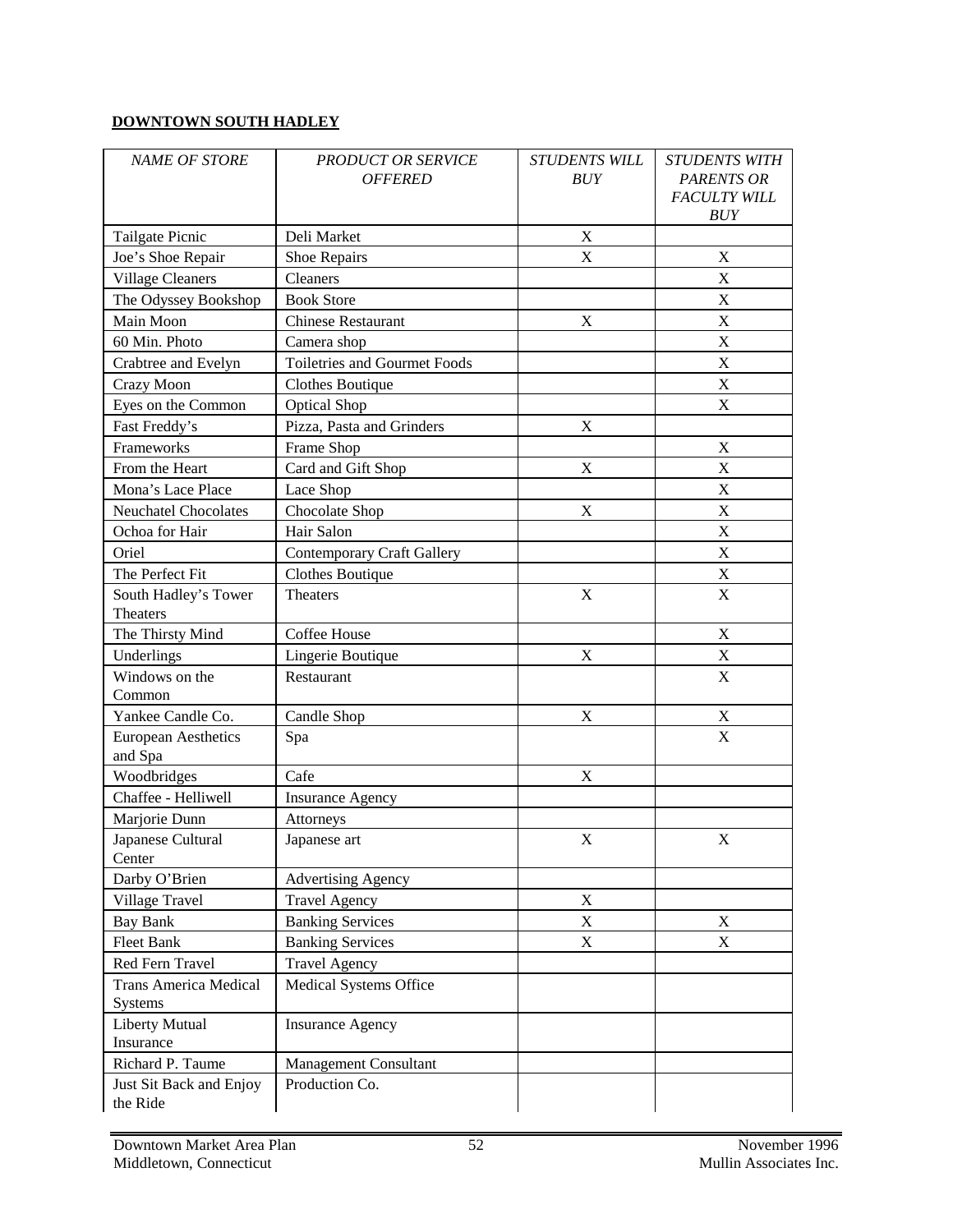**DOWNTOWN SOUTH HADLEY**

| *NAME OF STORE* | *PRODUCT OR SERVICE OFFERED* | *STUDENTS WILL BUY* | *STUDENTS WITH PARENTS OR FACULTY WILL BUY* |
|---|---|---|---|
| Tailgate Picnic | Deli Market | X | |
| Joe's Shoe Repair | Shoe Repairs | X | X |
| Village Cleaners | Cleaners | | X |
| The Odyssey Bookshop | Book Store | | X |
| Main Moon | Chinese Restaurant | X | X |
| 60 Min. Photo | Camera shop | | X |
| Crabtree and Evelyn | Toiletries and Gourmet Foods | | X |
| Crazy Moon | Clothes Boutique | | X |
| Eyes on the Common | Optical Shop | | X |
| Fast Freddy's | Pizza, Pasta and Grinders | X | |
| Frameworks | Frame Shop | | X |
| From the Heart | Card and Gift Shop | X | X |
| Mona's Lace Place | Lace Shop | | X |
| Neuchatel Chocolates | Chocolate Shop | X | X |
| Ochoa for Hair | Hair Salon | | X |
| Oriel | Contemporary Craft Gallery | | X |
| The Perfect Fit | Clothes Boutique | | X |
| South Hadley's Tower Theaters | Theaters | X | X |
| The Thirsty Mind | Coffee House | | X |
| Underlings | Lingerie Boutique | X | X |
| Windows on the Common | Restaurant | | X |
| Yankee Candle Co. | Candle Shop | X | X |
| European Aesthetics and Spa | Spa | | X |
| Woodbridges | Cafe | X | |
| Chaffee - Helliwell | Insurance Agency | | |
| Marjorie Dunn | Attorneys | | |
| Japanese Cultural Center | Japanese art | X | X |
| Darby O'Brien | Advertising Agency | | |
| Village Travel | Travel Agency | X | |
| Bay Bank | Banking Services | X | X |
| Fleet Bank | Banking Services | X | X |
| Red Fern Travel | Travel Agency | | |
| Trans America Medical Systems | Medical Systems Office | | |
| Liberty Mutual Insurance | Insurance Agency | | |
| Richard P. Taume | Management Consultant | | |
| Just Sit Back and Enjoy the Ride | Production Co. | | |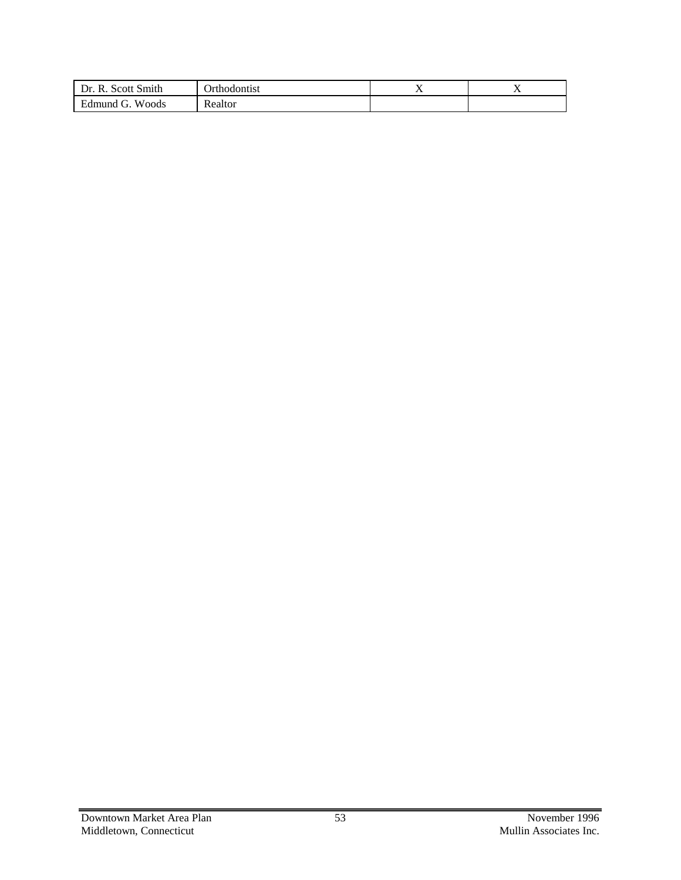| | | | |
|---|---|---|---|
| Dr. R. Scott Smith | Orthodontist | X | X |
| Edmund G. Woods | Realtor | | |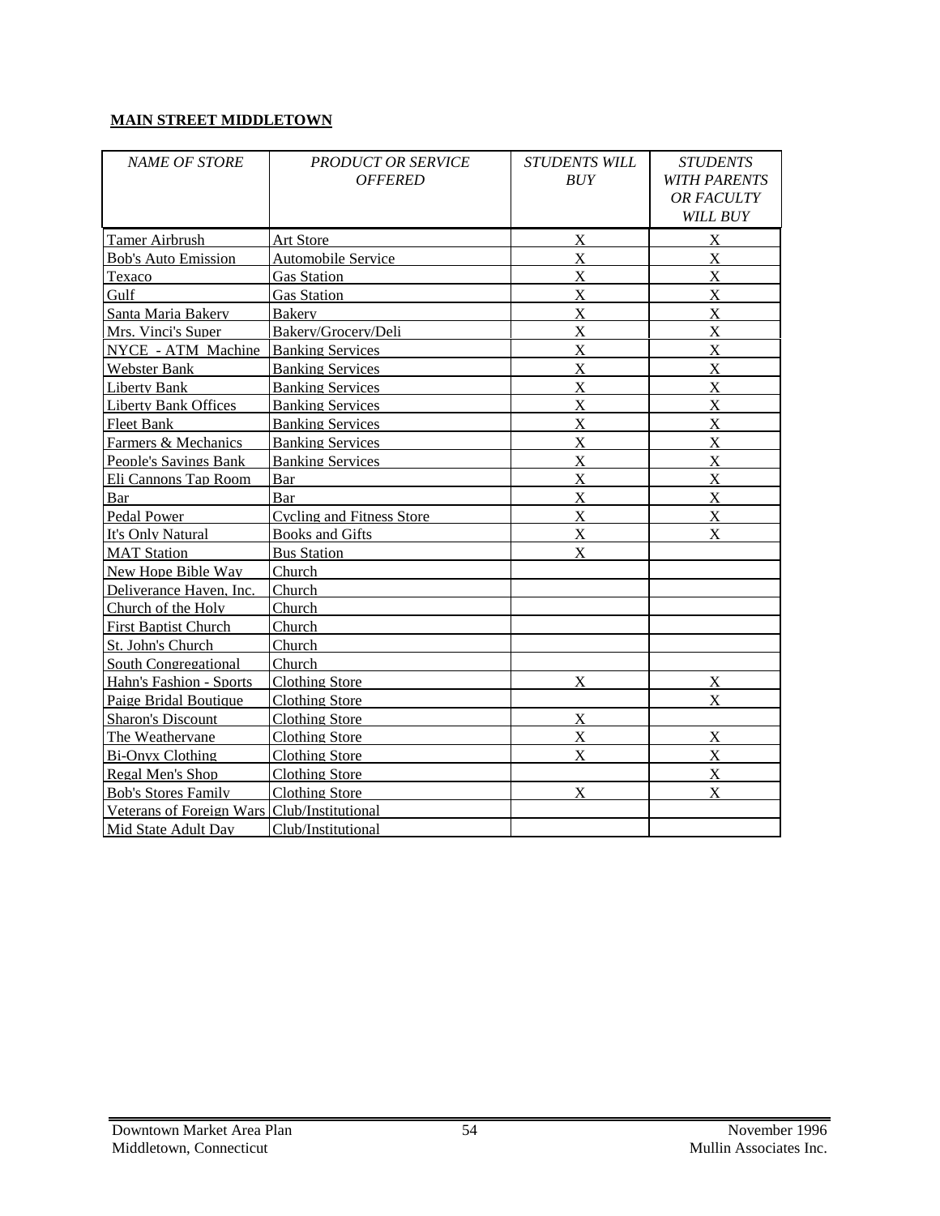**MAIN STREET MIDDLETOWN**

| *NAME OF STORE* | *PRODUCT OR SERVICE OFFERED* | *STUDENTS WILL BUY* | *STUDENTS WITH PARENTS OR FACULTY WILL BUY* |
|---|---|---|---|
| Tamer Airbrush | Art Store | X | X |
| Bob's Auto Emission | Automobile Service | X | X |
| Texaco | Gas Station | X | X |
| Gulf | Gas Station | X | X |
| Santa Maria Bakery | Bakery | X | X |
| Mrs. Vinci's Super | Bakery/Grocery/Deli | X | X |
| NYCE - ATM Machine | Banking Services | X | X |
| Webster Bank | Banking Services | X | X |
| Liberty Bank | Banking Services | X | X |
| Liberty Bank Offices | Banking Services | X | X |
| Fleet Bank | Banking Services | X | X |
| Farmers & Mechanics | Banking Services | X | X |
| People's Savings Bank | Banking Services | X | X |
| Eli Cannons Tap Room | Bar | X | X |
| Bar | Bar | X | X |
| Pedal Power | Cycling and Fitness Store | X | X |
| It's Only Natural | Books and Gifts | X | X |
| MAT Station | Bus Station | X | |
| New Hope Bible Way | Church | | |
| Deliverance Haven, Inc. | Church | | |
| Church of the Holy | Church | | |
| First Baptist Church | Church | | |
| St. John's Church | Church | | |
| South Congregational | Church | | |
| Hahn's Fashion - Sports | Clothing Store | X | X |
| Paige Bridal Boutique | Clothing Store | | X |
| Sharon's Discount | Clothing Store | X | |
| The Weathervane | Clothing Store | X | X |
| Bi-Onyx Clothing | Clothing Store | X | X |
| Regal Men's Shop | Clothing Store | | X |
| Bob's Stores Family | Clothing Store | X | X |
| Veterans of Foreign Wars | Club/Institutional | | |
| Mid State Adult Day | Club/Institutional | | |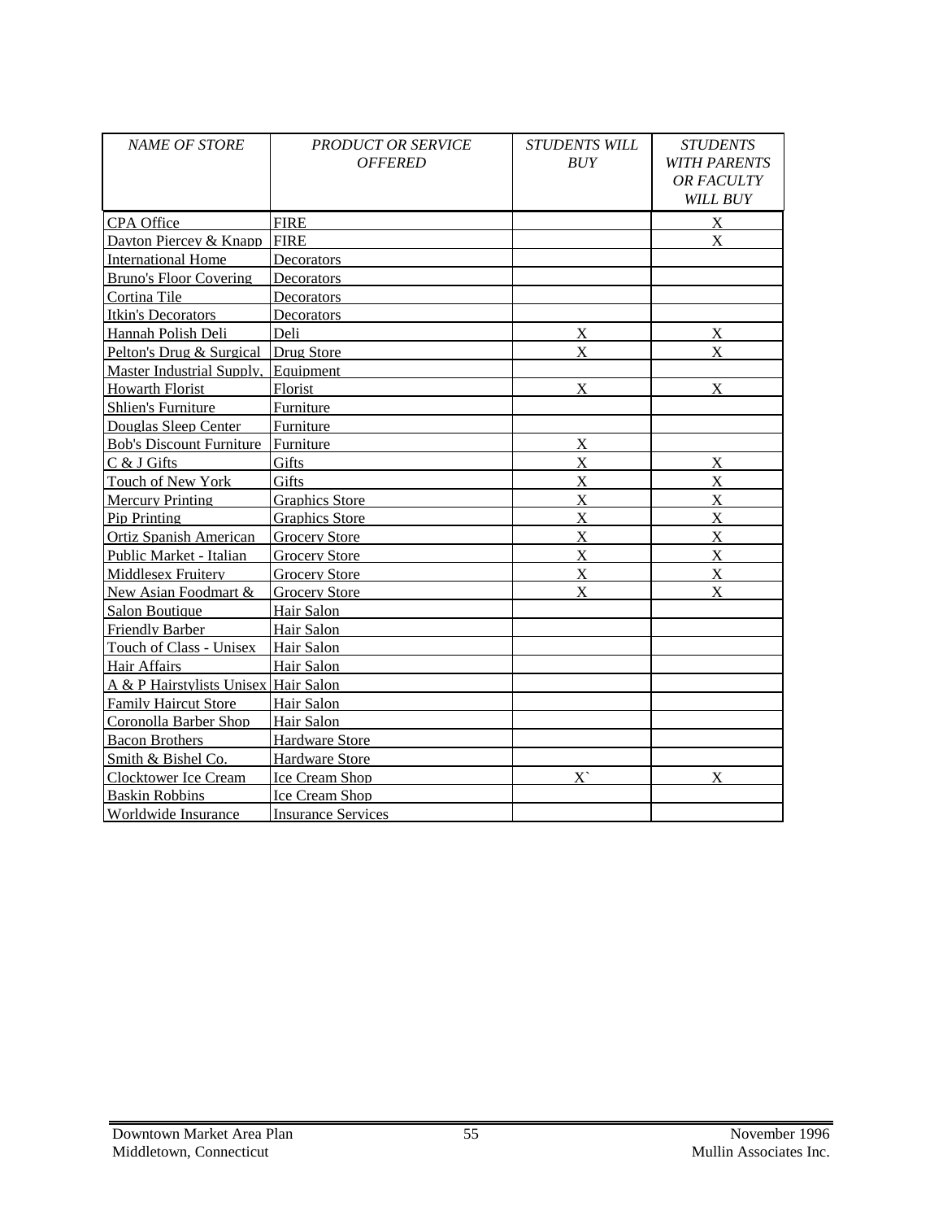| *NAME OF STORE* | *PRODUCT OR SERVICE OFFERED* | *STUDENTS WILL BUY* | *STUDENTS WITH PARENTS OR FACULTY WILL BUY* |
|---|---|---|---|
| CPA Office | FIRE | | X |
| Dayton Piercey & Knapp | FIRE | | X |
| International Home | Decorators | | |
| Bruno's Floor Covering | Decorators | | |
| Cortina Tile | Decorators | | |
| Itkin's Decorators | Decorators | | |
| Hannah Polish Deli | Deli | X | X |
| Pelton's Drug & Surgical | Drug Store | X | X |
| Master Industrial Supply, | Equipment | | |
| Howarth Florist | Florist | X | X |
| Shlien's Furniture | Furniture | | |
| Douglas Sleep Center | Furniture | | |
| Bob's Discount Furniture | Furniture | X | |
| C & J Gifts | Gifts | X | X |
| Touch of New York | Gifts | X | X |
| Mercury Printing | Graphics Store | X | X |
| Pip Printing | Graphics Store | X | X |
| Ortiz Spanish American | Grocery Store | X | X |
| Public Market - Italian | Grocery Store | X | X |
| Middlesex Fruitery | Grocery Store | X | X |
| New Asian Foodmart & | Grocery Store | X | X |
| Salon Boutique | Hair Salon | | |
| Friendly Barber | Hair Salon | | |
| Touch of Class - Unisex | Hair Salon | | |
| Hair Affairs | Hair Salon | | |
| A & P Hairstylists Unisex | Hair Salon | | |
| Family Haircut Store | Hair Salon | | |
| Coronolla Barber Shop | Hair Salon | | |
| Bacon Brothers | Hardware Store | | |
| Smith & Bishel Co. | Hardware Store | | |
| Clocktower Ice Cream | Ice Cream Shop | X` | X |
| Baskin Robbins | Ice Cream Shop | | |
| Worldwide Insurance | Insurance Services | | |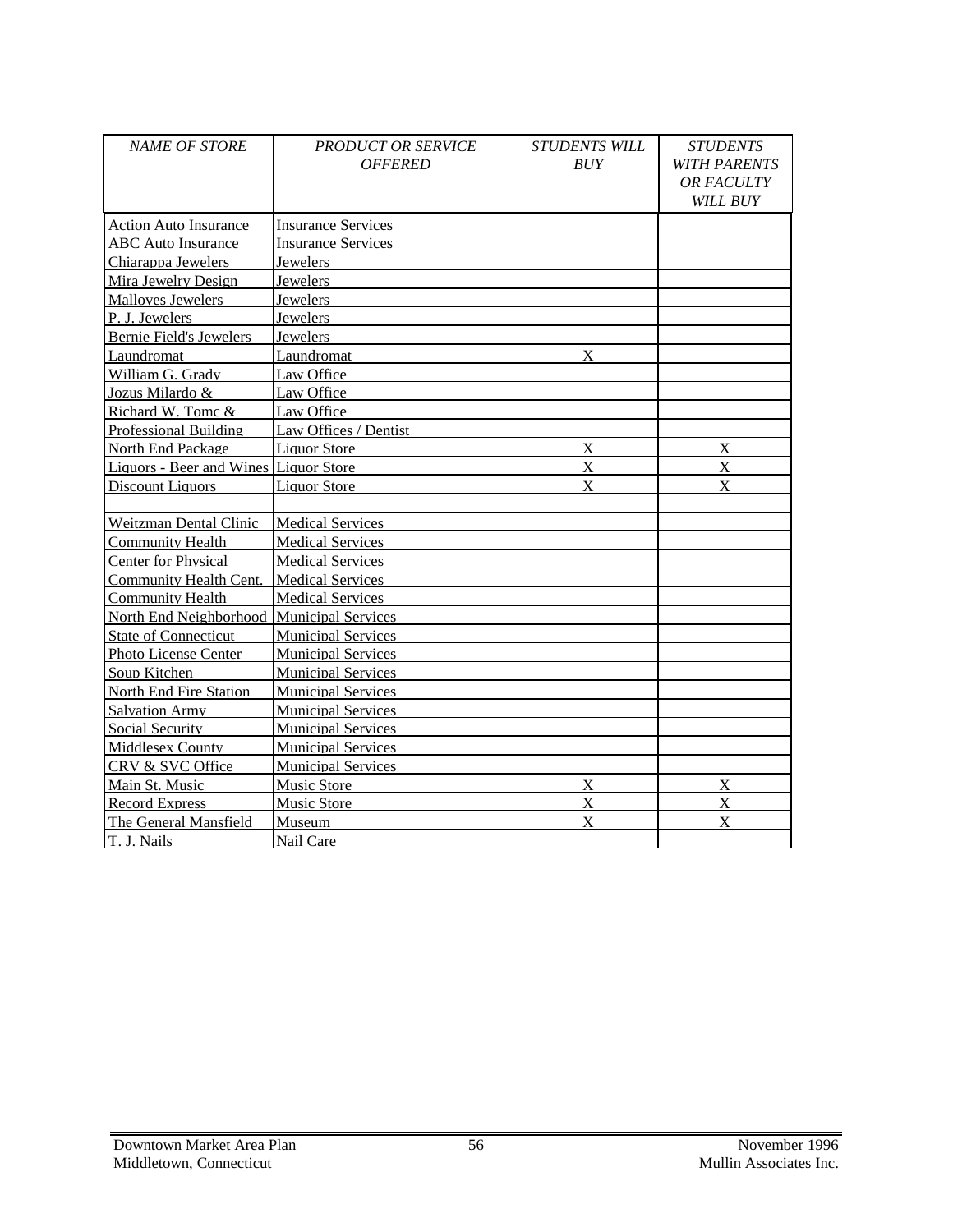| *NAME OF STORE* | *PRODUCT OR SERVICE OFFERED* | *STUDENTS WILL BUY* | *STUDENTS WITH PARENTS OR FACULTY WILL BUY* |
|---|---|---|---|
| Action Auto Insurance | Insurance Services | | |
| ABC Auto Insurance | Insurance Services | | |
| Chiarappa Jewelers | Jewelers | | |
| Mira Jewelry Design | Jewelers | | |
| Malloves Jewelers | Jewelers | | |
| P. J. Jewelers | Jewelers | | |
| Bernie Field's Jewelers | Jewelers | | |
| Laundromat | Laundromat | X | |
| William G. Grady | Law Office | | |
| Jozus Milardo & | Law Office | | |
| Richard W. Tomc & | Law Office | | |
| Professional Building | Law Offices / Dentist | | |
| North End Package | Liquor Store | X | X |
| Liquors - Beer and Wines | Liquor Store | X | X |
| Discount Liquors | Liquor Store | X | X |
| | | | |
| Weitzman Dental Clinic | Medical Services | | |
| Community Health | Medical Services | | |
| Center for Physical | Medical Services | | |
| Community Health Cent. | Medical Services | | |
| Community Health | Medical Services | | |
| North End Neighborhood | Municipal Services | | |
| State of Connecticut | Municipal Services | | |
| Photo License Center | Municipal Services | | |
| Soup Kitchen | Municipal Services | | |
| North End Fire Station | Municipal Services | | |
| Salvation Army | Municipal Services | | |
| Social Security | Municipal Services | | |
| Middlesex County | Municipal Services | | |
| CRV & SVC Office | Municipal Services | | |
| Main St. Music | Music Store | X | X |
| Record Express | Music Store | X | X |
| The General Mansfield | Museum | X | X |
| T. J. Nails | Nail Care | | |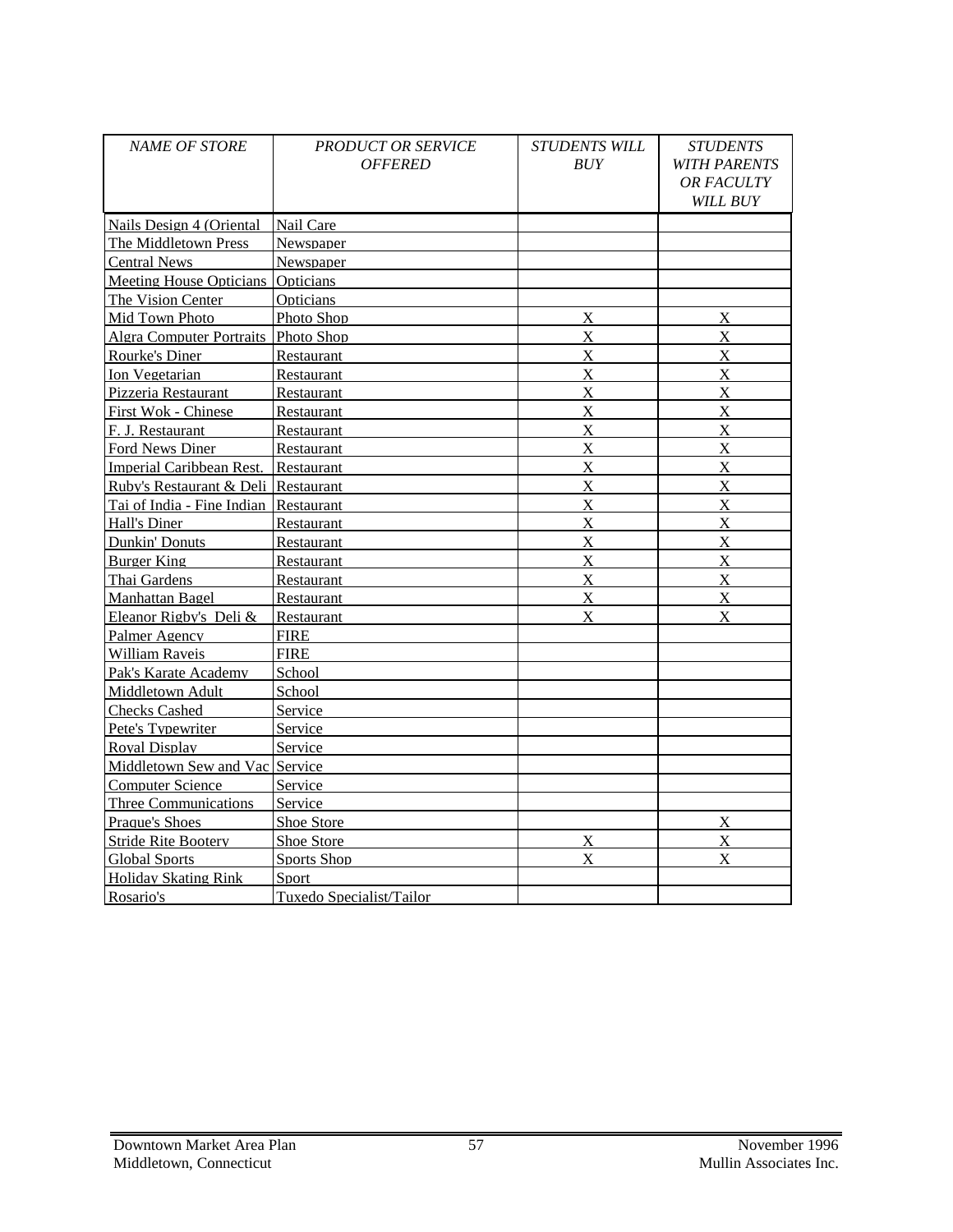| *NAME OF STORE* | *PRODUCT OR SERVICE OFFERED* | *STUDENTS WILL BUY* | *STUDENTS WITH PARENTS OR FACULTY WILL BUY* |
|---|---|---|---|
| Nails Design 4 (Oriental | Nail Care | | |
| The Middletown Press | Newspaper | | |
| Central News | Newspaper | | |
| Meeting House Opticians | Opticians | | |
| The Vision Center | Opticians | | |
| Mid Town Photo | Photo Shop | X | X |
| Algra Computer Portraits | Photo Shop | X | X |
| Rourke's Diner | Restaurant | X | X |
| Ion Vegetarian | Restaurant | X | X |
| Pizzeria Restaurant | Restaurant | X | X |
| First Wok - Chinese | Restaurant | X | X |
| F. J. Restaurant | Restaurant | X | X |
| Ford News Diner | Restaurant | X | X |
| Imperial Caribbean Rest. | Restaurant | X | X |
| Ruby's Restaurant & Deli | Restaurant | X | X |
| Tai of India - Fine Indian | Restaurant | X | X |
| Hall's Diner | Restaurant | X | X |
| Dunkin' Donuts | Restaurant | X | X |
| Burger King | Restaurant | X | X |
| Thai Gardens | Restaurant | X | X |
| Manhattan Bagel | Restaurant | X | X |
| Eleanor Rigby's Deli & | Restaurant | X | X |
| Palmer Agency | FIRE | | |
| William Raveis | FIRE | | |
| Pak's Karate Academy | School | | |
| Middletown Adult | School | | |
| Checks Cashed | Service | | |
| Pete's Typewriter | Service | | |
| Royal Display | Service | | |
| Middletown Sew and Vac | Service | | |
| Computer Science | Service | | |
| Three Communications | Service | | |
| Prague's Shoes | Shoe Store | | X |
| Stride Rite Bootery | Shoe Store | X | X |
| Global Sports | Sports Shop | X | X |
| Holiday Skating Rink | Sport | | |
| Rosario's | Tuxedo Specialist/Tailor | | |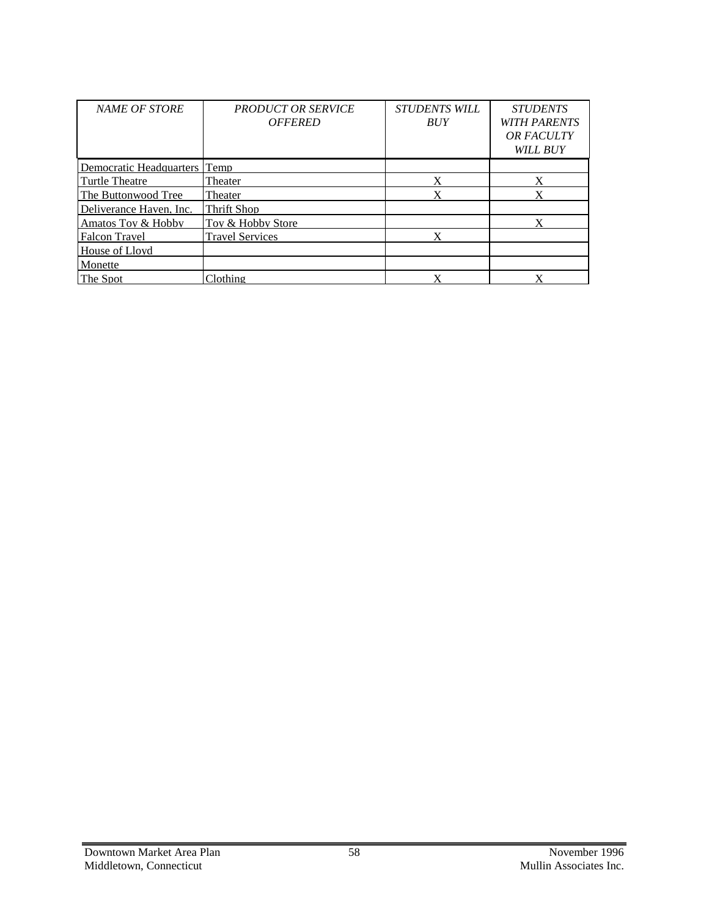| *NAME OF STORE* | *PRODUCT OR SERVICE OFFERED* | *STUDENTS WILL BUY* | *STUDENTS WITH PARENTS OR FACULTY WILL BUY* |
|---|---|---|---|
| Democratic Headquarters | Temp | | |
| Turtle Theatre | Theater | X | X |
| The Buttonwood Tree | Theater | X | X |
| Deliverance Haven, Inc. | Thrift Shop | | |
| Amatos Toy & Hobby | Toy & Hobby Store | | X |
| Falcon Travel | Travel Services | X | |
| House of Lloyd | | | |
| Monette | | | |
| The Spot | Clothing | X | X |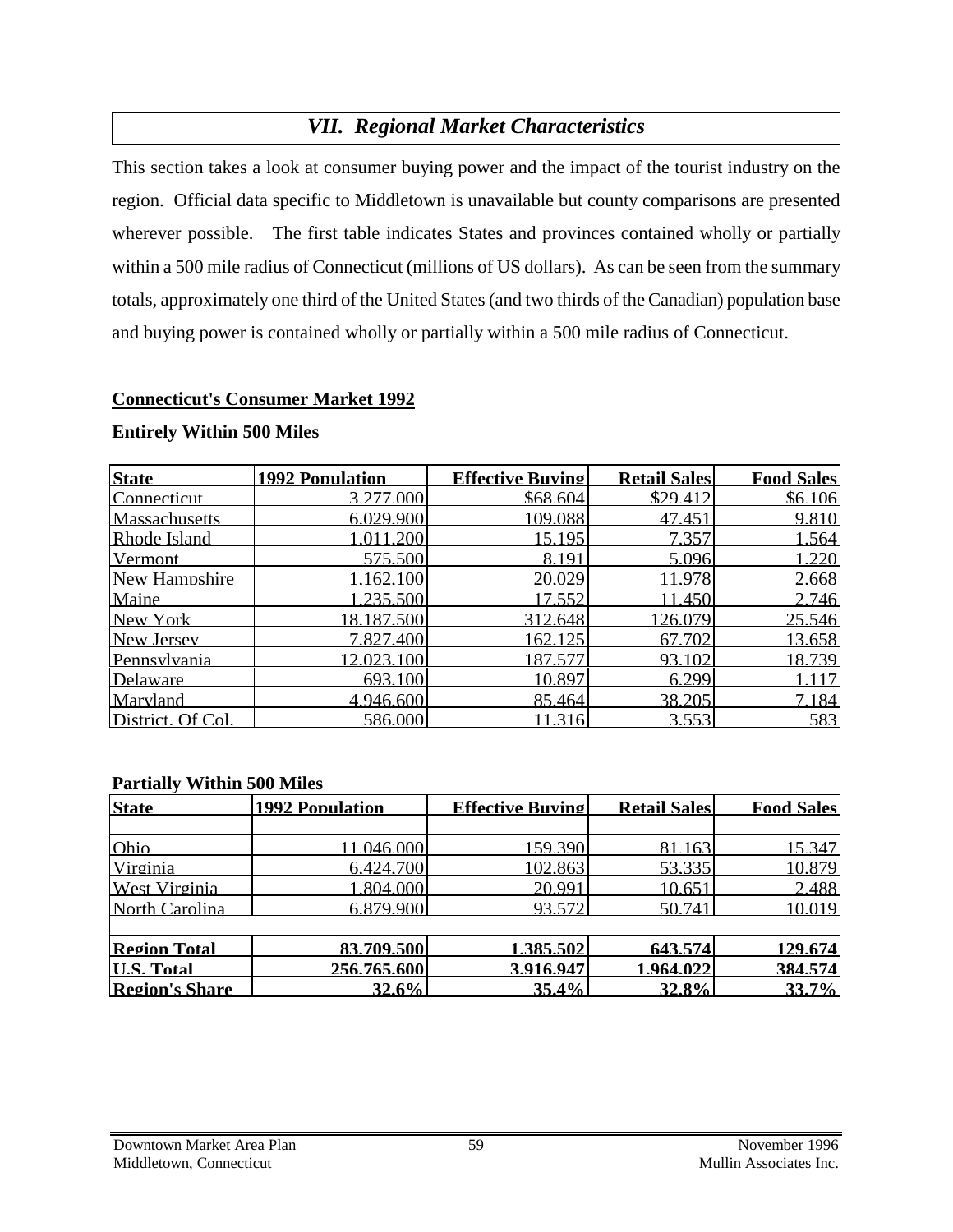## *VII. Regional Market Characteristics*

This section takes a look at consumer buying power and the impact of the tourist industry on the region. Official data specific to Middletown is unavailable but county comparisons are presented wherever possible. The first table indicates States and provinces contained wholly or partially within a 500 mile radius of Connecticut (millions of US dollars). As can be seen from the summary totals, approximately one third of the United States (and two thirds of the Canadian) population base and buying power is contained wholly or partially within a 500 mile radius of Connecticut.

**Connecticut's Consumer Market 1992**

**Entirely Within 500 Miles**

| State | 1992 Population | Effective Buying | Retail Sales | Food Sales |
|---|---|---|---|---|
| Connecticut | 3,277,000 | $68,604 | $29,412 | $6,106 |
| Massachusetts | 6,029,900 | 109,088 | 47,451 | 9,810 |
| Rhode Island | 1,011,200 | 15,195 | 7,357 | 1,564 |
| Vermont | 575,500 | 8,191 | 5,096 | 1,220 |
| New Hampshire | 1,162,100 | 20,029 | 11,978 | 2,668 |
| Maine | 1,235,500 | 17,552 | 11,450 | 2,746 |
| New York | 18,187,500 | 312,648 | 126,079 | 25,546 |
| New Jersey | 7,827,400 | 162,125 | 67,702 | 13,658 |
| Pennsylvania | 12,023,100 | 187,577 | 93,102 | 18,739 |
| Delaware | 693,100 | 10,897 | 6,299 | 1,117 |
| Maryland | 4,946,600 | 85,464 | 38,205 | 7,184 |
| District. Of Col. | 586,000 | 11,316 | 3,553 | 583 |

**Partially Within 500 Miles**

| State | 1992 Population | Effective Buying | Retail Sales | Food Sales |
|---|---|---|---|---|
| | | | | |
| Ohio | 11,046,000 | 159,390 | 81,163 | 15,347 |
| Virginia | 6,424,700 | 102,863 | 53,335 | 10,879 |
| West Virginia | 1,804,000 | 20,991 | 10,651 | 2,488 |
| North Carolina | 6,879,900 | 93,572 | 50,741 | 10,019 |
| | | | | |
| **Region Total** | **83,709,500** | **1,385,502** | **643,574** | **129,674** |
| **U.S. Total** | **256,765,600** | **3,916,947** | **1,964,022** | **384,574** |
| **Region's Share** | **32.6%** | **35.4%** | **32.8%** | **33.7%** |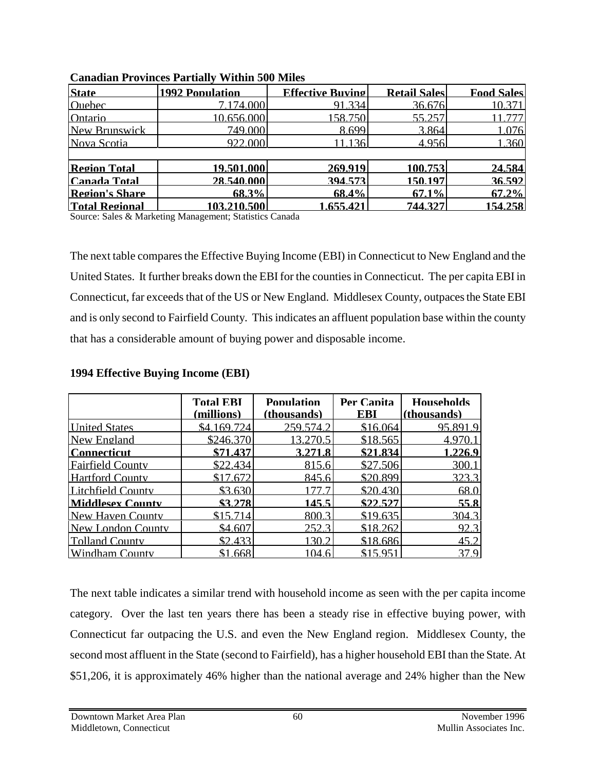**Canadian Provinces Partially Within 500 Miles**

| State | 1992 Population | Effective Buying | Retail Sales | Food Sales |
|---|---|---|---|---|
| Quebec | 7,174,000 | 91,334 | 36,676 | 10,371 |
| Ontario | 10,656,000 | 158,750 | 55,257 | 11,777 |
| New Brunswick | 749,000 | 8,699 | 3,864 | 1,076 |
| Nova Scotia | 922,000 | 11,136 | 4,956 | 1,360 |
| | | | | |
| **Region Total** | **19,501,000** | **269,919** | **100,753** | **24,584** |
| **Canada Total** | **28,540,000** | **394,573** | **150,197** | **36,592** |
| **Region's Share** | **68.3%** | **68.4%** | **67.1%** | **67.2%** |
| **Total Regional** | **103,210,500** | **1,655,421** | **744,327** | **154,258** |

Source: Sales & Marketing Management; Statistics Canada

The next table compares the Effective Buying Income (EBI) in Connecticut to New England and the United States. It further breaks down the EBI for the counties in Connecticut. The per capita EBI in Connecticut, far exceeds that of the US or New England. Middlesex County, outpaces the State EBI and is only second to Fairfield County. This indicates an affluent population base within the county that has a considerable amount of buying power and disposable income.

**1994 Effective Buying Income (EBI)**

| | Total EBI (millions) | Population (thousands) | Per Capita EBI | Households (thousands) |
|---|---|---|---|---|
| United States | $4,169,724 | 259,574.2 | $16,064 | 95,891.9 |
| New England | $246,370 | 13,270.5 | $18,565 | 4,970.1 |
| **Connecticut** | **$71,437** | **3,271.8** | **$21,834** | **1,226.9** |
| Fairfield County | $22,434 | 815.6 | $27,506 | 300.1 |
| Hartford County | $17,672 | 845.6 | $20,899 | 323.3 |
| Litchfield County | $3,630 | 177.7 | $20,430 | 68.0 |
| **Middlesex County** | **$3,278** | **145.5** | **$22,527** | **55.8** |
| New Haven County | $15,714 | 800.3 | $19,635 | 304.3 |
| New London County | $4,607 | 252.3 | $18,262 | 92.3 |
| Tolland County | $2,433 | 130.2 | $18,686 | 45.2 |
| Windham County | $1,668 | 104.6 | $15,951 | 37.9 |

The next table indicates a similar trend with household income as seen with the per capita income category. Over the last ten years there has been a steady rise in effective buying power, with Connecticut far outpacing the U.S. and even the New England region. Middlesex County, the second most affluent in the State (second to Fairfield), has a higher household EBI than the State. At $51,206, it is approximately 46% higher than the national average and 24% higher than the New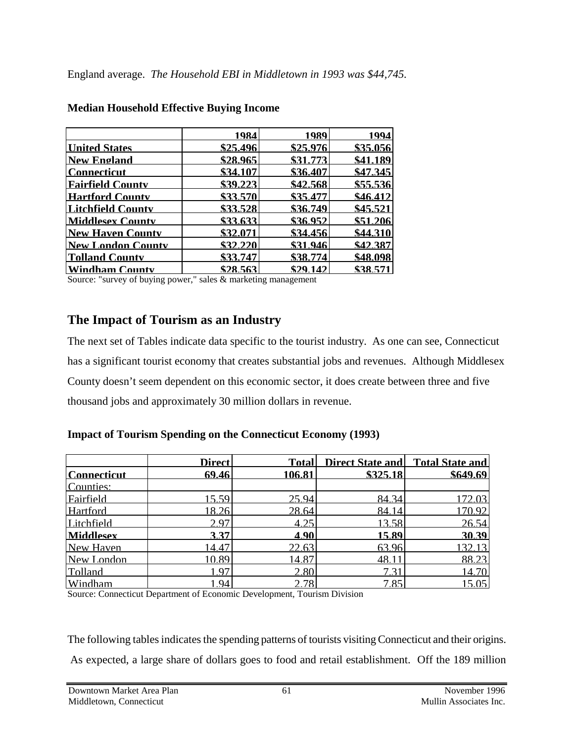England average. *The Household EBI in Middletown in 1993 was $44,745.*

**Median Household Effective Buying Income**

| | 1984 | 1989 | 1994 |
|---|---|---|---|
| **United States** | **$25,496** | **$25,976** | **$35,056** |
| **New England** | **$28,965** | **$31,773** | **$41,189** |
| **Connecticut** | **$34,107** | **$36,407** | **$47,345** |
| **Fairfield County** | **$39,223** | **$42,568** | **$55,536** |
| **Hartford County** | **$33,570** | **$35,477** | **$46,412** |
| **Litchfield County** | **$33,528** | **$36,749** | **$45,521** |
| **Middlesex County** | **$33,633** | **$36,952** | **$51,206** |
| **New Haven County** | **$32,071** | **$34,456** | **$44,310** |
| **New London County** | **$32,220** | **$31,946** | **$42,387** |
| **Tolland County** | **$33,747** | **$38,774** | **$48,098** |
| **Windham County** | **$28,563** | **$29,142** | **$38,571** |

Source: "survey of buying power," sales & marketing management

## The Impact of Tourism as an Industry

The next set of Tables indicate data specific to the tourist industry. As one can see, Connecticut has a significant tourist economy that creates substantial jobs and revenues. Although Middlesex County doesn't seem dependent on this economic sector, it does create between three and five thousand jobs and approximately 30 million dollars in revenue.

**Impact of Tourism Spending on the Connecticut Economy (1993)**

| | Direct | Total | Direct State and | Total State and |
|---|---|---|---|---|
| **Connecticut** | **69.46** | **106.81** | **$325.18** | **$649.69** |
| Counties: | | | | |
| Fairfield | 15.59 | 25.94 | 84.34 | 172.03 |
| Hartford | 18.26 | 28.64 | 84.14 | 170.92 |
| Litchfield | 2.97 | 4.25 | 13.58 | 26.54 |
| **Middlesex** | **3.37** | **4.90** | **15.89** | **30.39** |
| New Haven | 14.47 | 22.63 | 63.96 | 132.13 |
| New London | 10.89 | 14.87 | 48.11 | 88.23 |
| Tolland | 1.97 | 2.80 | 7.31 | 14.70 |
| Windham | 1.94 | 2.78 | 7.85 | 15.05 |

Source: Connecticut Department of Economic Development, Tourism Division

The following tables indicates the spending patterns of tourists visiting Connecticut and their origins. As expected, a large share of dollars goes to food and retail establishment. Off the 189 million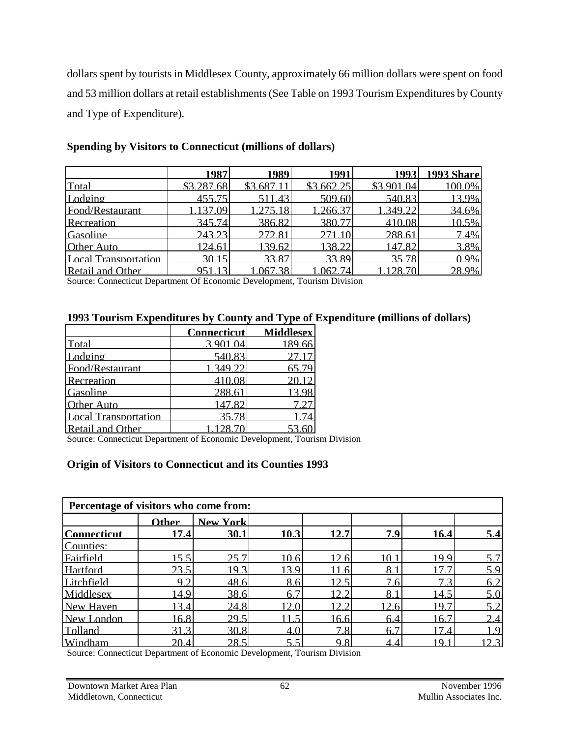dollars spent by tourists in Middlesex County, approximately 66 million dollars were spent on food and 53 million dollars at retail establishments (See Table on 1993 Tourism Expenditures by County and Type of Expenditure).

**Spending by Visitors to Connecticut (millions of dollars)**

| | 1987 | 1989 | 1991 | 1993 | 1993 Share |
|---|---|---|---|---|---|
| Total | $3,287.68 | $3,687.11 | $3,662.25 | $3,901.04 | 100.0% |
| Lodging | 455.75 | 511.43 | 509.60 | 540.83 | 13.9% |
| Food/Restaurant | 1,137.09 | 1,275.18 | 1,266.37 | 1,349.22 | 34.6% |
| Recreation | 345.74 | 386.82 | 380.77 | 410.08 | 10.5% |
| Gasoline | 243.23 | 272.81 | 271.10 | 288.61 | 7.4% |
| Other Auto | 124.61 | 139.62 | 138.22 | 147.82 | 3.8% |
| Local Transportation | 30.15 | 33.87 | 33.89 | 35.78 | 0.9% |
| Retail and Other | 951.13 | 1,067.38 | 1,062.74 | 1,128.70 | 28.9% |

Source: Connecticut Department Of Economic Development, Tourism Division

**1993 Tourism Expenditures by County and Type of Expenditure (millions of dollars)**

| | Connecticut | Middlesex |
|---|---|---|
| Total | 3,901.04 | 189.66 |
| Lodging | 540.83 | 27.17 |
| Food/Restaurant | 1,349.22 | 65.79 |
| Recreation | 410.08 | 20.12 |
| Gasoline | 288.61 | 13.98 |
| Other Auto | 147.82 | 7.27 |
| Local Transportation | 35.78 | 1.74 |
| Retail and Other | 1,128.70 | 53.60 |

Source: Connecticut Department of Economic Development, Tourism Division

**Origin of Visitors to Connecticut and its Counties 1993**

| Percentage of visitors who come from: | | | | | | | |
|---|---|---|---|---|---|---|---|
| | Other | New York | | | | | |
| **Connecticut** | **17.4** | **30.1** | **10.3** | **12.7** | **7.9** | **16.4** | **5.4** |
| Counties: | | | | | | | |
| Fairfield | 15.5 | 25.7 | 10.6 | 12.6 | 10.1 | 19.9 | 5.7 |
| Hartford | 23.5 | 19.3 | 13.9 | 11.6 | 8.1 | 17.7 | 5.9 |
| Litchfield | 9.2 | 48.6 | 8.6 | 12.5 | 7.6 | 7.3 | 6.2 |
| Middlesex | 14.9 | 38.6 | 6.7 | 12.2 | 8.1 | 14.5 | 5.0 |
| New Haven | 13.4 | 24.8 | 12.0 | 12.2 | 12.6 | 19.7 | 5.2 |
| New London | 16.8 | 29.5 | 11.5 | 16.6 | 6.4 | 16.7 | 2.4 |
| Tolland | 31.3 | 30.8 | 4.0 | 7.8 | 6.7 | 17.4 | 1.9 |
| Windham | 20.4 | 28.5 | 5.5 | 9.8 | 4.4 | 19.1 | 12.3 |

Source: Connecticut Department of Economic Development, Tourism Division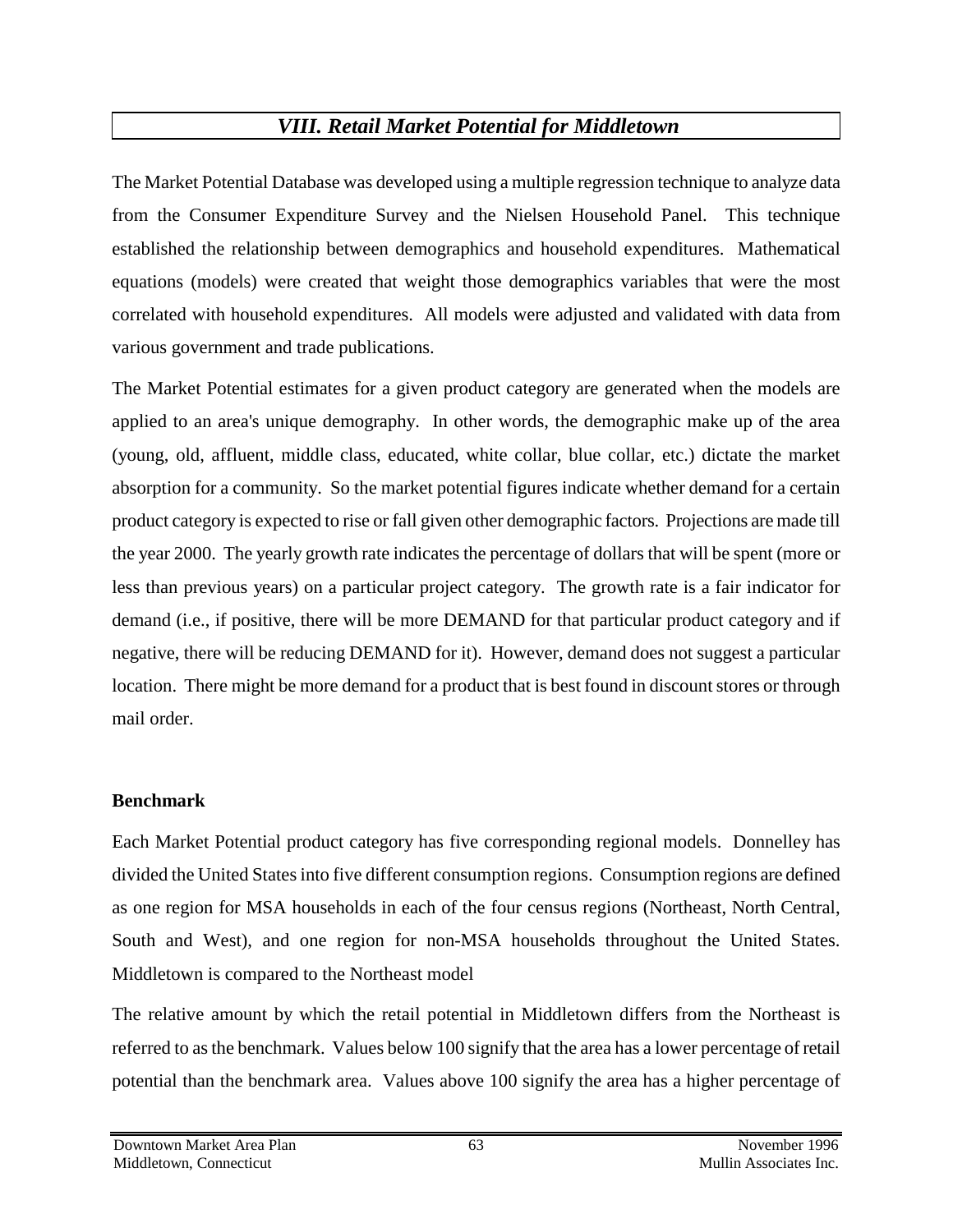# *VIII. Retail Market Potential for Middletown*

The Market Potential Database was developed using a multiple regression technique to analyze data from the Consumer Expenditure Survey and the Nielsen Household Panel. This technique established the relationship between demographics and household expenditures. Mathematical equations (models) were created that weight those demographics variables that were the most correlated with household expenditures. All models were adjusted and validated with data from various government and trade publications.

The Market Potential estimates for a given product category are generated when the models are applied to an area's unique demography. In other words, the demographic make up of the area (young, old, affluent, middle class, educated, white collar, blue collar, etc.) dictate the market absorption for a community. So the market potential figures indicate whether demand for a certain product category is expected to rise or fall given other demographic factors. Projections are made till the year 2000. The yearly growth rate indicates the percentage of dollars that will be spent (more or less than previous years) on a particular project category. The growth rate is a fair indicator for demand (i.e., if positive, there will be more DEMAND for that particular product category and if negative, there will be reducing DEMAND for it). However, demand does not suggest a particular location. There might be more demand for a product that is best found in discount stores or through mail order.

**Benchmark**

Each Market Potential product category has five corresponding regional models. Donnelley has divided the United States into five different consumption regions. Consumption regions are defined as one region for MSA households in each of the four census regions (Northeast, North Central, South and West), and one region for non-MSA households throughout the United States. Middletown is compared to the Northeast model

The relative amount by which the retail potential in Middletown differs from the Northeast is referred to as the benchmark. Values below 100 signify that the area has a lower percentage of retail potential than the benchmark area. Values above 100 signify the area has a higher percentage of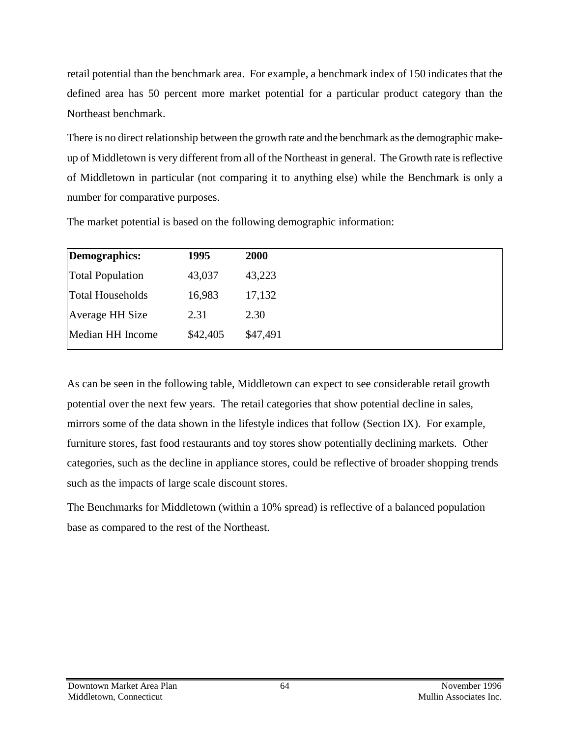retail potential than the benchmark area. For example, a benchmark index of 150 indicates that the defined area has 50 percent more market potential for a particular product category than the Northeast benchmark.

There is no direct relationship between the growth rate and the benchmark as the demographic make-up of Middletown is very different from all of the Northeast in general. The Growth rate is reflective of Middletown in particular (not comparing it to anything else) while the Benchmark is only a number for comparative purposes.

The market potential is based on the following demographic information:

| **Demographics:** | **1995** | **2000** |
|---|---|---|
| Total Population | 43,037 | 43,223 |
| Total Households | 16,983 | 17,132 |
| Average HH Size | 2.31 | 2.30 |
| Median HH Income | $42,405 | $47,491 |

As can be seen in the following table, Middletown can expect to see considerable retail growth potential over the next few years. The retail categories that show potential decline in sales, mirrors some of the data shown in the lifestyle indices that follow (Section IX). For example, furniture stores, fast food restaurants and toy stores show potentially declining markets. Other categories, such as the decline in appliance stores, could be reflective of broader shopping trends such as the impacts of large scale discount stores.

The Benchmarks for Middletown (within a 10% spread) is reflective of a balanced population base as compared to the rest of the Northeast.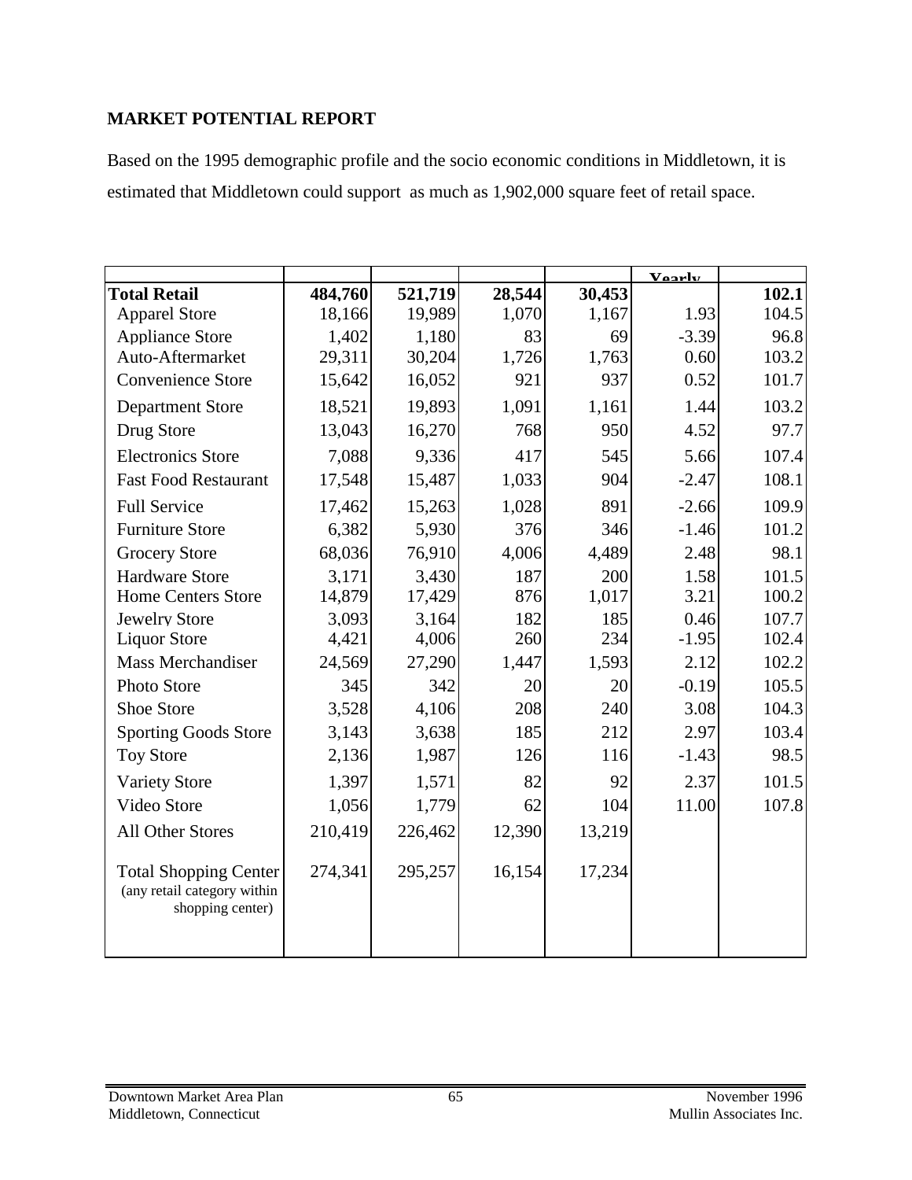**MARKET POTENTIAL REPORT**

Based on the 1995 demographic profile and the socio economic conditions in Middletown, it is estimated that Middletown could support as much as 1,902,000 square feet of retail space.

| | | | | | Yearly | |
|---|---|---|---|---|---|---|
| **Total Retail** | **484,760** | **521,719** | **28,544** | **30,453** | | **102.1** |
| Apparel Store | 18,166 | 19,989 | 1,070 | 1,167 | 1.93 | 104.5 |
| Appliance Store | 1,402 | 1,180 | 83 | 69 | -3.39 | 96.8 |
| Auto-Aftermarket | 29,311 | 30,204 | 1,726 | 1,763 | 0.60 | 103.2 |
| Convenience Store | 15,642 | 16,052 | 921 | 937 | 0.52 | 101.7 |
| Department Store | 18,521 | 19,893 | 1,091 | 1,161 | 1.44 | 103.2 |
| Drug Store | 13,043 | 16,270 | 768 | 950 | 4.52 | 97.7 |
| Electronics Store | 7,088 | 9,336 | 417 | 545 | 5.66 | 107.4 |
| Fast Food Restaurant | 17,548 | 15,487 | 1,033 | 904 | -2.47 | 108.1 |
| Full Service | 17,462 | 15,263 | 1,028 | 891 | -2.66 | 109.9 |
| Furniture Store | 6,382 | 5,930 | 376 | 346 | -1.46 | 101.2 |
| Grocery Store | 68,036 | 76,910 | 4,006 | 4,489 | 2.48 | 98.1 |
| Hardware Store | 3,171 | 3,430 | 187 | 200 | 1.58 | 101.5 |
| Home Centers Store | 14,879 | 17,429 | 876 | 1,017 | 3.21 | 100.2 |
| Jewelry Store | 3,093 | 3,164 | 182 | 185 | 0.46 | 107.7 |
| Liquor Store | 4,421 | 4,006 | 260 | 234 | -1.95 | 102.4 |
| Mass Merchandiser | 24,569 | 27,290 | 1,447 | 1,593 | 2.12 | 102.2 |
| Photo Store | 345 | 342 | 20 | 20 | -0.19 | 105.5 |
| Shoe Store | 3,528 | 4,106 | 208 | 240 | 3.08 | 104.3 |
| Sporting Goods Store | 3,143 | 3,638 | 185 | 212 | 2.97 | 103.4 |
| Toy Store | 2,136 | 1,987 | 126 | 116 | -1.43 | 98.5 |
| Variety Store | 1,397 | 1,571 | 82 | 92 | 2.37 | 101.5 |
| Video Store | 1,056 | 1,779 | 62 | 104 | 11.00 | 107.8 |
| All Other Stores | 210,419 | 226,462 | 12,390 | 13,219 | | |
| Total Shopping Center (any retail category within shopping center) | 274,341 | 295,257 | 16,154 | 17,234 | | |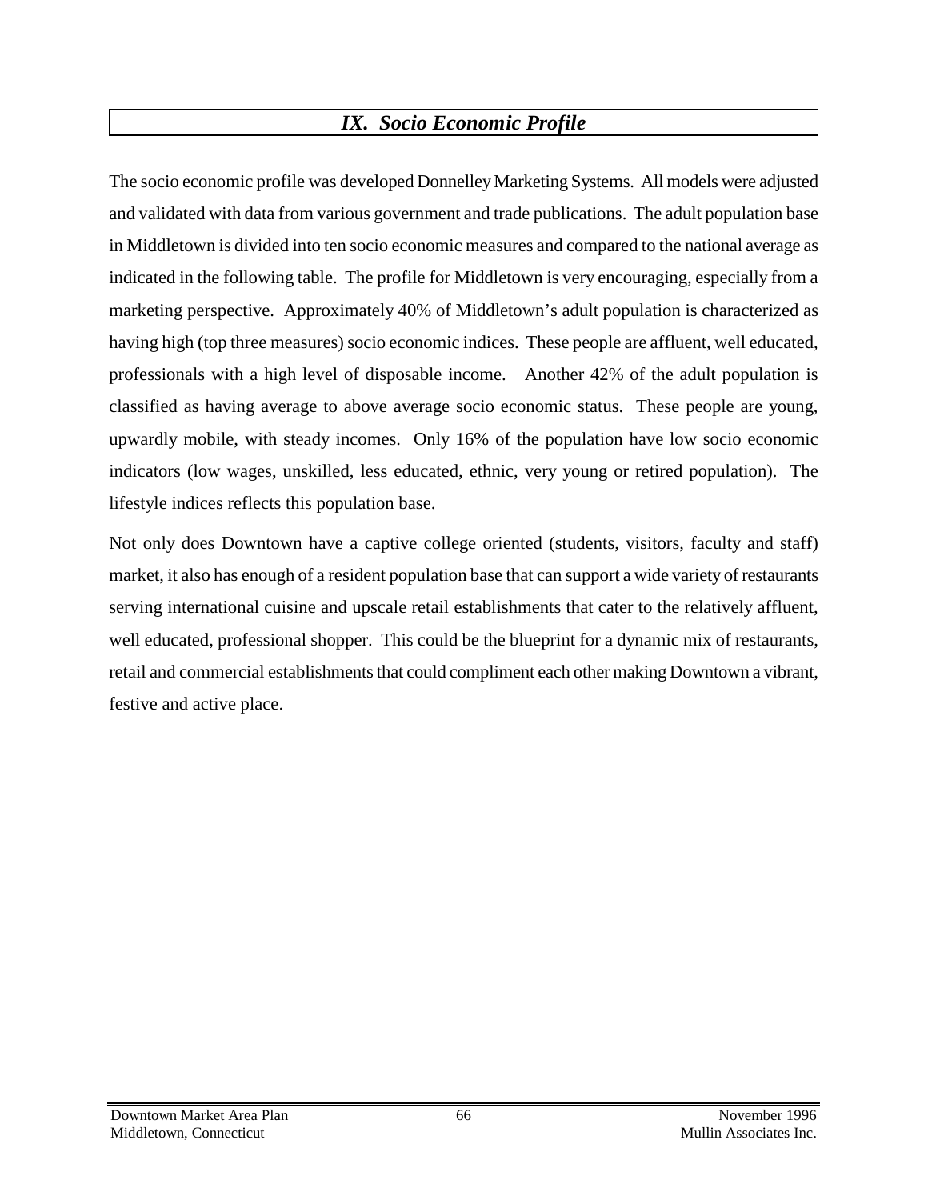## *IX. Socio Economic Profile*

The socio economic profile was developed Donnelley Marketing Systems. All models were adjusted and validated with data from various government and trade publications. The adult population base in Middletown is divided into ten socio economic measures and compared to the national average as indicated in the following table. The profile for Middletown is very encouraging, especially from a marketing perspective. Approximately 40% of Middletown's adult population is characterized as having high (top three measures) socio economic indices. These people are affluent, well educated, professionals with a high level of disposable income. Another 42% of the adult population is classified as having average to above average socio economic status. These people are young, upwardly mobile, with steady incomes. Only 16% of the population have low socio economic indicators (low wages, unskilled, less educated, ethnic, very young or retired population). The lifestyle indices reflects this population base.

Not only does Downtown have a captive college oriented (students, visitors, faculty and staff) market, it also has enough of a resident population base that can support a wide variety of restaurants serving international cuisine and upscale retail establishments that cater to the relatively affluent, well educated, professional shopper. This could be the blueprint for a dynamic mix of restaurants, retail and commercial establishments that could compliment each other making Downtown a vibrant, festive and active place.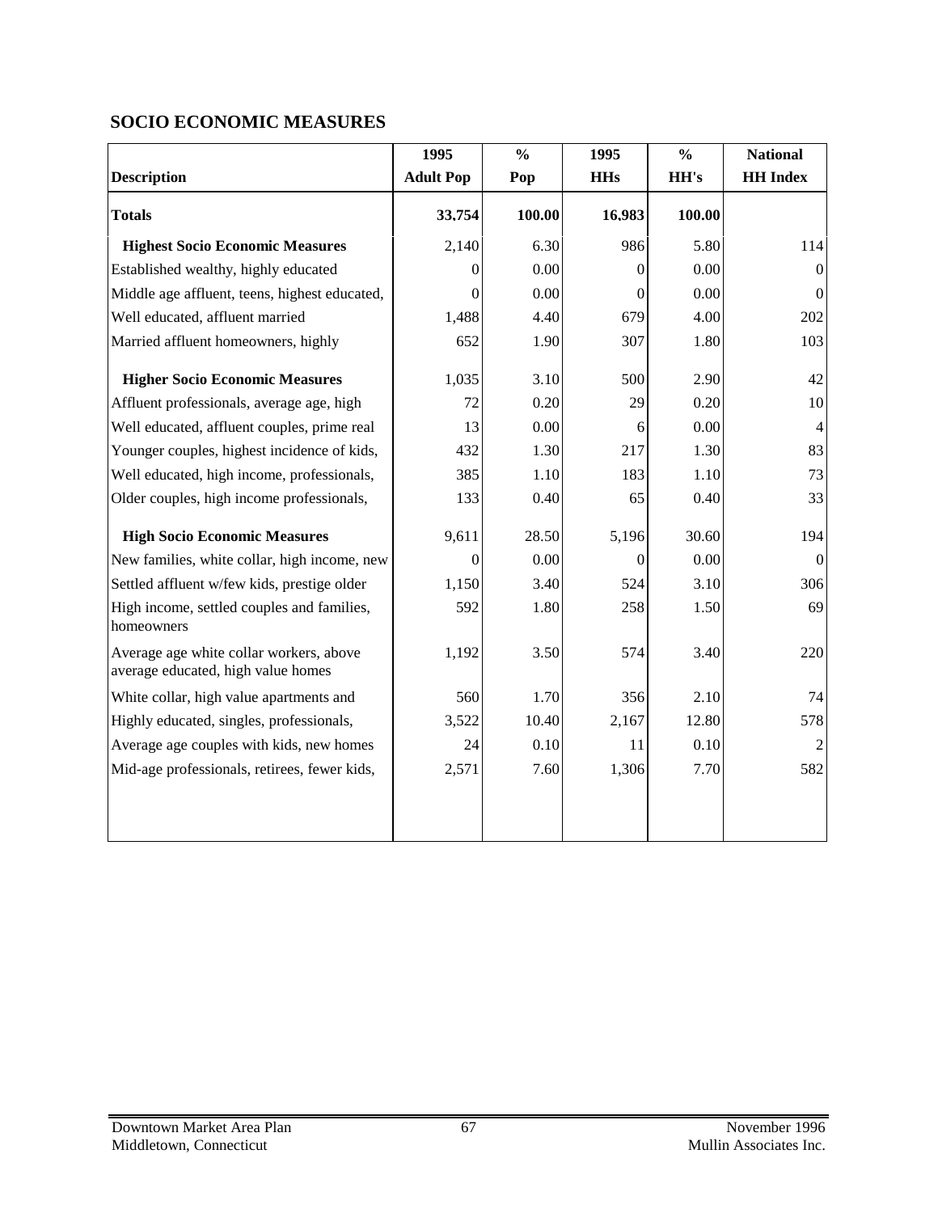## SOCIO ECONOMIC MEASURES

| Description | 1995 Adult Pop | % Pop | 1995 HHs | % HH's | National HH Index |
|---|---|---|---|---|---|
| **Totals** | **33,754** | **100.00** | **16,983** | **100.00** | |
| **Highest Socio Economic Measures** | 2,140 | 6.30 | 986 | 5.80 | 114 |
| Established wealthy, highly educated | 0 | 0.00 | 0 | 0.00 | 0 |
| Middle age affluent, teens, highest educated, | 0 | 0.00 | 0 | 0.00 | 0 |
| Well educated, affluent married | 1,488 | 4.40 | 679 | 4.00 | 202 |
| Married affluent homeowners, highly | 652 | 1.90 | 307 | 1.80 | 103 |
| **Higher Socio Economic Measures** | 1,035 | 3.10 | 500 | 2.90 | 42 |
| Affluent professionals, average age, high | 72 | 0.20 | 29 | 0.20 | 10 |
| Well educated, affluent couples, prime real | 13 | 0.00 | 6 | 0.00 | 4 |
| Younger couples, highest incidence of kids, | 432 | 1.30 | 217 | 1.30 | 83 |
| Well educated, high income, professionals, | 385 | 1.10 | 183 | 1.10 | 73 |
| Older couples, high income professionals, | 133 | 0.40 | 65 | 0.40 | 33 |
| **High Socio Economic Measures** | 9,611 | 28.50 | 5,196 | 30.60 | 194 |
| New families, white collar, high income, new | 0 | 0.00 | 0 | 0.00 | 0 |
| Settled affluent w/few kids, prestige older | 1,150 | 3.40 | 524 | 3.10 | 306 |
| High income, settled couples and families, homeowners | 592 | 1.80 | 258 | 1.50 | 69 |
| Average age white collar workers, above average educated, high value homes | 1,192 | 3.50 | 574 | 3.40 | 220 |
| White collar, high value apartments and | 560 | 1.70 | 356 | 2.10 | 74 |
| Highly educated, singles, professionals, | 3,522 | 10.40 | 2,167 | 12.80 | 578 |
| Average age couples with kids, new homes | 24 | 0.10 | 11 | 0.10 | 2 |
| Mid-age professionals, retirees, fewer kids, | 2,571 | 7.60 | 1,306 | 7.70 | 582 |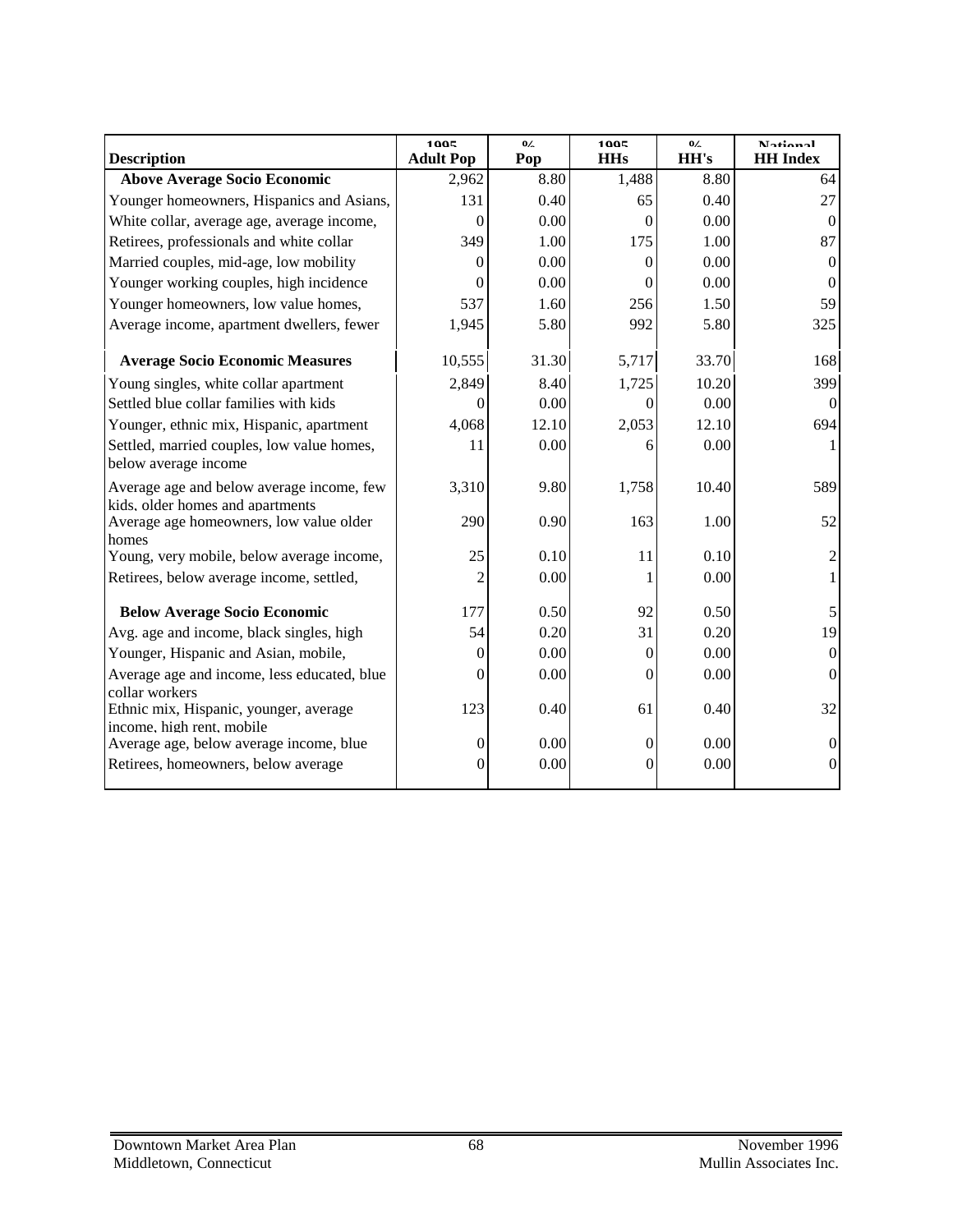| Description | 1995 Adult Pop | % Pop | 1995 HHs | % HH's | National HH Index |
|---|---|---|---|---|---|
| **Above Average Socio Economic** | 2,962 | 8.80 | 1,488 | 8.80 | 64 |
| Younger homeowners, Hispanics and Asians, | 131 | 0.40 | 65 | 0.40 | 27 |
| White collar, average age, average income, | 0 | 0.00 | 0 | 0.00 | 0 |
| Retirees, professionals and white collar | 349 | 1.00 | 175 | 1.00 | 87 |
| Married couples, mid-age, low mobility | 0 | 0.00 | 0 | 0.00 | 0 |
| Younger working couples, high incidence | 0 | 0.00 | 0 | 0.00 | 0 |
| Younger homeowners, low value homes, | 537 | 1.60 | 256 | 1.50 | 59 |
| Average income, apartment dwellers, fewer | 1,945 | 5.80 | 992 | 5.80 | 325 |
| **Average Socio Economic Measures** | 10,555 | 31.30 | 5,717 | 33.70 | 168 |
| Young singles, white collar apartment | 2,849 | 8.40 | 1,725 | 10.20 | 399 |
| Settled blue collar families with kids | 0 | 0.00 | 0 | 0.00 | 0 |
| Younger, ethnic mix, Hispanic, apartment | 4,068 | 12.10 | 2,053 | 12.10 | 694 |
| Settled, married couples, low value homes, below average income | 11 | 0.00 | 6 | 0.00 | 1 |
| Average age and below average income, few kids, older homes and apartments | 3,310 | 9.80 | 1,758 | 10.40 | 589 |
| Average age homeowners, low value older homes | 290 | 0.90 | 163 | 1.00 | 52 |
| Young, very mobile, below average income, | 25 | 0.10 | 11 | 0.10 | 2 |
| Retirees, below average income, settled, | 2 | 0.00 | 1 | 0.00 | 1 |
| **Below Average Socio Economic** | 177 | 0.50 | 92 | 0.50 | 5 |
| Avg. age and income, black singles, high | 54 | 0.20 | 31 | 0.20 | 19 |
| Younger, Hispanic and Asian, mobile, | 0 | 0.00 | 0 | 0.00 | 0 |
| Average age and income, less educated, blue collar workers | 0 | 0.00 | 0 | 0.00 | 0 |
| Ethnic mix, Hispanic, younger, average income, high rent, mobile | 123 | 0.40 | 61 | 0.40 | 32 |
| Average age, below average income, blue | 0 | 0.00 | 0 | 0.00 | 0 |
| Retirees, homeowners, below average | 0 | 0.00 | 0 | 0.00 | 0 |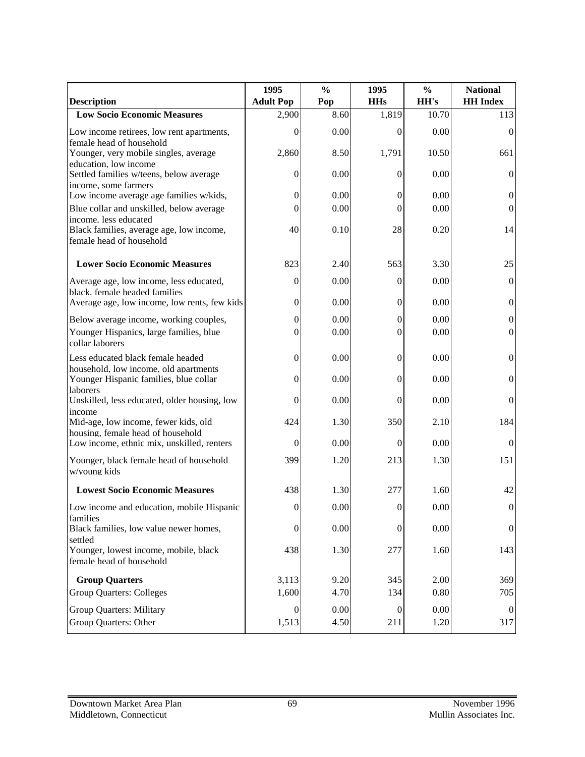| Description | 1995 Adult Pop | % Pop | 1995 HHs | % HH's | National HH Index |
|---|---|---|---|---|---|
| **Low Socio Economic Measures** | 2,900 | 8.60 | 1,819 | 10.70 | 113 |
| Low income retirees, low rent apartments, female head of household | 0 | 0.00 | 0 | 0.00 | 0 |
| Younger, very mobile singles, average education, low income | 2,860 | 8.50 | 1,791 | 10.50 | 661 |
| Settled families w/teens, below average income, some farmers | 0 | 0.00 | 0 | 0.00 | 0 |
| Low income average age families w/kids, | 0 | 0.00 | 0 | 0.00 | 0 |
| Blue collar and unskilled, below average income. less educated | 0 | 0.00 | 0 | 0.00 | 0 |
| Black families, average age, low income, female head of household | 40 | 0.10 | 28 | 0.20 | 14 |
| **Lower Socio Economic Measures** | 823 | 2.40 | 563 | 3.30 | 25 |
| Average age, low income, less educated, black. female headed families | 0 | 0.00 | 0 | 0.00 | 0 |
| Average age, low income, low rents, few kids | 0 | 0.00 | 0 | 0.00 | 0 |
| Below average income, working couples, | 0 | 0.00 | 0 | 0.00 | 0 |
| Younger Hispanics, large families, blue collar laborers | 0 | 0.00 | 0 | 0.00 | 0 |
| Less educated black female headed household, low income, old apartments | 0 | 0.00 | 0 | 0.00 | 0 |
| Younger Hispanic families, blue collar laborers | 0 | 0.00 | 0 | 0.00 | 0 |
| Unskilled, less educated, older housing, low income | 0 | 0.00 | 0 | 0.00 | 0 |
| Mid-age, low income, fewer kids, old housing, female head of household | 424 | 1.30 | 350 | 2.10 | 184 |
| Low income, ethnic mix, unskilled, renters | 0 | 0.00 | 0 | 0.00 | 0 |
| Younger, black female head of household w/young kids | 399 | 1.20 | 213 | 1.30 | 151 |
| **Lowest Socio Economic Measures** | 438 | 1.30 | 277 | 1.60 | 42 |
| Low income and education, mobile Hispanic families | 0 | 0.00 | 0 | 0.00 | 0 |
| Black families, low value newer homes, settled | 0 | 0.00 | 0 | 0.00 | 0 |
| Younger, lowest income, mobile, black female head of household | 438 | 1.30 | 277 | 1.60 | 143 |
| **Group Quarters** | 3,113 | 9.20 | 345 | 2.00 | 369 |
| Group Quarters: Colleges | 1,600 | 4.70 | 134 | 0.80 | 705 |
| Group Quarters: Military | 0 | 0.00 | 0 | 0.00 | 0 |
| Group Quarters: Other | 1,513 | 4.50 | 211 | 1.20 | 317 |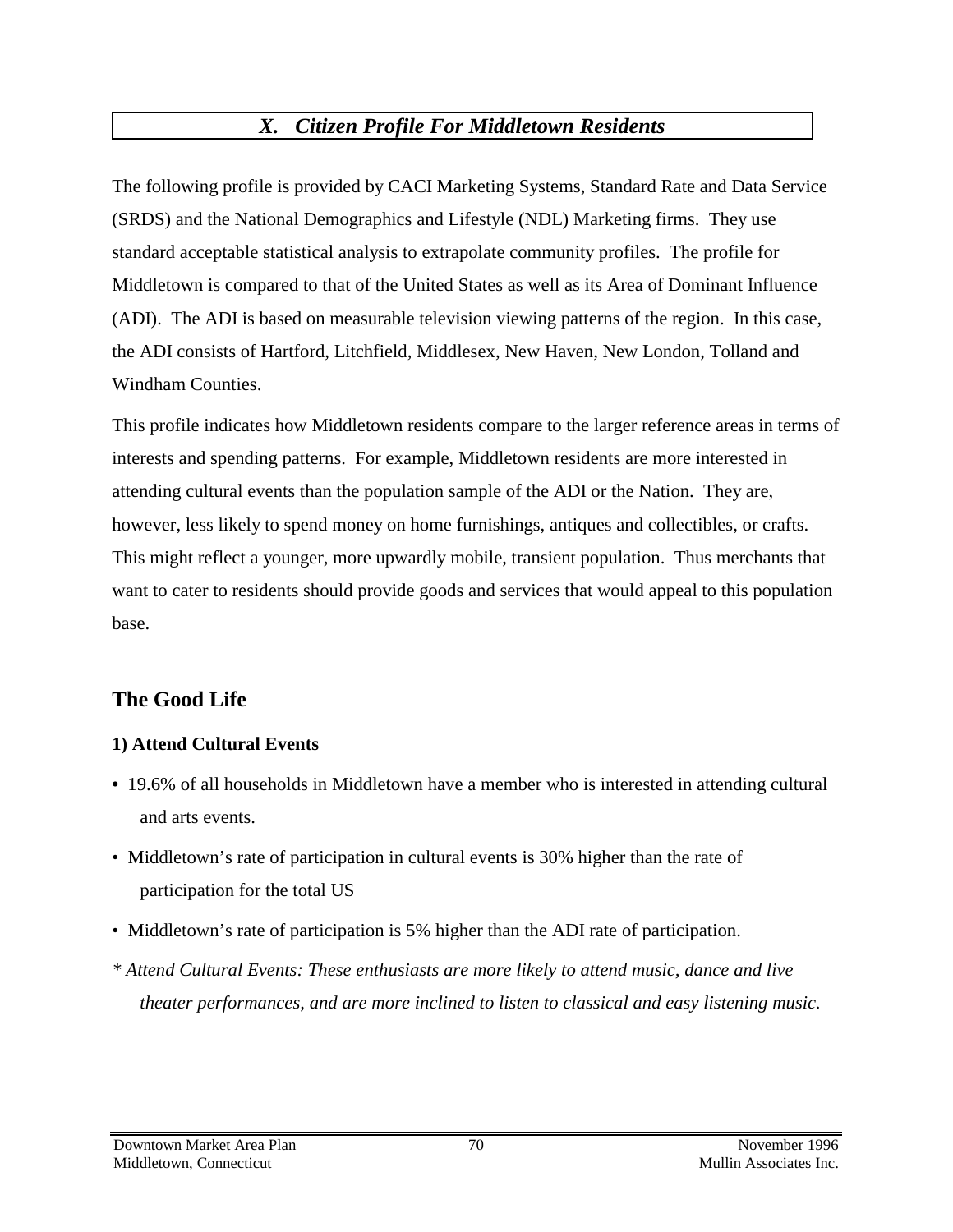## *X. Citizen Profile For Middletown Residents*

The following profile is provided by CACI Marketing Systems, Standard Rate and Data Service (SRDS) and the National Demographics and Lifestyle (NDL) Marketing firms. They use standard acceptable statistical analysis to extrapolate community profiles. The profile for Middletown is compared to that of the United States as well as its Area of Dominant Influence (ADI). The ADI is based on measurable television viewing patterns of the region. In this case, the ADI consists of Hartford, Litchfield, Middlesex, New Haven, New London, Tolland and Windham Counties.

This profile indicates how Middletown residents compare to the larger reference areas in terms of interests and spending patterns. For example, Middletown residents are more interested in attending cultural events than the population sample of the ADI or the Nation. They are, however, less likely to spend money on home furnishings, antiques and collectibles, or crafts. This might reflect a younger, more upwardly mobile, transient population. Thus merchants that want to cater to residents should provide goods and services that would appeal to this population base.

## The Good Life

### 1) Attend Cultural Events

- 19.6% of all households in Middletown have a member who is interested in attending cultural and arts events.
- Middletown's rate of participation in cultural events is 30% higher than the rate of participation for the total US
- Middletown's rate of participation is 5% higher than the ADI rate of participation.

*\* Attend Cultural Events: These enthusiasts are more likely to attend music, dance and live theater performances, and are more inclined to listen to classical and easy listening music.*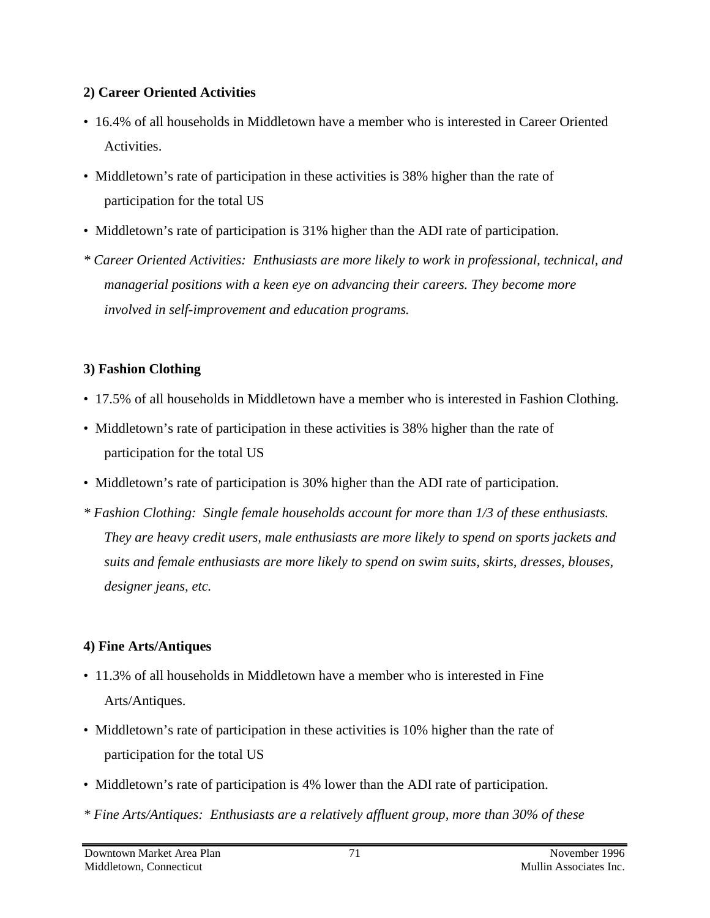**2) Career Oriented Activities**

- 16.4% of all households in Middletown have a member who is interested in Career Oriented Activities.
- Middletown's rate of participation in these activities is 38% higher than the rate of participation for the total US
- Middletown's rate of participation is 31% higher than the ADI rate of participation.

*\* Career Oriented Activities: Enthusiasts are more likely to work in professional, technical, and managerial positions with a keen eye on advancing their careers. They become more involved in self-improvement and education programs.*

**3) Fashion Clothing**

- 17.5% of all households in Middletown have a member who is interested in Fashion Clothing.
- Middletown's rate of participation in these activities is 38% higher than the rate of participation for the total US
- Middletown's rate of participation is 30% higher than the ADI rate of participation.

*\* Fashion Clothing: Single female households account for more than 1/3 of these enthusiasts. They are heavy credit users, male enthusiasts are more likely to spend on sports jackets and suits and female enthusiasts are more likely to spend on swim suits, skirts, dresses, blouses, designer jeans, etc.*

**4) Fine Arts/Antiques**

- 11.3% of all households in Middletown have a member who is interested in Fine Arts/Antiques.
- Middletown's rate of participation in these activities is 10% higher than the rate of participation for the total US
- Middletown's rate of participation is 4% lower than the ADI rate of participation.

*\* Fine Arts/Antiques: Enthusiasts are a relatively affluent group, more than 30% of these*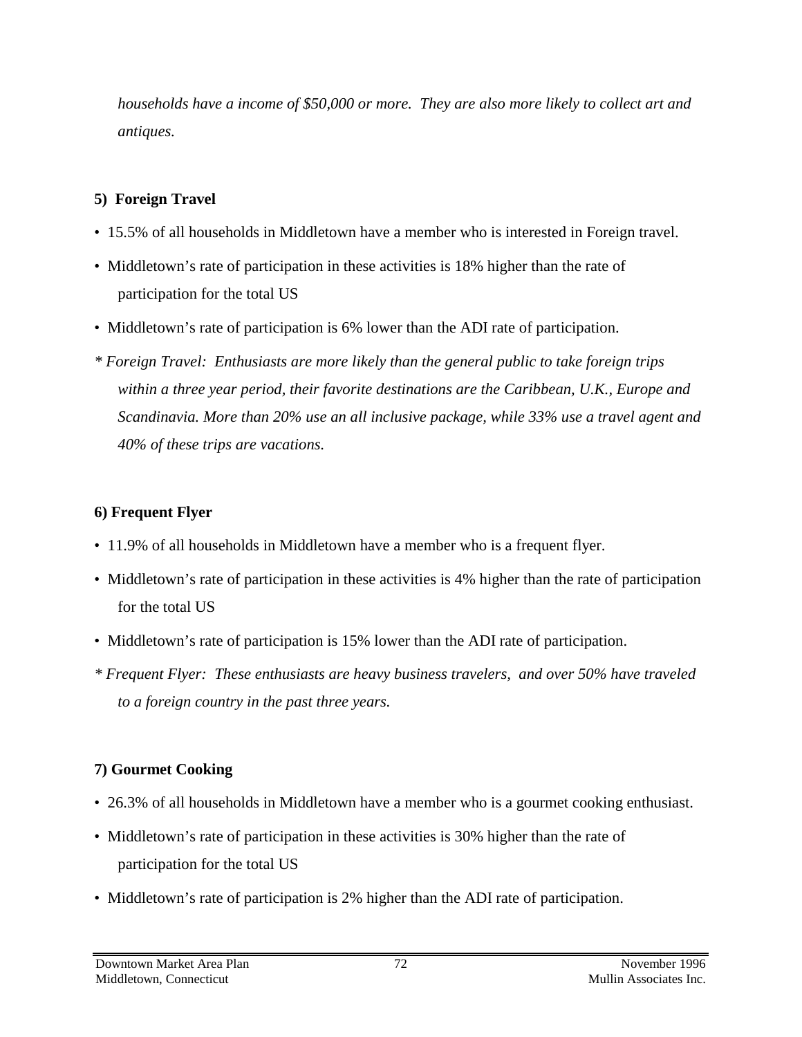*households have a income of $50,000 or more.  They are also more likely to collect art and antiques.*

**5)  Foreign Travel**

- 15.5% of all households in Middletown have a member who is interested in Foreign travel.
- Middletown's rate of participation in these activities is 18% higher than the rate of participation for the total US
- Middletown's rate of participation is 6% lower than the ADI rate of participation.

*\* Foreign Travel:  Enthusiasts are more likely than the general public to take foreign trips within a three year period, their favorite destinations are the Caribbean, U.K., Europe and Scandinavia. More than 20% use an all inclusive package, while 33% use a travel agent and 40% of these trips are vacations.*

**6) Frequent Flyer**

- 11.9% of all households in Middletown have a member who is a frequent flyer.
- Middletown's rate of participation in these activities is 4% higher than the rate of participation for the total US
- Middletown's rate of participation is 15% lower than the ADI rate of participation.

*\* Frequent Flyer:  These enthusiasts are heavy business travelers,  and over 50% have traveled to a foreign country in the past three years.*

**7) Gourmet Cooking**

- 26.3% of all households in Middletown have a member who is a gourmet cooking enthusiast.
- Middletown's rate of participation in these activities is 30% higher than the rate of participation for the total US
- Middletown's rate of participation is 2% higher than the ADI rate of participation.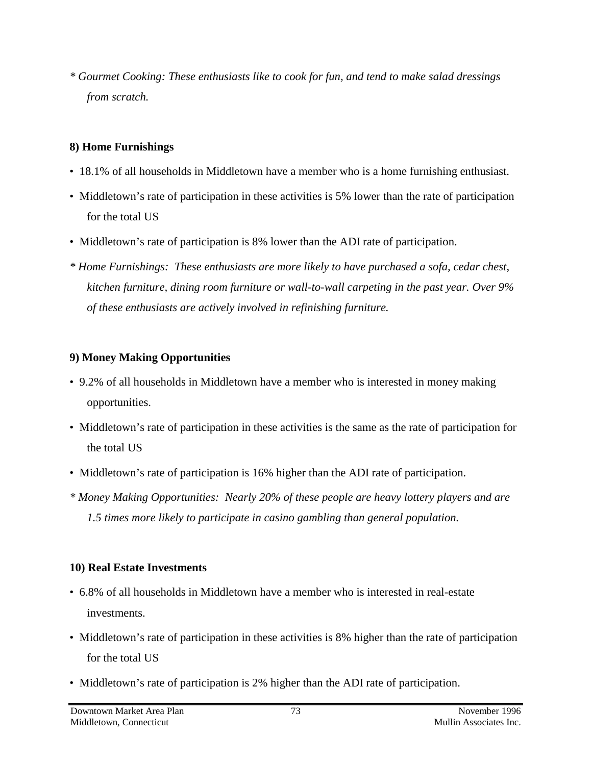*\* Gourmet Cooking: These enthusiasts like to cook for fun, and tend to make salad dressings from scratch.*

**8) Home Furnishings**

- 18.1% of all households in Middletown have a member who is a home furnishing enthusiast.
- Middletown's rate of participation in these activities is 5% lower than the rate of participation for the total US
- Middletown's rate of participation is 8% lower than the ADI rate of participation.

*\* Home Furnishings: These enthusiasts are more likely to have purchased a sofa, cedar chest, kitchen furniture, dining room furniture or wall-to-wall carpeting in the past year. Over 9% of these enthusiasts are actively involved in refinishing furniture.*

**9) Money Making Opportunities**

- 9.2% of all households in Middletown have a member who is interested in money making opportunities.
- Middletown's rate of participation in these activities is the same as the rate of participation for the total US
- Middletown's rate of participation is 16% higher than the ADI rate of participation.

*\* Money Making Opportunities: Nearly 20% of these people are heavy lottery players and are 1.5 times more likely to participate in casino gambling than general population.*

**10) Real Estate Investments**

- 6.8% of all households in Middletown have a member who is interested in real-estate investments.
- Middletown's rate of participation in these activities is 8% higher than the rate of participation for the total US
- Middletown's rate of participation is 2% higher than the ADI rate of participation.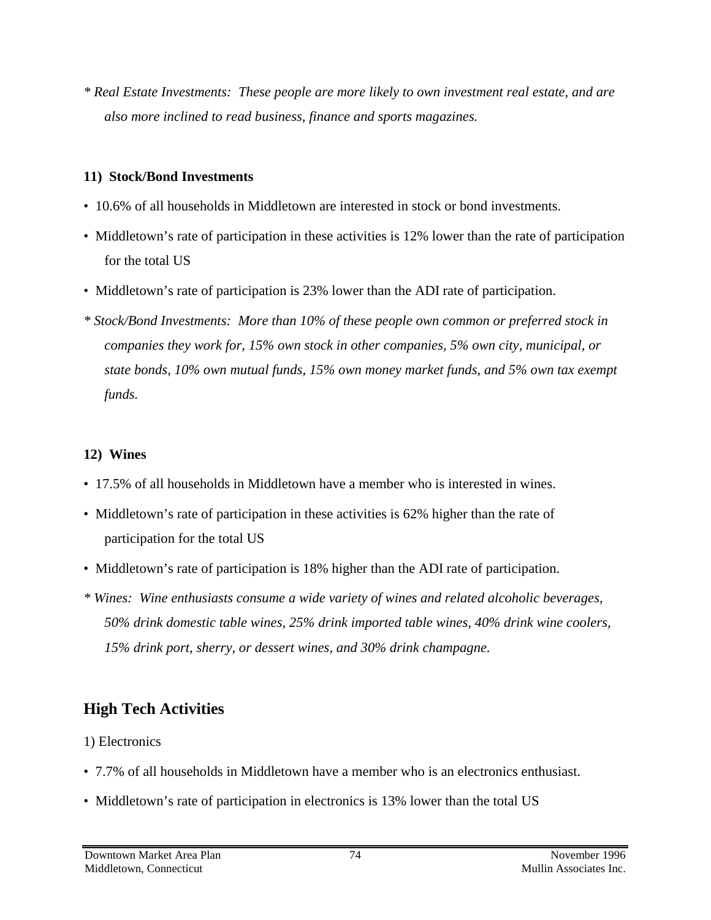*\* Real Estate Investments: These people are more likely to own investment real estate, and are also more inclined to read business, finance and sports magazines.*

**11) Stock/Bond Investments**

- 10.6% of all households in Middletown are interested in stock or bond investments.
- Middletown's rate of participation in these activities is 12% lower than the rate of participation for the total US
- Middletown's rate of participation is 23% lower than the ADI rate of participation.

*\* Stock/Bond Investments: More than 10% of these people own common or preferred stock in companies they work for, 15% own stock in other companies, 5% own city, municipal, or state bonds, 10% own mutual funds, 15% own money market funds, and 5% own tax exempt funds.*

**12) Wines**

- 17.5% of all households in Middletown have a member who is interested in wines.
- Middletown's rate of participation in these activities is 62% higher than the rate of participation for the total US
- Middletown's rate of participation is 18% higher than the ADI rate of participation.

*\* Wines: Wine enthusiasts consume a wide variety of wines and related alcoholic beverages, 50% drink domestic table wines, 25% drink imported table wines, 40% drink wine coolers, 15% drink port, sherry, or dessert wines, and 30% drink champagne.*

## High Tech Activities

1) Electronics

- 7.7% of all households in Middletown have a member who is an electronics enthusiast.
- Middletown's rate of participation in electronics is 13% lower than the total US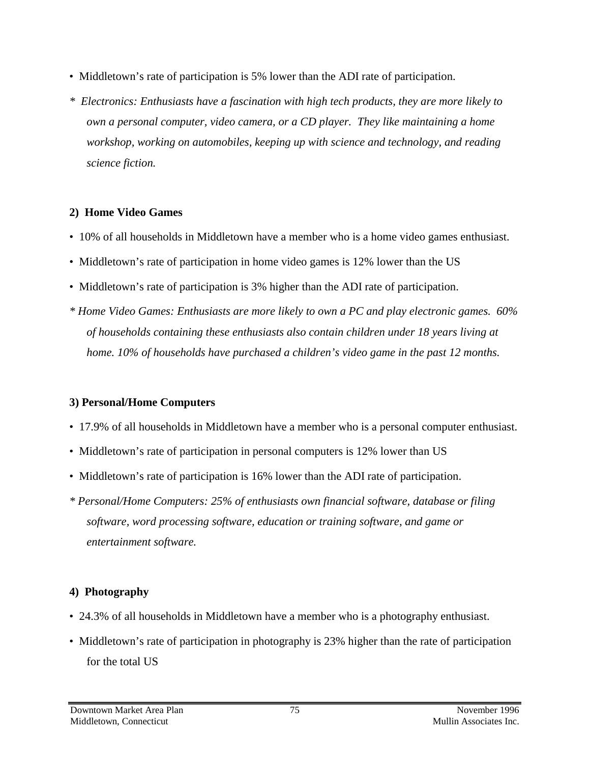- Middletown's rate of participation is 5% lower than the ADI rate of participation.

*\* Electronics: Enthusiasts have a fascination with high tech products, they are more likely to own a personal computer, video camera, or a CD player. They like maintaining a home workshop, working on automobiles, keeping up with science and technology, and reading science fiction.*

**2) Home Video Games**

- 10% of all households in Middletown have a member who is a home video games enthusiast.
- Middletown's rate of participation in home video games is 12% lower than the US
- Middletown's rate of participation is 3% higher than the ADI rate of participation.

*\* Home Video Games: Enthusiasts are more likely to own a PC and play electronic games. 60% of households containing these enthusiasts also contain children under 18 years living at home. 10% of households have purchased a children's video game in the past 12 months.*

**3) Personal/Home Computers**

- 17.9% of all households in Middletown have a member who is a personal computer enthusiast.
- Middletown's rate of participation in personal computers is 12% lower than US
- Middletown's rate of participation is 16% lower than the ADI rate of participation.

*\* Personal/Home Computers: 25% of enthusiasts own financial software, database or filing software, word processing software, education or training software, and game or entertainment software.*

**4) Photography**

- 24.3% of all households in Middletown have a member who is a photography enthusiast.
- Middletown's rate of participation in photography is 23% higher than the rate of participation for the total US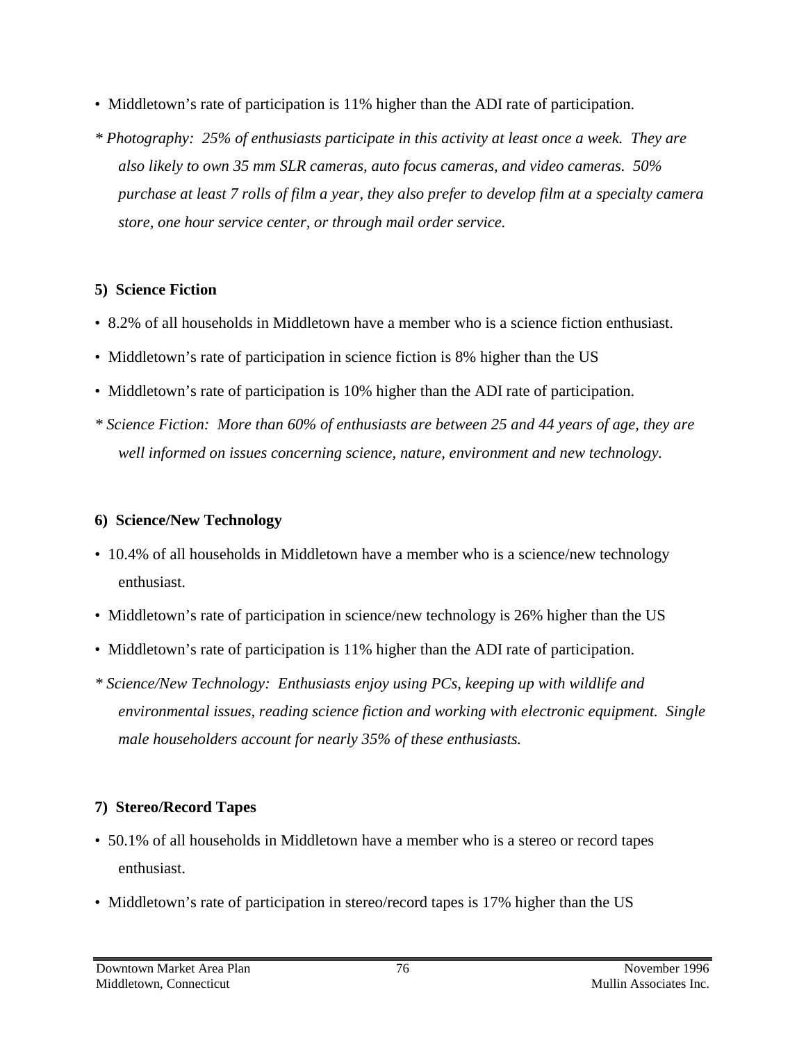- Middletown's rate of participation is 11% higher than the ADI rate of participation.

*\* Photography: 25% of enthusiasts participate in this activity at least once a week. They are also likely to own 35 mm SLR cameras, auto focus cameras, and video cameras. 50% purchase at least 7 rolls of film a year, they also prefer to develop film at a specialty camera store, one hour service center, or through mail order service.*

**5) Science Fiction**

- 8.2% of all households in Middletown have a member who is a science fiction enthusiast.
- Middletown's rate of participation in science fiction is 8% higher than the US
- Middletown's rate of participation is 10% higher than the ADI rate of participation.

*\* Science Fiction: More than 60% of enthusiasts are between 25 and 44 years of age, they are well informed on issues concerning science, nature, environment and new technology.*

**6) Science/New Technology**

- 10.4% of all households in Middletown have a member who is a science/new technology enthusiast.
- Middletown's rate of participation in science/new technology is 26% higher than the US
- Middletown's rate of participation is 11% higher than the ADI rate of participation.

*\* Science/New Technology: Enthusiasts enjoy using PCs, keeping up with wildlife and environmental issues, reading science fiction and working with electronic equipment. Single male householders account for nearly 35% of these enthusiasts.*

**7) Stereo/Record Tapes**

- 50.1% of all households in Middletown have a member who is a stereo or record tapes enthusiast.
- Middletown's rate of participation in stereo/record tapes is 17% higher than the US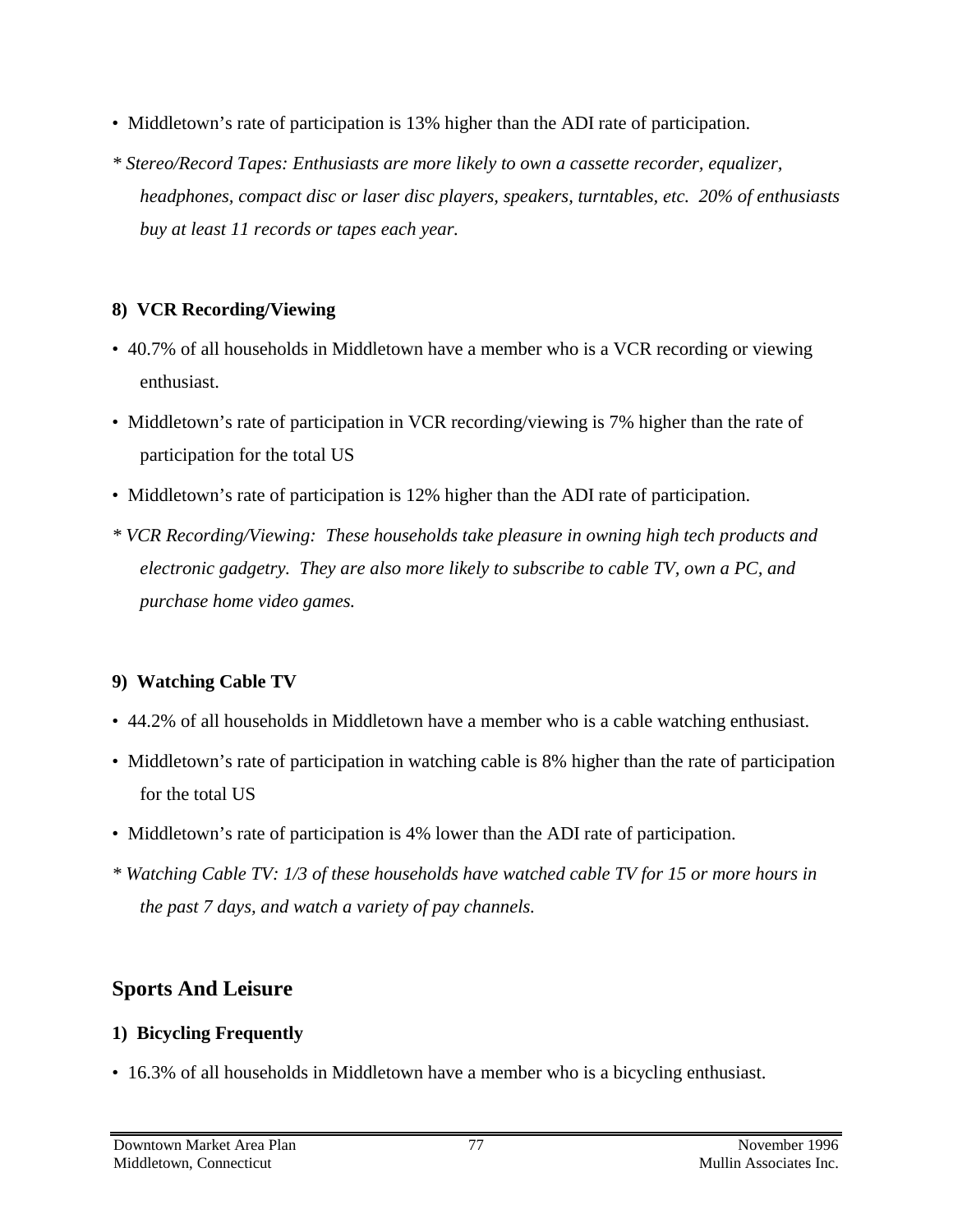- Middletown's rate of participation is 13% higher than the ADI rate of participation.

*\* Stereo/Record Tapes: Enthusiasts are more likely to own a cassette recorder, equalizer, headphones, compact disc or laser disc players, speakers, turntables, etc. 20% of enthusiasts buy at least 11 records or tapes each year.*

**8) VCR Recording/Viewing**

- 40.7% of all households in Middletown have a member who is a VCR recording or viewing enthusiast.
- Middletown's rate of participation in VCR recording/viewing is 7% higher than the rate of participation for the total US
- Middletown's rate of participation is 12% higher than the ADI rate of participation.

*\* VCR Recording/Viewing: These households take pleasure in owning high tech products and electronic gadgetry. They are also more likely to subscribe to cable TV, own a PC, and purchase home video games.*

**9) Watching Cable TV**

- 44.2% of all households in Middletown have a member who is a cable watching enthusiast.
- Middletown's rate of participation in watching cable is 8% higher than the rate of participation for the total US
- Middletown's rate of participation is 4% lower than the ADI rate of participation.

*\* Watching Cable TV: 1/3 of these households have watched cable TV for 15 or more hours in the past 7 days, and watch a variety of pay channels.*

## Sports And Leisure

**1) Bicycling Frequently**

- 16.3% of all households in Middletown have a member who is a bicycling enthusiast.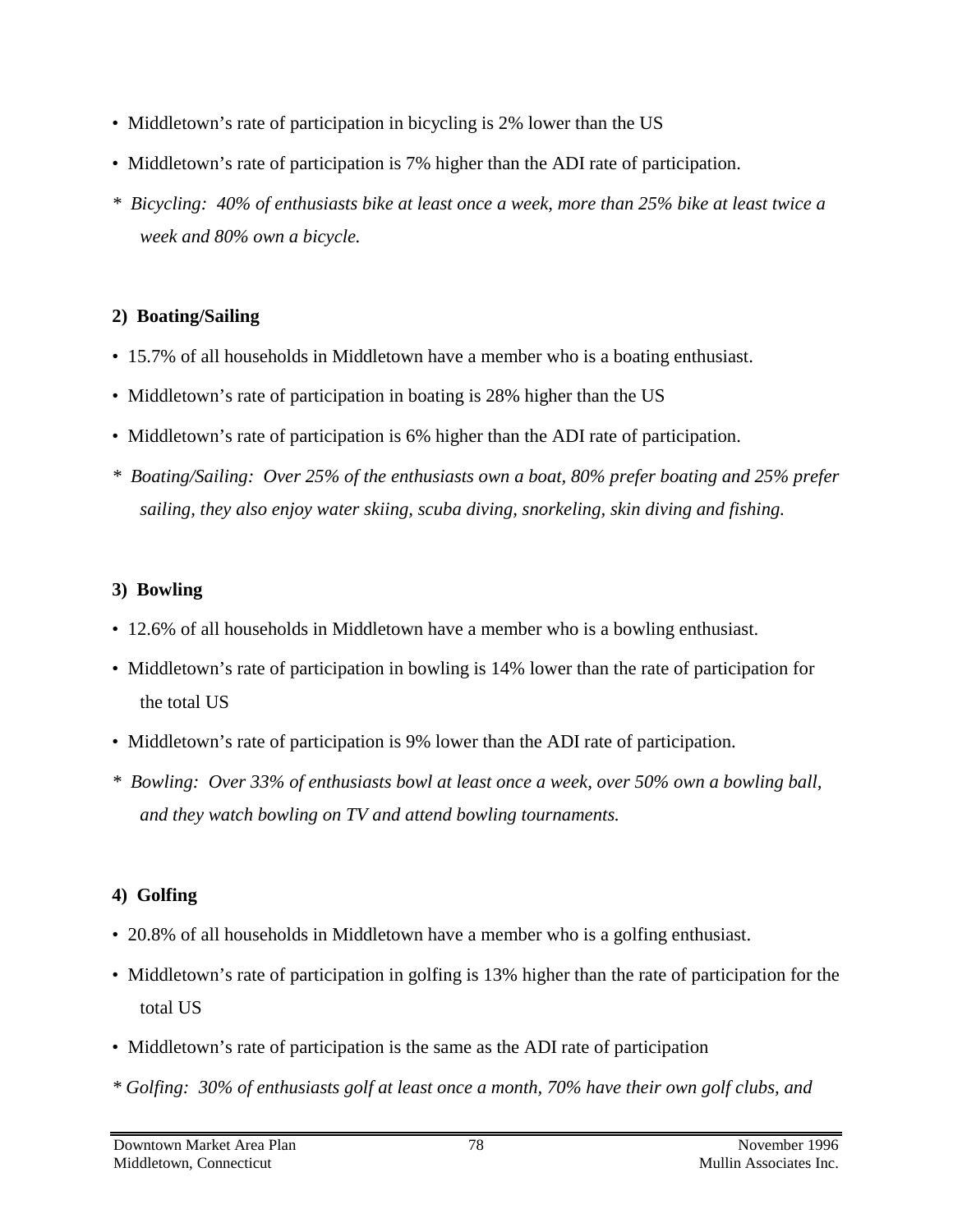- Middletown's rate of participation in bicycling is 2% lower than the US
- Middletown's rate of participation is 7% higher than the ADI rate of participation.

\* *Bicycling: 40% of enthusiasts bike at least once a week, more than 25% bike at least twice a week and 80% own a bicycle.*

**2) Boating/Sailing**

- 15.7% of all households in Middletown have a member who is a boating enthusiast.
- Middletown's rate of participation in boating is 28% higher than the US
- Middletown's rate of participation is 6% higher than the ADI rate of participation.

\* *Boating/Sailing: Over 25% of the enthusiasts own a boat, 80% prefer boating and 25% prefer sailing, they also enjoy water skiing, scuba diving, snorkeling, skin diving and fishing.*

**3) Bowling**

- 12.6% of all households in Middletown have a member who is a bowling enthusiast.
- Middletown's rate of participation in bowling is 14% lower than the rate of participation for the total US
- Middletown's rate of participation is 9% lower than the ADI rate of participation.

\* *Bowling: Over 33% of enthusiasts bowl at least once a week, over 50% own a bowling ball, and they watch bowling on TV and attend bowling tournaments.*

**4) Golfing**

- 20.8% of all households in Middletown have a member who is a golfing enthusiast.
- Middletown's rate of participation in golfing is 13% higher than the rate of participation for the total US
- Middletown's rate of participation is the same as the ADI rate of participation

\* *Golfing: 30% of enthusiasts golf at least once a month, 70% have their own golf clubs, and*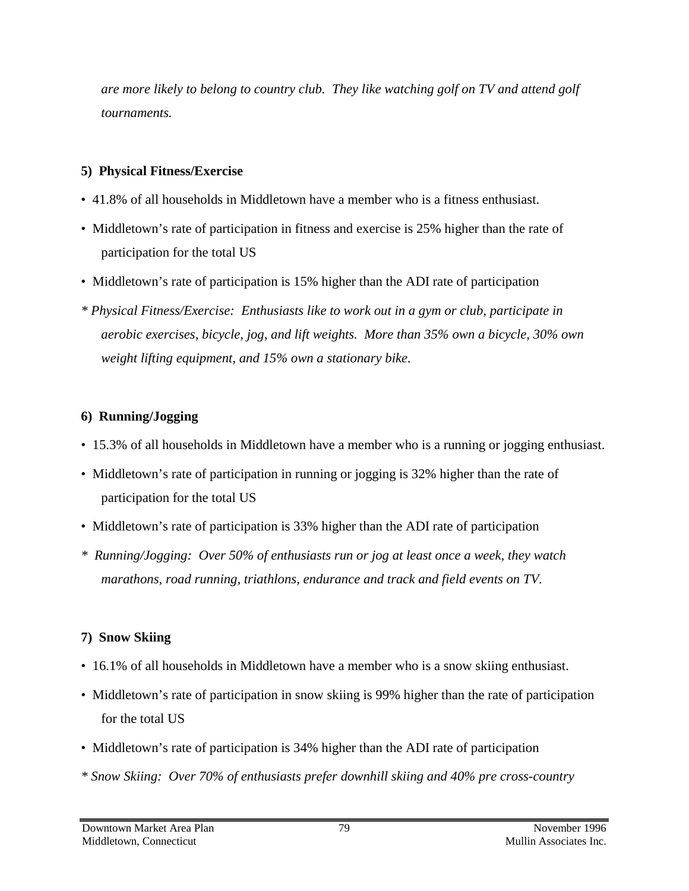*are more likely to belong to country club. They like watching golf on TV and attend golf tournaments.*

**5) Physical Fitness/Exercise**

- 41.8% of all households in Middletown have a member who is a fitness enthusiast.
- Middletown's rate of participation in fitness and exercise is 25% higher than the rate of participation for the total US
- Middletown's rate of participation is 15% higher than the ADI rate of participation

*\* Physical Fitness/Exercise: Enthusiasts like to work out in a gym or club, participate in aerobic exercises, bicycle, jog, and lift weights. More than 35% own a bicycle, 30% own weight lifting equipment, and 15% own a stationary bike.*

**6) Running/Jogging**

- 15.3% of all households in Middletown have a member who is a running or jogging enthusiast.
- Middletown's rate of participation in running or jogging is 32% higher than the rate of participation for the total US
- Middletown's rate of participation is 33% higher than the ADI rate of participation

*\* Running/Jogging: Over 50% of enthusiasts run or jog at least once a week, they watch marathons, road running, triathlons, endurance and track and field events on TV.*

**7) Snow Skiing**

- 16.1% of all households in Middletown have a member who is a snow skiing enthusiast.
- Middletown's rate of participation in snow skiing is 99% higher than the rate of participation for the total US
- Middletown's rate of participation is 34% higher than the ADI rate of participation

*\* Snow Skiing: Over 70% of enthusiasts prefer downhill skiing and 40% pre cross-country*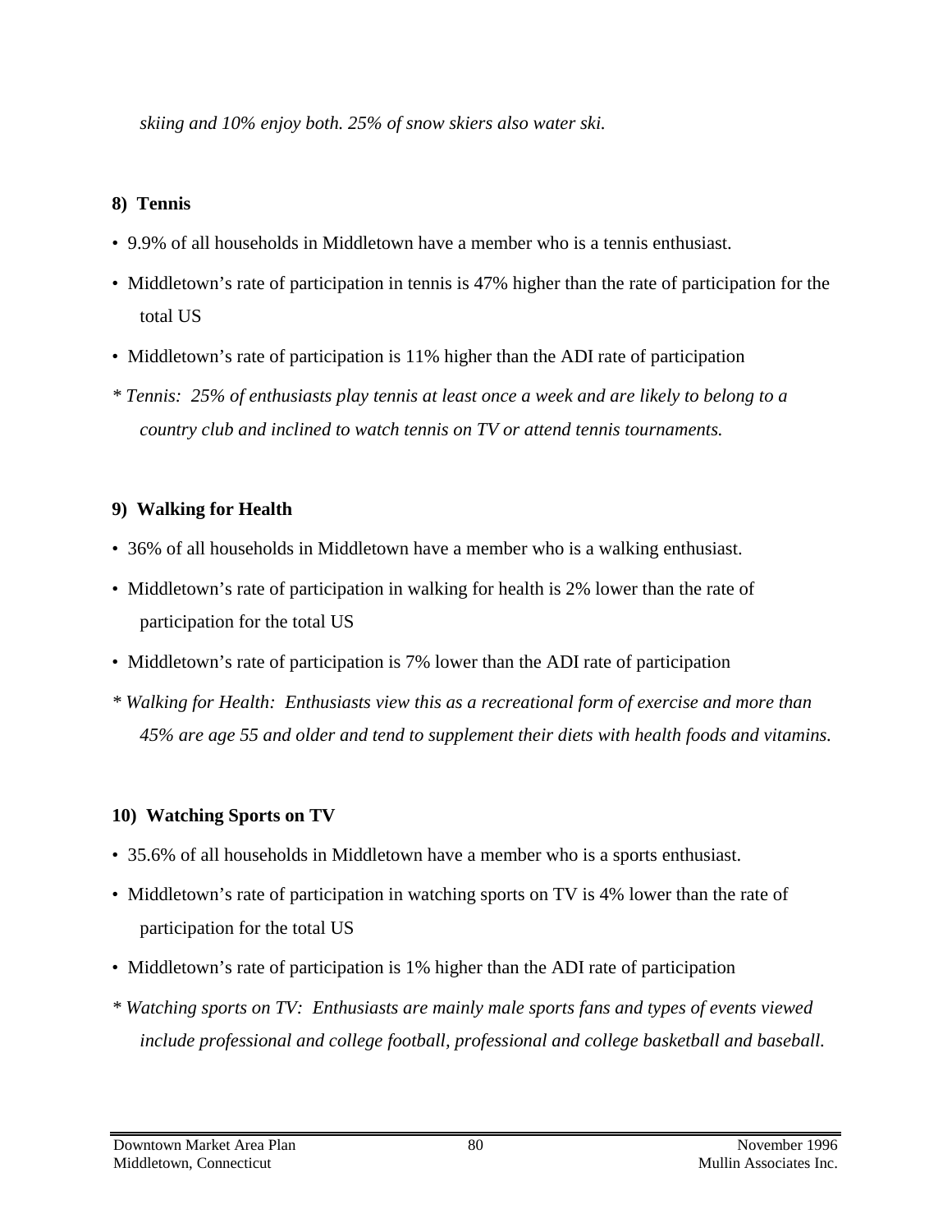*skiing and 10% enjoy both. 25% of snow skiers also water ski.*

**8) Tennis**

- 9.9% of all households in Middletown have a member who is a tennis enthusiast.
- Middletown's rate of participation in tennis is 47% higher than the rate of participation for the total US
- Middletown's rate of participation is 11% higher than the ADI rate of participation

*\* Tennis: 25% of enthusiasts play tennis at least once a week and are likely to belong to a country club and inclined to watch tennis on TV or attend tennis tournaments.*

**9) Walking for Health**

- 36% of all households in Middletown have a member who is a walking enthusiast.
- Middletown's rate of participation in walking for health is 2% lower than the rate of participation for the total US
- Middletown's rate of participation is 7% lower than the ADI rate of participation

*\* Walking for Health: Enthusiasts view this as a recreational form of exercise and more than 45% are age 55 and older and tend to supplement their diets with health foods and vitamins.*

**10) Watching Sports on TV**

- 35.6% of all households in Middletown have a member who is a sports enthusiast.
- Middletown's rate of participation in watching sports on TV is 4% lower than the rate of participation for the total US
- Middletown's rate of participation is 1% higher than the ADI rate of participation

*\* Watching sports on TV: Enthusiasts are mainly male sports fans and types of events viewed include professional and college football, professional and college basketball and baseball.*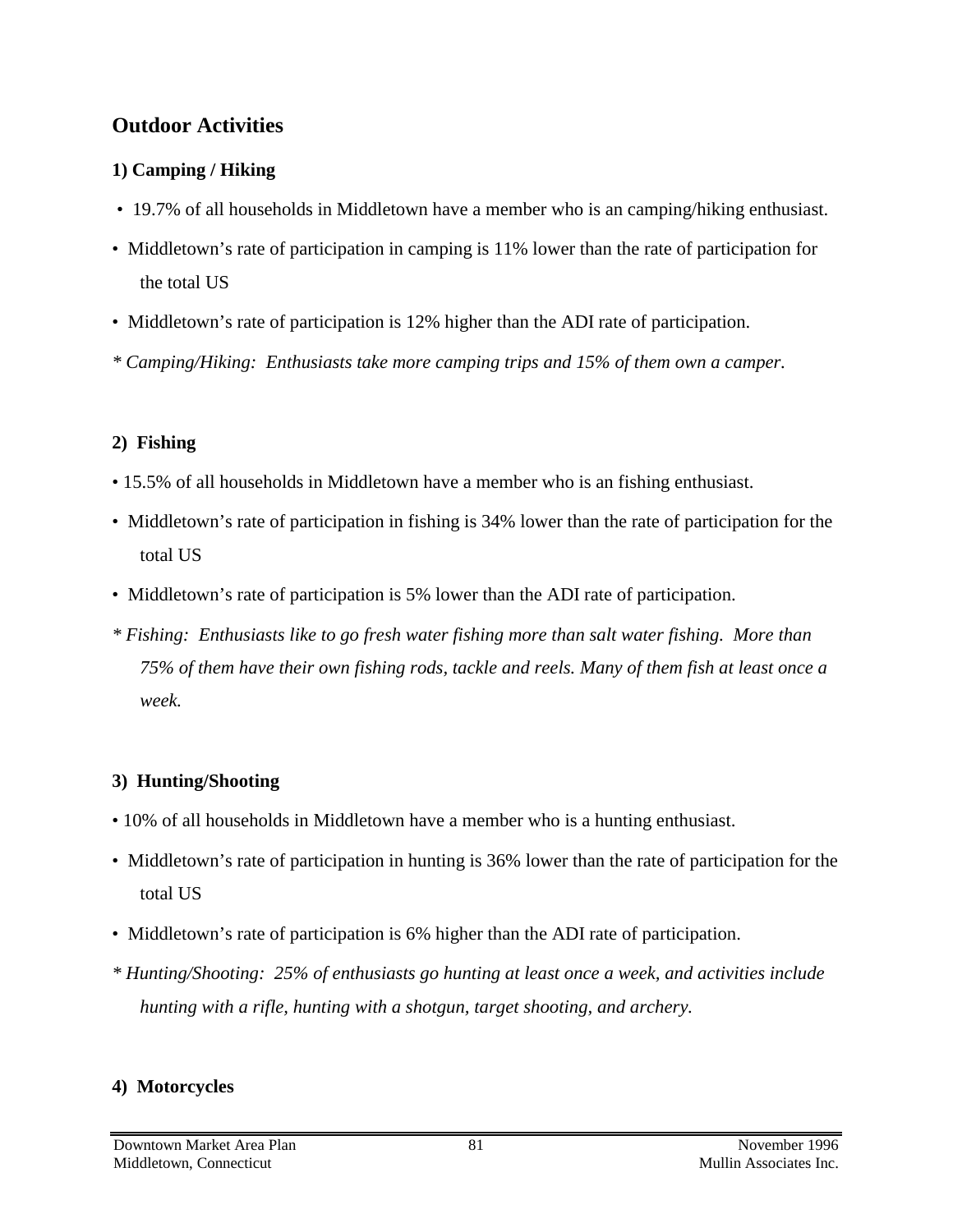## Outdoor Activities

### 1) Camping / Hiking

- 19.7% of all households in Middletown have a member who is an camping/hiking enthusiast.
- Middletown's rate of participation in camping is 11% lower than the rate of participation for the total US
- Middletown's rate of participation is 12% higher than the ADI rate of participation.

*\* Camping/Hiking: Enthusiasts take more camping trips and 15% of them own a camper.*

### 2) Fishing

- 15.5% of all households in Middletown have a member who is an fishing enthusiast.
- Middletown's rate of participation in fishing is 34% lower than the rate of participation for the total US
- Middletown's rate of participation is 5% lower than the ADI rate of participation.

*\* Fishing: Enthusiasts like to go fresh water fishing more than salt water fishing. More than 75% of them have their own fishing rods, tackle and reels. Many of them fish at least once a week.*

### 3) Hunting/Shooting

- 10% of all households in Middletown have a member who is a hunting enthusiast.
- Middletown's rate of participation in hunting is 36% lower than the rate of participation for the total US
- Middletown's rate of participation is 6% higher than the ADI rate of participation.

*\* Hunting/Shooting: 25% of enthusiasts go hunting at least once a week, and activities include hunting with a rifle, hunting with a shotgun, target shooting, and archery.*

### 4) Motorcycles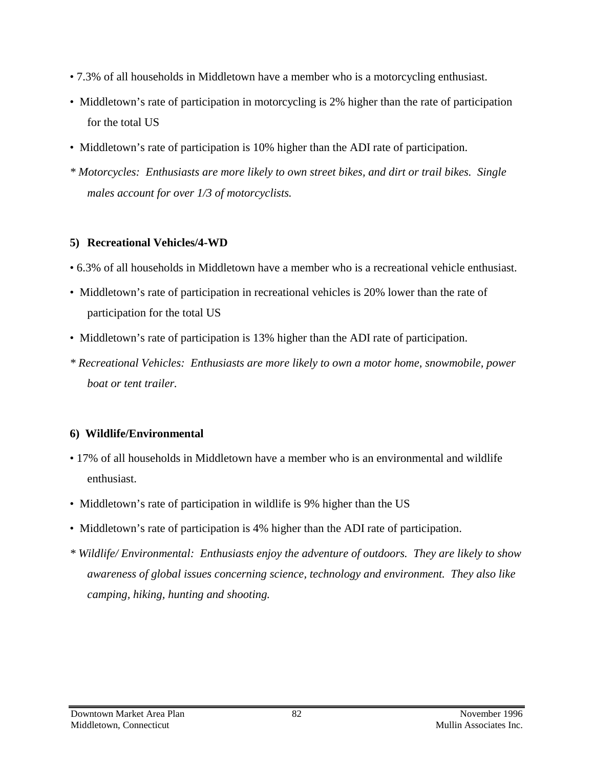- 7.3% of all households in Middletown have a member who is a motorcycling enthusiast.
- Middletown's rate of participation in motorcycling is 2% higher than the rate of participation for the total US
- Middletown's rate of participation is 10% higher than the ADI rate of participation.

*\* Motorcycles: Enthusiasts are more likely to own street bikes, and dirt or trail bikes. Single males account for over 1/3 of motorcyclists.*

**5) Recreational Vehicles/4-WD**

- 6.3% of all households in Middletown have a member who is a recreational vehicle enthusiast.
- Middletown's rate of participation in recreational vehicles is 20% lower than the rate of participation for the total US
- Middletown's rate of participation is 13% higher than the ADI rate of participation.

*\* Recreational Vehicles: Enthusiasts are more likely to own a motor home, snowmobile, power boat or tent trailer.*

**6) Wildlife/Environmental**

- 17% of all households in Middletown have a member who is an environmental and wildlife enthusiast.
- Middletown's rate of participation in wildlife is 9% higher than the US
- Middletown's rate of participation is 4% higher than the ADI rate of participation.

*\* Wildlife/ Environmental: Enthusiasts enjoy the adventure of outdoors. They are likely to show awareness of global issues concerning science, technology and environment. They also like camping, hiking, hunting and shooting.*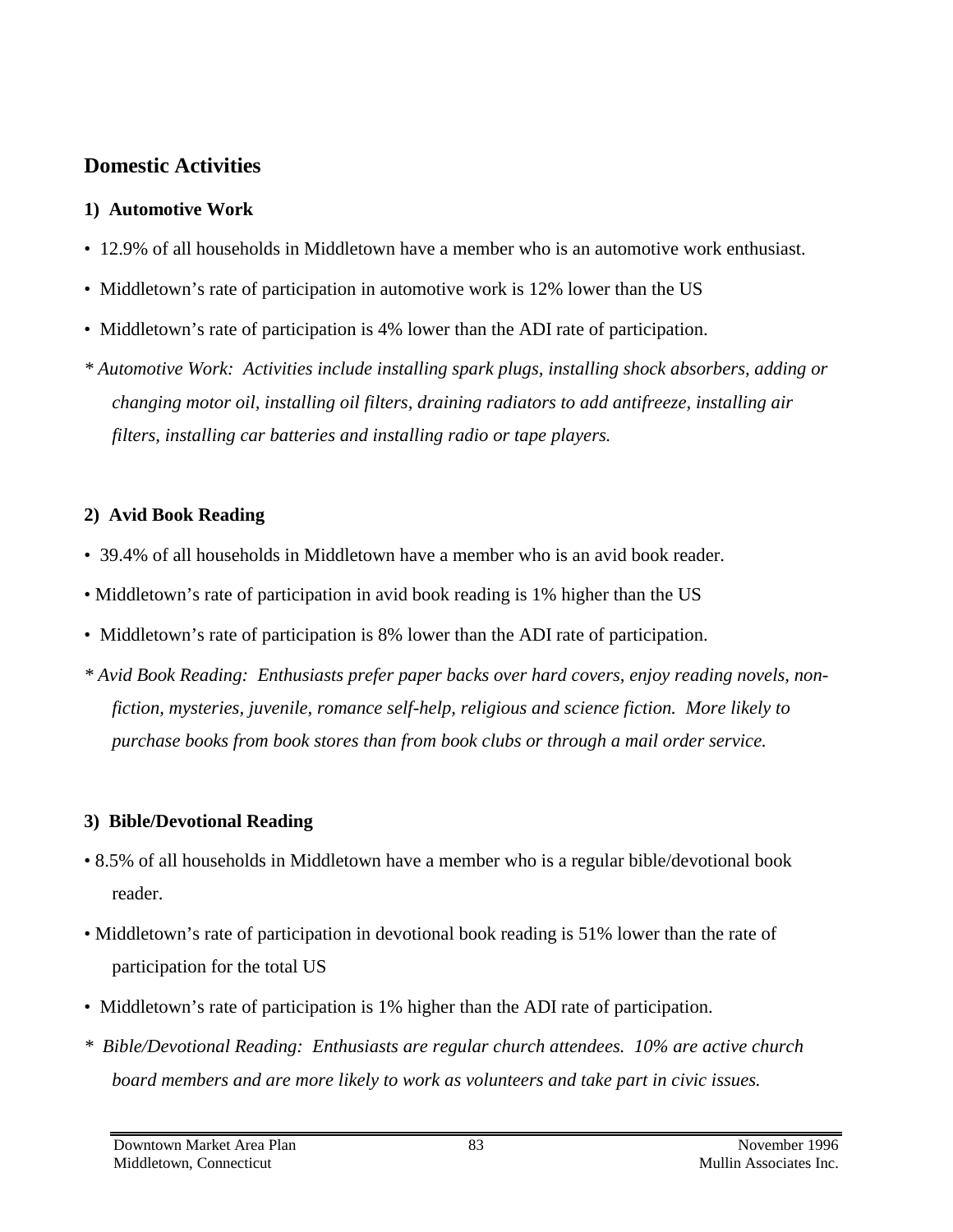## Domestic Activities

**1) Automotive Work**

- 12.9% of all households in Middletown have a member who is an automotive work enthusiast.
- Middletown's rate of participation in automotive work is 12% lower than the US
- Middletown's rate of participation is 4% lower than the ADI rate of participation.

*\* Automotive Work: Activities include installing spark plugs, installing shock absorbers, adding or changing motor oil, installing oil filters, draining radiators to add antifreeze, installing air filters, installing car batteries and installing radio or tape players.*

**2) Avid Book Reading**

- 39.4% of all households in Middletown have a member who is an avid book reader.
- Middletown's rate of participation in avid book reading is 1% higher than the US
- Middletown's rate of participation is 8% lower than the ADI rate of participation.

*\* Avid Book Reading: Enthusiasts prefer paper backs over hard covers, enjoy reading novels, non-fiction, mysteries, juvenile, romance self-help, religious and science fiction. More likely to purchase books from book stores than from book clubs or through a mail order service.*

**3) Bible/Devotional Reading**

- 8.5% of all households in Middletown have a member who is a regular bible/devotional book reader.
- Middletown's rate of participation in devotional book reading is 51% lower than the rate of participation for the total US
- Middletown's rate of participation is 1% higher than the ADI rate of participation.

*\* Bible/Devotional Reading: Enthusiasts are regular church attendees. 10% are active church board members and are more likely to work as volunteers and take part in civic issues.*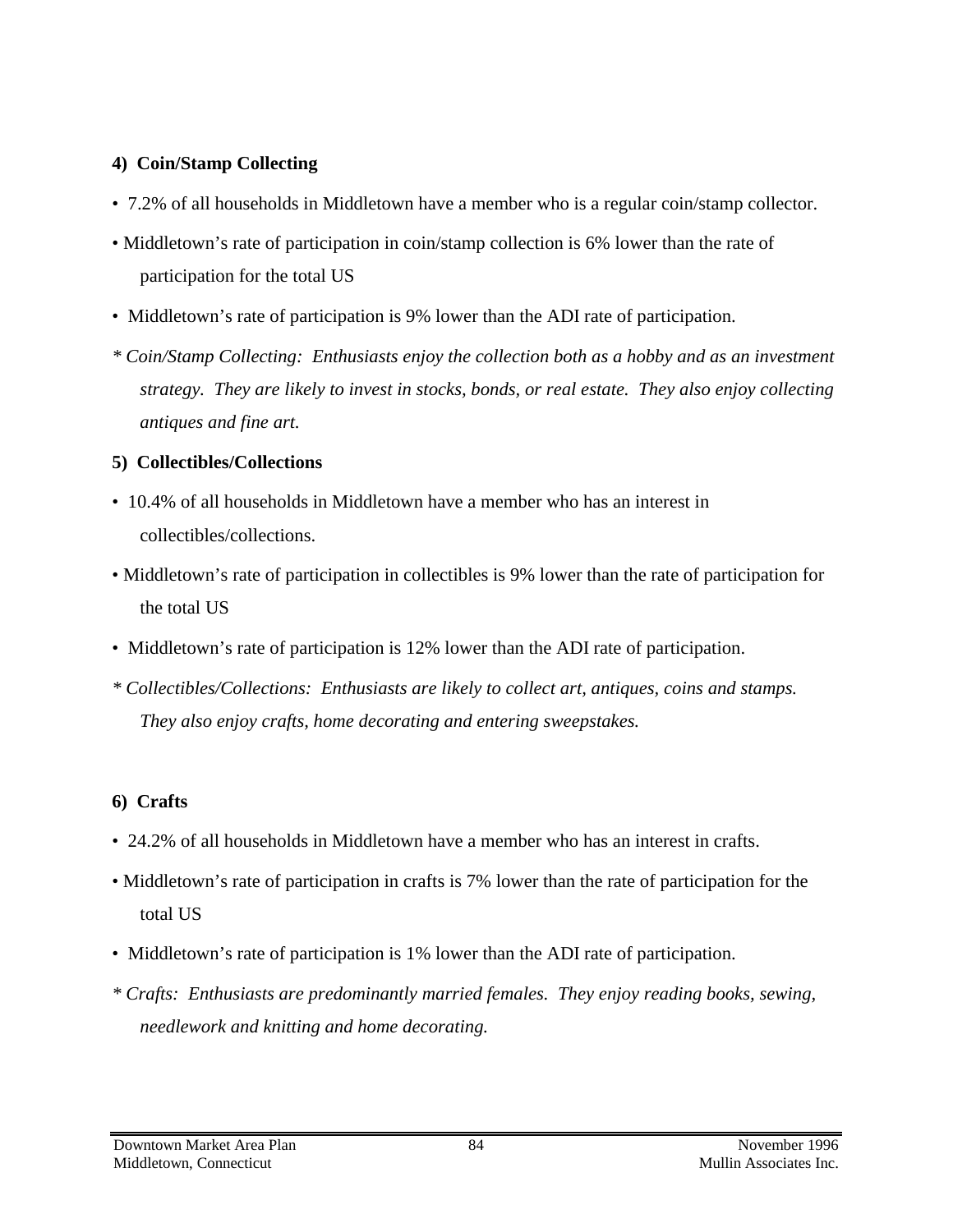**4) Coin/Stamp Collecting**

- 7.2% of all households in Middletown have a member who is a regular coin/stamp collector.
- Middletown's rate of participation in coin/stamp collection is 6% lower than the rate of participation for the total US
- Middletown's rate of participation is 9% lower than the ADI rate of participation.

*\* Coin/Stamp Collecting: Enthusiasts enjoy the collection both as a hobby and as an investment strategy. They are likely to invest in stocks, bonds, or real estate. They also enjoy collecting antiques and fine art.*

**5) Collectibles/Collections**

- 10.4% of all households in Middletown have a member who has an interest in collectibles/collections.
- Middletown's rate of participation in collectibles is 9% lower than the rate of participation for the total US
- Middletown's rate of participation is 12% lower than the ADI rate of participation.

*\* Collectibles/Collections: Enthusiasts are likely to collect art, antiques, coins and stamps. They also enjoy crafts, home decorating and entering sweepstakes.*

**6) Crafts**

- 24.2% of all households in Middletown have a member who has an interest in crafts.
- Middletown's rate of participation in crafts is 7% lower than the rate of participation for the total US
- Middletown's rate of participation is 1% lower than the ADI rate of participation.

*\* Crafts: Enthusiasts are predominantly married females. They enjoy reading books, sewing, needlework and knitting and home decorating.*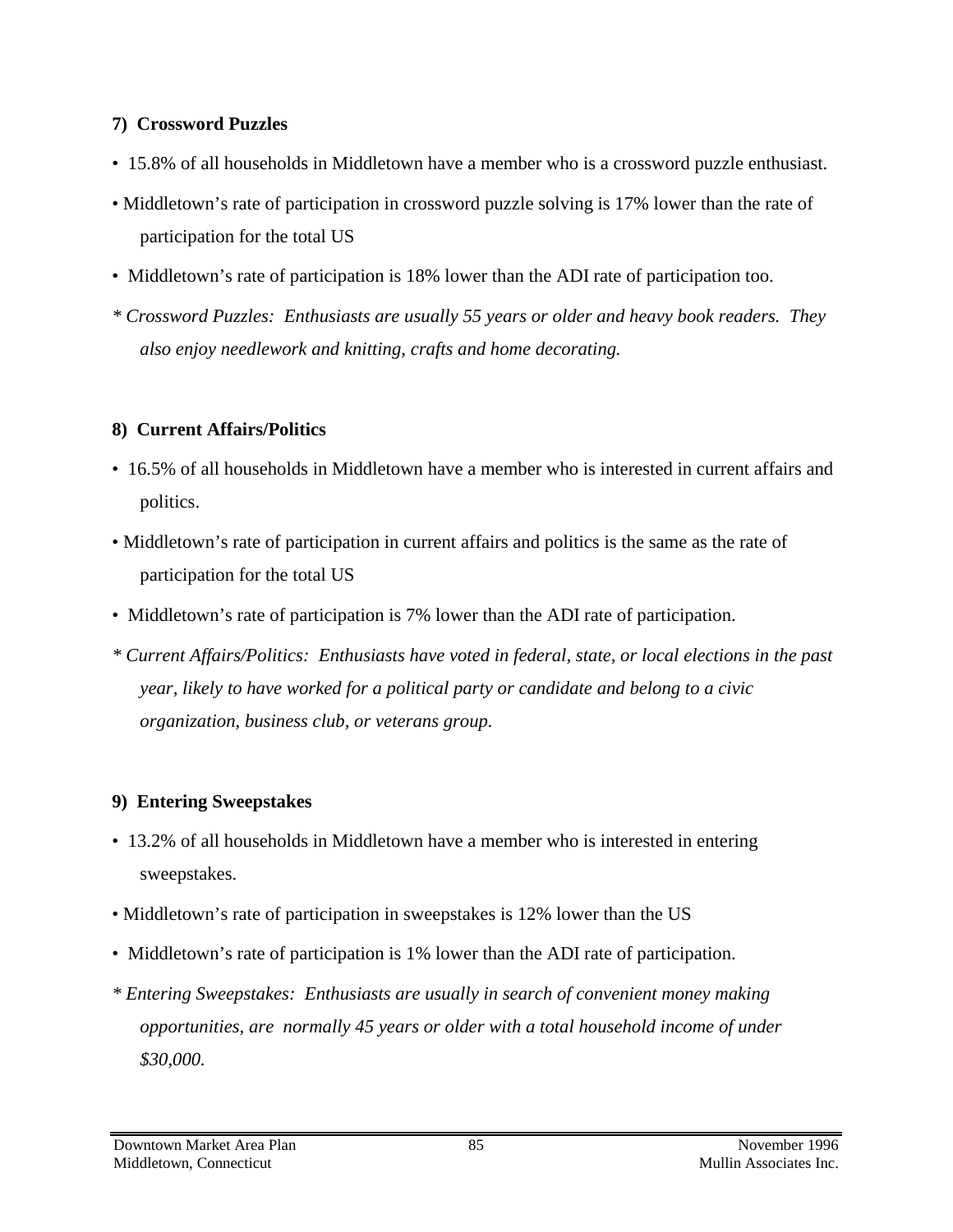**7) Crossword Puzzles**

- 15.8% of all households in Middletown have a member who is a crossword puzzle enthusiast.
- Middletown's rate of participation in crossword puzzle solving is 17% lower than the rate of participation for the total US
- Middletown's rate of participation is 18% lower than the ADI rate of participation too.

*\* Crossword Puzzles: Enthusiasts are usually 55 years or older and heavy book readers. They also enjoy needlework and knitting, crafts and home decorating.*

**8) Current Affairs/Politics**

- 16.5% of all households in Middletown have a member who is interested in current affairs and politics.
- Middletown's rate of participation in current affairs and politics is the same as the rate of participation for the total US
- Middletown's rate of participation is 7% lower than the ADI rate of participation.

*\* Current Affairs/Politics: Enthusiasts have voted in federal, state, or local elections in the past year, likely to have worked for a political party or candidate and belong to a civic organization, business club, or veterans group.*

**9) Entering Sweepstakes**

- 13.2% of all households in Middletown have a member who is interested in entering sweepstakes.
- Middletown's rate of participation in sweepstakes is 12% lower than the US
- Middletown's rate of participation is 1% lower than the ADI rate of participation.

*\* Entering Sweepstakes: Enthusiasts are usually in search of convenient money making opportunities, are normally 45 years or older with a total household income of under $30,000.*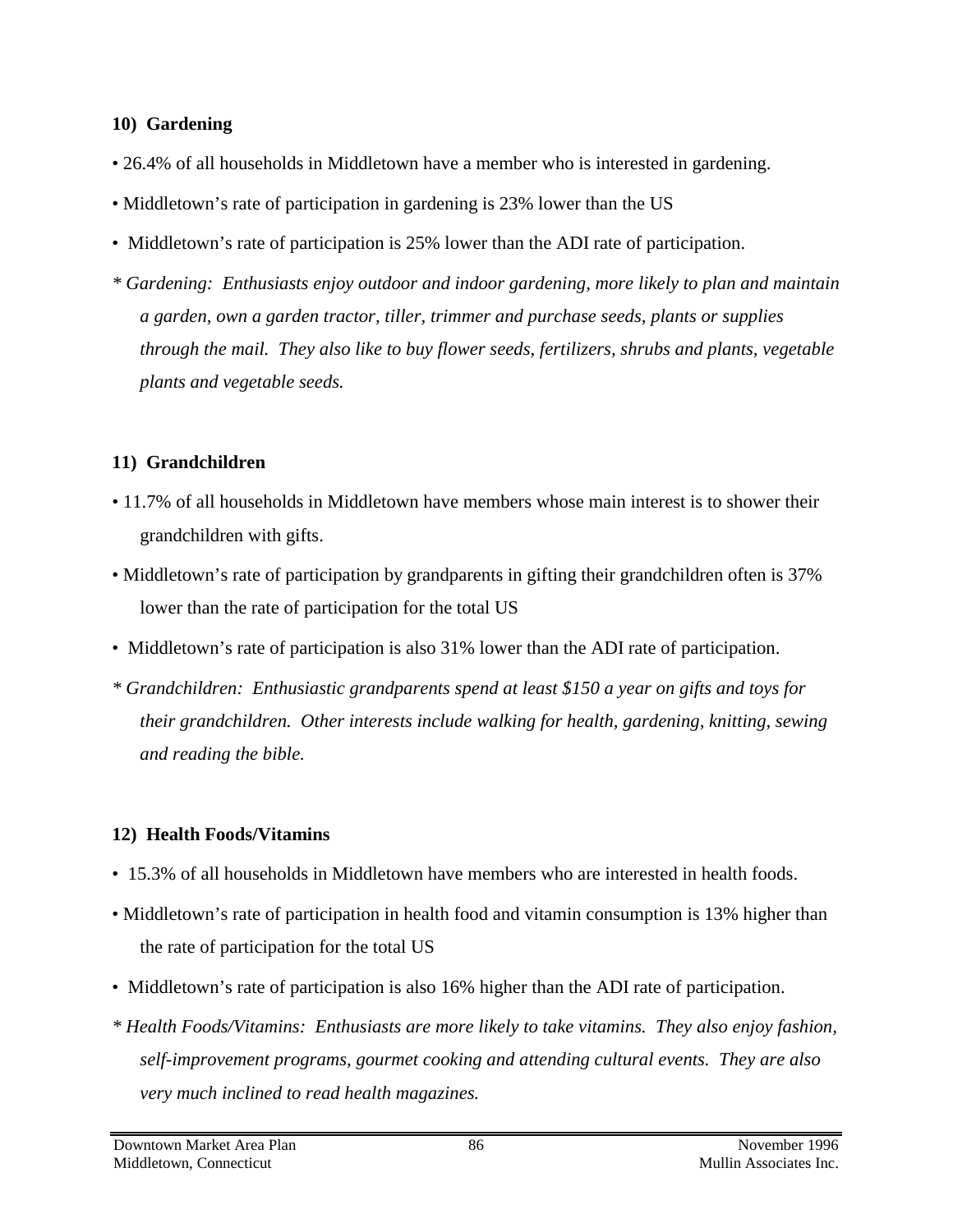**10) Gardening**

• 26.4% of all households in Middletown have a member who is interested in gardening.

• Middletown's rate of participation in gardening is 23% lower than the US

• Middletown's rate of participation is 25% lower than the ADI rate of participation.

*\* Gardening: Enthusiasts enjoy outdoor and indoor gardening, more likely to plan and maintain a garden, own a garden tractor, tiller, trimmer and purchase seeds, plants or supplies through the mail. They also like to buy flower seeds, fertilizers, shrubs and plants, vegetable plants and vegetable seeds.*

**11) Grandchildren**

• 11.7% of all households in Middletown have members whose main interest is to shower their grandchildren with gifts.

• Middletown's rate of participation by grandparents in gifting their grandchildren often is 37% lower than the rate of participation for the total US

• Middletown's rate of participation is also 31% lower than the ADI rate of participation.

*\* Grandchildren: Enthusiastic grandparents spend at least $150 a year on gifts and toys for their grandchildren. Other interests include walking for health, gardening, knitting, sewing and reading the bible.*

**12) Health Foods/Vitamins**

• 15.3% of all households in Middletown have members who are interested in health foods.

• Middletown's rate of participation in health food and vitamin consumption is 13% higher than the rate of participation for the total US

• Middletown's rate of participation is also 16% higher than the ADI rate of participation.

*\* Health Foods/Vitamins: Enthusiasts are more likely to take vitamins. They also enjoy fashion, self-improvement programs, gourmet cooking and attending cultural events. They are also very much inclined to read health magazines.*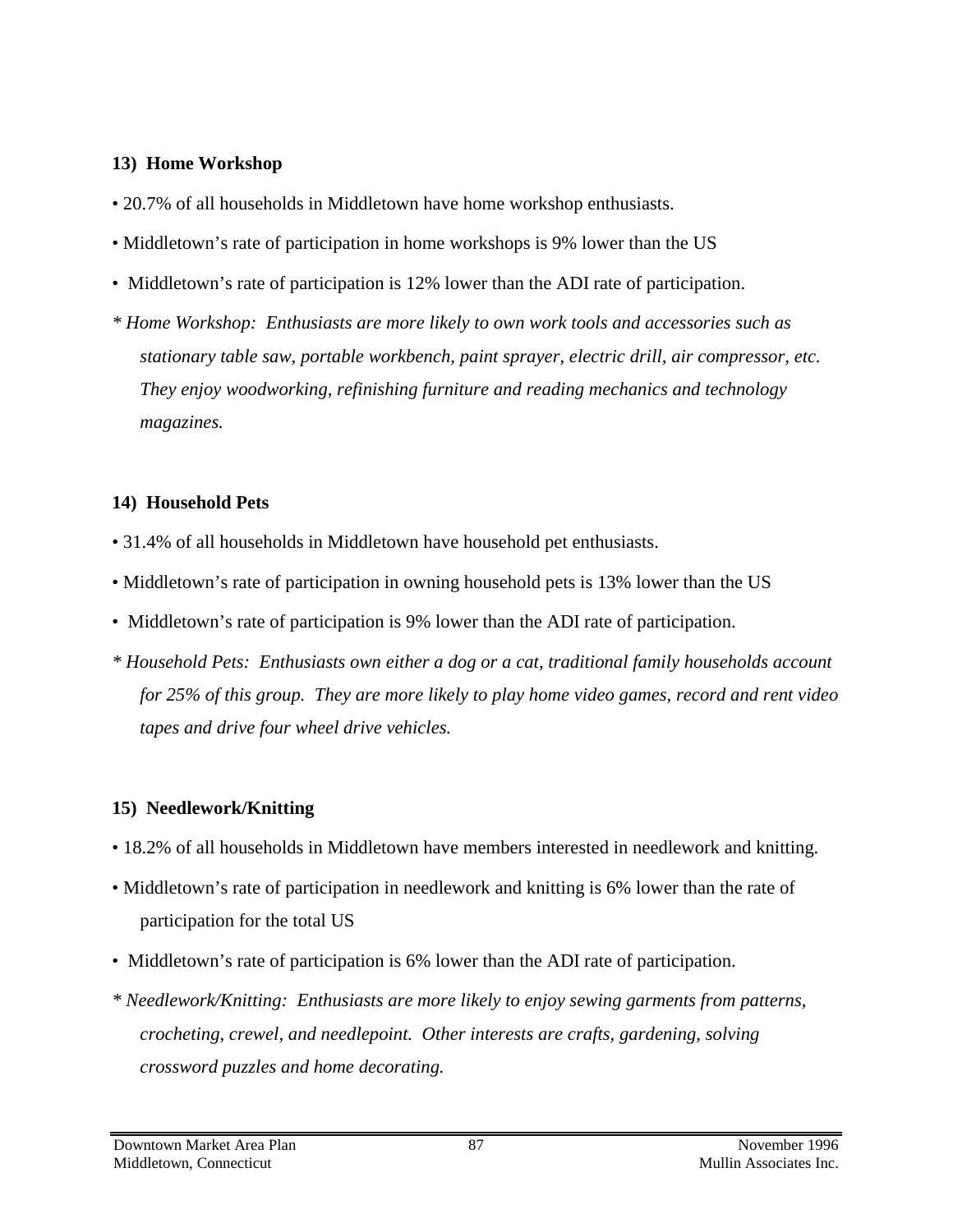**13) Home Workshop**

- 20.7% of all households in Middletown have home workshop enthusiasts.
- Middletown's rate of participation in home workshops is 9% lower than the US
- Middletown's rate of participation is 12% lower than the ADI rate of participation.

*\* Home Workshop: Enthusiasts are more likely to own work tools and accessories such as stationary table saw, portable workbench, paint sprayer, electric drill, air compressor, etc. They enjoy woodworking, refinishing furniture and reading mechanics and technology magazines.*

**14) Household Pets**

- 31.4% of all households in Middletown have household pet enthusiasts.
- Middletown's rate of participation in owning household pets is 13% lower than the US
- Middletown's rate of participation is 9% lower than the ADI rate of participation.

*\* Household Pets: Enthusiasts own either a dog or a cat, traditional family households account for 25% of this group. They are more likely to play home video games, record and rent video tapes and drive four wheel drive vehicles.*

**15) Needlework/Knitting**

- 18.2% of all households in Middletown have members interested in needlework and knitting.
- Middletown's rate of participation in needlework and knitting is 6% lower than the rate of participation for the total US
- Middletown's rate of participation is 6% lower than the ADI rate of participation.

*\* Needlework/Knitting: Enthusiasts are more likely to enjoy sewing garments from patterns, crocheting, crewel, and needlepoint. Other interests are crafts, gardening, solving crossword puzzles and home decorating.*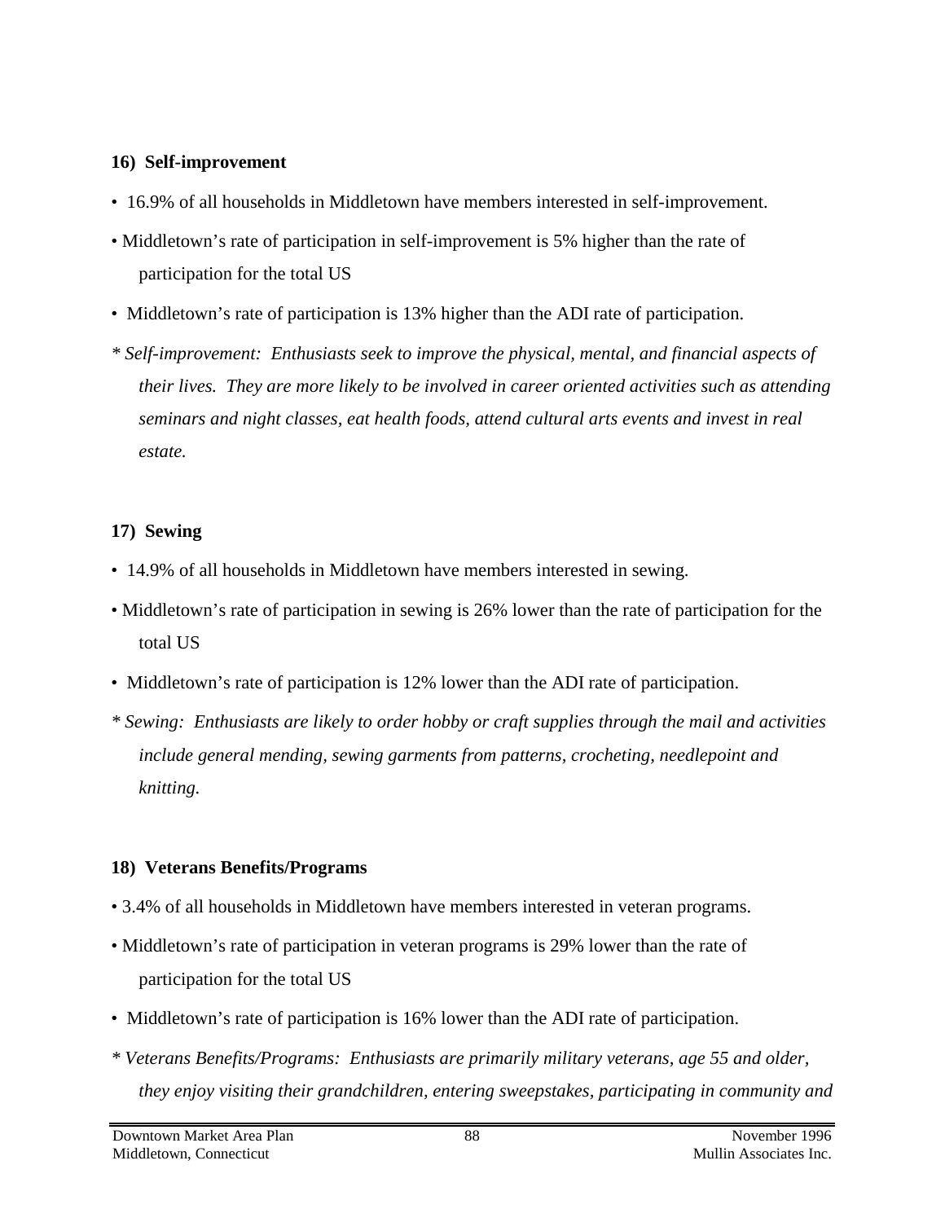**16) Self-improvement**

- 16.9% of all households in Middletown have members interested in self-improvement.
- Middletown's rate of participation in self-improvement is 5% higher than the rate of participation for the total US
- Middletown's rate of participation is 13% higher than the ADI rate of participation.

*\* Self-improvement: Enthusiasts seek to improve the physical, mental, and financial aspects of their lives. They are more likely to be involved in career oriented activities such as attending seminars and night classes, eat health foods, attend cultural arts events and invest in real estate.*

**17) Sewing**

- 14.9% of all households in Middletown have members interested in sewing.
- Middletown's rate of participation in sewing is 26% lower than the rate of participation for the total US
- Middletown's rate of participation is 12% lower than the ADI rate of participation.

*\* Sewing: Enthusiasts are likely to order hobby or craft supplies through the mail and activities include general mending, sewing garments from patterns, crocheting, needlepoint and knitting.*

**18) Veterans Benefits/Programs**

- 3.4% of all households in Middletown have members interested in veteran programs.
- Middletown's rate of participation in veteran programs is 29% lower than the rate of participation for the total US
- Middletown's rate of participation is 16% lower than the ADI rate of participation.

*\* Veterans Benefits/Programs: Enthusiasts are primarily military veterans, age 55 and older, they enjoy visiting their grandchildren, entering sweepstakes, participating in community and*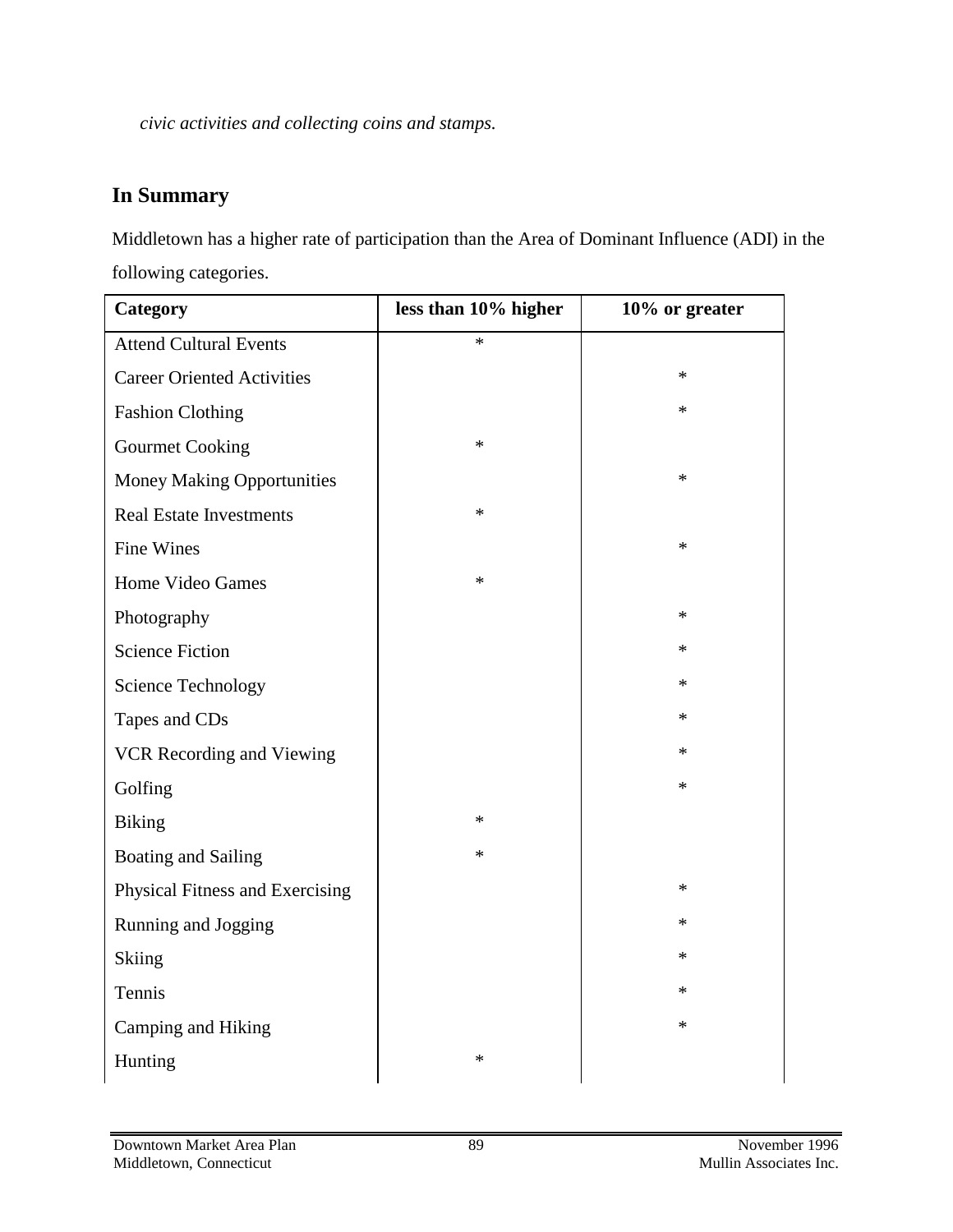*civic activities and collecting coins and stamps.*

## In Summary

Middletown has a higher rate of participation than the Area of Dominant Influence (ADI) in the following categories.

| Category | less than 10% higher | 10% or greater |
|---|---|---|
| Attend Cultural Events | * | |
| Career Oriented Activities | | * |
| Fashion Clothing | | * |
| Gourmet Cooking | * | |
| Money Making Opportunities | | * |
| Real Estate Investments | * | |
| Fine Wines | | * |
| Home Video Games | * | |
| Photography | | * |
| Science Fiction | | * |
| Science Technology | | * |
| Tapes and CDs | | * |
| VCR Recording and Viewing | | * |
| Golfing | | * |
| Biking | * | |
| Boating and Sailing | * | |
| Physical Fitness and Exercising | | * |
| Running and Jogging | | * |
| Skiing | | * |
| Tennis | | * |
| Camping and Hiking | | * |
| Hunting | * | |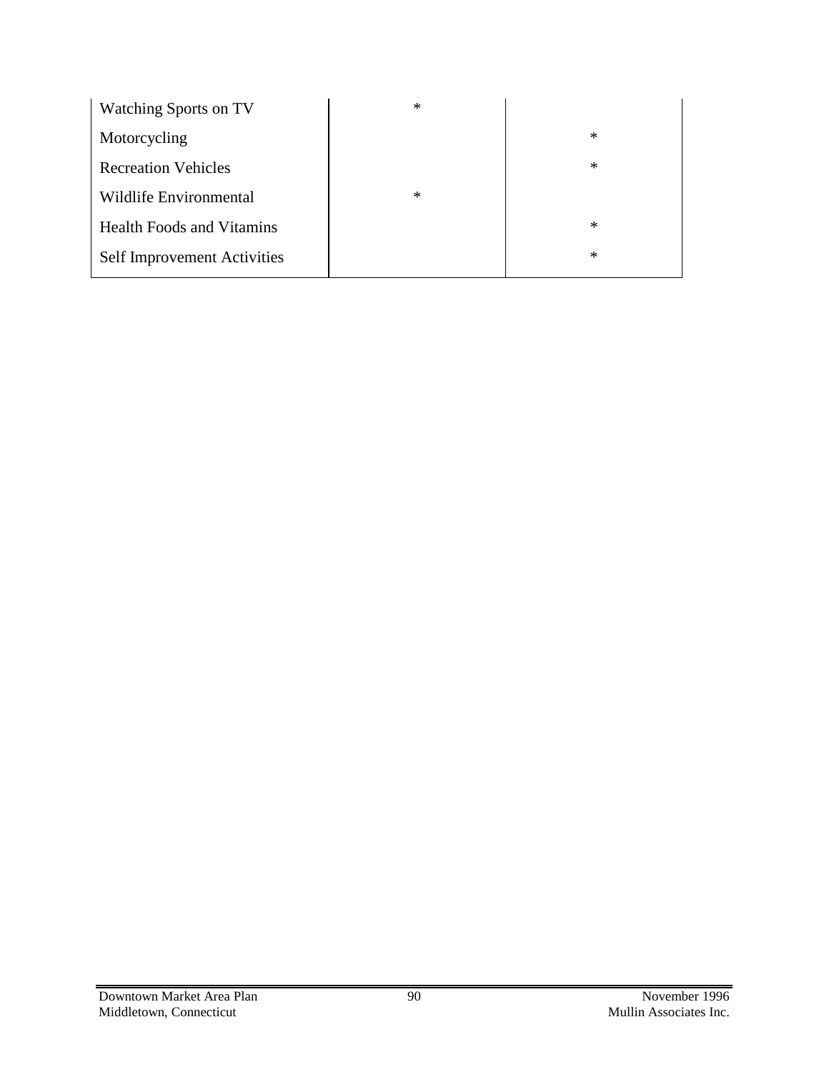| | | |
|---|---|---|
| Watching Sports on TV | * | |
| Motorcycling | | * |
| Recreation Vehicles | | * |
| Wildlife Environmental | * | |
| Health Foods and Vitamins | | * |
| Self Improvement Activities | | * |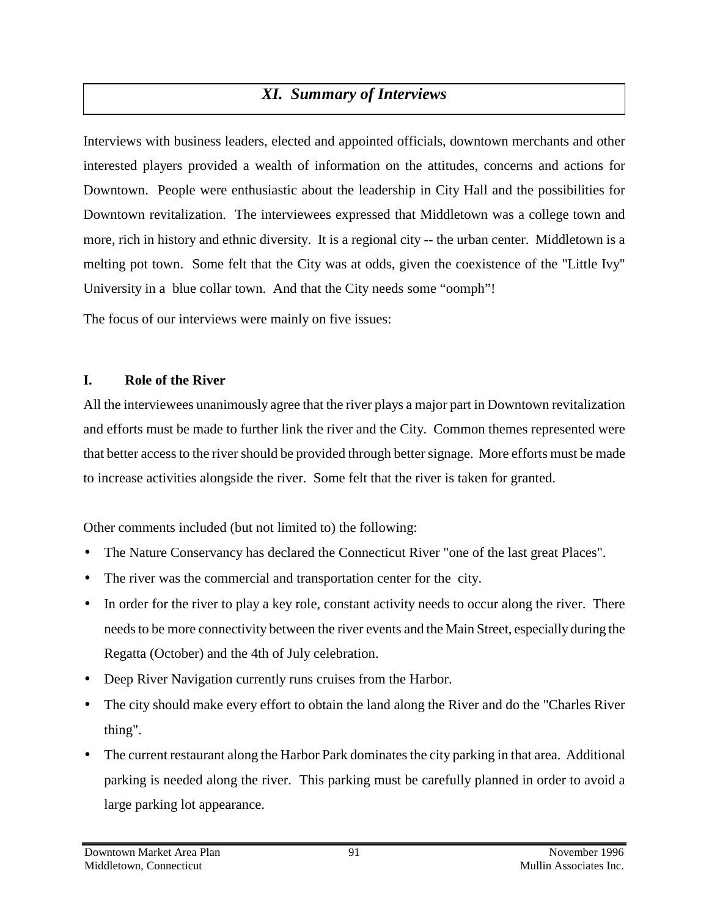## *XI. Summary of Interviews*

Interviews with business leaders, elected and appointed officials, downtown merchants and other interested players provided a wealth of information on the attitudes, concerns and actions for Downtown. People were enthusiastic about the leadership in City Hall and the possibilities for Downtown revitalization. The interviewees expressed that Middletown was a college town and more, rich in history and ethnic diversity. It is a regional city -- the urban center. Middletown is a melting pot town. Some felt that the City was at odds, given the coexistence of the "Little Ivy" University in a blue collar town. And that the City needs some "oomph"!

The focus of our interviews were mainly on five issues:

### I. Role of the River

All the interviewees unanimously agree that the river plays a major part in Downtown revitalization and efforts must be made to further link the river and the City. Common themes represented were that better access to the river should be provided through better signage. More efforts must be made to increase activities alongside the river. Some felt that the river is taken for granted.

Other comments included (but not limited to) the following:

- The Nature Conservancy has declared the Connecticut River "one of the last great Places".
- The river was the commercial and transportation center for the city.
- In order for the river to play a key role, constant activity needs to occur along the river. There needs to be more connectivity between the river events and the Main Street, especially during the Regatta (October) and the 4th of July celebration.
- Deep River Navigation currently runs cruises from the Harbor.
- The city should make every effort to obtain the land along the River and do the "Charles River thing".
- The current restaurant along the Harbor Park dominates the city parking in that area. Additional parking is needed along the river. This parking must be carefully planned in order to avoid a large parking lot appearance.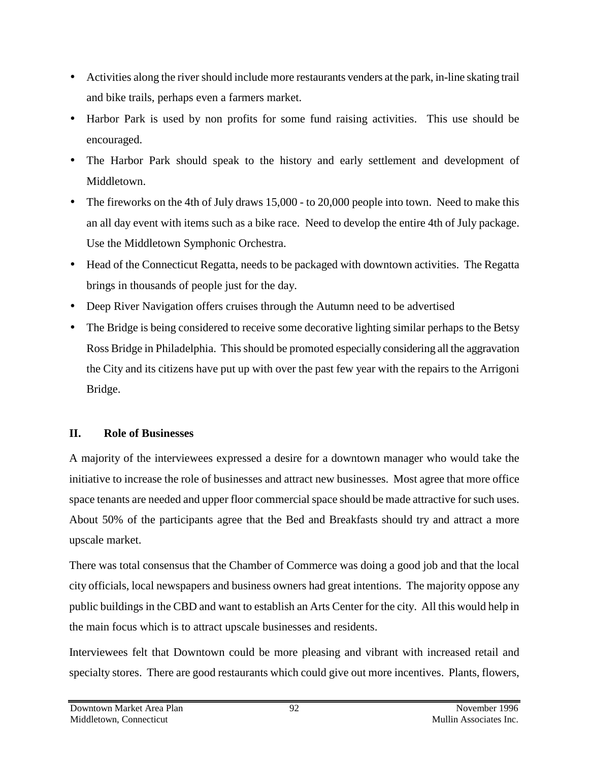- Activities along the river should include more restaurants venders at the park, in-line skating trail and bike trails, perhaps even a farmers market.
- Harbor Park is used by non profits for some fund raising activities. This use should be encouraged.
- The Harbor Park should speak to the history and early settlement and development of Middletown.
- The fireworks on the 4th of July draws 15,000 - to 20,000 people into town. Need to make this an all day event with items such as a bike race. Need to develop the entire 4th of July package. Use the Middletown Symphonic Orchestra.
- Head of the Connecticut Regatta, needs to be packaged with downtown activities. The Regatta brings in thousands of people just for the day.
- Deep River Navigation offers cruises through the Autumn need to be advertised
- The Bridge is being considered to receive some decorative lighting similar perhaps to the Betsy Ross Bridge in Philadelphia. This should be promoted especially considering all the aggravation the City and its citizens have put up with over the past few year with the repairs to the Arrigoni Bridge.

## II. Role of Businesses

A majority of the interviewees expressed a desire for a downtown manager who would take the initiative to increase the role of businesses and attract new businesses. Most agree that more office space tenants are needed and upper floor commercial space should be made attractive for such uses. About 50% of the participants agree that the Bed and Breakfasts should try and attract a more upscale market.

There was total consensus that the Chamber of Commerce was doing a good job and that the local city officials, local newspapers and business owners had great intentions. The majority oppose any public buildings in the CBD and want to establish an Arts Center for the city. All this would help in the main focus which is to attract upscale businesses and residents.

Interviewees felt that Downtown could be more pleasing and vibrant with increased retail and specialty stores. There are good restaurants which could give out more incentives. Plants, flowers,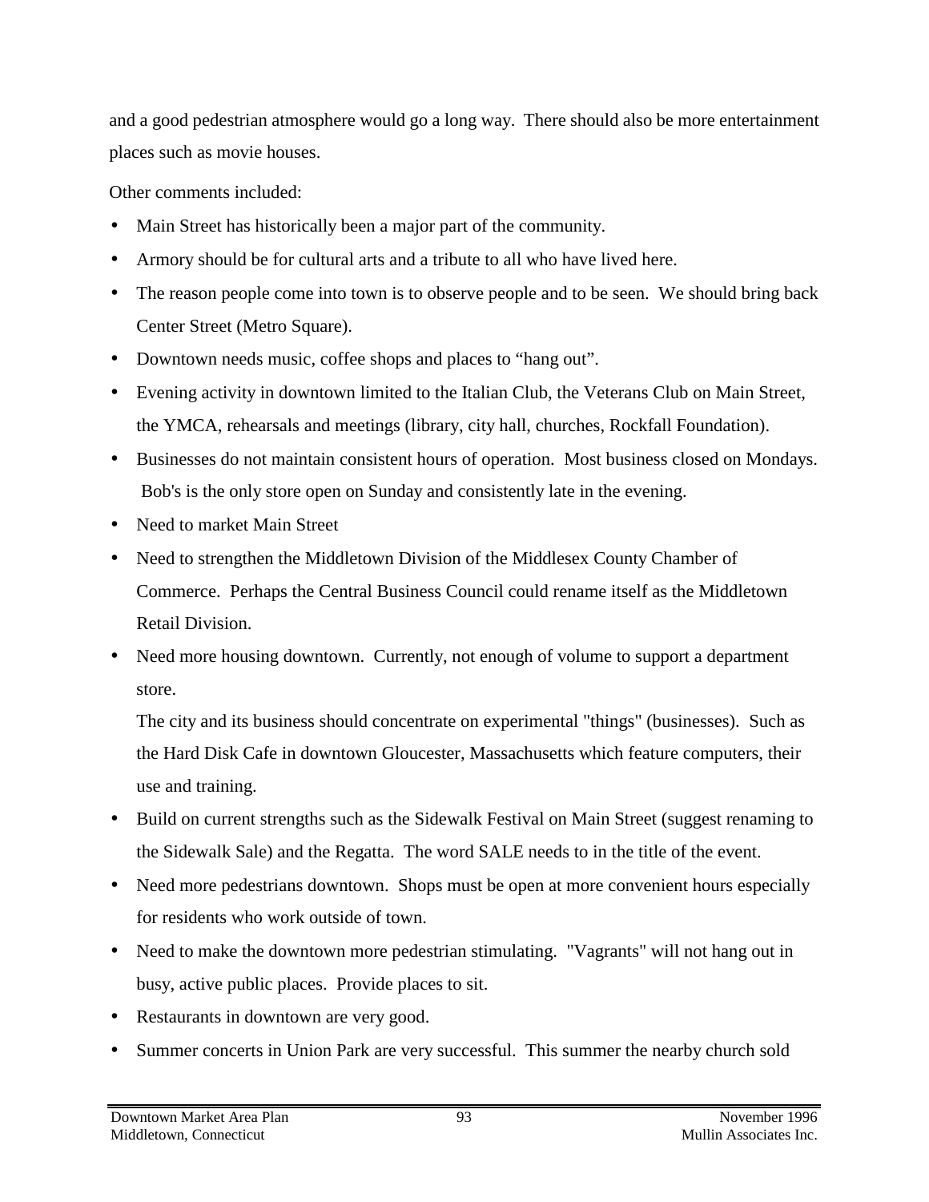and a good pedestrian atmosphere would go a long way. There should also be more entertainment places such as movie houses.

Other comments included:

- Main Street has historically been a major part of the community.
- Armory should be for cultural arts and a tribute to all who have lived here.
- The reason people come into town is to observe people and to be seen. We should bring back Center Street (Metro Square).
- Downtown needs music, coffee shops and places to "hang out".
- Evening activity in downtown limited to the Italian Club, the Veterans Club on Main Street, the YMCA, rehearsals and meetings (library, city hall, churches, Rockfall Foundation).
- Businesses do not maintain consistent hours of operation. Most business closed on Mondays. Bob's is the only store open on Sunday and consistently late in the evening.
- Need to market Main Street
- Need to strengthen the Middletown Division of the Middlesex County Chamber of Commerce. Perhaps the Central Business Council could rename itself as the Middletown Retail Division.
- Need more housing downtown. Currently, not enough of volume to support a department store.

  The city and its business should concentrate on experimental "things" (businesses). Such as the Hard Disk Cafe in downtown Gloucester, Massachusetts which feature computers, their use and training.
- Build on current strengths such as the Sidewalk Festival on Main Street (suggest renaming to the Sidewalk Sale) and the Regatta. The word SALE needs to in the title of the event.
- Need more pedestrians downtown. Shops must be open at more convenient hours especially for residents who work outside of town.
- Need to make the downtown more pedestrian stimulating. "Vagrants" will not hang out in busy, active public places. Provide places to sit.
- Restaurants in downtown are very good.
- Summer concerts in Union Park are very successful. This summer the nearby church sold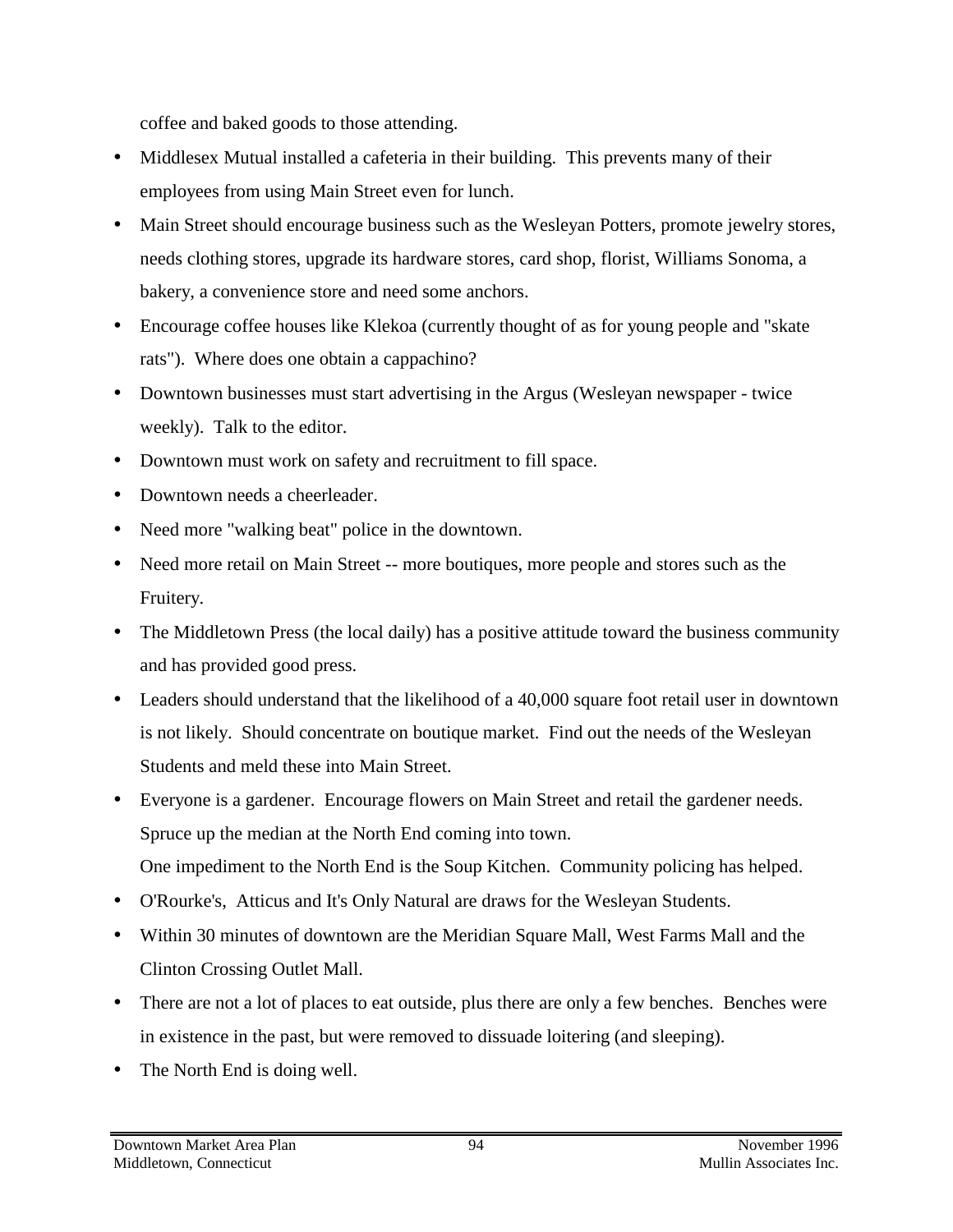coffee and baked goods to those attending.

- Middlesex Mutual installed a cafeteria in their building.  This prevents many of their employees from using Main Street even for lunch.
- Main Street should encourage business such as the Wesleyan Potters, promote jewelry stores, needs clothing stores, upgrade its hardware stores, card shop, florist, Williams Sonoma, a bakery, a convenience store and need some anchors.
- Encourage coffee houses like Klekoa (currently thought of as for young people and "skate rats").  Where does one obtain a cappachino?
- Downtown businesses must start advertising in the Argus (Wesleyan newspaper - twice weekly).  Talk to the editor.
- Downtown must work on safety and recruitment to fill space.
- Downtown needs a cheerleader.
- Need more "walking beat" police in the downtown.
- Need more retail on Main Street -- more boutiques, more people and stores such as the Fruitery.
- The Middletown Press (the local daily) has a positive attitude toward the business community and has provided good press.
- Leaders should understand that the likelihood of a 40,000 square foot retail user in downtown is not likely.  Should concentrate on boutique market.  Find out the needs of the Wesleyan Students and meld these into Main Street.
- Everyone is a gardener.  Encourage flowers on Main Street and retail the gardener needs. Spruce up the median at the North End coming into town.
  One impediment to the North End is the Soup Kitchen.  Community policing has helped.
- O'Rourke's,  Atticus and It's Only Natural are draws for the Wesleyan Students.
- Within 30 minutes of downtown are the Meridian Square Mall, West Farms Mall and the Clinton Crossing Outlet Mall.
- There are not a lot of places to eat outside, plus there are only a few benches.  Benches were in existence in the past, but were removed to dissuade loitering (and sleeping).
- The North End is doing well.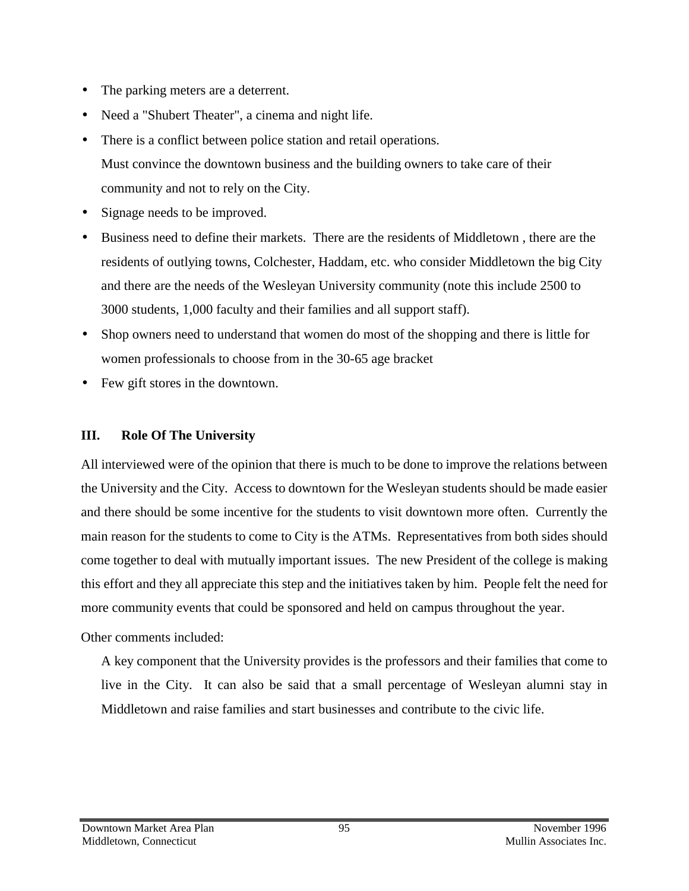- The parking meters are a deterrent.
- Need a "Shubert Theater", a cinema and night life.
- There is a conflict between police station and retail operations.
  Must convince the downtown business and the building owners to take care of their community and not to rely on the City.
- Signage needs to be improved.
- Business need to define their markets. There are the residents of Middletown , there are the residents of outlying towns, Colchester, Haddam, etc. who consider Middletown the big City and there are the needs of the Wesleyan University community (note this include 2500 to 3000 students, 1,000 faculty and their families and all support staff).
- Shop owners need to understand that women do most of the shopping and there is little for women professionals to choose from in the 30-65 age bracket
- Few gift stores in the downtown.

### III. Role Of The University

All interviewed were of the opinion that there is much to be done to improve the relations between the University and the City. Access to downtown for the Wesleyan students should be made easier and there should be some incentive for the students to visit downtown more often. Currently the main reason for the students to come to City is the ATMs. Representatives from both sides should come together to deal with mutually important issues. The new President of the college is making this effort and they all appreciate this step and the initiatives taken by him. People felt the need for more community events that could be sponsored and held on campus throughout the year.

Other comments included:

A key component that the University provides is the professors and their families that come to live in the City. It can also be said that a small percentage of Wesleyan alumni stay in Middletown and raise families and start businesses and contribute to the civic life.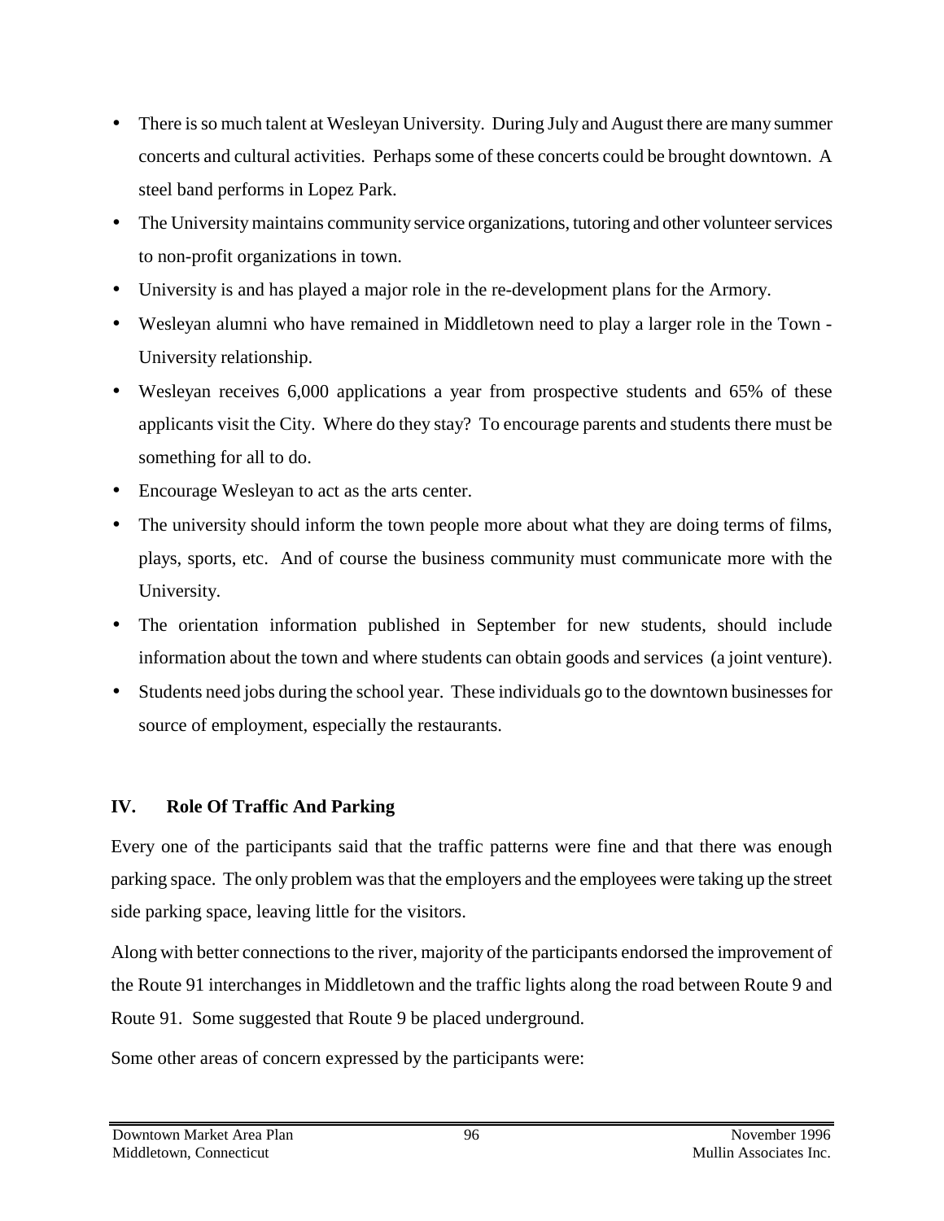- There is so much talent at Wesleyan University. During July and August there are many summer concerts and cultural activities. Perhaps some of these concerts could be brought downtown. A steel band performs in Lopez Park.
- The University maintains community service organizations, tutoring and other volunteer services to non-profit organizations in town.
- University is and has played a major role in the re-development plans for the Armory.
- Wesleyan alumni who have remained in Middletown need to play a larger role in the Town - University relationship.
- Wesleyan receives 6,000 applications a year from prospective students and 65% of these applicants visit the City. Where do they stay? To encourage parents and students there must be something for all to do.
- Encourage Wesleyan to act as the arts center.
- The university should inform the town people more about what they are doing terms of films, plays, sports, etc. And of course the business community must communicate more with the University.
- The orientation information published in September for new students, should include information about the town and where students can obtain goods and services (a joint venture).
- Students need jobs during the school year. These individuals go to the downtown businesses for source of employment, especially the restaurants.

## IV. Role Of Traffic And Parking

Every one of the participants said that the traffic patterns were fine and that there was enough parking space. The only problem was that the employers and the employees were taking up the street side parking space, leaving little for the visitors.

Along with better connections to the river, majority of the participants endorsed the improvement of the Route 91 interchanges in Middletown and the traffic lights along the road between Route 9 and Route 91. Some suggested that Route 9 be placed underground.

Some other areas of concern expressed by the participants were: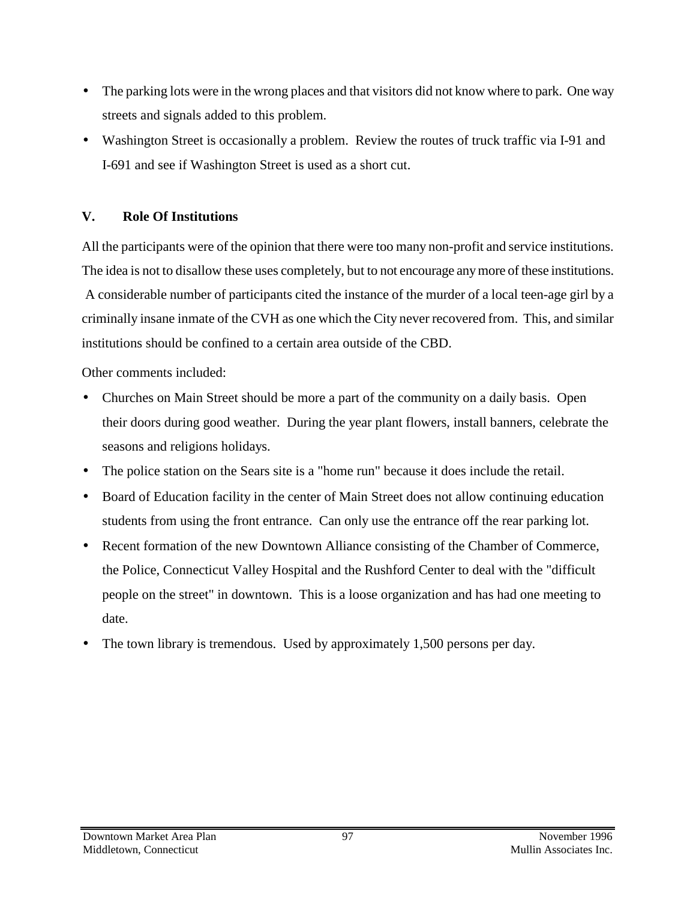- The parking lots were in the wrong places and that visitors did not know where to park. One way streets and signals added to this problem.
- Washington Street is occasionally a problem. Review the routes of truck traffic via I-91 and I-691 and see if Washington Street is used as a short cut.

## V. Role Of Institutions

All the participants were of the opinion that there were too many non-profit and service institutions. The idea is not to disallow these uses completely, but to not encourage any more of these institutions. A considerable number of participants cited the instance of the murder of a local teen-age girl by a criminally insane inmate of the CVH as one which the City never recovered from. This, and similar institutions should be confined to a certain area outside of the CBD.

Other comments included:

- Churches on Main Street should be more a part of the community on a daily basis. Open their doors during good weather. During the year plant flowers, install banners, celebrate the seasons and religions holidays.
- The police station on the Sears site is a "home run" because it does include the retail.
- Board of Education facility in the center of Main Street does not allow continuing education students from using the front entrance. Can only use the entrance off the rear parking lot.
- Recent formation of the new Downtown Alliance consisting of the Chamber of Commerce, the Police, Connecticut Valley Hospital and the Rushford Center to deal with the "difficult people on the street" in downtown. This is a loose organization and has had one meeting to date.
- The town library is tremendous. Used by approximately 1,500 persons per day.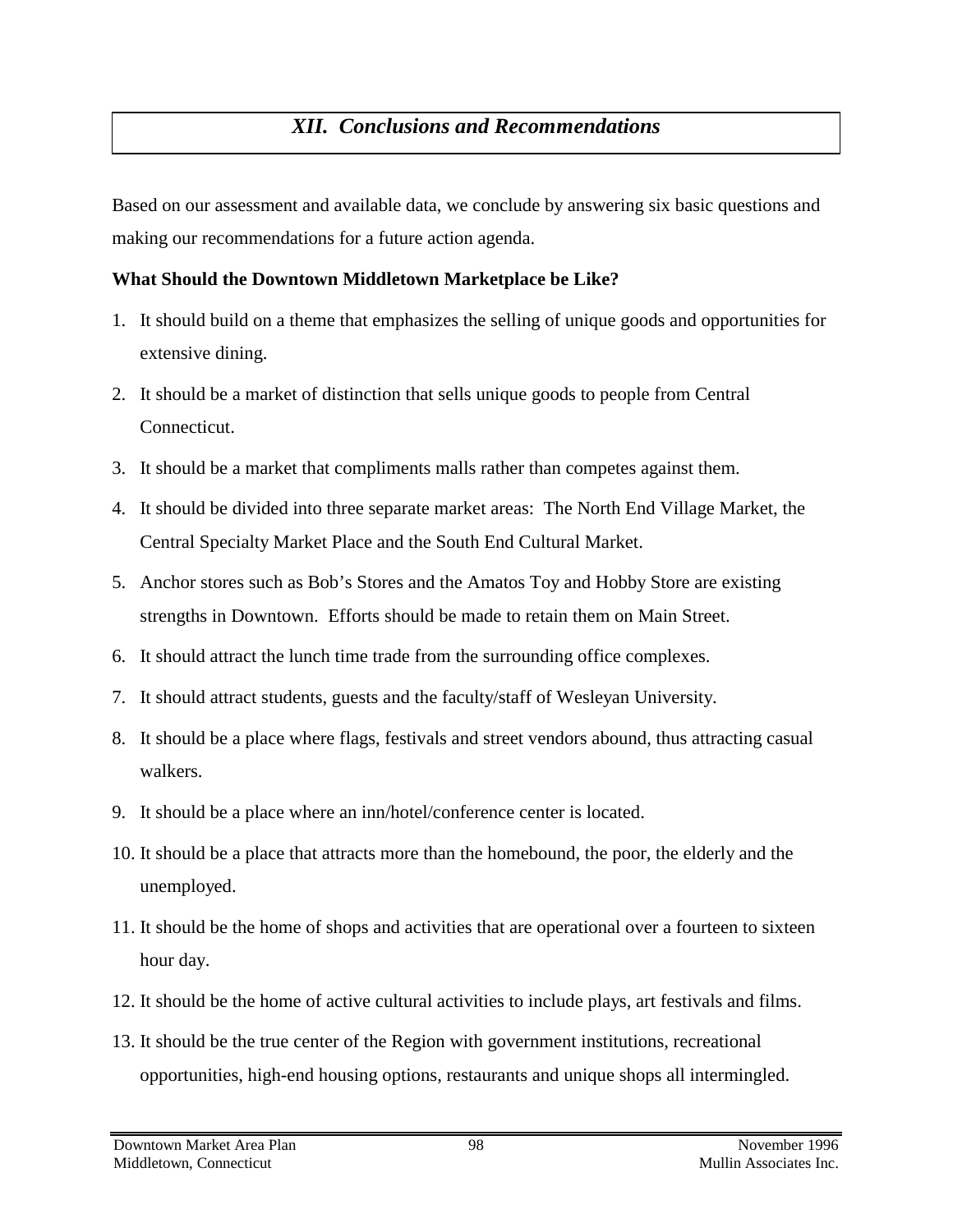# *XII. Conclusions and Recommendations*

Based on our assessment and available data, we conclude by answering six basic questions and making our recommendations for a future action agenda.

**What Should the Downtown Middletown Marketplace be Like?**

1. It should build on a theme that emphasizes the selling of unique goods and opportunities for extensive dining.
2. It should be a market of distinction that sells unique goods to people from Central Connecticut.
3. It should be a market that compliments malls rather than competes against them.
4. It should be divided into three separate market areas: The North End Village Market, the Central Specialty Market Place and the South End Cultural Market.
5. Anchor stores such as Bob's Stores and the Amatos Toy and Hobby Store are existing strengths in Downtown. Efforts should be made to retain them on Main Street.
6. It should attract the lunch time trade from the surrounding office complexes.
7. It should attract students, guests and the faculty/staff of Wesleyan University.
8. It should be a place where flags, festivals and street vendors abound, thus attracting casual walkers.
9. It should be a place where an inn/hotel/conference center is located.
10. It should be a place that attracts more than the homebound, the poor, the elderly and the unemployed.
11. It should be the home of shops and activities that are operational over a fourteen to sixteen hour day.
12. It should be the home of active cultural activities to include plays, art festivals and films.
13. It should be the true center of the Region with government institutions, recreational opportunities, high-end housing options, restaurants and unique shops all intermingled.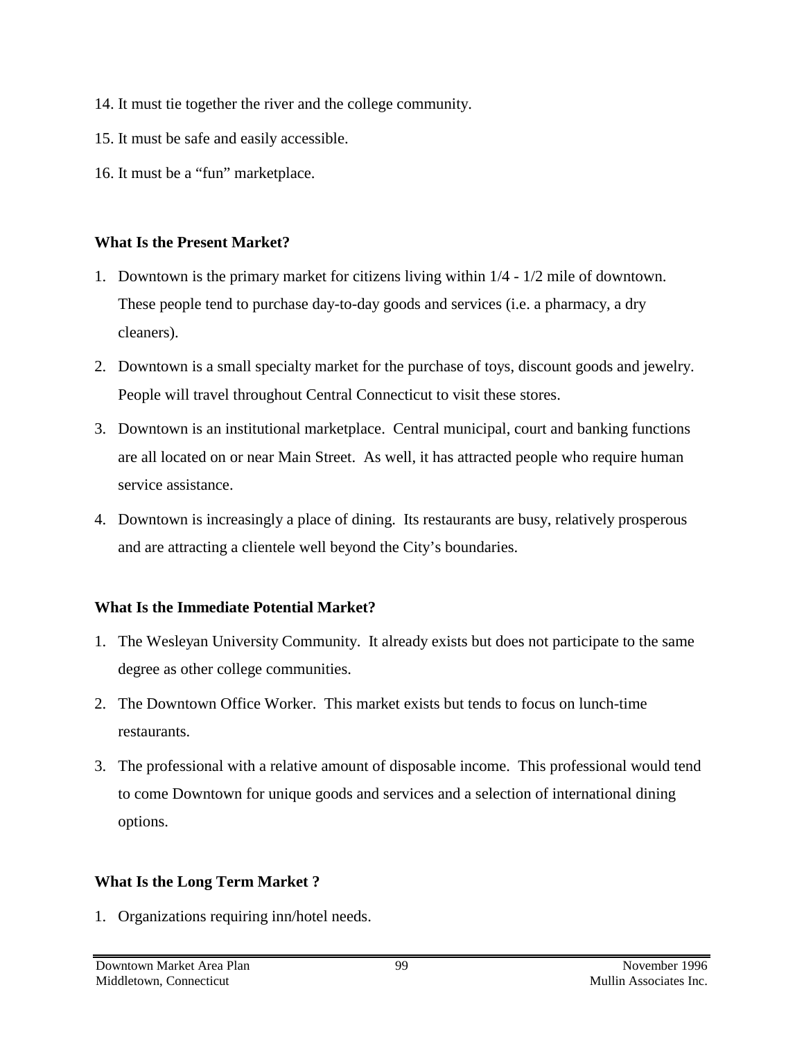14. It must tie together the river and the college community.

15. It must be safe and easily accessible.

16. It must be a "fun" marketplace.

**What Is the Present Market?**

1. Downtown is the primary market for citizens living within 1/4 - 1/2 mile of downtown. These people tend to purchase day-to-day goods and services (i.e. a pharmacy, a dry cleaners).
2. Downtown is a small specialty market for the purchase of toys, discount goods and jewelry. People will travel throughout Central Connecticut to visit these stores.
3. Downtown is an institutional marketplace. Central municipal, court and banking functions are all located on or near Main Street. As well, it has attracted people who require human service assistance.
4. Downtown is increasingly a place of dining. Its restaurants are busy, relatively prosperous and are attracting a clientele well beyond the City's boundaries.

**What Is the Immediate Potential Market?**

1. The Wesleyan University Community. It already exists but does not participate to the same degree as other college communities.
2. The Downtown Office Worker. This market exists but tends to focus on lunch-time restaurants.
3. The professional with a relative amount of disposable income. This professional would tend to come Downtown for unique goods and services and a selection of international dining options.

**What Is the Long Term Market ?**

1. Organizations requiring inn/hotel needs.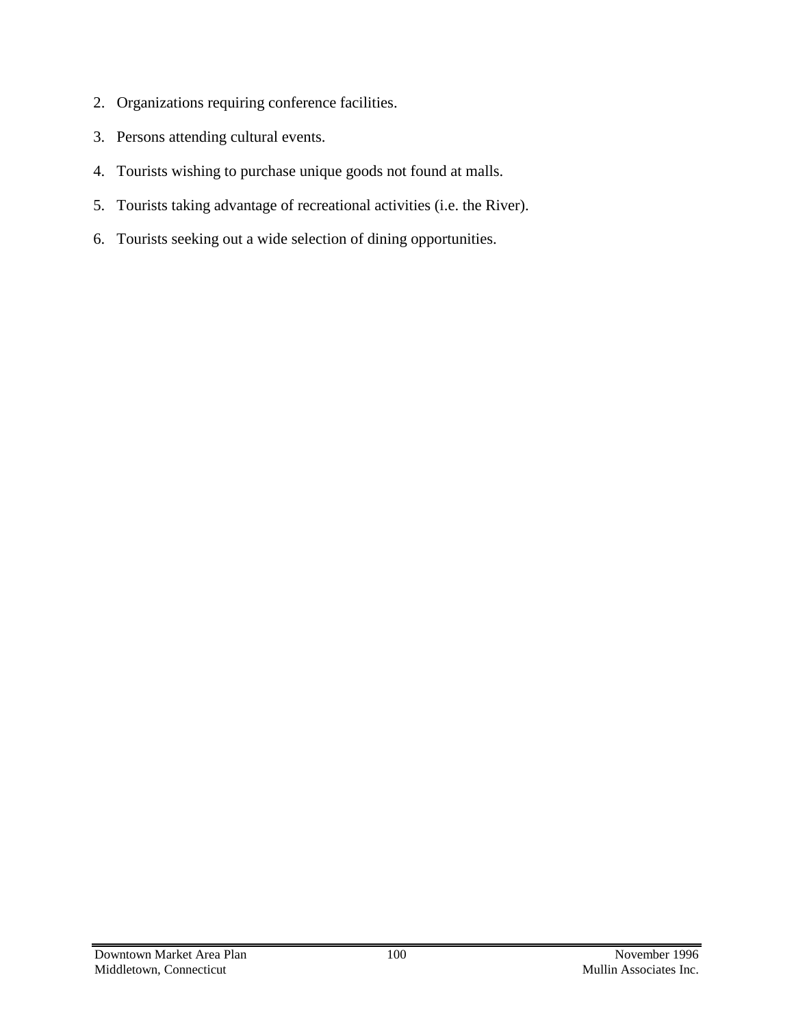2. Organizations requiring conference facilities.
3. Persons attending cultural events.
4. Tourists wishing to purchase unique goods not found at malls.
5. Tourists taking advantage of recreational activities (i.e. the River).
6. Tourists seeking out a wide selection of dining opportunities.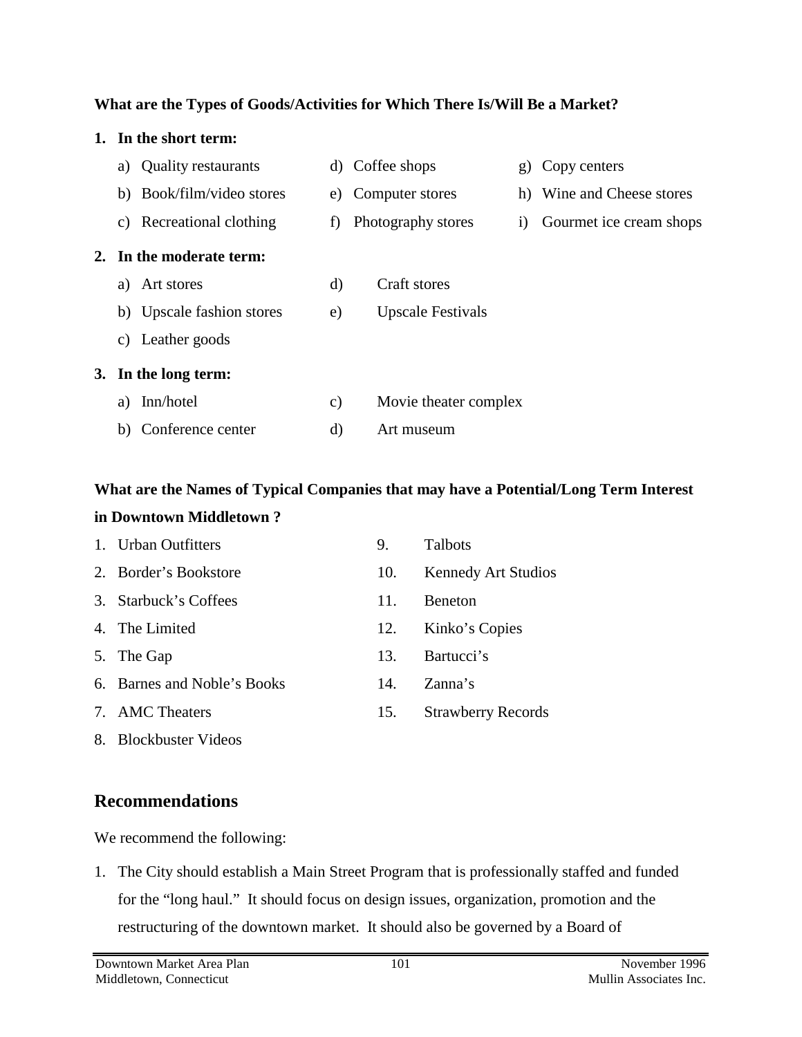**What are the Types of Goods/Activities for Which There Is/Will Be a Market?**

**1. In the short term:**

a) Quality restaurants
b) Book/film/video stores
c) Recreational clothing
d) Coffee shops
e) Computer stores
f) Photography stores
g) Copy centers
h) Wine and Cheese stores
i) Gourmet ice cream shops

**2. In the moderate term:**

a) Art stores
b) Upscale fashion stores
c) Leather goods
d) Craft stores
e) Upscale Festivals

**3. In the long term:**

a) Inn/hotel
b) Conference center
c) Movie theater complex
d) Art museum

**What are the Names of Typical Companies that may have a Potential/Long Term Interest in Downtown Middletown ?**

1. Urban Outfitters
2. Border's Bookstore
3. Starbuck's Coffees
4. The Limited
5. The Gap
6. Barnes and Noble's Books
7. AMC Theaters
8. Blockbuster Videos
9. Talbots
10. Kennedy Art Studios
11. Beneton
12. Kinko's Copies
13. Bartucci's
14. Zanna's
15. Strawberry Records

## Recommendations

We recommend the following:

1. The City should establish a Main Street Program that is professionally staffed and funded for the "long haul." It should focus on design issues, organization, promotion and the restructuring of the downtown market. It should also be governed by a Board of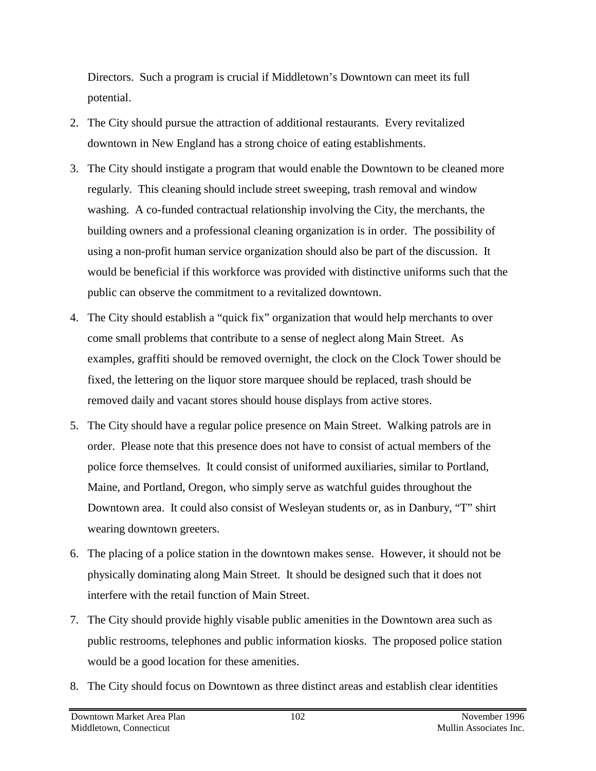Directors. Such a program is crucial if Middletown's Downtown can meet its full potential.

2. The City should pursue the attraction of additional restaurants. Every revitalized downtown in New England has a strong choice of eating establishments.

3. The City should instigate a program that would enable the Downtown to be cleaned more regularly. This cleaning should include street sweeping, trash removal and window washing. A co-funded contractual relationship involving the City, the merchants, the building owners and a professional cleaning organization is in order. The possibility of using a non-profit human service organization should also be part of the discussion. It would be beneficial if this workforce was provided with distinctive uniforms such that the public can observe the commitment to a revitalized downtown.

4. The City should establish a "quick fix" organization that would help merchants to over come small problems that contribute to a sense of neglect along Main Street. As examples, graffiti should be removed overnight, the clock on the Clock Tower should be fixed, the lettering on the liquor store marquee should be replaced, trash should be removed daily and vacant stores should house displays from active stores.

5. The City should have a regular police presence on Main Street. Walking patrols are in order. Please note that this presence does not have to consist of actual members of the police force themselves. It could consist of uniformed auxiliaries, similar to Portland, Maine, and Portland, Oregon, who simply serve as watchful guides throughout the Downtown area. It could also consist of Wesleyan students or, as in Danbury, "T" shirt wearing downtown greeters.

6. The placing of a police station in the downtown makes sense. However, it should not be physically dominating along Main Street. It should be designed such that it does not interfere with the retail function of Main Street.

7. The City should provide highly visable public amenities in the Downtown area such as public restrooms, telephones and public information kiosks. The proposed police station would be a good location for these amenities.

8. The City should focus on Downtown as three distinct areas and establish clear identities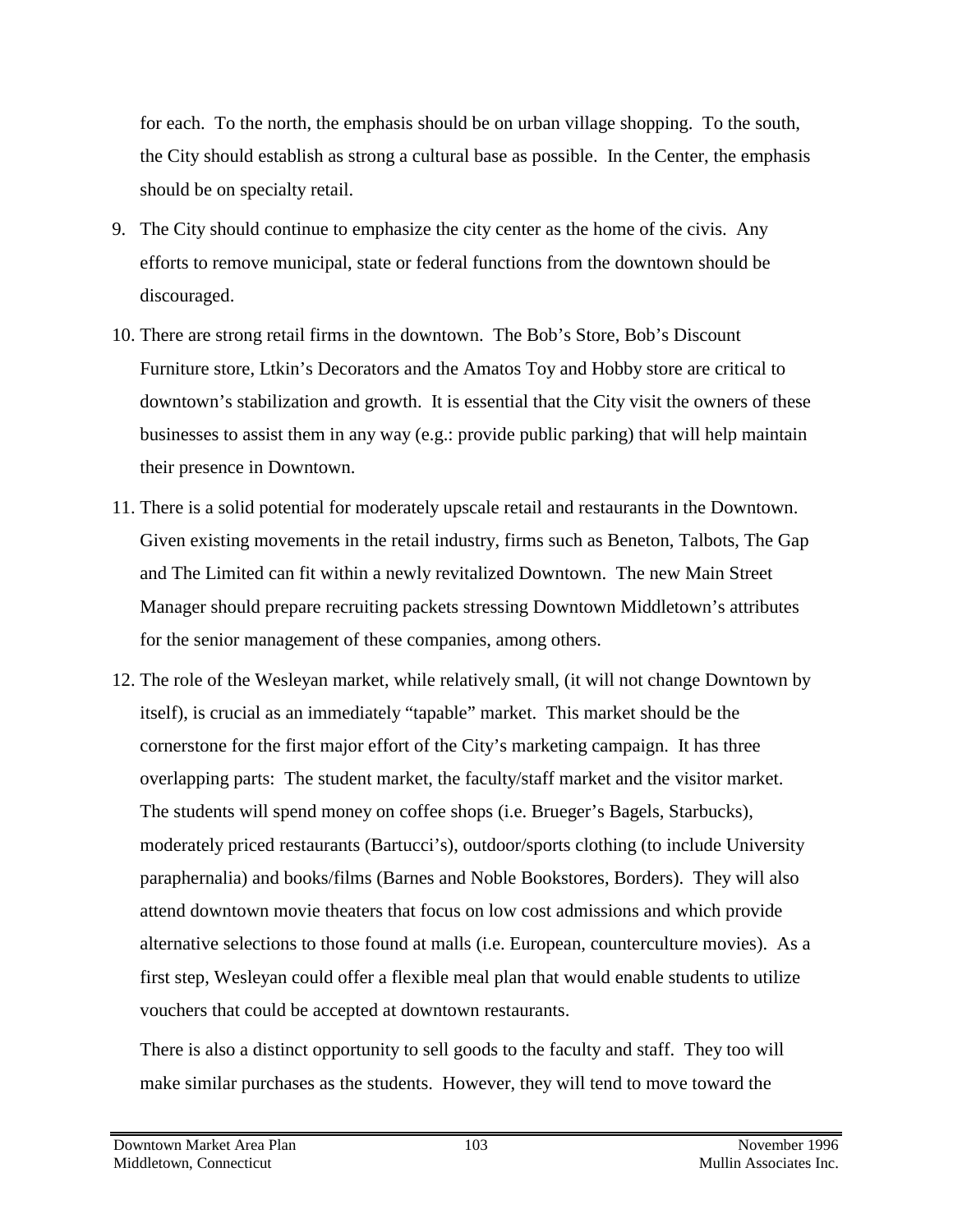for each. To the north, the emphasis should be on urban village shopping. To the south, the City should establish as strong a cultural base as possible. In the Center, the emphasis should be on specialty retail.

9. The City should continue to emphasize the city center as the home of the civis. Any efforts to remove municipal, state or federal functions from the downtown should be discouraged.

10. There are strong retail firms in the downtown. The Bob's Store, Bob's Discount Furniture store, Ltkin's Decorators and the Amatos Toy and Hobby store are critical to downtown's stabilization and growth. It is essential that the City visit the owners of these businesses to assist them in any way (e.g.: provide public parking) that will help maintain their presence in Downtown.

11. There is a solid potential for moderately upscale retail and restaurants in the Downtown. Given existing movements in the retail industry, firms such as Beneton, Talbots, The Gap and The Limited can fit within a newly revitalized Downtown. The new Main Street Manager should prepare recruiting packets stressing Downtown Middletown's attributes for the senior management of these companies, among others.

12. The role of the Wesleyan market, while relatively small, (it will not change Downtown by itself), is crucial as an immediately "tapable" market. This market should be the cornerstone for the first major effort of the City's marketing campaign. It has three overlapping parts: The student market, the faculty/staff market and the visitor market. The students will spend money on coffee shops (i.e. Brueger's Bagels, Starbucks), moderately priced restaurants (Bartucci's), outdoor/sports clothing (to include University paraphernalia) and books/films (Barnes and Noble Bookstores, Borders). They will also attend downtown movie theaters that focus on low cost admissions and which provide alternative selections to those found at malls (i.e. European, counterculture movies). As a first step, Wesleyan could offer a flexible meal plan that would enable students to utilize vouchers that could be accepted at downtown restaurants.

    There is also a distinct opportunity to sell goods to the faculty and staff. They too will make similar purchases as the students. However, they will tend to move toward the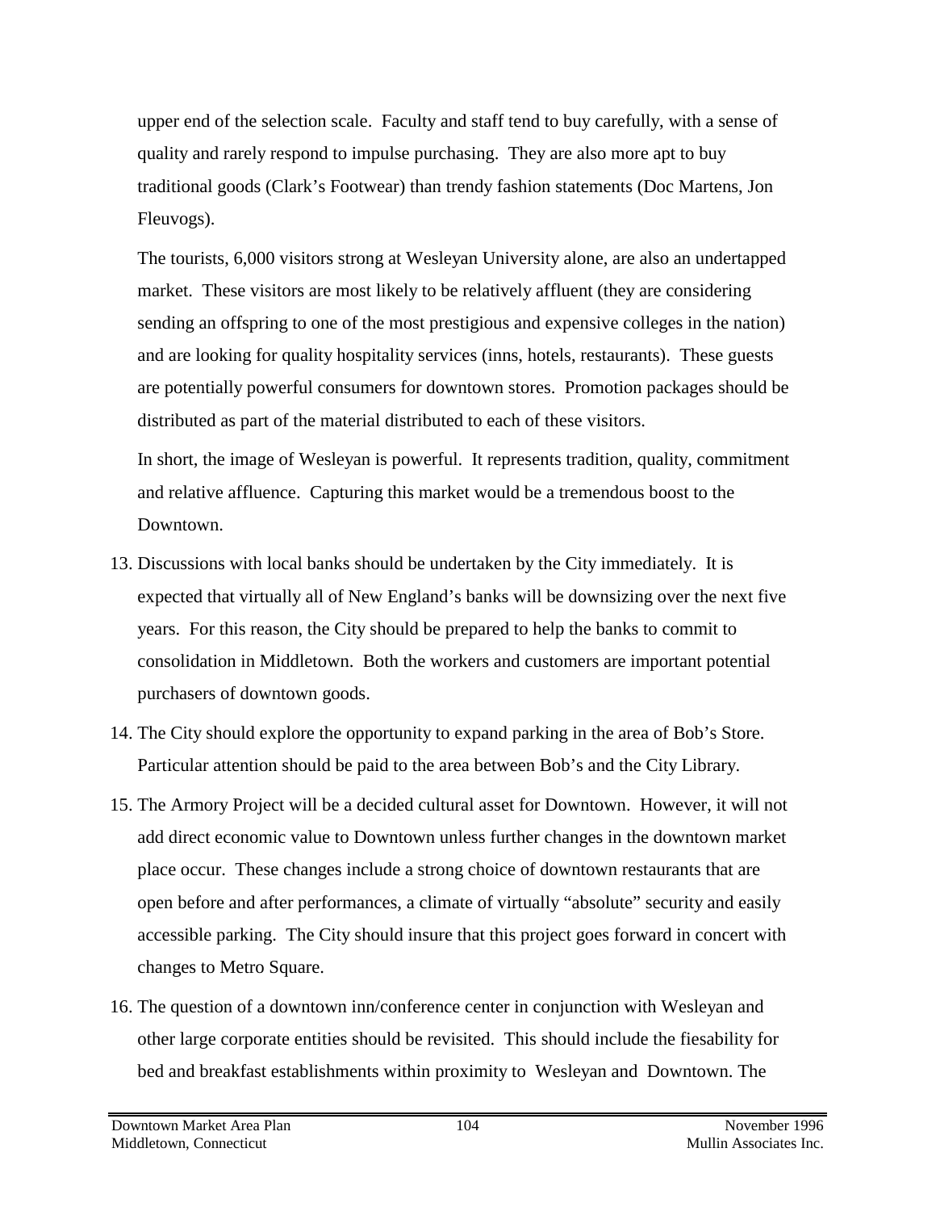upper end of the selection scale. Faculty and staff tend to buy carefully, with a sense of quality and rarely respond to impulse purchasing. They are also more apt to buy traditional goods (Clark's Footwear) than trendy fashion statements (Doc Martens, Jon Fleuvogs).

The tourists, 6,000 visitors strong at Wesleyan University alone, are also an undertapped market. These visitors are most likely to be relatively affluent (they are considering sending an offspring to one of the most prestigious and expensive colleges in the nation) and are looking for quality hospitality services (inns, hotels, restaurants). These guests are potentially powerful consumers for downtown stores. Promotion packages should be distributed as part of the material distributed to each of these visitors.

In short, the image of Wesleyan is powerful. It represents tradition, quality, commitment and relative affluence. Capturing this market would be a tremendous boost to the Downtown.

13. Discussions with local banks should be undertaken by the City immediately. It is expected that virtually all of New England's banks will be downsizing over the next five years. For this reason, the City should be prepared to help the banks to commit to consolidation in Middletown. Both the workers and customers are important potential purchasers of downtown goods.

14. The City should explore the opportunity to expand parking in the area of Bob's Store. Particular attention should be paid to the area between Bob's and the City Library.

15. The Armory Project will be a decided cultural asset for Downtown. However, it will not add direct economic value to Downtown unless further changes in the downtown market place occur. These changes include a strong choice of downtown restaurants that are open before and after performances, a climate of virtually "absolute" security and easily accessible parking. The City should insure that this project goes forward in concert with changes to Metro Square.

16. The question of a downtown inn/conference center in conjunction with Wesleyan and other large corporate entities should be revisited. This should include the fiesability for bed and breakfast establishments within proximity to Wesleyan and Downtown. The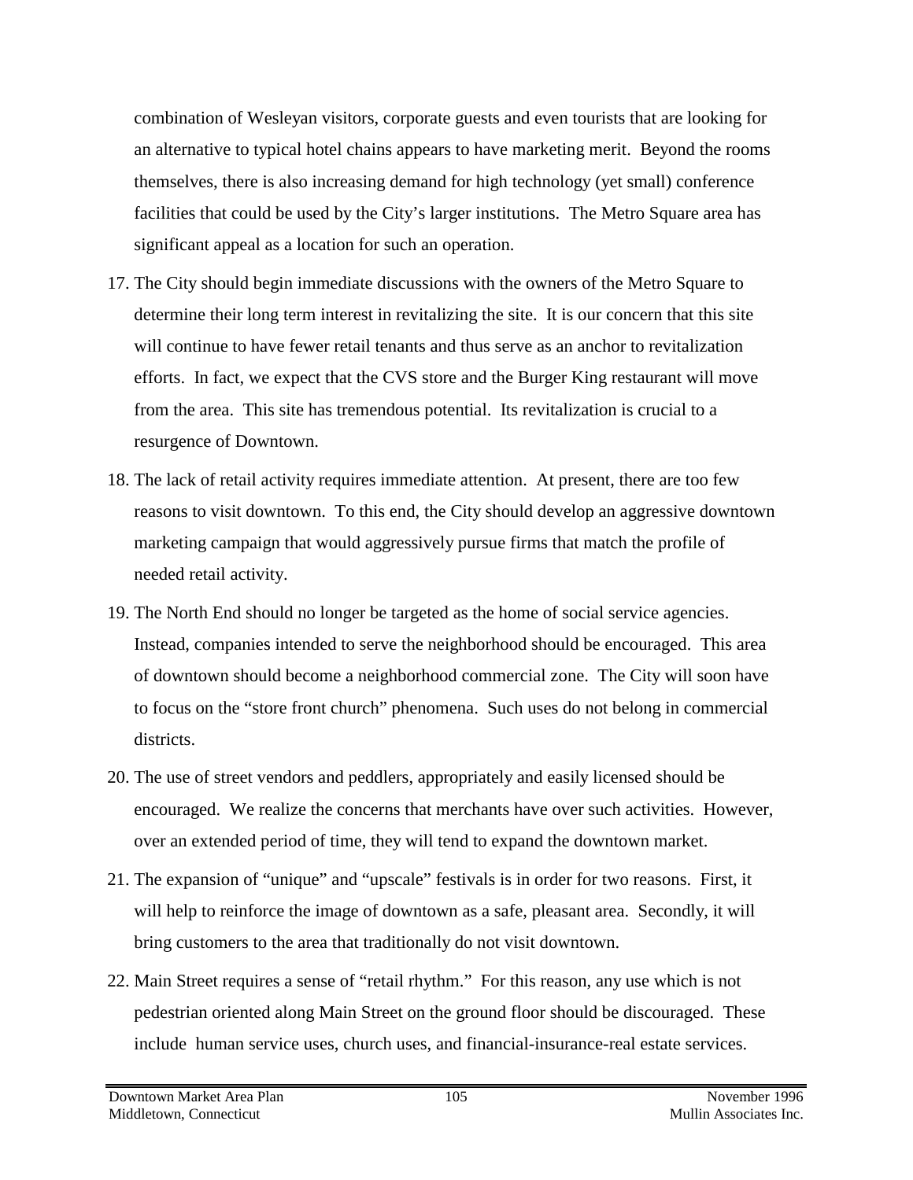combination of Wesleyan visitors, corporate guests and even tourists that are looking for an alternative to typical hotel chains appears to have marketing merit. Beyond the rooms themselves, there is also increasing demand for high technology (yet small) conference facilities that could be used by the City's larger institutions. The Metro Square area has significant appeal as a location for such an operation.

17. The City should begin immediate discussions with the owners of the Metro Square to determine their long term interest in revitalizing the site. It is our concern that this site will continue to have fewer retail tenants and thus serve as an anchor to revitalization efforts. In fact, we expect that the CVS store and the Burger King restaurant will move from the area. This site has tremendous potential. Its revitalization is crucial to a resurgence of Downtown.

18. The lack of retail activity requires immediate attention. At present, there are too few reasons to visit downtown. To this end, the City should develop an aggressive downtown marketing campaign that would aggressively pursue firms that match the profile of needed retail activity.

19. The North End should no longer be targeted as the home of social service agencies. Instead, companies intended to serve the neighborhood should be encouraged. This area of downtown should become a neighborhood commercial zone. The City will soon have to focus on the "store front church" phenomena. Such uses do not belong in commercial districts.

20. The use of street vendors and peddlers, appropriately and easily licensed should be encouraged. We realize the concerns that merchants have over such activities. However, over an extended period of time, they will tend to expand the downtown market.

21. The expansion of "unique" and "upscale" festivals is in order for two reasons. First, it will help to reinforce the image of downtown as a safe, pleasant area. Secondly, it will bring customers to the area that traditionally do not visit downtown.

22. Main Street requires a sense of "retail rhythm." For this reason, any use which is not pedestrian oriented along Main Street on the ground floor should be discouraged. These include human service uses, church uses, and financial-insurance-real estate services.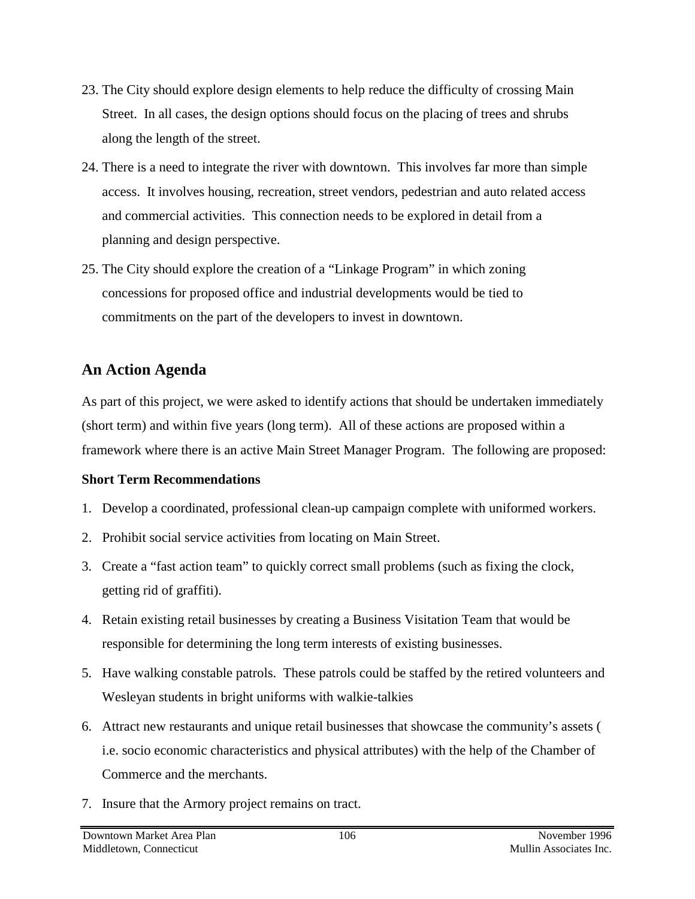23. The City should explore design elements to help reduce the difficulty of crossing Main Street. In all cases, the design options should focus on the placing of trees and shrubs along the length of the street.

24. There is a need to integrate the river with downtown. This involves far more than simple access. It involves housing, recreation, street vendors, pedestrian and auto related access and commercial activities. This connection needs to be explored in detail from a planning and design perspective.

25. The City should explore the creation of a "Linkage Program" in which zoning concessions for proposed office and industrial developments would be tied to commitments on the part of the developers to invest in downtown.

## An Action Agenda

As part of this project, we were asked to identify actions that should be undertaken immediately (short term) and within five years (long term). All of these actions are proposed within a framework where there is an active Main Street Manager Program. The following are proposed:

**Short Term Recommendations**

1. Develop a coordinated, professional clean-up campaign complete with uniformed workers.
2. Prohibit social service activities from locating on Main Street.
3. Create a "fast action team" to quickly correct small problems (such as fixing the clock, getting rid of graffiti).
4. Retain existing retail businesses by creating a Business Visitation Team that would be responsible for determining the long term interests of existing businesses.
5. Have walking constable patrols. These patrols could be staffed by the retired volunteers and Wesleyan students in bright uniforms with walkie-talkies
6. Attract new restaurants and unique retail businesses that showcase the community's assets ( i.e. socio economic characteristics and physical attributes) with the help of the Chamber of Commerce and the merchants.
7. Insure that the Armory project remains on tract.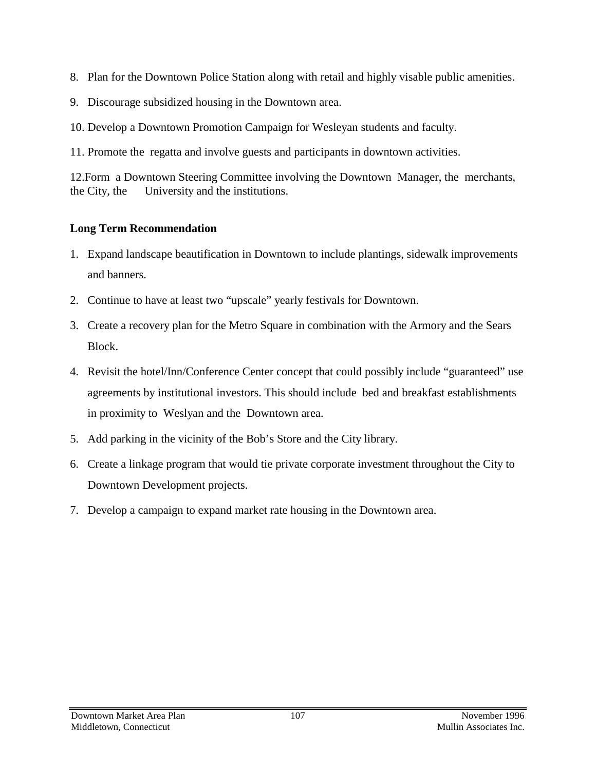8. Plan for the Downtown Police Station along with retail and highly visable public amenities.
9. Discourage subsidized housing in the Downtown area.
10. Develop a Downtown Promotion Campaign for Wesleyan students and faculty.
11. Promote the regatta and involve guests and participants in downtown activities.
12. Form a Downtown Steering Committee involving the Downtown Manager, the merchants, the City, the University and the institutions.

**Long Term Recommendation**

1. Expand landscape beautification in Downtown to include plantings, sidewalk improvements and banners.
2. Continue to have at least two "upscale" yearly festivals for Downtown.
3. Create a recovery plan for the Metro Square in combination with the Armory and the Sears Block.
4. Revisit the hotel/Inn/Conference Center concept that could possibly include "guaranteed" use agreements by institutional investors. This should include bed and breakfast establishments in proximity to Weslyan and the Downtown area.
5. Add parking in the vicinity of the Bob's Store and the City library.
6. Create a linkage program that would tie private corporate investment throughout the City to Downtown Development projects.
7. Develop a campaign to expand market rate housing in the Downtown area.